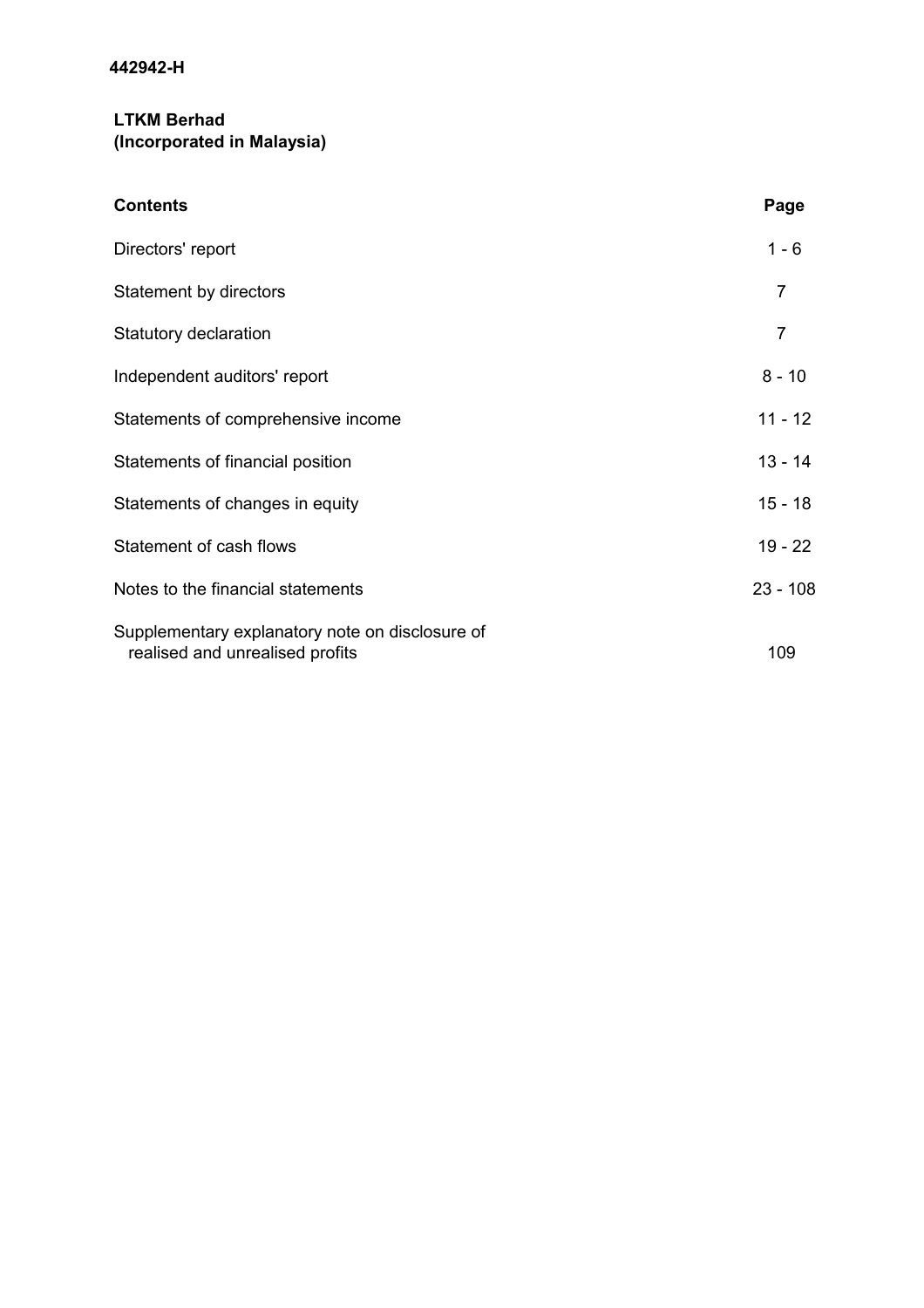**442942-H**

**LTKM Berhad**
**(Incorporated in Malaysia)**

| Contents | Page |
|---|---|
| Directors' report | 1 - 6 |
| Statement by directors | 7 |
| Statutory declaration | 7 |
| Independent auditors' report | 8 - 10 |
| Statements of comprehensive income | 11 - 12 |
| Statements of financial position | 13 - 14 |
| Statements of changes in equity | 15 - 18 |
| Statement of cash flows | 19 - 22 |
| Notes to the financial statements | 23 - 108 |
| Supplementary explanatory note on disclosure of realised and unrealised profits | 109 |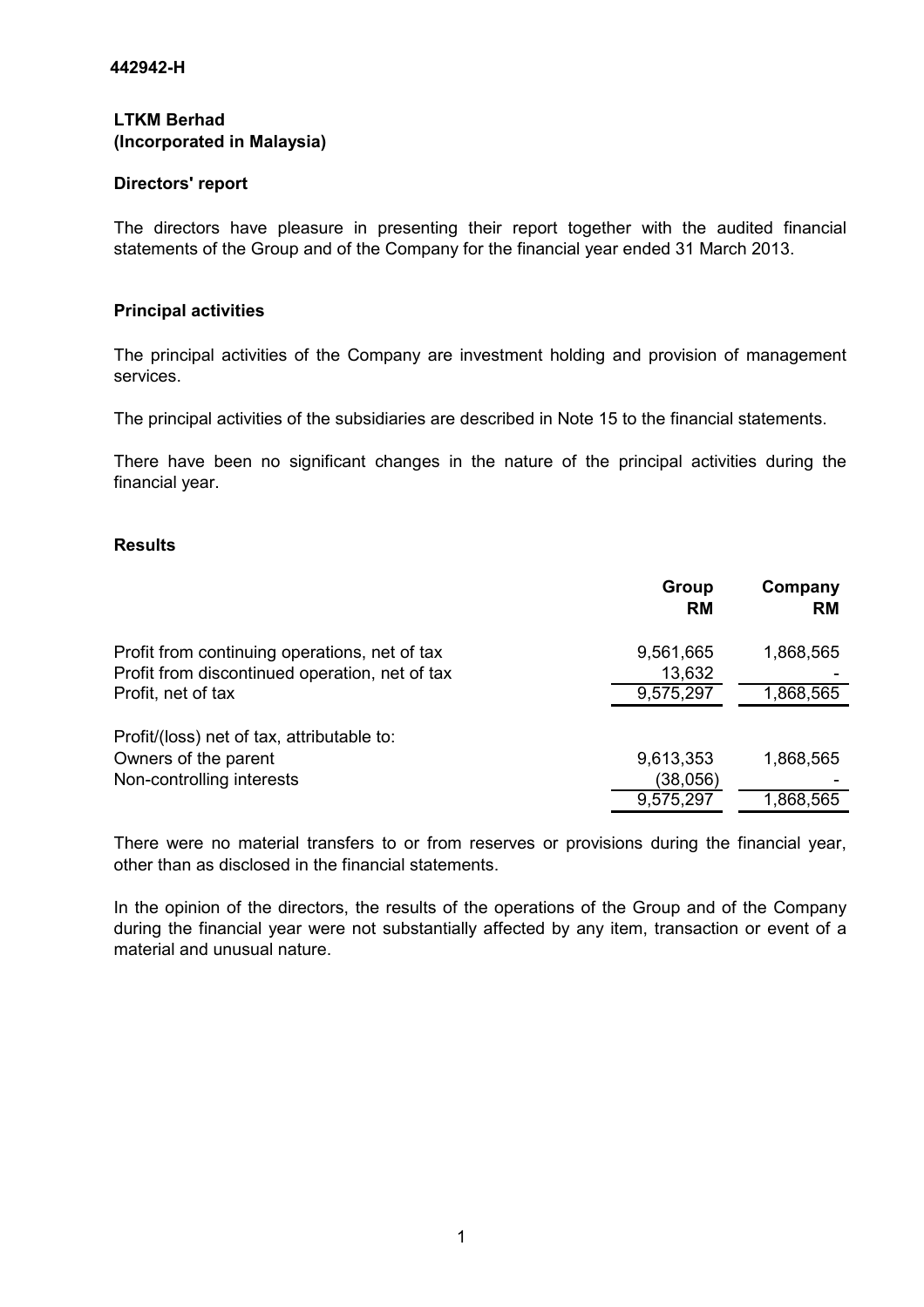442942-H

**LTKM Berhad**
**(Incorporated in Malaysia)**

## Directors' report

The directors have pleasure in presenting their report together with the audited financial statements of the Group and of the Company for the financial year ended 31 March 2013.

### Principal activities

The principal activities of the Company are investment holding and provision of management services.

The principal activities of the subsidiaries are described in Note 15 to the financial statements.

There have been no significant changes in the nature of the principal activities during the financial year.

### Results

| | Group RM | Company RM |
|---|---|---|
| Profit from continuing operations, net of tax | 9,561,665 | 1,868,565 |
| Profit from discontinued operation, net of tax | 13,632 | - |
| Profit, net of tax | 9,575,297 | 1,868,565 |
| | | |
| Profit/(loss) net of tax, attributable to: | | |
| Owners of the parent | 9,613,353 | 1,868,565 |
| Non-controlling interests | (38,056) | - |
| | 9,575,297 | 1,868,565 |

There were no material transfers to or from reserves or provisions during the financial year, other than as disclosed in the financial statements.

In the opinion of the directors, the results of the operations of the Group and of the Company during the financial year were not substantially affected by any item, transaction or event of a material and unusual nature.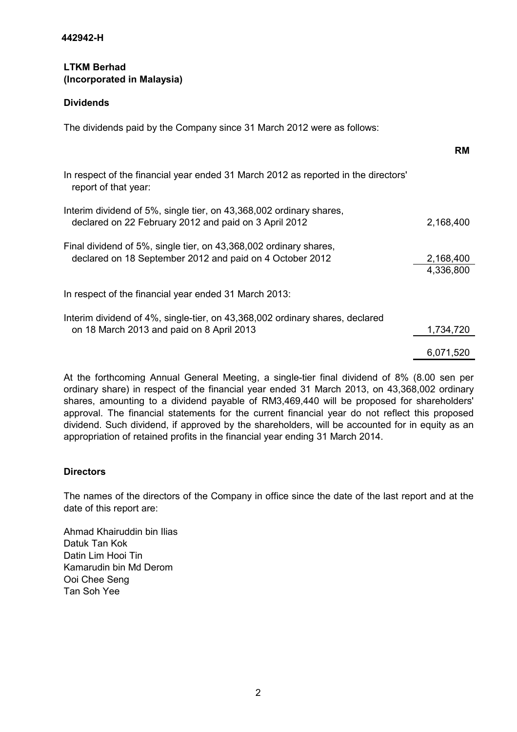**442942-H**

**LTKM Berhad**
**(Incorporated in Malaysia)**

## Dividends

The dividends paid by the Company since 31 March 2012 were as follows:

| | RM |
|---|---|
| In respect of the financial year ended 31 March 2012 as reported in the directors' report of that year: | |
| Interim dividend of 5%, single tier, on 43,368,002 ordinary shares, declared on 22 February 2012 and paid on 3 April 2012 | 2,168,400 |
| Final dividend of 5%, single tier, on 43,368,002 ordinary shares, declared on 18 September 2012 and paid on 4 October 2012 | 2,168,400 |
| | 4,336,800 |
| In respect of the financial year ended 31 March 2013: | |
| Interim dividend of 4%, single-tier, on 43,368,002 ordinary shares, declared on 18 March 2013 and paid on 8 April 2013 | 1,734,720 |
| | 6,071,520 |

At the forthcoming Annual General Meeting, a single-tier final dividend of 8% (8.00 sen per ordinary share) in respect of the financial year ended 31 March 2013, on 43,368,002 ordinary shares, amounting to a dividend payable of RM3,469,440 will be proposed for shareholders' approval. The financial statements for the current financial year do not reflect this proposed dividend. Such dividend, if approved by the shareholders, will be accounted for in equity as an appropriation of retained profits in the financial year ending 31 March 2014.

## Directors

The names of the directors of the Company in office since the date of the last report and at the date of this report are:

Ahmad Khairuddin bin Ilias
Datuk Tan Kok
Datin Lim Hooi Tin
Kamarudin bin Md Derom
Ooi Chee Seng
Tan Soh Yee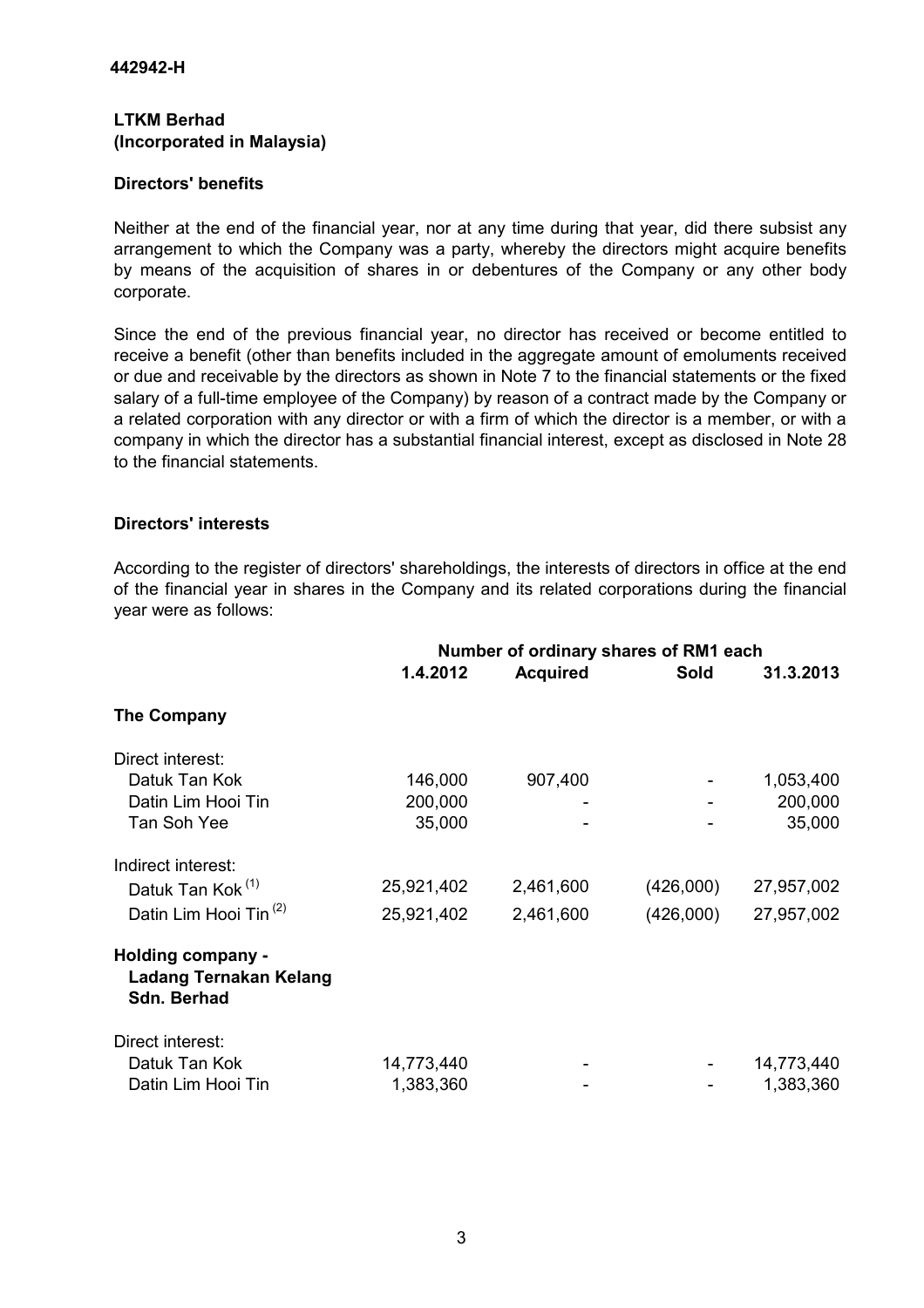**442942-H**

**LTKM Berhad**
**(Incorporated in Malaysia)**

**Directors' benefits**

Neither at the end of the financial year, nor at any time during that year, did there subsist any arrangement to which the Company was a party, whereby the directors might acquire benefits by means of the acquisition of shares in or debentures of the Company or any other body corporate.

Since the end of the previous financial year, no director has received or become entitled to receive a benefit (other than benefits included in the aggregate amount of emoluments received or due and receivable by the directors as shown in Note 7 to the financial statements or the fixed salary of a full-time employee of the Company) by reason of a contract made by the Company or a related corporation with any director or with a firm of which the director is a member, or with a company in which the director has a substantial financial interest, except as disclosed in Note 28 to the financial statements.

**Directors' interests**

According to the register of directors' shareholdings, the interests of directors in office at the end of the financial year in shares in the Company and its related corporations during the financial year were as follows:

| | Number of ordinary shares of RM1 each | | | |
|---|---|---|---|---|
| | **1.4.2012** | **Acquired** | **Sold** | **31.3.2013** |
| **The Company** | | | | |
| Direct interest: | | | | |
| Datuk Tan Kok | 146,000 | 907,400 | - | 1,053,400 |
| Datin Lim Hooi Tin | 200,000 | - | - | 200,000 |
| Tan Soh Yee | 35,000 | - | - | 35,000 |
| Indirect interest: | | | | |
| Datuk Tan Kok [(1)] | 25,921,402 | 2,461,600 | (426,000) | 27,957,002 |
| Datin Lim Hooi Tin [(2)] | 25,921,402 | 2,461,600 | (426,000) | 27,957,002 |
| **Holding company - Ladang Ternakan Kelang Sdn. Berhad** | | | | |
| Direct interest: | | | | |
| Datuk Tan Kok | 14,773,440 | - | - | 14,773,440 |
| Datin Lim Hooi Tin | 1,383,360 | - | - | 1,383,360 |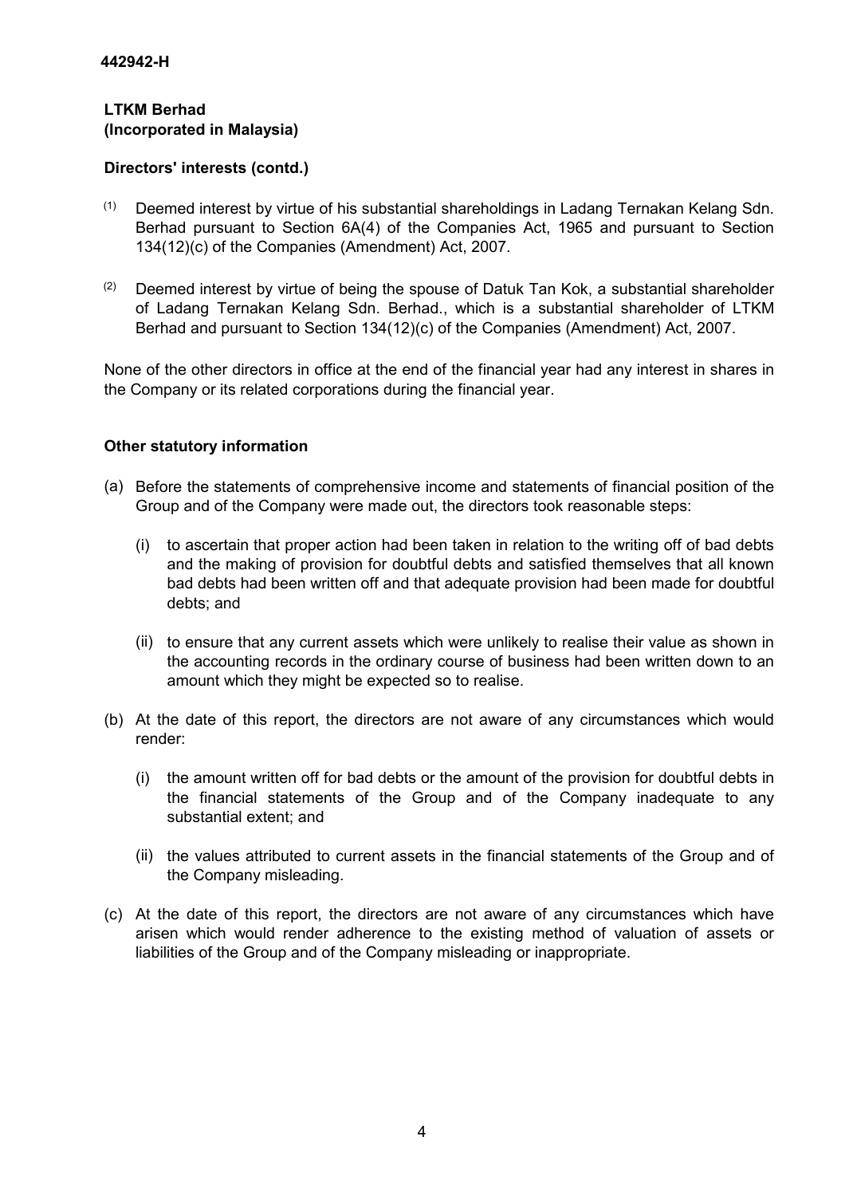**442942-H**

**LTKM Berhad**
**(Incorporated in Malaysia)**

**Directors' interests (contd.)**

[1] Deemed interest by virtue of his substantial shareholdings in Ladang Ternakan Kelang Sdn. Berhad pursuant to Section 6A(4) of the Companies Act, 1965 and pursuant to Section 134(12)(c) of the Companies (Amendment) Act, 2007.

[2] Deemed interest by virtue of being the spouse of Datuk Tan Kok, a substantial shareholder of Ladang Ternakan Kelang Sdn. Berhad., which is a substantial shareholder of LTKM Berhad and pursuant to Section 134(12)(c) of the Companies (Amendment) Act, 2007.

None of the other directors in office at the end of the financial year had any interest in shares in the Company or its related corporations during the financial year.

**Other statutory information**

(a) Before the statements of comprehensive income and statements of financial position of the Group and of the Company were made out, the directors took reasonable steps:

   (i) to ascertain that proper action had been taken in relation to the writing off of bad debts and the making of provision for doubtful debts and satisfied themselves that all known bad debts had been written off and that adequate provision had been made for doubtful debts; and

   (ii) to ensure that any current assets which were unlikely to realise their value as shown in the accounting records in the ordinary course of business had been written down to an amount which they might be expected so to realise.

(b) At the date of this report, the directors are not aware of any circumstances which would render:

   (i) the amount written off for bad debts or the amount of the provision for doubtful debts in the financial statements of the Group and of the Company inadequate to any substantial extent; and

   (ii) the values attributed to current assets in the financial statements of the Group and of the Company misleading.

(c) At the date of this report, the directors are not aware of any circumstances which have arisen which would render adherence to the existing method of valuation of assets or liabilities of the Group and of the Company misleading or inappropriate.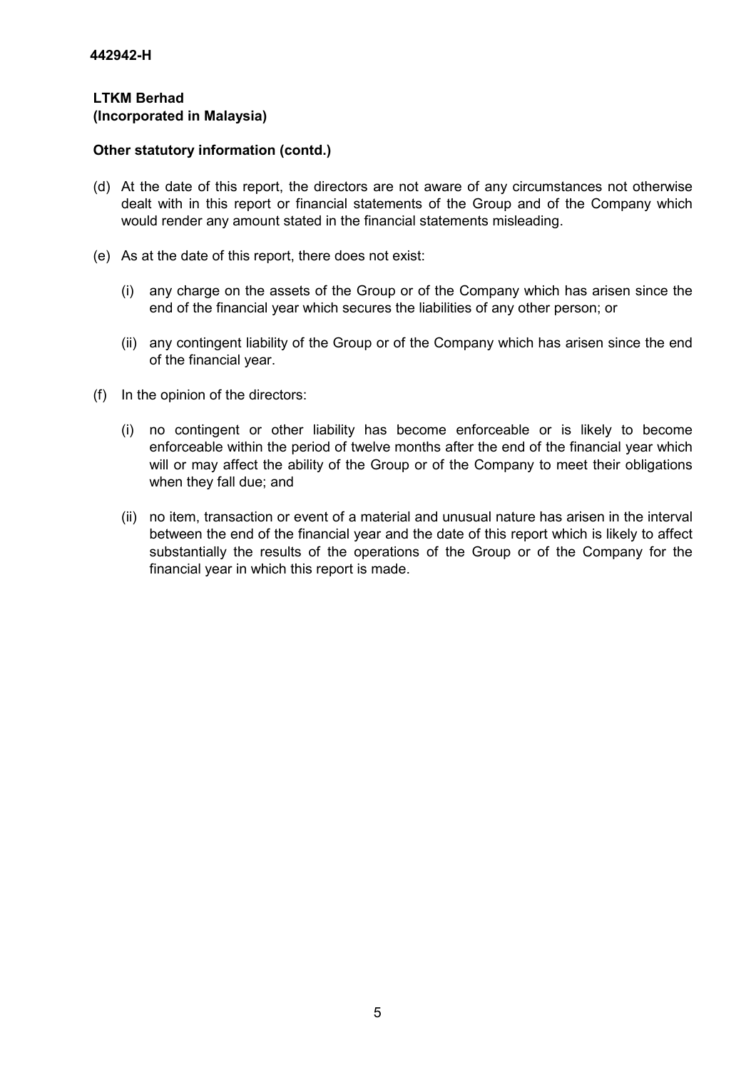**442942-H**

**LTKM Berhad**
**(Incorporated in Malaysia)**

**Other statutory information (contd.)**

(d) At the date of this report, the directors are not aware of any circumstances not otherwise dealt with in this report or financial statements of the Group and of the Company which would render any amount stated in the financial statements misleading.

(e) As at the date of this report, there does not exist:

   (i) any charge on the assets of the Group or of the Company which has arisen since the end of the financial year which secures the liabilities of any other person; or

   (ii) any contingent liability of the Group or of the Company which has arisen since the end of the financial year.

(f) In the opinion of the directors:

   (i) no contingent or other liability has become enforceable or is likely to become enforceable within the period of twelve months after the end of the financial year which will or may affect the ability of the Group or of the Company to meet their obligations when they fall due; and

   (ii) no item, transaction or event of a material and unusual nature has arisen in the interval between the end of the financial year and the date of this report which is likely to affect substantially the results of the operations of the Group or of the Company for the financial year in which this report is made.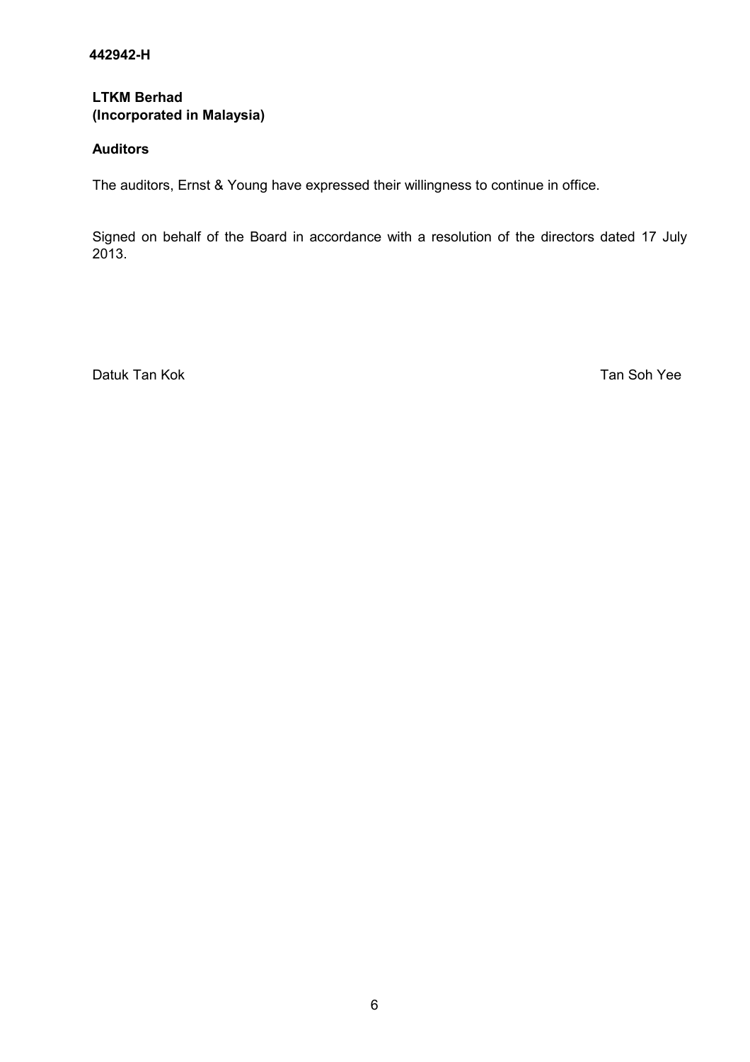442942-H

**LTKM Berhad**
**(Incorporated in Malaysia)**

**Auditors**

The auditors, Ernst & Young have expressed their willingness to continue in office.

Signed on behalf of the Board in accordance with a resolution of the directors dated 17 July 2013.

Datuk Tan Kok

Tan Soh Yee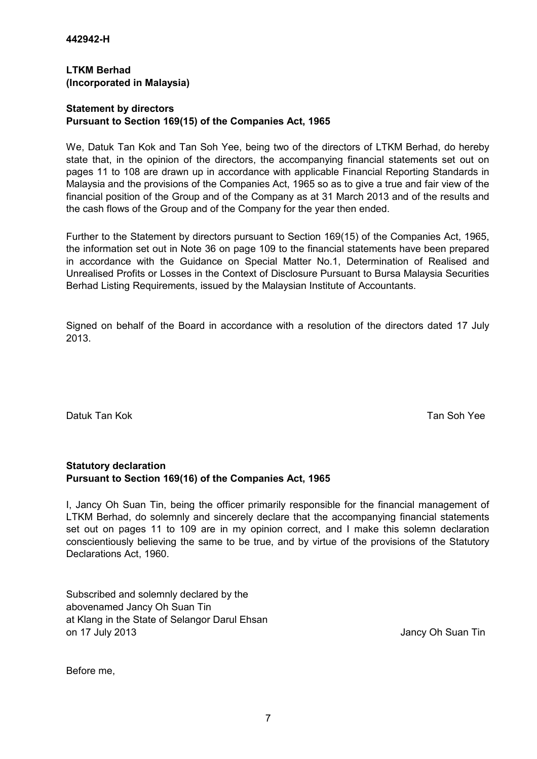**442942-H**

**LTKM Berhad**
**(Incorporated in Malaysia)**

## Statement by directors
## Pursuant to Section 169(15) of the Companies Act, 1965

We, Datuk Tan Kok and Tan Soh Yee, being two of the directors of LTKM Berhad, do hereby state that, in the opinion of the directors, the accompanying financial statements set out on pages 11 to 108 are drawn up in accordance with applicable Financial Reporting Standards in Malaysia and the provisions of the Companies Act, 1965 so as to give a true and fair view of the financial position of the Group and of the Company as at 31 March 2013 and of the results and the cash flows of the Group and of the Company for the year then ended.

Further to the Statement by directors pursuant to Section 169(15) of the Companies Act, 1965, the information set out in Note 36 on page 109 to the financial statements have been prepared in accordance with the Guidance on Special Matter No.1, Determination of Realised and Unrealised Profits or Losses in the Context of Disclosure Pursuant to Bursa Malaysia Securities Berhad Listing Requirements, issued by the Malaysian Institute of Accountants.

Signed on behalf of the Board in accordance with a resolution of the directors dated 17 July 2013.

Datuk Tan Kok

Tan Soh Yee

## Statutory declaration
## Pursuant to Section 169(16) of the Companies Act, 1965

I, Jancy Oh Suan Tin, being the officer primarily responsible for the financial management of LTKM Berhad, do solemnly and sincerely declare that the accompanying financial statements set out on pages 11 to 109 are in my opinion correct, and I make this solemn declaration conscientiously believing the same to be true, and by virtue of the provisions of the Statutory Declarations Act, 1960.

Subscribed and solemnly declared by the
abovenamed Jancy Oh Suan Tin
at Klang in the State of Selangor Darul Ehsan
on 17 July 2013

Jancy Oh Suan Tin

Before me,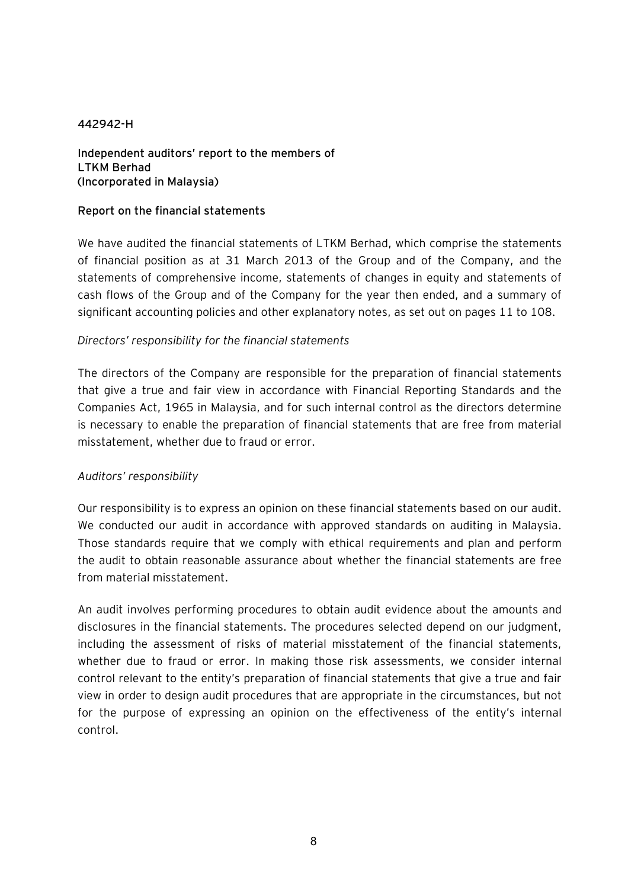442942-H

**Independent auditors' report to the members of LTKM Berhad (Incorporated in Malaysia)**

## Report on the financial statements

We have audited the financial statements of LTKM Berhad, which comprise the statements of financial position as at 31 March 2013 of the Group and of the Company, and the statements of comprehensive income, statements of changes in equity and statements of cash flows of the Group and of the Company for the year then ended, and a summary of significant accounting policies and other explanatory notes, as set out on pages 11 to 108.

*Directors' responsibility for the financial statements*

The directors of the Company are responsible for the preparation of financial statements that give a true and fair view in accordance with Financial Reporting Standards and the Companies Act, 1965 in Malaysia, and for such internal control as the directors determine is necessary to enable the preparation of financial statements that are free from material misstatement, whether due to fraud or error.

*Auditors' responsibility*

Our responsibility is to express an opinion on these financial statements based on our audit. We conducted our audit in accordance with approved standards on auditing in Malaysia. Those standards require that we comply with ethical requirements and plan and perform the audit to obtain reasonable assurance about whether the financial statements are free from material misstatement.

An audit involves performing procedures to obtain audit evidence about the amounts and disclosures in the financial statements. The procedures selected depend on our judgment, including the assessment of risks of material misstatement of the financial statements, whether due to fraud or error. In making those risk assessments, we consider internal control relevant to the entity's preparation of financial statements that give a true and fair view in order to design audit procedures that are appropriate in the circumstances, but not for the purpose of expressing an opinion on the effectiveness of the entity's internal control.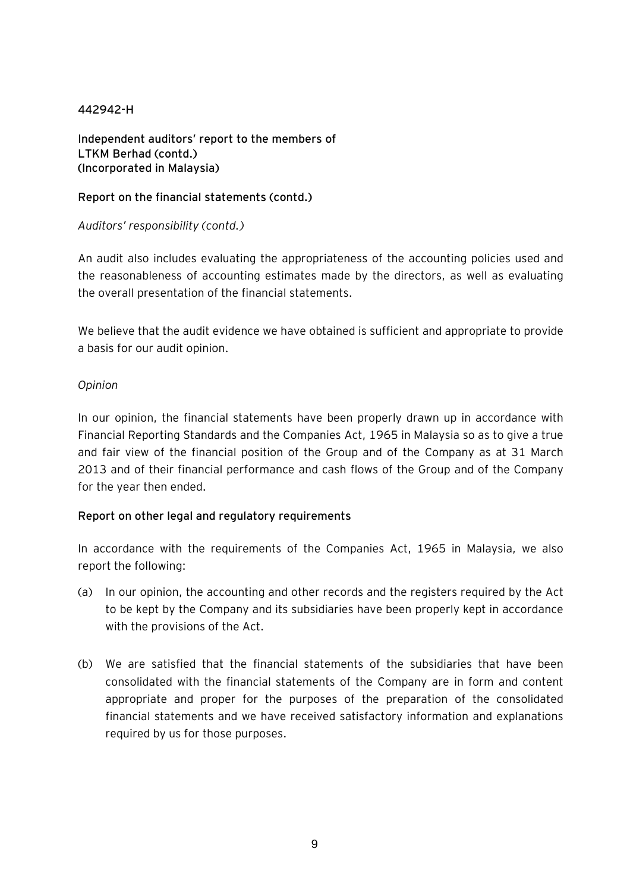442942-H

**Independent auditors' report to the members of LTKM Berhad (contd.) (Incorporated in Malaysia)**

**Report on the financial statements (contd.)**

*Auditors' responsibility (contd.)*

An audit also includes evaluating the appropriateness of the accounting policies used and the reasonableness of accounting estimates made by the directors, as well as evaluating the overall presentation of the financial statements.

We believe that the audit evidence we have obtained is sufficient and appropriate to provide a basis for our audit opinion.

*Opinion*

In our opinion, the financial statements have been properly drawn up in accordance with Financial Reporting Standards and the Companies Act, 1965 in Malaysia so as to give a true and fair view of the financial position of the Group and of the Company as at 31 March 2013 and of their financial performance and cash flows of the Group and of the Company for the year then ended.

**Report on other legal and regulatory requirements**

In accordance with the requirements of the Companies Act, 1965 in Malaysia, we also report the following:

(a) In our opinion, the accounting and other records and the registers required by the Act to be kept by the Company and its subsidiaries have been properly kept in accordance with the provisions of the Act.

(b) We are satisfied that the financial statements of the subsidiaries that have been consolidated with the financial statements of the Company are in form and content appropriate and proper for the purposes of the preparation of the consolidated financial statements and we have received satisfactory information and explanations required by us for those purposes.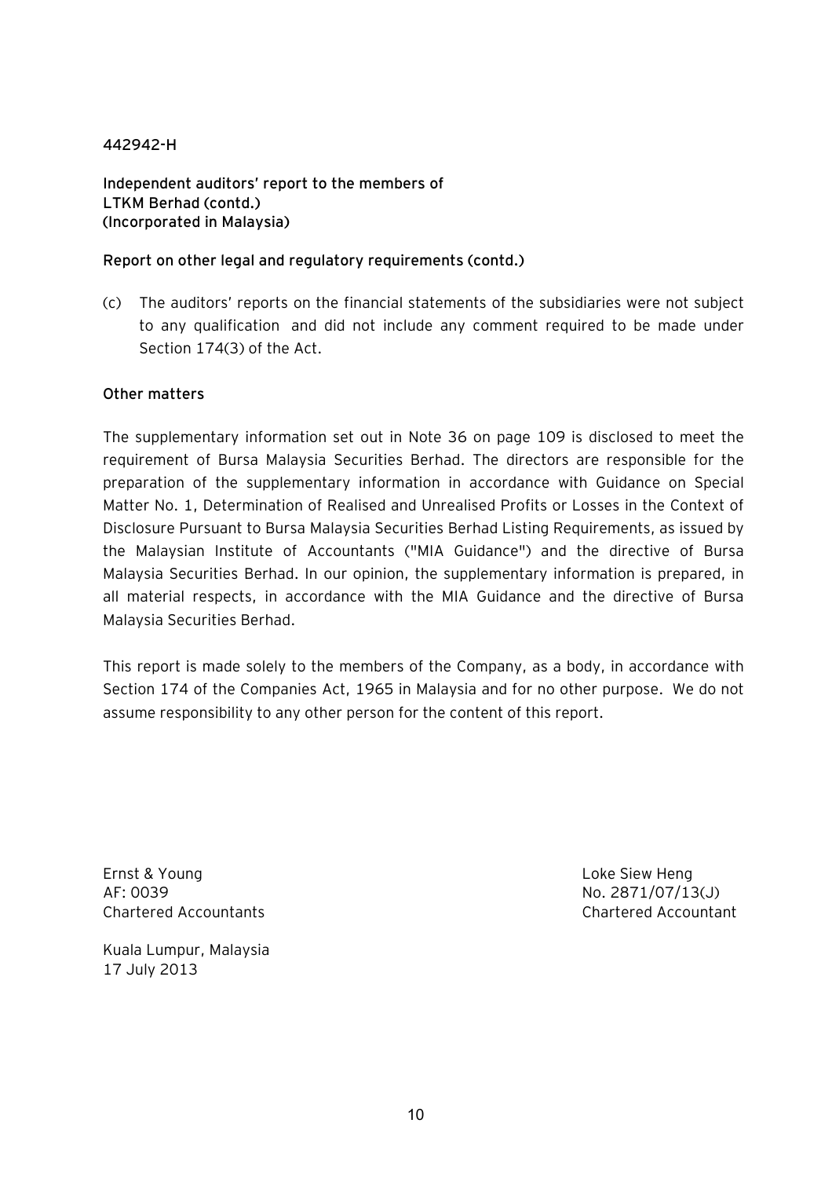442942-H

**Independent auditors' report to the members of LTKM Berhad (contd.)**
**(Incorporated in Malaysia)**

**Report on other legal and regulatory requirements (contd.)**

(c) The auditors' reports on the financial statements of the subsidiaries were not subject to any qualification and did not include any comment required to be made under Section 174(3) of the Act.

**Other matters**

The supplementary information set out in Note 36 on page 109 is disclosed to meet the requirement of Bursa Malaysia Securities Berhad. The directors are responsible for the preparation of the supplementary information in accordance with Guidance on Special Matter No. 1, Determination of Realised and Unrealised Profits or Losses in the Context of Disclosure Pursuant to Bursa Malaysia Securities Berhad Listing Requirements, as issued by the Malaysian Institute of Accountants ("MIA Guidance") and the directive of Bursa Malaysia Securities Berhad. In our opinion, the supplementary information is prepared, in all material respects, in accordance with the MIA Guidance and the directive of Bursa Malaysia Securities Berhad.

This report is made solely to the members of the Company, as a body, in accordance with Section 174 of the Companies Act, 1965 in Malaysia and for no other purpose. We do not assume responsibility to any other person for the content of this report.

Ernst & Young
AF: 0039
Chartered Accountants

Loke Siew Heng
No. 2871/07/13(J)
Chartered Accountant

Kuala Lumpur, Malaysia
17 July 2013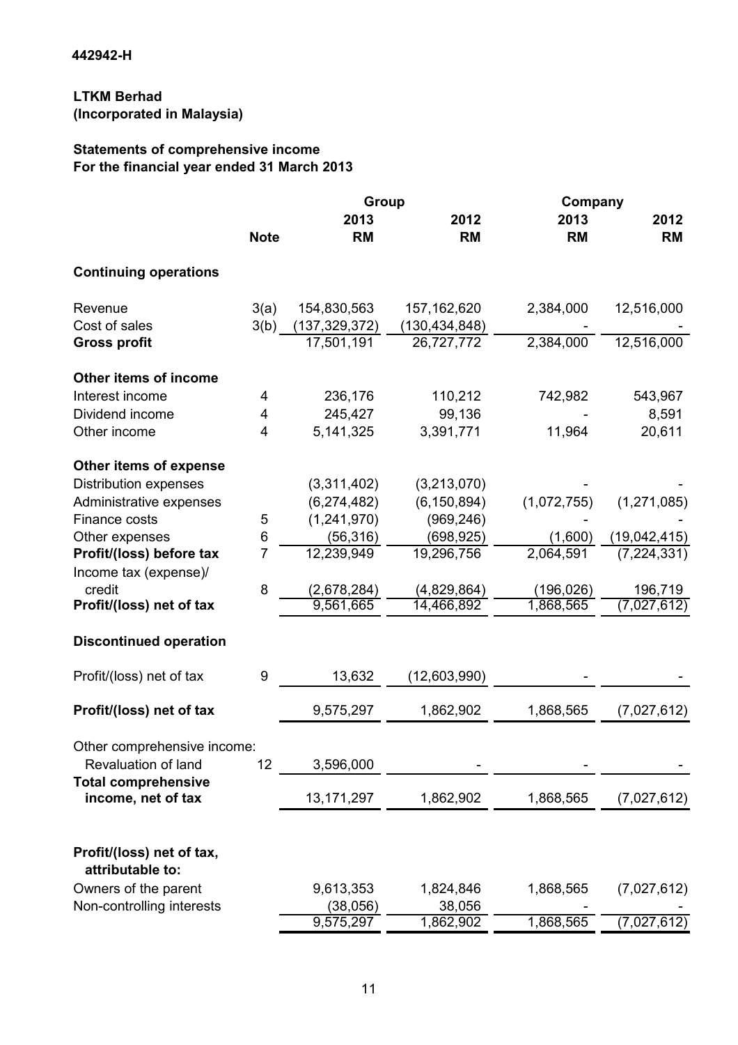**442942-H**

**LTKM Berhad**
**(Incorporated in Malaysia)**

## Statements of comprehensive income
## For the financial year ended 31 March 2013

| | Note | Group 2013 RM | Group 2012 RM | Company 2013 RM | Company 2012 RM |
|---|---|---|---|---|---|
| **Continuing operations** | | | | | |
| Revenue | 3(a) | 154,830,563 | 157,162,620 | 2,384,000 | 12,516,000 |
| Cost of sales | 3(b) | (137,329,372) | (130,434,848) | - | - |
| **Gross profit** | | 17,501,191 | 26,727,772 | 2,384,000 | 12,516,000 |
| **Other items of income** | | | | | |
| Interest income | 4 | 236,176 | 110,212 | 742,982 | 543,967 |
| Dividend income | 4 | 245,427 | 99,136 | - | 8,591 |
| Other income | 4 | 5,141,325 | 3,391,771 | 11,964 | 20,611 |
| **Other items of expense** | | | | | |
| Distribution expenses | | (3,311,402) | (3,213,070) | - | - |
| Administrative expenses | | (6,274,482) | (6,150,894) | (1,072,755) | (1,271,085) |
| Finance costs | 5 | (1,241,970) | (969,246) | - | - |
| Other expenses | 6 | (56,316) | (698,925) | (1,600) | (19,042,415) |
| **Profit/(loss) before tax** | 7 | 12,239,949 | 19,296,756 | 2,064,591 | (7,224,331) |
| Income tax (expense)/ credit | 8 | (2,678,284) | (4,829,864) | (196,026) | 196,719 |
| **Profit/(loss) net of tax** | | 9,561,665 | 14,466,892 | 1,868,565 | (7,027,612) |
| **Discontinued operation** | | | | | |
| Profit/(loss) net of tax | 9 | 13,632 | (12,603,990) | - | - |
| **Profit/(loss) net of tax** | | 9,575,297 | 1,862,902 | 1,868,565 | (7,027,612) |
| Other comprehensive income: | | | | | |
| Revaluation of land | 12 | 3,596,000 | - | - | - |
| **Total comprehensive income, net of tax** | | 13,171,297 | 1,862,902 | 1,868,565 | (7,027,612) |
| **Profit/(loss) net of tax, attributable to:** | | | | | |
| Owners of the parent | | 9,613,353 | 1,824,846 | 1,868,565 | (7,027,612) |
| Non-controlling interests | | (38,056) | 38,056 | - | - |
| | | 9,575,297 | 1,862,902 | 1,868,565 | (7,027,612) |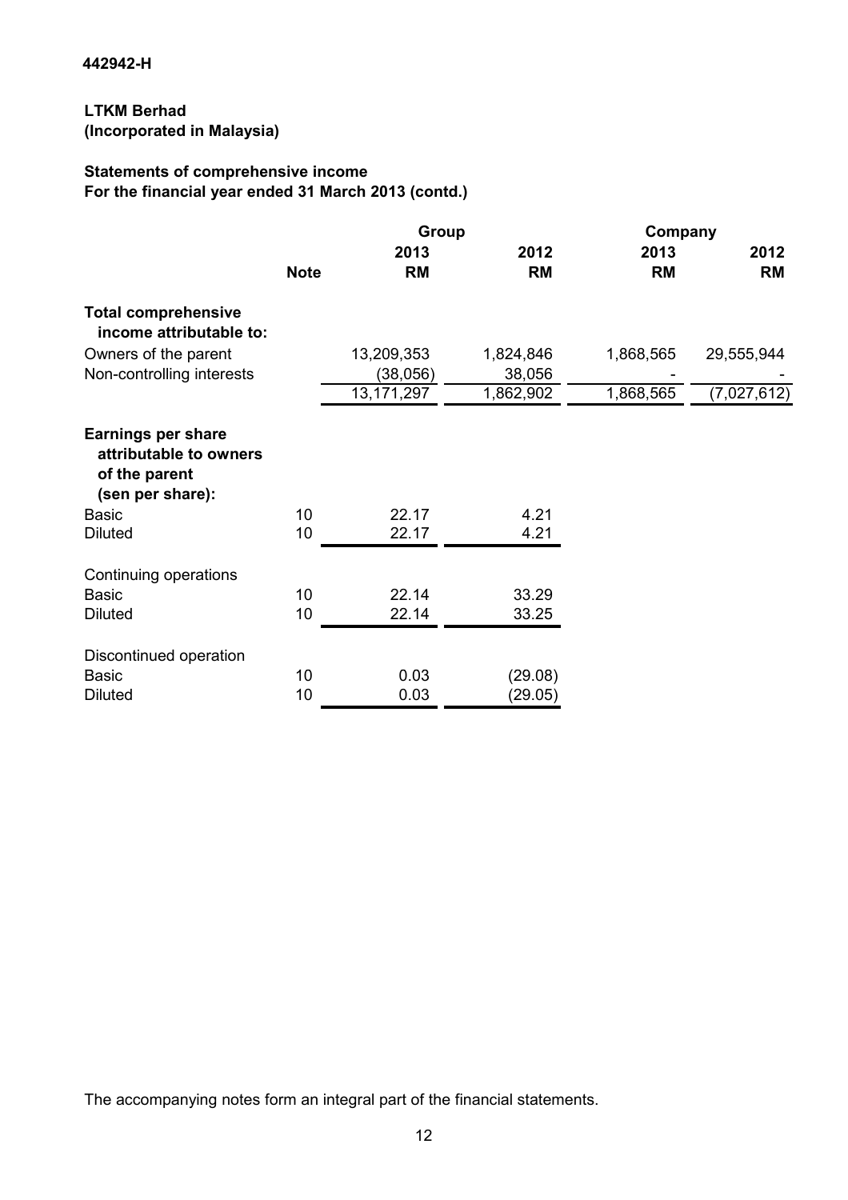442942-H

**LTKM Berhad**
**(Incorporated in Malaysia)**

**Statements of comprehensive income**
**For the financial year ended 31 March 2013 (contd.)**

| | | Group | | Company | |
|---|---|---|---|---|---|
| | | 2013 | 2012 | 2013 | 2012 |
| | **Note** | **RM** | **RM** | **RM** | **RM** |
| **Total comprehensive income attributable to:** | | | | | |
| Owners of the parent | | 13,209,353 | 1,824,846 | 1,868,565 | 29,555,944 |
| Non-controlling interests | | (38,056) | 38,056 | - | - |
| | | 13,171,297 | 1,862,902 | 1,868,565 | (7,027,612) |
| **Earnings per share attributable to owners of the parent (sen per share):** | | | | | |
| Basic | 10 | 22.17 | 4.21 | | |
| Diluted | 10 | 22.17 | 4.21 | | |
| Continuing operations | | | | | |
| Basic | 10 | 22.14 | 33.29 | | |
| Diluted | 10 | 22.14 | 33.25 | | |
| Discontinued operation | | | | | |
| Basic | 10 | 0.03 | (29.08) | | |
| Diluted | 10 | 0.03 | (29.05) | | |

The accompanying notes form an integral part of the financial statements.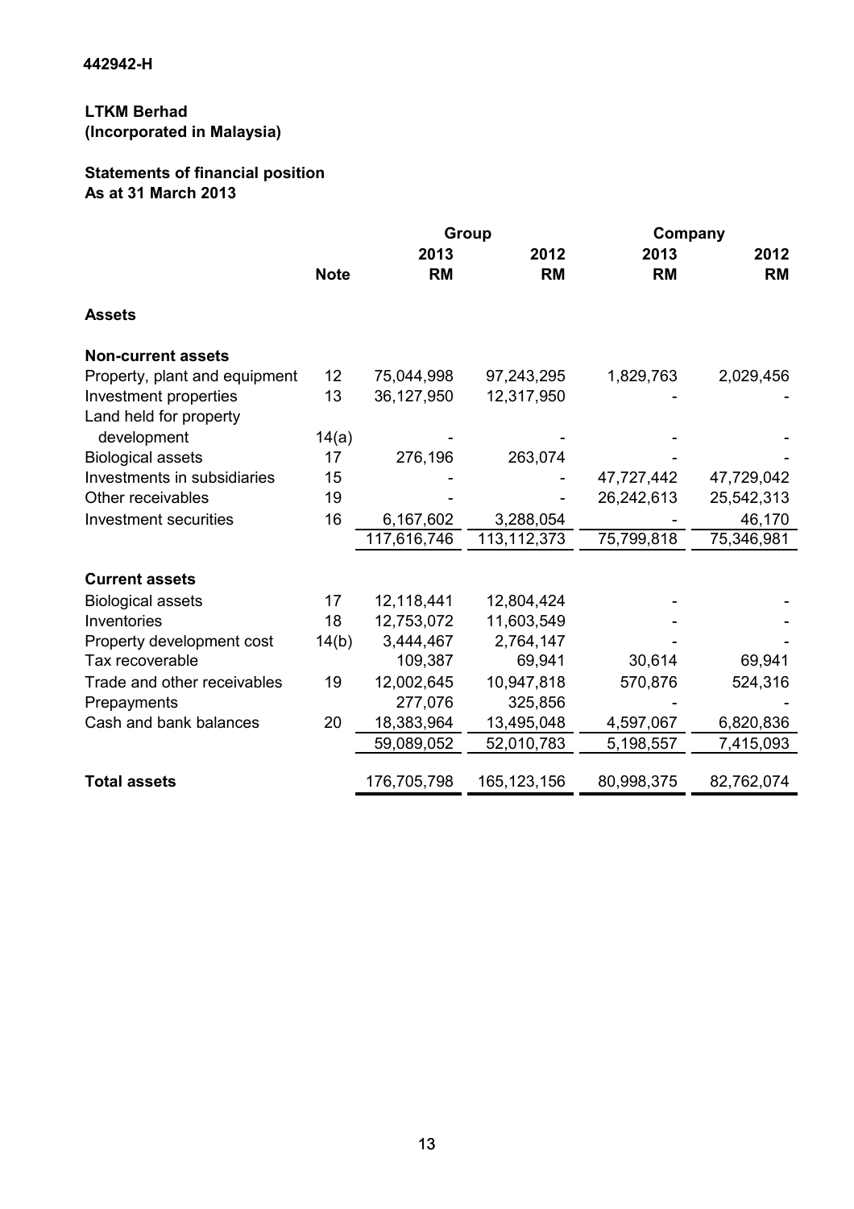442942-H

**LTKM Berhad**
**(Incorporated in Malaysia)**

## Statements of financial position
## As at 31 March 2013

| | | Group | | Company | |
|---|---|---|---|---|---|
| | | 2013 | 2012 | 2013 | 2012 |
| | Note | RM | RM | RM | RM |
| **Assets** | | | | | |
| **Non-current assets** | | | | | |
| Property, plant and equipment | 12 | 75,044,998 | 97,243,295 | 1,829,763 | 2,029,456 |
| Investment properties | 13 | 36,127,950 | 12,317,950 | - | - |
| Land held for property development | 14(a) | - | - | - | - |
| Biological assets | 17 | 276,196 | 263,074 | - | - |
| Investments in subsidiaries | 15 | - | - | 47,727,442 | 47,729,042 |
| Other receivables | 19 | - | - | 26,242,613 | 25,542,313 |
| Investment securities | 16 | 6,167,602 | 3,288,054 | - | 46,170 |
| | | 117,616,746 | 113,112,373 | 75,799,818 | 75,346,981 |
| **Current assets** | | | | | |
| Biological assets | 17 | 12,118,441 | 12,804,424 | - | - |
| Inventories | 18 | 12,753,072 | 11,603,549 | - | - |
| Property development cost | 14(b) | 3,444,467 | 2,764,147 | - | - |
| Tax recoverable | | 109,387 | 69,941 | 30,614 | 69,941 |
| Trade and other receivables | 19 | 12,002,645 | 10,947,818 | 570,876 | 524,316 |
| Prepayments | | 277,076 | 325,856 | - | - |
| Cash and bank balances | 20 | 18,383,964 | 13,495,048 | 4,597,067 | 6,820,836 |
| | | 59,089,052 | 52,010,783 | 5,198,557 | 7,415,093 |
| **Total assets** | | 176,705,798 | 165,123,156 | 80,998,375 | 82,762,074 |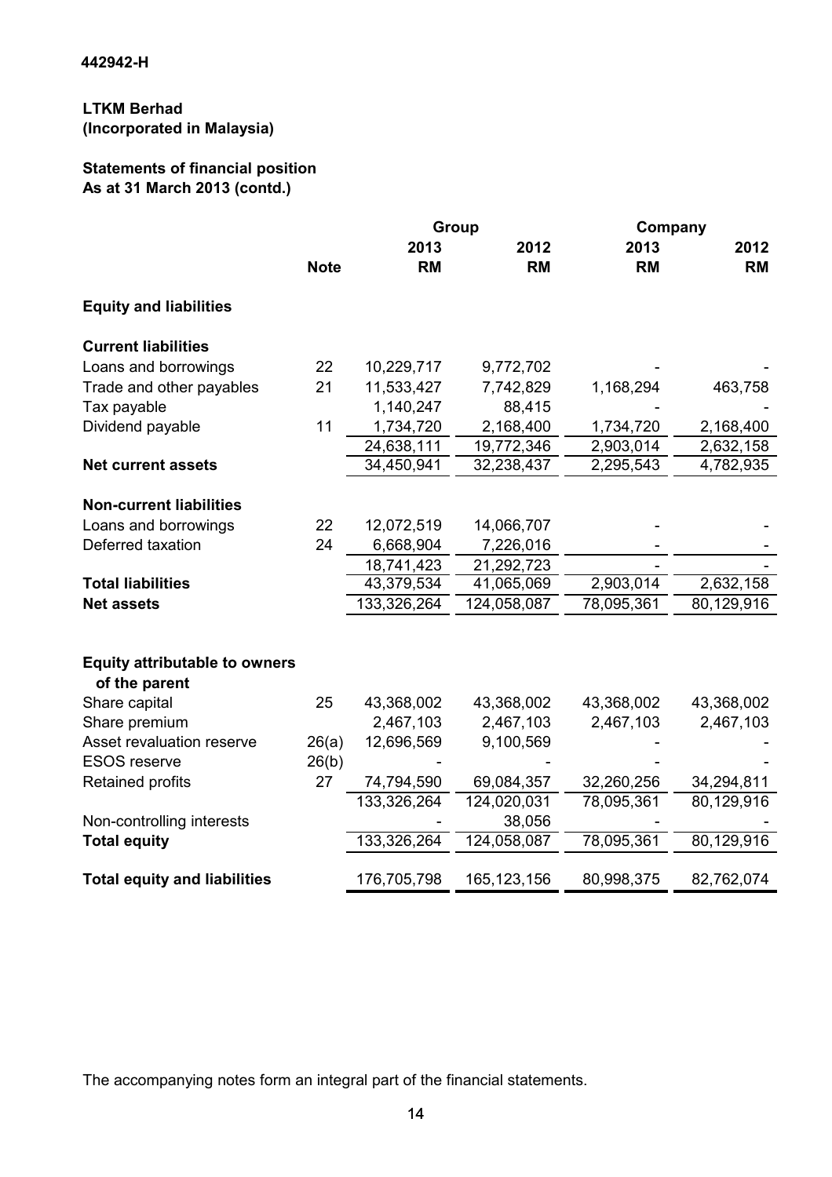442942-H

**LTKM Berhad**
**(Incorporated in Malaysia)**

**Statements of financial position**
**As at 31 March 2013 (contd.)**

| | | Group | | Company | |
|---|---|---|---|---|---|
| | Note | 2013 RM | 2012 RM | 2013 RM | 2012 RM |
| **Equity and liabilities** | | | | | |
| **Current liabilities** | | | | | |
| Loans and borrowings | 22 | 10,229,717 | 9,772,702 | - | - |
| Trade and other payables | 21 | 11,533,427 | 7,742,829 | 1,168,294 | 463,758 |
| Tax payable | | 1,140,247 | 88,415 | - | - |
| Dividend payable | 11 | 1,734,720 | 2,168,400 | 1,734,720 | 2,168,400 |
| | | 24,638,111 | 19,772,346 | 2,903,014 | 2,632,158 |
| **Net current assets** | | 34,450,941 | 32,238,437 | 2,295,543 | 4,782,935 |
| **Non-current liabilities** | | | | | |
| Loans and borrowings | 22 | 12,072,519 | 14,066,707 | - | - |
| Deferred taxation | 24 | 6,668,904 | 7,226,016 | - | - |
| | | 18,741,423 | 21,292,723 | - | - |
| **Total liabilities** | | 43,379,534 | 41,065,069 | 2,903,014 | 2,632,158 |
| **Net assets** | | 133,326,264 | 124,058,087 | 78,095,361 | 80,129,916 |
| **Equity attributable to owners of the parent** | | | | | |
| Share capital | 25 | 43,368,002 | 43,368,002 | 43,368,002 | 43,368,002 |
| Share premium | | 2,467,103 | 2,467,103 | 2,467,103 | 2,467,103 |
| Asset revaluation reserve | 26(a) | 12,696,569 | 9,100,569 | - | - |
| ESOS reserve | 26(b) | - | - | - | - |
| Retained profits | 27 | 74,794,590 | 69,084,357 | 32,260,256 | 34,294,811 |
| | | 133,326,264 | 124,020,031 | 78,095,361 | 80,129,916 |
| Non-controlling interests | | - | 38,056 | - | - |
| **Total equity** | | 133,326,264 | 124,058,087 | 78,095,361 | 80,129,916 |
| **Total equity and liabilities** | | 176,705,798 | 165,123,156 | 80,998,375 | 82,762,074 |

The accompanying notes form an integral part of the financial statements.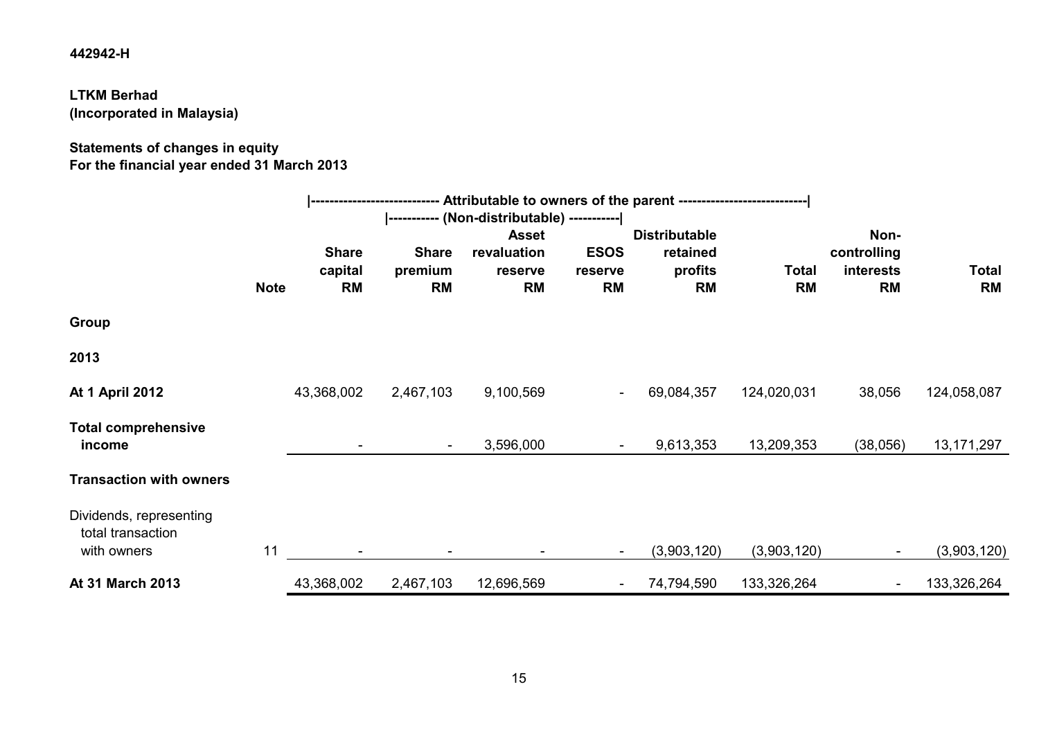442942-H

**LTKM Berhad**
**(Incorporated in Malaysia)**

**Statements of changes in equity**
**For the financial year ended 31 March 2013**

| | | Attributable to owners of the parent | | | | | | | |
|---|---|---|---|---|---|---|---|---|---|
| | | | (Non-distributable) | | | | | | |
| | **Note** | **Share capital RM** | **Share premium RM** | **Asset revaluation reserve RM** | **ESOS reserve RM** | **Distributable retained profits RM** | **Total RM** | **Non-controlling interests RM** | **Total RM** |
| **Group** | | | | | | | | | |
| **2013** | | | | | | | | | |
| **At 1 April 2012** | | 43,368,002 | 2,467,103 | 9,100,569 | - | 69,084,357 | 124,020,031 | 38,056 | 124,058,087 |
| **Total comprehensive income** | | - | - | 3,596,000 | - | 9,613,353 | 13,209,353 | (38,056) | 13,171,297 |
| **Transaction with owners** | | | | | | | | | |
| Dividends, representing total transaction with owners | 11 | - | - | - | - | (3,903,120) | (3,903,120) | - | (3,903,120) |
| **At 31 March 2013** | | 43,368,002 | 2,467,103 | 12,696,569 | - | 74,794,590 | 133,326,264 | - | 133,326,264 |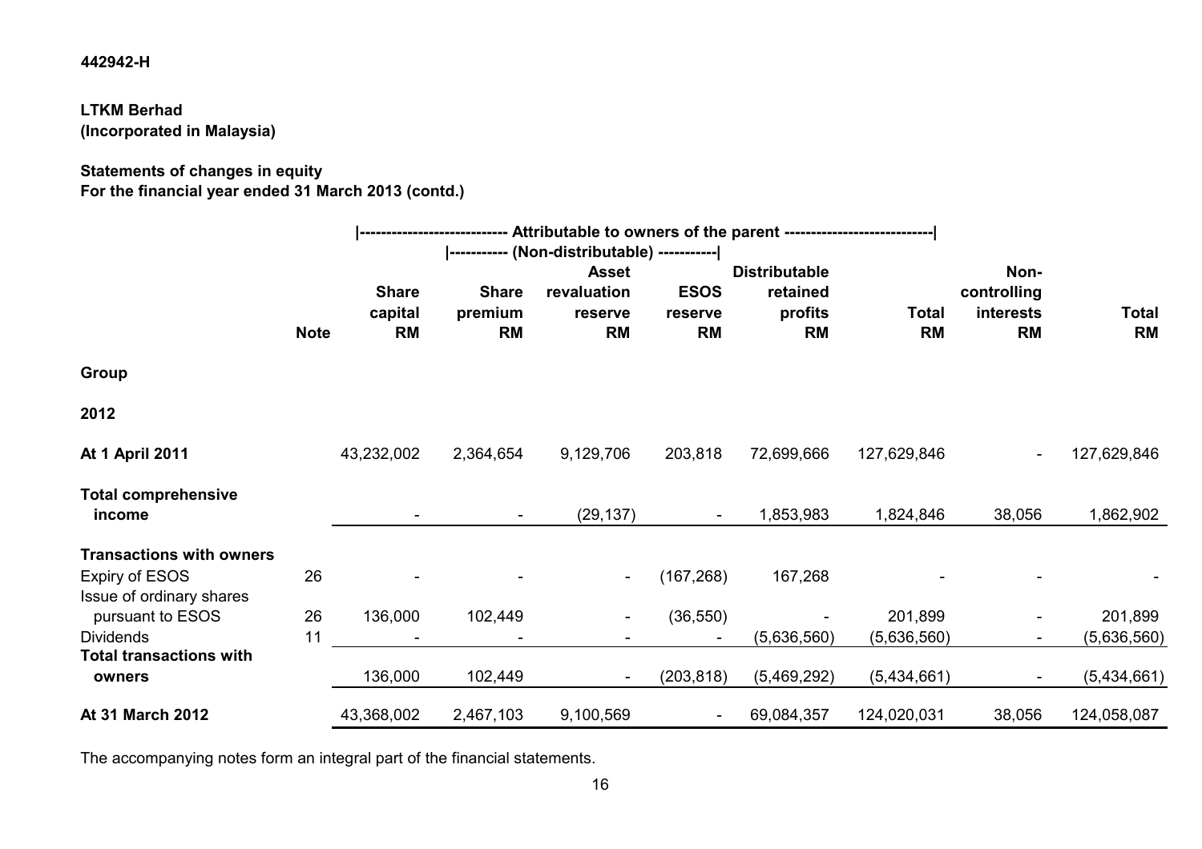442942-H

**LTKM Berhad**
**(Incorporated in Malaysia)**

**Statements of changes in equity**
**For the financial year ended 31 March 2013 (contd.)**

| | | Attributable to owners of the parent | | | | | | | |
|---|---|---|---|---|---|---|---|---|---|
| | | | (Non-distributable) | | | | | | |
| | **Note** | **Share capital RM** | **Share premium RM** | **Asset revaluation reserve RM** | **ESOS reserve RM** | **Distributable retained profits RM** | **Total RM** | **Non-controlling interests RM** | **Total RM** |
| **Group** | | | | | | | | | |
| **2012** | | | | | | | | | |
| **At 1 April 2011** | | 43,232,002 | 2,364,654 | 9,129,706 | 203,818 | 72,699,666 | 127,629,846 | - | 127,629,846 |
| **Total comprehensive income** | | - | - | (29,137) | - | 1,853,983 | 1,824,846 | 38,056 | 1,862,902 |
| **Transactions with owners** | | | | | | | | | |
| Expiry of ESOS | 26 | - | - | - | (167,268) | 167,268 | - | - | - |
| Issue of ordinary shares pursuant to ESOS | 26 | 136,000 | 102,449 | - | (36,550) | - | 201,899 | - | 201,899 |
| Dividends | 11 | - | - | - | - | (5,636,560) | (5,636,560) | - | (5,636,560) |
| **Total transactions with owners** | | 136,000 | 102,449 | - | (203,818) | (5,469,292) | (5,434,661) | - | (5,434,661) |
| **At 31 March 2012** | | 43,368,002 | 2,467,103 | 9,100,569 | - | 69,084,357 | 124,020,031 | 38,056 | 124,058,087 |

The accompanying notes form an integral part of the financial statements.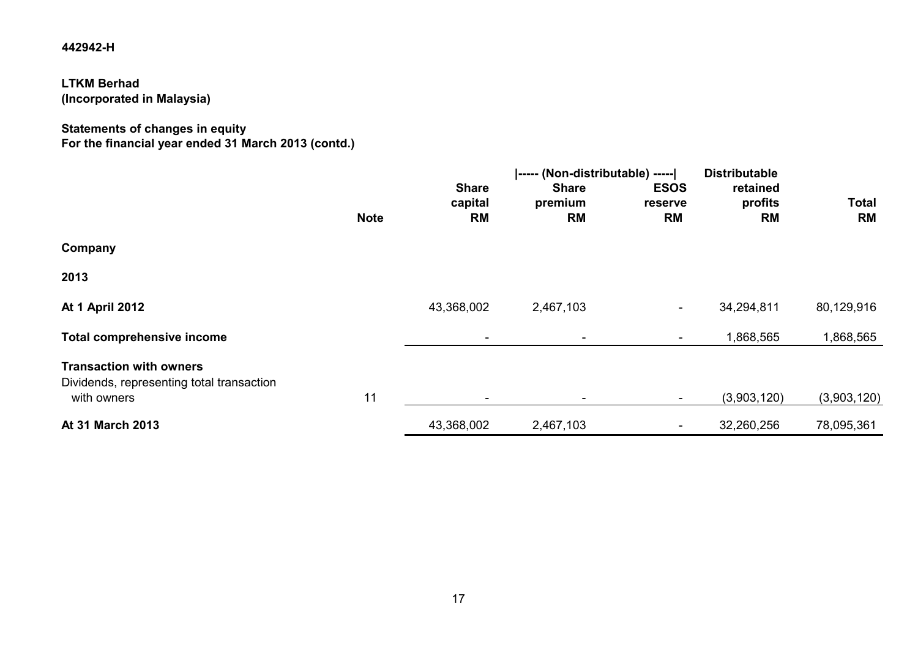442942-H

**LTKM Berhad**
**(Incorporated in Malaysia)**

**Statements of changes in equity**
**For the financial year ended 31 March 2013 (contd.)**

| | Note | Share capital RM | \|----- (Non-distributable) -----\| Share premium RM | ESOS reserve RM | Distributable retained profits RM | Total RM |
|---|---|---|---|---|---|---|
| **Company** | | | | | | |
| **2013** | | | | | | |
| **At 1 April 2012** | | 43,368,002 | 2,467,103 | - | 34,294,811 | 80,129,916 |
| **Total comprehensive income** | | - | - | - | 1,868,565 | 1,868,565 |
| **Transaction with owners** | | | | | | |
| Dividends, representing total transaction with owners | 11 | - | - | - | (3,903,120) | (3,903,120) |
| **At 31 March 2013** | | 43,368,002 | 2,467,103 | - | 32,260,256 | 78,095,361 |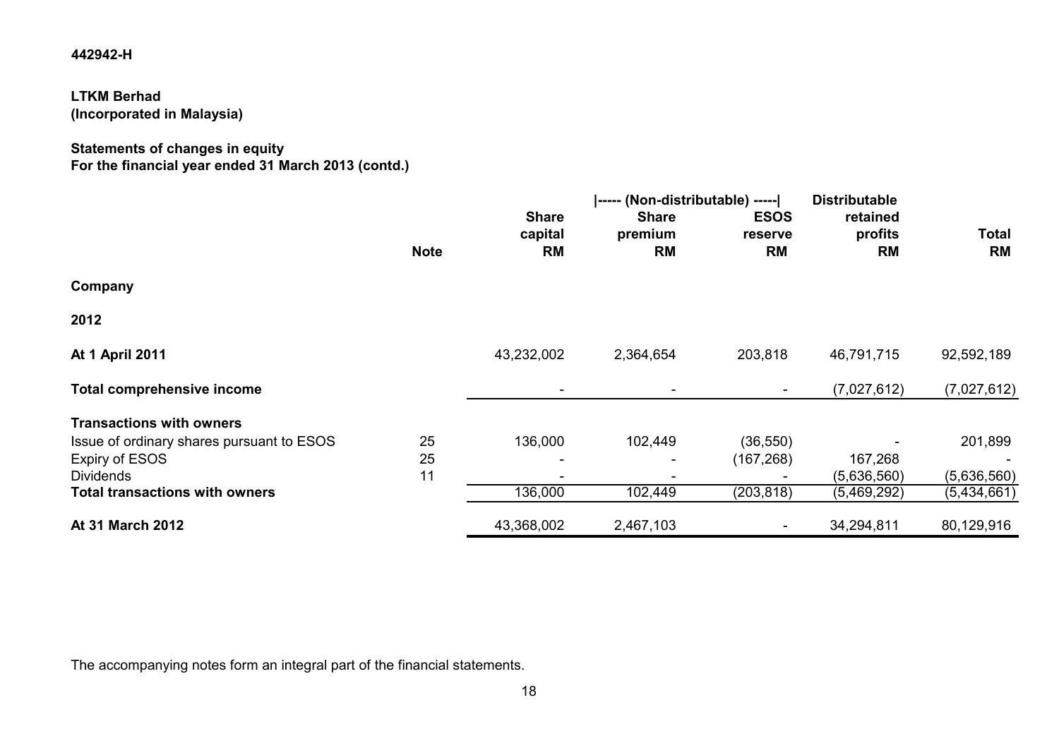442942-H

**LTKM Berhad**
**(Incorporated in Malaysia)**

**Statements of changes in equity**
**For the financial year ended 31 March 2013 (contd.)**

| | Note | Share capital RM | \|----- (Non-distributable) -----\| Share premium RM | ESOS reserve RM | Distributable retained profits RM | Total RM |
|---|---|---|---|---|---|---|
| **Company** | | | | | | |
| **2012** | | | | | | |
| **At 1 April 2011** | | 43,232,002 | 2,364,654 | 203,818 | 46,791,715 | 92,592,189 |
| **Total comprehensive income** | | - | - | - | (7,027,612) | (7,027,612) |
| **Transactions with owners** | | | | | | |
| Issue of ordinary shares pursuant to ESOS | 25 | 136,000 | 102,449 | (36,550) | - | 201,899 |
| Expiry of ESOS | 25 | - | - | (167,268) | 167,268 | - |
| Dividends | 11 | - | - | - | (5,636,560) | (5,636,560) |
| **Total transactions with owners** | | 136,000 | 102,449 | (203,818) | (5,469,292) | (5,434,661) |
| **At 31 March 2012** | | 43,368,002 | 2,467,103 | - | 34,294,811 | 80,129,916 |

The accompanying notes form an integral part of the financial statements.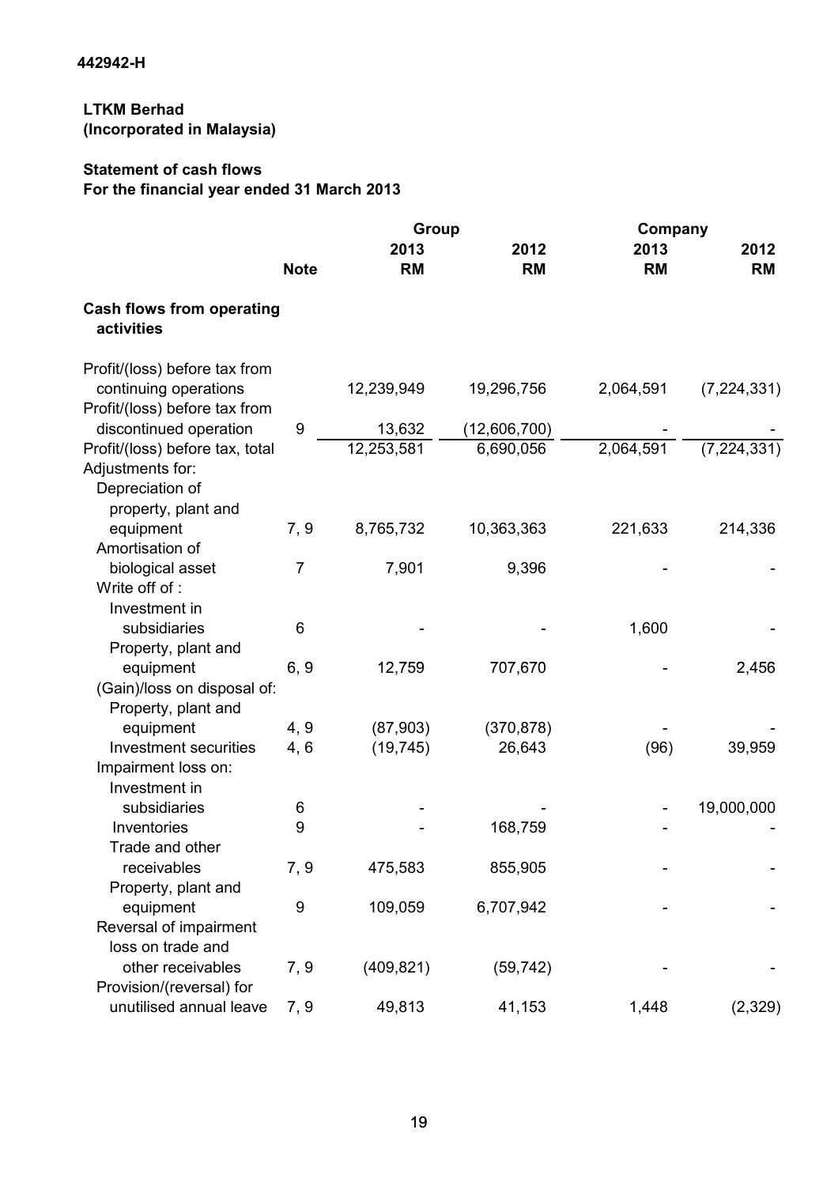442942-H

**LTKM Berhad**
**(Incorporated in Malaysia)**

**Statement of cash flows**
**For the financial year ended 31 March 2013**

| | | Group | | Company | |
|---|---|---|---|---|---|
| | **Note** | **2013 RM** | **2012 RM** | **2013 RM** | **2012 RM** |
| **Cash flows from operating activities** | | | | | |
| Profit/(loss) before tax from continuing operations | | 12,239,949 | 19,296,756 | 2,064,591 | (7,224,331) |
| Profit/(loss) before tax from discontinued operation | 9 | 13,632 | (12,606,700) | - | - |
| Profit/(loss) before tax, total | | 12,253,581 | 6,690,056 | 2,064,591 | (7,224,331) |
| Adjustments for: | | | | | |
| Depreciation of property, plant and equipment | 7, 9 | 8,765,732 | 10,363,363 | 221,633 | 214,336 |
| Amortisation of biological asset | 7 | 7,901 | 9,396 | - | - |
| Write off of : | | | | | |
| Investment in subsidiaries | 6 | - | - | 1,600 | - |
| Property, plant and equipment | 6, 9 | 12,759 | 707,670 | - | 2,456 |
| (Gain)/loss on disposal of: | | | | | |
| Property, plant and equipment | 4, 9 | (87,903) | (370,878) | - | - |
| Investment securities | 4, 6 | (19,745) | 26,643 | (96) | 39,959 |
| Impairment loss on: | | | | | |
| Investment in subsidiaries | 6 | - | - | - | 19,000,000 |
| Inventories | 9 | - | 168,759 | - | - |
| Trade and other receivables | 7, 9 | 475,583 | 855,905 | - | - |
| Property, plant and equipment | 9 | 109,059 | 6,707,942 | - | - |
| Reversal of impairment loss on trade and other receivables | 7, 9 | (409,821) | (59,742) | - | - |
| Provision/(reversal) for unutilised annual leave | 7, 9 | 49,813 | 41,153 | 1,448 | (2,329) |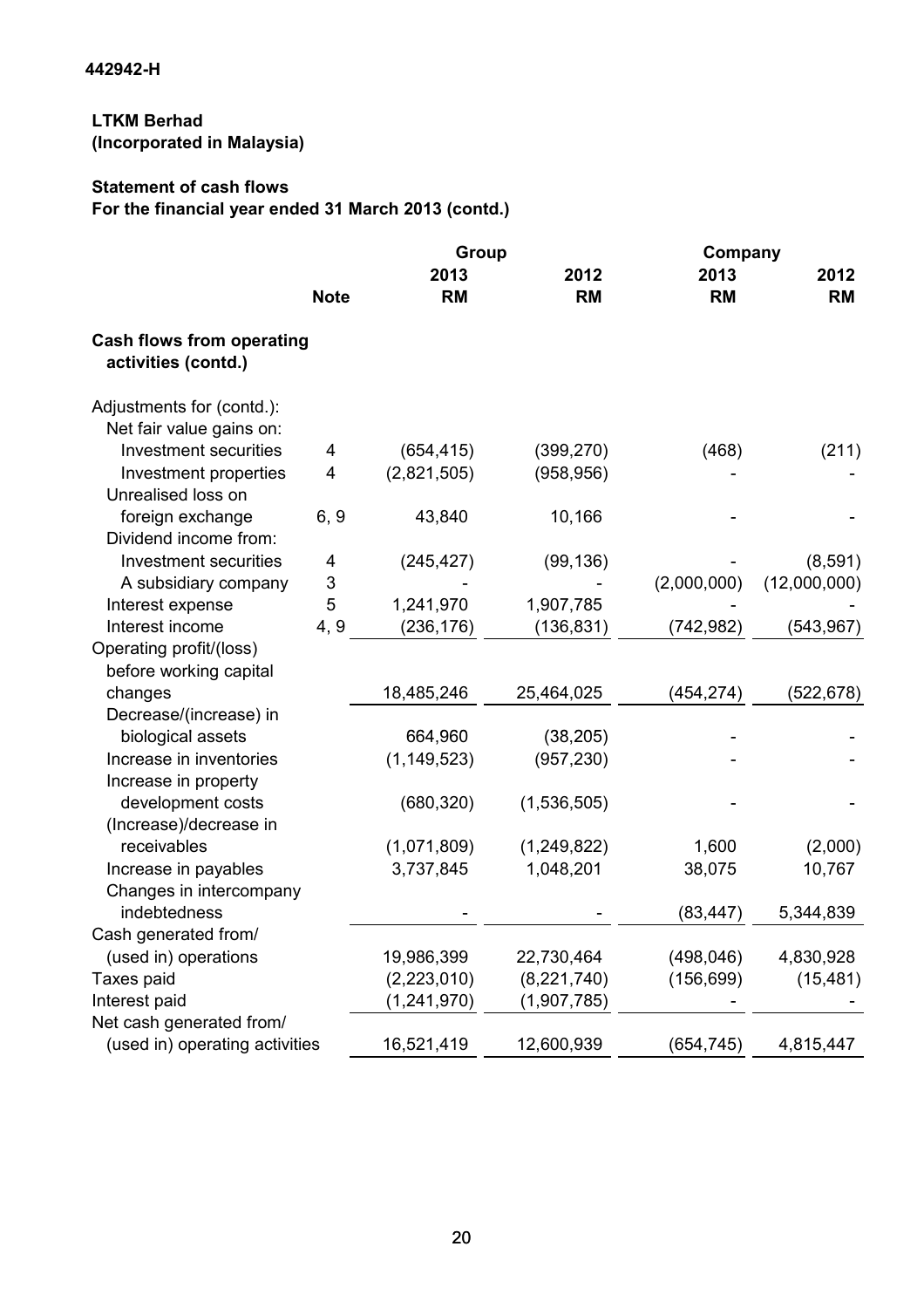442942-H

**LTKM Berhad**
**(Incorporated in Malaysia)**

**Statement of cash flows**
**For the financial year ended 31 March 2013 (contd.)**

| | | Group | | Company | |
|---|---|---|---|---|---|
| | Note | 2013<br>RM | 2012<br>RM | 2013<br>RM | 2012<br>RM |
| **Cash flows from operating activities (contd.)** | | | | | |
| Adjustments for (contd.): | | | | | |
| Net fair value gains on: | | | | | |
| Investment securities | 4 | (654,415) | (399,270) | (468) | (211) |
| Investment properties | 4 | (2,821,505) | (958,956) | - | - |
| Unrealised loss on foreign exchange | 6, 9 | 43,840 | 10,166 | - | - |
| Dividend income from: | | | | | |
| Investment securities | 4 | (245,427) | (99,136) | - | (8,591) |
| A subsidiary company | 3 | - | - | (2,000,000) | (12,000,000) |
| Interest expense | 5 | 1,241,970 | 1,907,785 | - | - |
| Interest income | 4, 9 | (236,176) | (136,831) | (742,982) | (543,967) |
| Operating profit/(loss) before working capital changes | | 18,485,246 | 25,464,025 | (454,274) | (522,678) |
| Decrease/(increase) in biological assets | | 664,960 | (38,205) | - | - |
| Increase in inventories | | (1,149,523) | (957,230) | - | - |
| Increase in property development costs | | (680,320) | (1,536,505) | - | - |
| (Increase)/decrease in receivables | | (1,071,809) | (1,249,822) | 1,600 | (2,000) |
| Increase in payables | | 3,737,845 | 1,048,201 | 38,075 | 10,767 |
| Changes in intercompany indebtedness | | - | - | (83,447) | 5,344,839 |
| Cash generated from/ (used in) operations | | 19,986,399 | 22,730,464 | (498,046) | 4,830,928 |
| Taxes paid | | (2,223,010) | (8,221,740) | (156,699) | (15,481) |
| Interest paid | | (1,241,970) | (1,907,785) | - | - |
| Net cash generated from/ (used in) operating activities | | 16,521,419 | 12,600,939 | (654,745) | 4,815,447 |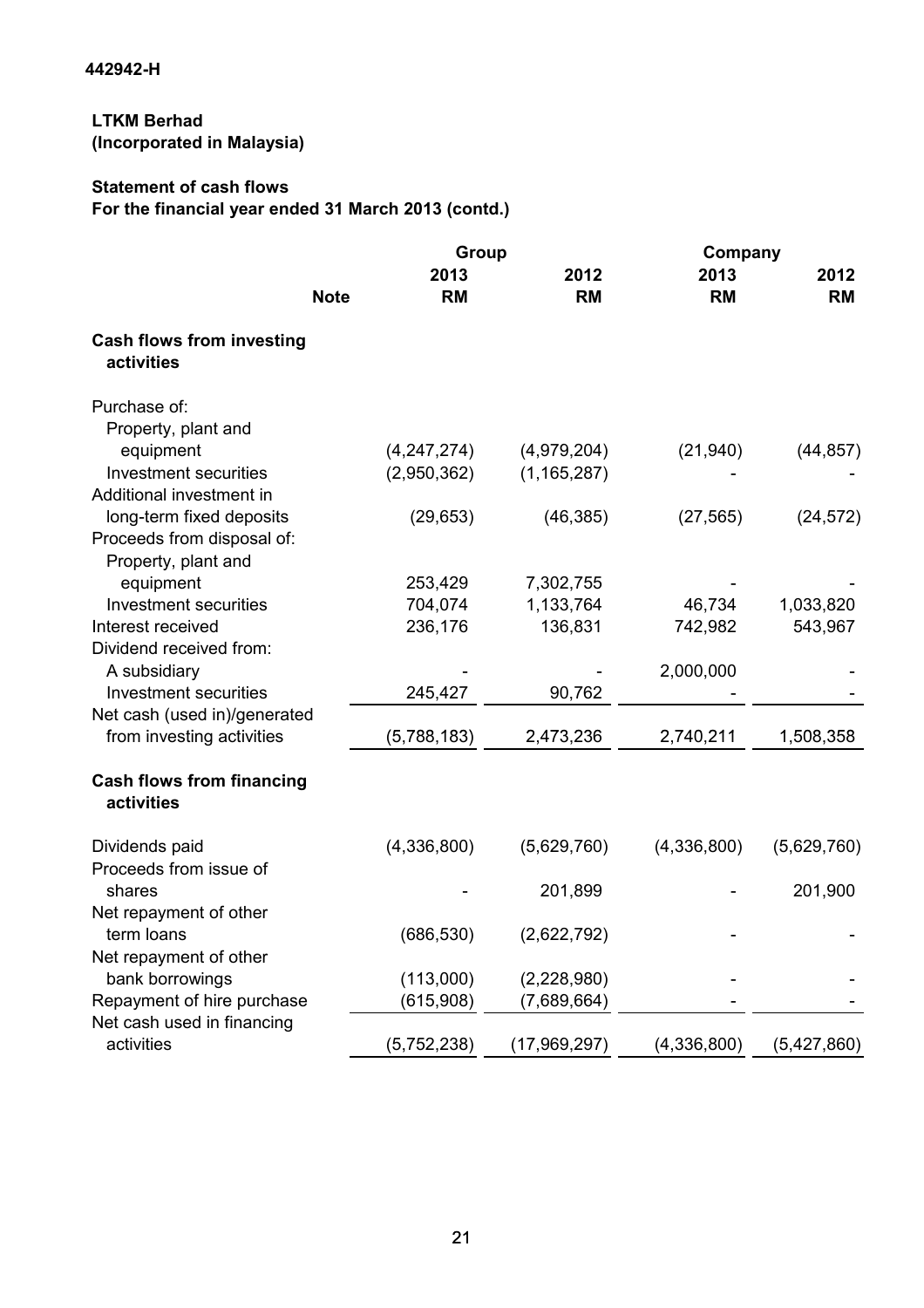442942-H

**LTKM Berhad**
**(Incorporated in Malaysia)**

**Statement of cash flows**
**For the financial year ended 31 March 2013 (contd.)**

| | Note | Group 2013 RM | Group 2012 RM | Company 2013 RM | Company 2012 RM |
|---|---|---|---|---|---|
| **Cash flows from investing activities** | | | | | |
| Purchase of: | | | | | |
| Property, plant and equipment | | (4,247,274) | (4,979,204) | (21,940) | (44,857) |
| Investment securities | | (2,950,362) | (1,165,287) | - | - |
| Additional investment in long-term fixed deposits | | (29,653) | (46,385) | (27,565) | (24,572) |
| Proceeds from disposal of: | | | | | |
| Property, plant and equipment | | 253,429 | 7,302,755 | - | - |
| Investment securities | | 704,074 | 1,133,764 | 46,734 | 1,033,820 |
| Interest received | | 236,176 | 136,831 | 742,982 | 543,967 |
| Dividend received from: | | | | | |
| A subsidiary | | - | - | 2,000,000 | - |
| Investment securities | | 245,427 | 90,762 | - | - |
| Net cash (used in)/generated from investing activities | | (5,788,183) | 2,473,236 | 2,740,211 | 1,508,358 |
| **Cash flows from financing activities** | | | | | |
| Dividends paid | | (4,336,800) | (5,629,760) | (4,336,800) | (5,629,760) |
| Proceeds from issue of shares | | - | 201,899 | - | 201,900 |
| Net repayment of other term loans | | (686,530) | (2,622,792) | - | - |
| Net repayment of other bank borrowings | | (113,000) | (2,228,980) | - | - |
| Repayment of hire purchase | | (615,908) | (7,689,664) | - | - |
| Net cash used in financing activities | | (5,752,238) | (17,969,297) | (4,336,800) | (5,427,860) |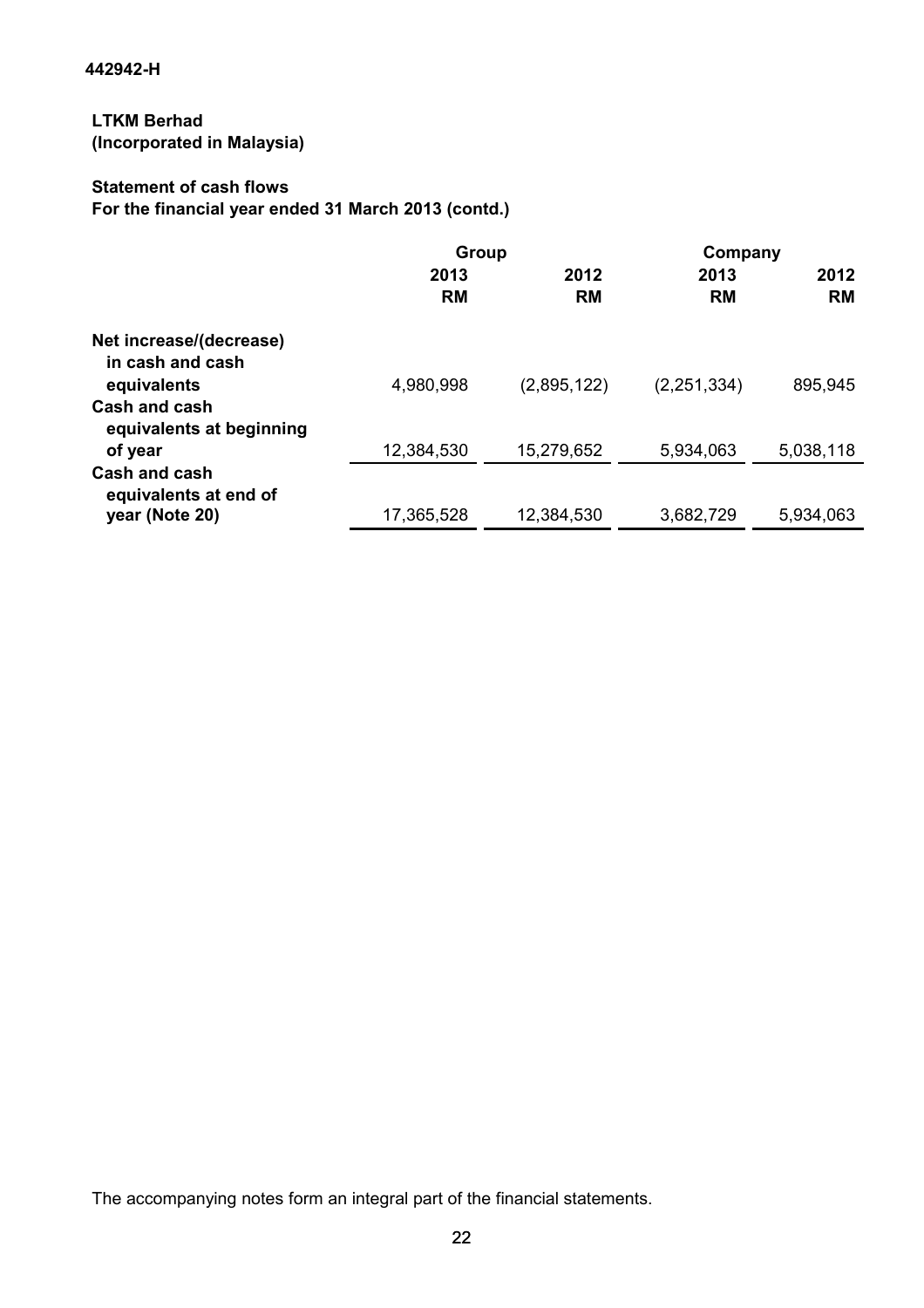442942-H

**LTKM Berhad**
**(Incorporated in Malaysia)**

**Statement of cash flows**
**For the financial year ended 31 March 2013 (contd.)**

| | Group | | Company | |
|---|---|---|---|---|
| | 2013 | 2012 | 2013 | 2012 |
| | RM | RM | RM | RM |
| **Net increase/(decrease) in cash and cash equivalents** | 4,980,998 | (2,895,122) | (2,251,334) | 895,945 |
| **Cash and cash equivalents at beginning of year** | 12,384,530 | 15,279,652 | 5,934,063 | 5,038,118 |
| **Cash and cash equivalents at end of year (Note 20)** | 17,365,528 | 12,384,530 | 3,682,729 | 5,934,063 |

The accompanying notes form an integral part of the financial statements.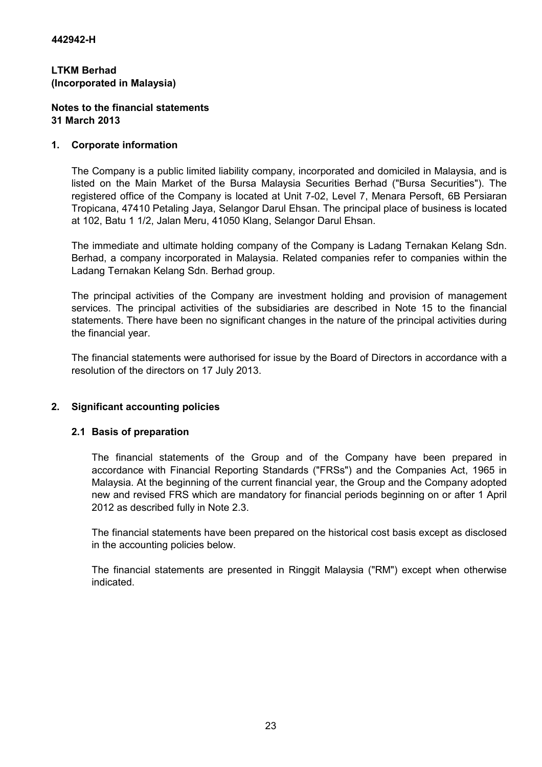442942-H

**LTKM Berhad**
**(Incorporated in Malaysia)**

**Notes to the financial statements**
**31 March 2013**

## 1. Corporate information

The Company is a public limited liability company, incorporated and domiciled in Malaysia, and is listed on the Main Market of the Bursa Malaysia Securities Berhad ("Bursa Securities"). The registered office of the Company is located at Unit 7-02, Level 7, Menara Persoft, 6B Persiaran Tropicana, 47410 Petaling Jaya, Selangor Darul Ehsan. The principal place of business is located at 102, Batu 1 1/2, Jalan Meru, 41050 Klang, Selangor Darul Ehsan.

The immediate and ultimate holding company of the Company is Ladang Ternakan Kelang Sdn. Berhad, a company incorporated in Malaysia. Related companies refer to companies within the Ladang Ternakan Kelang Sdn. Berhad group.

The principal activities of the Company are investment holding and provision of management services. The principal activities of the subsidiaries are described in Note 15 to the financial statements. There have been no significant changes in the nature of the principal activities during the financial year.

The financial statements were authorised for issue by the Board of Directors in accordance with a resolution of the directors on 17 July 2013.

## 2. Significant accounting policies

### 2.1 Basis of preparation

The financial statements of the Group and of the Company have been prepared in accordance with Financial Reporting Standards ("FRSs") and the Companies Act, 1965 in Malaysia. At the beginning of the current financial year, the Group and the Company adopted new and revised FRS which are mandatory for financial periods beginning on or after 1 April 2012 as described fully in Note 2.3.

The financial statements have been prepared on the historical cost basis except as disclosed in the accounting policies below.

The financial statements are presented in Ringgit Malaysia ("RM") except when otherwise indicated.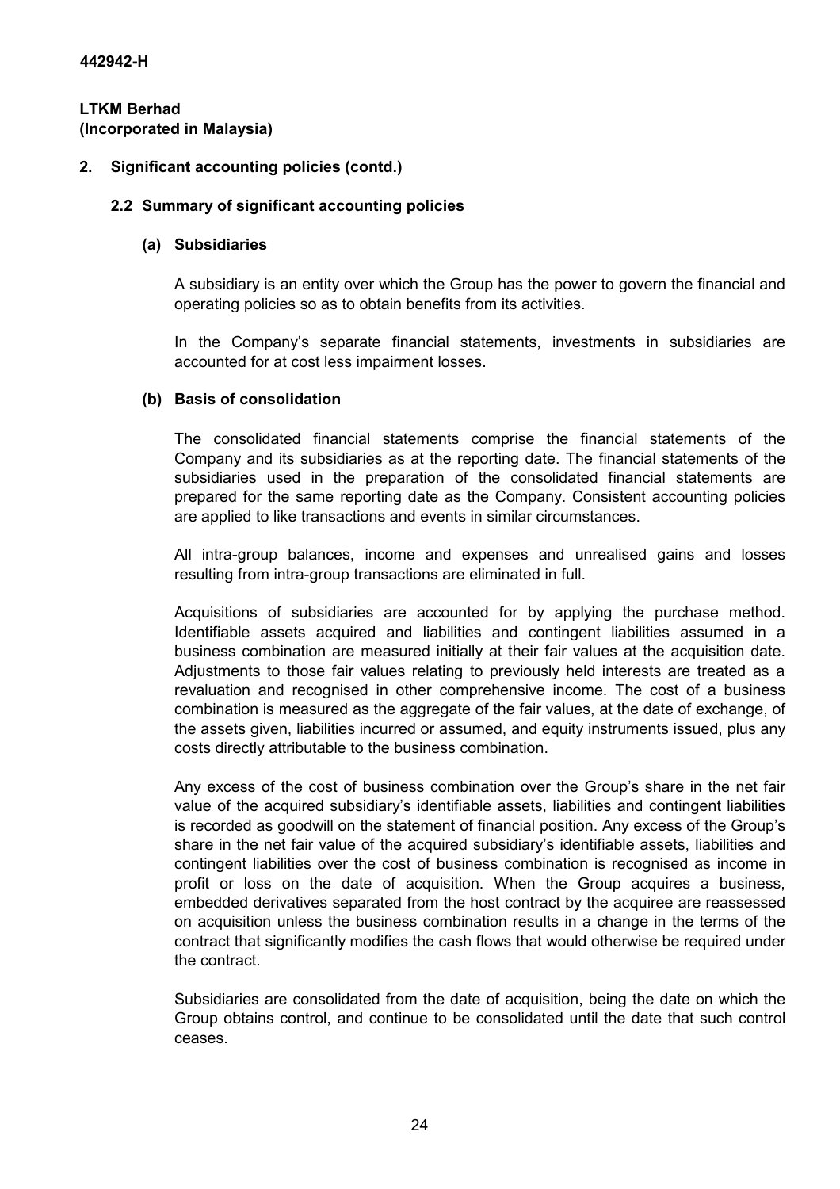**442942-H**

**LTKM Berhad**
**(Incorporated in Malaysia)**

## 2. Significant accounting policies (contd.)

### 2.2 Summary of significant accounting policies

#### (a) Subsidiaries

A subsidiary is an entity over which the Group has the power to govern the financial and operating policies so as to obtain benefits from its activities.

In the Company's separate financial statements, investments in subsidiaries are accounted for at cost less impairment losses.

#### (b) Basis of consolidation

The consolidated financial statements comprise the financial statements of the Company and its subsidiaries as at the reporting date. The financial statements of the subsidiaries used in the preparation of the consolidated financial statements are prepared for the same reporting date as the Company. Consistent accounting policies are applied to like transactions and events in similar circumstances.

All intra-group balances, income and expenses and unrealised gains and losses resulting from intra-group transactions are eliminated in full.

Acquisitions of subsidiaries are accounted for by applying the purchase method. Identifiable assets acquired and liabilities and contingent liabilities assumed in a business combination are measured initially at their fair values at the acquisition date. Adjustments to those fair values relating to previously held interests are treated as a revaluation and recognised in other comprehensive income. The cost of a business combination is measured as the aggregate of the fair values, at the date of exchange, of the assets given, liabilities incurred or assumed, and equity instruments issued, plus any costs directly attributable to the business combination.

Any excess of the cost of business combination over the Group's share in the net fair value of the acquired subsidiary's identifiable assets, liabilities and contingent liabilities is recorded as goodwill on the statement of financial position. Any excess of the Group's share in the net fair value of the acquired subsidiary's identifiable assets, liabilities and contingent liabilities over the cost of business combination is recognised as income in profit or loss on the date of acquisition. When the Group acquires a business, embedded derivatives separated from the host contract by the acquiree are reassessed on acquisition unless the business combination results in a change in the terms of the contract that significantly modifies the cash flows that would otherwise be required under the contract.

Subsidiaries are consolidated from the date of acquisition, being the date on which the Group obtains control, and continue to be consolidated until the date that such control ceases.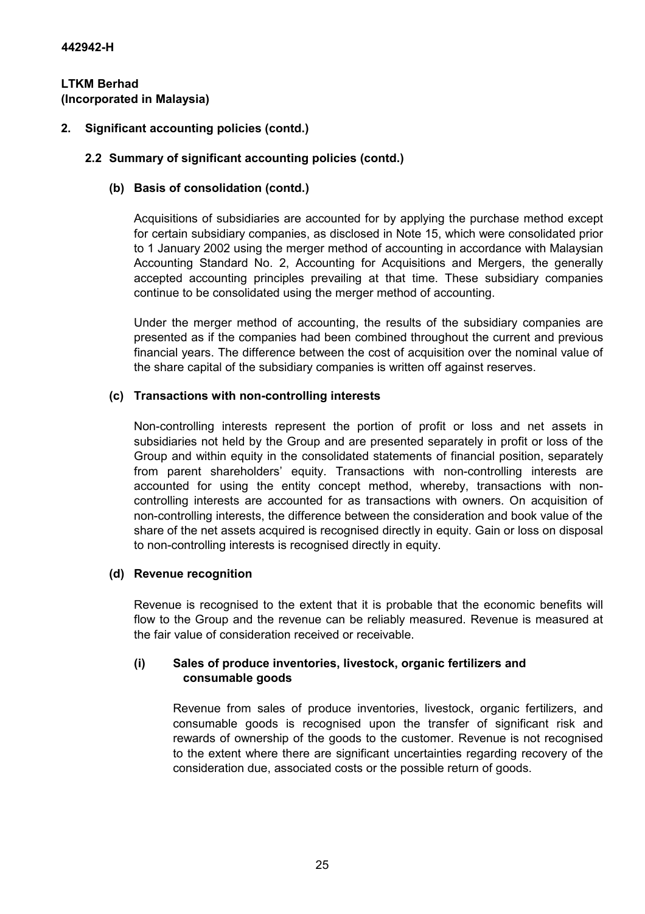442942-H

**LTKM Berhad**
**(Incorporated in Malaysia)**

## 2. Significant accounting policies (contd.)

### 2.2 Summary of significant accounting policies (contd.)

#### (b) Basis of consolidation (contd.)

Acquisitions of subsidiaries are accounted for by applying the purchase method except for certain subsidiary companies, as disclosed in Note 15, which were consolidated prior to 1 January 2002 using the merger method of accounting in accordance with Malaysian Accounting Standard No. 2, Accounting for Acquisitions and Mergers, the generally accepted accounting principles prevailing at that time. These subsidiary companies continue to be consolidated using the merger method of accounting.

Under the merger method of accounting, the results of the subsidiary companies are presented as if the companies had been combined throughout the current and previous financial years. The difference between the cost of acquisition over the nominal value of the share capital of the subsidiary companies is written off against reserves.

#### (c) Transactions with non-controlling interests

Non-controlling interests represent the portion of profit or loss and net assets in subsidiaries not held by the Group and are presented separately in profit or loss of the Group and within equity in the consolidated statements of financial position, separately from parent shareholders' equity. Transactions with non-controlling interests are accounted for using the entity concept method, whereby, transactions with non-controlling interests are accounted for as transactions with owners. On acquisition of non-controlling interests, the difference between the consideration and book value of the share of the net assets acquired is recognised directly in equity. Gain or loss on disposal to non-controlling interests is recognised directly in equity.

#### (d) Revenue recognition

Revenue is recognised to the extent that it is probable that the economic benefits will flow to the Group and the revenue can be reliably measured. Revenue is measured at the fair value of consideration received or receivable.

##### (i) Sales of produce inventories, livestock, organic fertilizers and consumable goods

Revenue from sales of produce inventories, livestock, organic fertilizers, and consumable goods is recognised upon the transfer of significant risk and rewards of ownership of the goods to the customer. Revenue is not recognised to the extent where there are significant uncertainties regarding recovery of the consideration due, associated costs or the possible return of goods.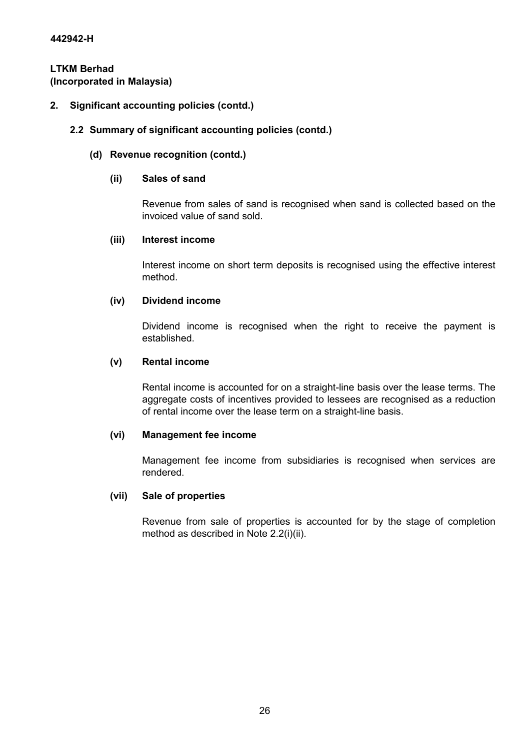442942-H

**LTKM Berhad**
**(Incorporated in Malaysia)**

## 2. Significant accounting policies (contd.)

### 2.2 Summary of significant accounting policies (contd.)

#### (d) Revenue recognition (contd.)

**(ii) Sales of sand**

Revenue from sales of sand is recognised when sand is collected based on the invoiced value of sand sold.

**(iii) Interest income**

Interest income on short term deposits is recognised using the effective interest method.

**(iv) Dividend income**

Dividend income is recognised when the right to receive the payment is established.

**(v) Rental income**

Rental income is accounted for on a straight-line basis over the lease terms. The aggregate costs of incentives provided to lessees are recognised as a reduction of rental income over the lease term on a straight-line basis.

**(vi) Management fee income**

Management fee income from subsidiaries is recognised when services are rendered.

**(vii) Sale of properties**

Revenue from sale of properties is accounted for by the stage of completion method as described in Note 2.2(i)(ii).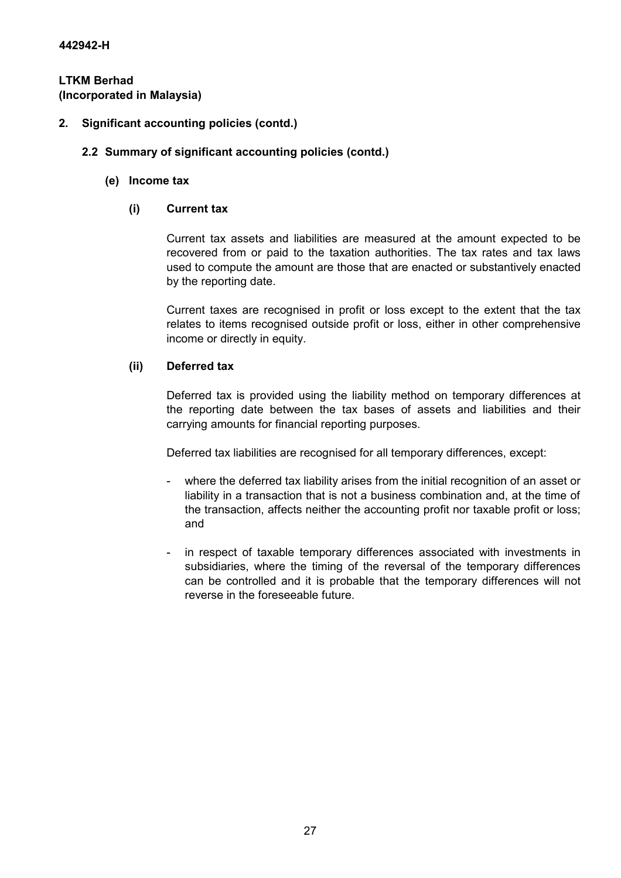**442942-H**

**LTKM Berhad**
**(Incorporated in Malaysia)**

## 2. Significant accounting policies (contd.)

### 2.2 Summary of significant accounting policies (contd.)

#### (e) Income tax

##### (i) Current tax

Current tax assets and liabilities are measured at the amount expected to be recovered from or paid to the taxation authorities. The tax rates and tax laws used to compute the amount are those that are enacted or substantively enacted by the reporting date.

Current taxes are recognised in profit or loss except to the extent that the tax relates to items recognised outside profit or loss, either in other comprehensive income or directly in equity.

##### (ii) Deferred tax

Deferred tax is provided using the liability method on temporary differences at the reporting date between the tax bases of assets and liabilities and their carrying amounts for financial reporting purposes.

Deferred tax liabilities are recognised for all temporary differences, except:

- where the deferred tax liability arises from the initial recognition of an asset or liability in a transaction that is not a business combination and, at the time of the transaction, affects neither the accounting profit nor taxable profit or loss; and

- in respect of taxable temporary differences associated with investments in subsidiaries, where the timing of the reversal of the temporary differences can be controlled and it is probable that the temporary differences will not reverse in the foreseeable future.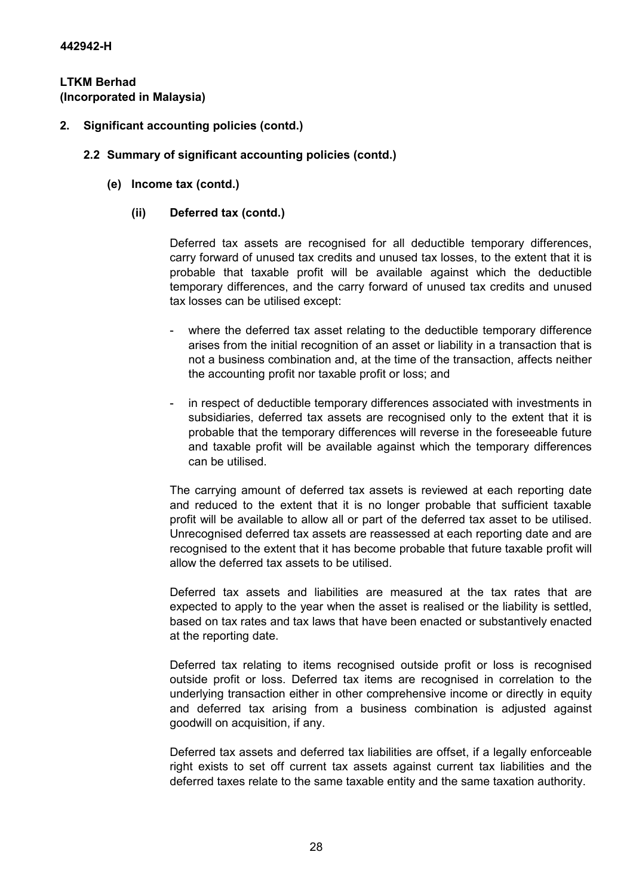442942-H

**LTKM Berhad**
**(Incorporated in Malaysia)**

## 2. Significant accounting policies (contd.)

### 2.2 Summary of significant accounting policies (contd.)

#### (e) Income tax (contd.)

##### (ii) Deferred tax (contd.)

Deferred tax assets are recognised for all deductible temporary differences, carry forward of unused tax credits and unused tax losses, to the extent that it is probable that taxable profit will be available against which the deductible temporary differences, and the carry forward of unused tax credits and unused tax losses can be utilised except:

- where the deferred tax asset relating to the deductible temporary difference arises from the initial recognition of an asset or liability in a transaction that is not a business combination and, at the time of the transaction, affects neither the accounting profit nor taxable profit or loss; and

- in respect of deductible temporary differences associated with investments in subsidiaries, deferred tax assets are recognised only to the extent that it is probable that the temporary differences will reverse in the foreseeable future and taxable profit will be available against which the temporary differences can be utilised.

The carrying amount of deferred tax assets is reviewed at each reporting date and reduced to the extent that it is no longer probable that sufficient taxable profit will be available to allow all or part of the deferred tax asset to be utilised. Unrecognised deferred tax assets are reassessed at each reporting date and are recognised to the extent that it has become probable that future taxable profit will allow the deferred tax assets to be utilised.

Deferred tax assets and liabilities are measured at the tax rates that are expected to apply to the year when the asset is realised or the liability is settled, based on tax rates and tax laws that have been enacted or substantively enacted at the reporting date.

Deferred tax relating to items recognised outside profit or loss is recognised outside profit or loss. Deferred tax items are recognised in correlation to the underlying transaction either in other comprehensive income or directly in equity and deferred tax arising from a business combination is adjusted against goodwill on acquisition, if any.

Deferred tax assets and deferred tax liabilities are offset, if a legally enforceable right exists to set off current tax assets against current tax liabilities and the deferred taxes relate to the same taxable entity and the same taxation authority.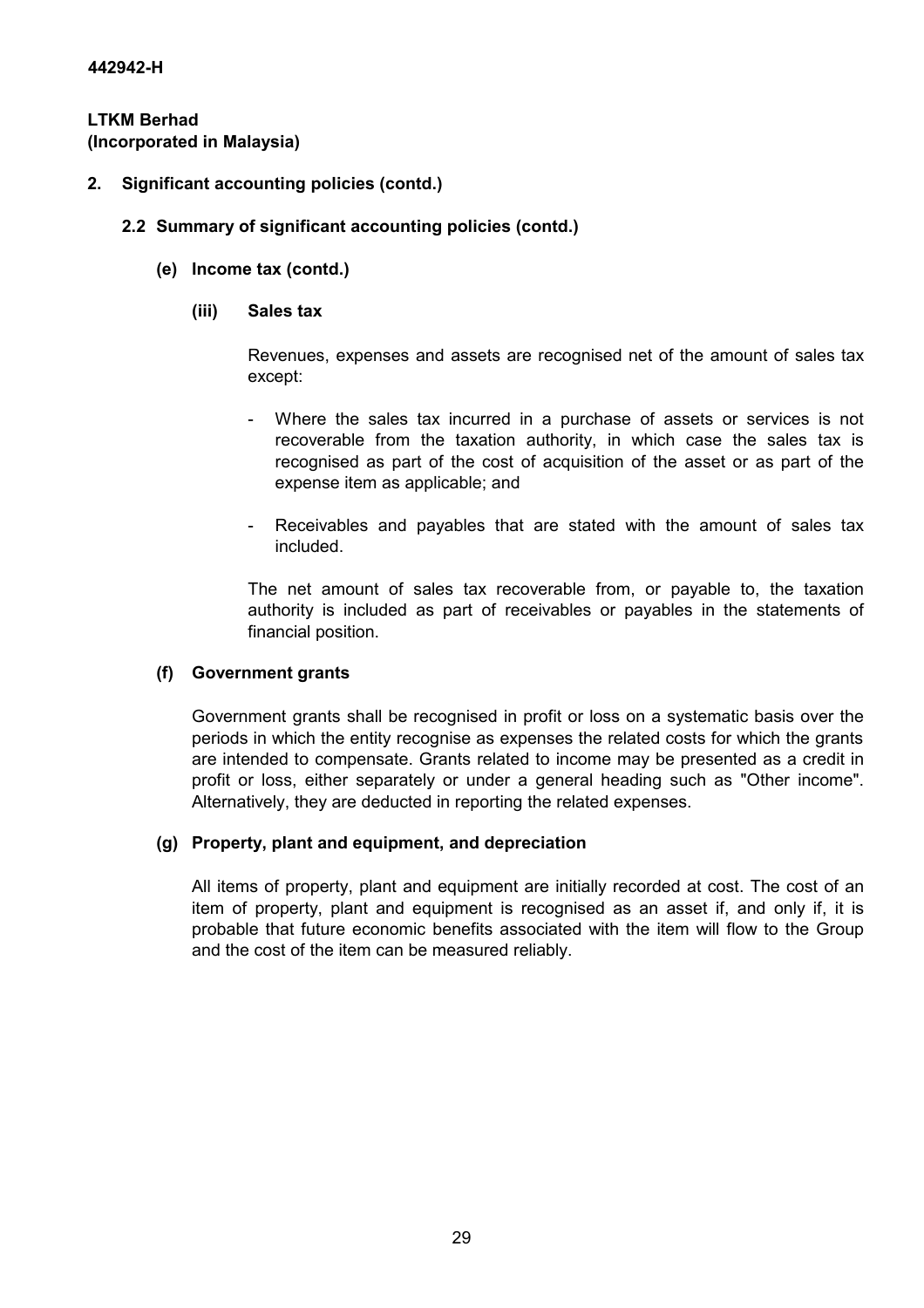## 2. Significant accounting policies (contd.)

### 2.2 Summary of significant accounting policies (contd.)

#### (e) Income tax (contd.)

##### (iii) Sales tax

Revenues, expenses and assets are recognised net of the amount of sales tax except:

- Where the sales tax incurred in a purchase of assets or services is not recoverable from the taxation authority, in which case the sales tax is recognised as part of the cost of acquisition of the asset or as part of the expense item as applicable; and
- Receivables and payables that are stated with the amount of sales tax included.

The net amount of sales tax recoverable from, or payable to, the taxation authority is included as part of receivables or payables in the statements of financial position.

#### (f) Government grants

Government grants shall be recognised in profit or loss on a systematic basis over the periods in which the entity recognise as expenses the related costs for which the grants are intended to compensate. Grants related to income may be presented as a credit in profit or loss, either separately or under a general heading such as "Other income". Alternatively, they are deducted in reporting the related expenses.

#### (g) Property, plant and equipment, and depreciation

All items of property, plant and equipment are initially recorded at cost. The cost of an item of property, plant and equipment is recognised as an asset if, and only if, it is probable that future economic benefits associated with the item will flow to the Group and the cost of the item can be measured reliably.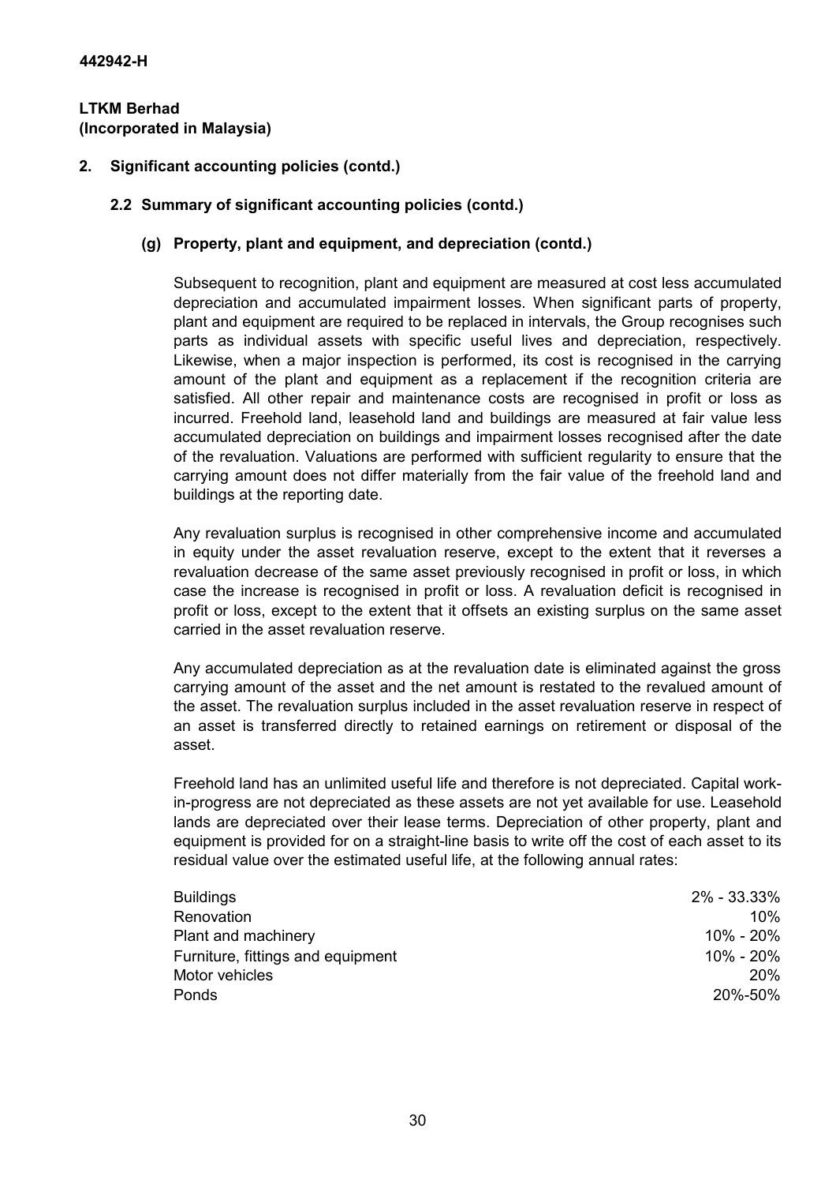442942-H

**LTKM Berhad**
**(Incorporated in Malaysia)**

## 2. Significant accounting policies (contd.)

### 2.2 Summary of significant accounting policies (contd.)

#### (g) Property, plant and equipment, and depreciation (contd.)

Subsequent to recognition, plant and equipment are measured at cost less accumulated depreciation and accumulated impairment losses. When significant parts of property, plant and equipment are required to be replaced in intervals, the Group recognises such parts as individual assets with specific useful lives and depreciation, respectively. Likewise, when a major inspection is performed, its cost is recognised in the carrying amount of the plant and equipment as a replacement if the recognition criteria are satisfied. All other repair and maintenance costs are recognised in profit or loss as incurred. Freehold land, leasehold land and buildings are measured at fair value less accumulated depreciation on buildings and impairment losses recognised after the date of the revaluation. Valuations are performed with sufficient regularity to ensure that the carrying amount does not differ materially from the fair value of the freehold land and buildings at the reporting date.

Any revaluation surplus is recognised in other comprehensive income and accumulated in equity under the asset revaluation reserve, except to the extent that it reverses a revaluation decrease of the same asset previously recognised in profit or loss, in which case the increase is recognised in profit or loss. A revaluation deficit is recognised in profit or loss, except to the extent that it offsets an existing surplus on the same asset carried in the asset revaluation reserve.

Any accumulated depreciation as at the revaluation date is eliminated against the gross carrying amount of the asset and the net amount is restated to the revalued amount of the asset. The revaluation surplus included in the asset revaluation reserve in respect of an asset is transferred directly to retained earnings on retirement or disposal of the asset.

Freehold land has an unlimited useful life and therefore is not depreciated. Capital work-in-progress are not depreciated as these assets are not yet available for use. Leasehold lands are depreciated over their lease terms. Depreciation of other property, plant and equipment is provided for on a straight-line basis to write off the cost of each asset to its residual value over the estimated useful life, at the following annual rates:

| | |
|---|---|
| Buildings | 2% - 33.33% |
| Renovation | 10% |
| Plant and machinery | 10% - 20% |
| Furniture, fittings and equipment | 10% - 20% |
| Motor vehicles | 20% |
| Ponds | 20%-50% |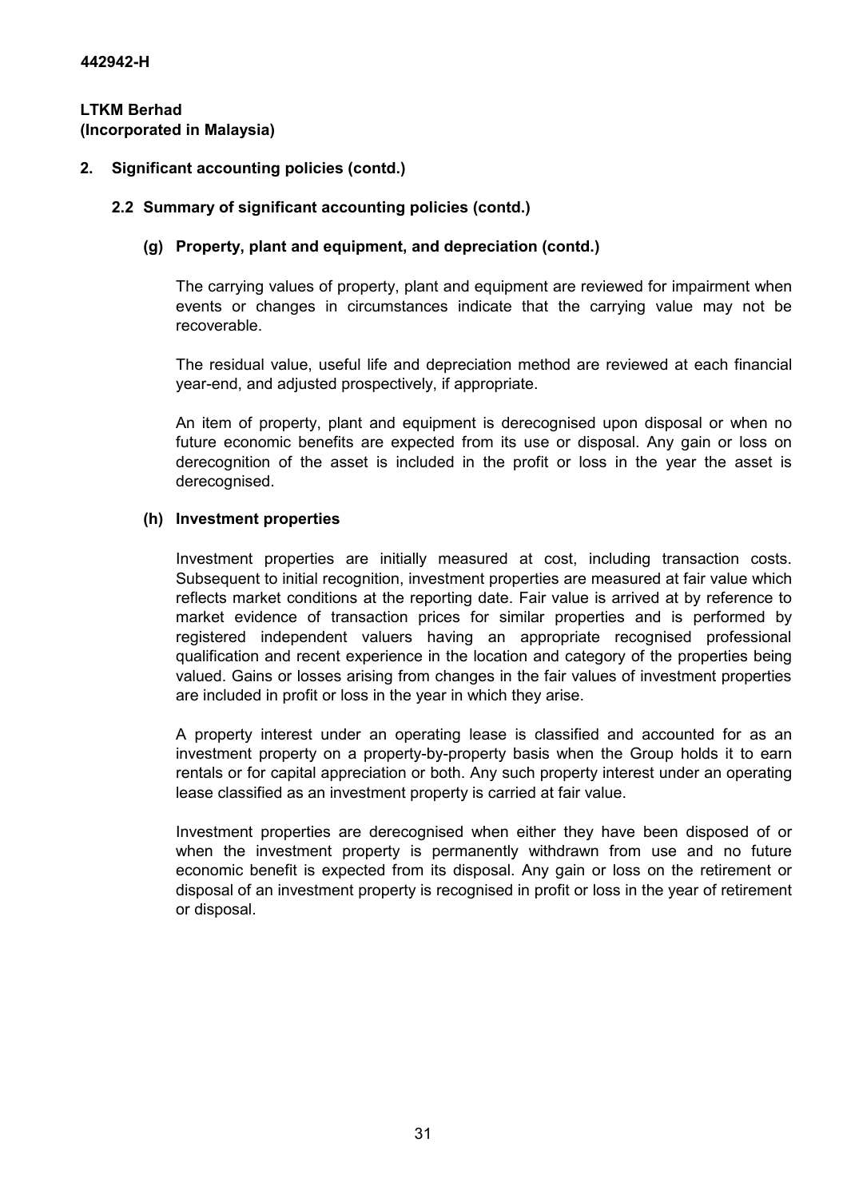**442942-H**

**LTKM Berhad**
**(Incorporated in Malaysia)**

## 2. Significant accounting policies (contd.)

### 2.2 Summary of significant accounting policies (contd.)

#### (g) Property, plant and equipment, and depreciation (contd.)

The carrying values of property, plant and equipment are reviewed for impairment when events or changes in circumstances indicate that the carrying value may not be recoverable.

The residual value, useful life and depreciation method are reviewed at each financial year-end, and adjusted prospectively, if appropriate.

An item of property, plant and equipment is derecognised upon disposal or when no future economic benefits are expected from its use or disposal. Any gain or loss on derecognition of the asset is included in the profit or loss in the year the asset is derecognised.

#### (h) Investment properties

Investment properties are initially measured at cost, including transaction costs. Subsequent to initial recognition, investment properties are measured at fair value which reflects market conditions at the reporting date. Fair value is arrived at by reference to market evidence of transaction prices for similar properties and is performed by registered independent valuers having an appropriate recognised professional qualification and recent experience in the location and category of the properties being valued. Gains or losses arising from changes in the fair values of investment properties are included in profit or loss in the year in which they arise.

A property interest under an operating lease is classified and accounted for as an investment property on a property-by-property basis when the Group holds it to earn rentals or for capital appreciation or both. Any such property interest under an operating lease classified as an investment property is carried at fair value.

Investment properties are derecognised when either they have been disposed of or when the investment property is permanently withdrawn from use and no future economic benefit is expected from its disposal. Any gain or loss on the retirement or disposal of an investment property is recognised in profit or loss in the year of retirement or disposal.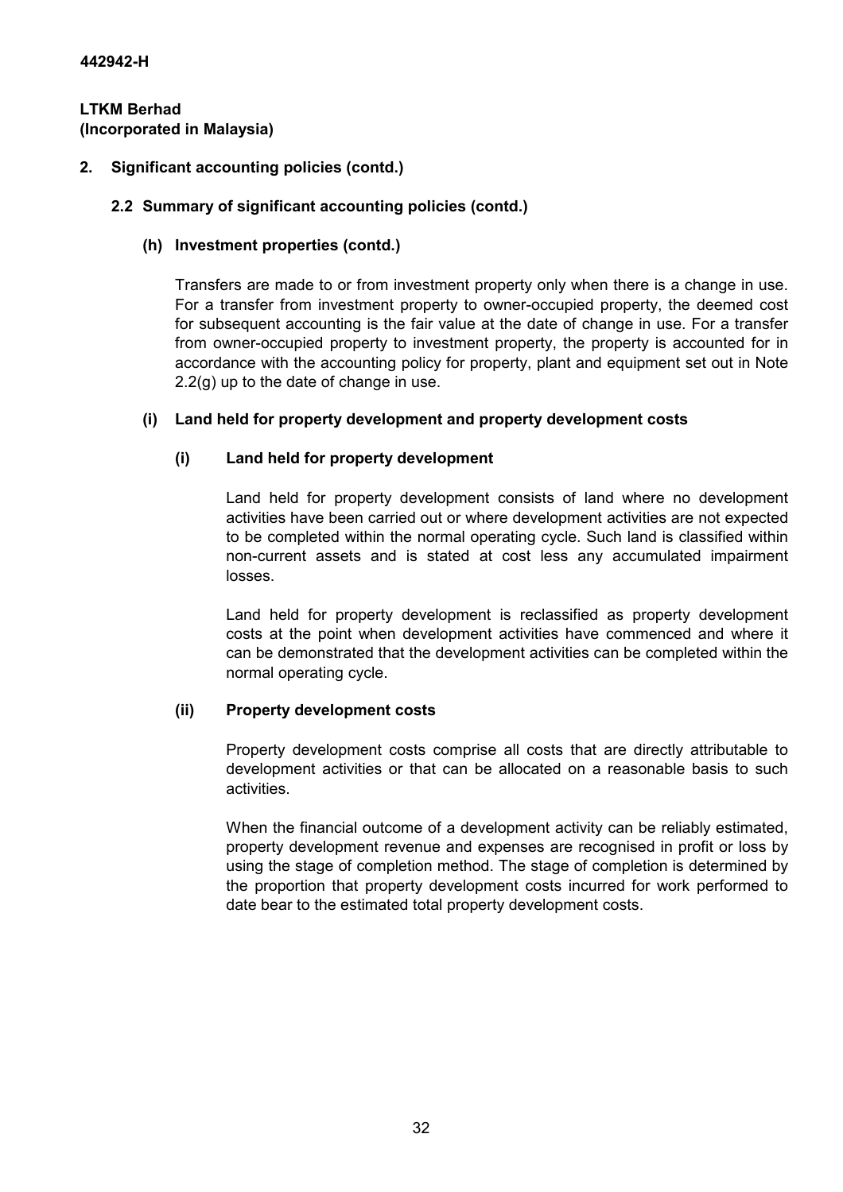## 2. Significant accounting policies (contd.)

### 2.2 Summary of significant accounting policies (contd.)

#### (h) Investment properties (contd.)

Transfers are made to or from investment property only when there is a change in use. For a transfer from investment property to owner-occupied property, the deemed cost for subsequent accounting is the fair value at the date of change in use. For a transfer from owner-occupied property to investment property, the property is accounted for in accordance with the accounting policy for property, plant and equipment set out in Note 2.2(g) up to the date of change in use.

#### (i) Land held for property development and property development costs

##### (i) Land held for property development

Land held for property development consists of land where no development activities have been carried out or where development activities are not expected to be completed within the normal operating cycle. Such land is classified within non-current assets and is stated at cost less any accumulated impairment losses.

Land held for property development is reclassified as property development costs at the point when development activities have commenced and where it can be demonstrated that the development activities can be completed within the normal operating cycle.

##### (ii) Property development costs

Property development costs comprise all costs that are directly attributable to development activities or that can be allocated on a reasonable basis to such activities.

When the financial outcome of a development activity can be reliably estimated, property development revenue and expenses are recognised in profit or loss by using the stage of completion method. The stage of completion is determined by the proportion that property development costs incurred for work performed to date bear to the estimated total property development costs.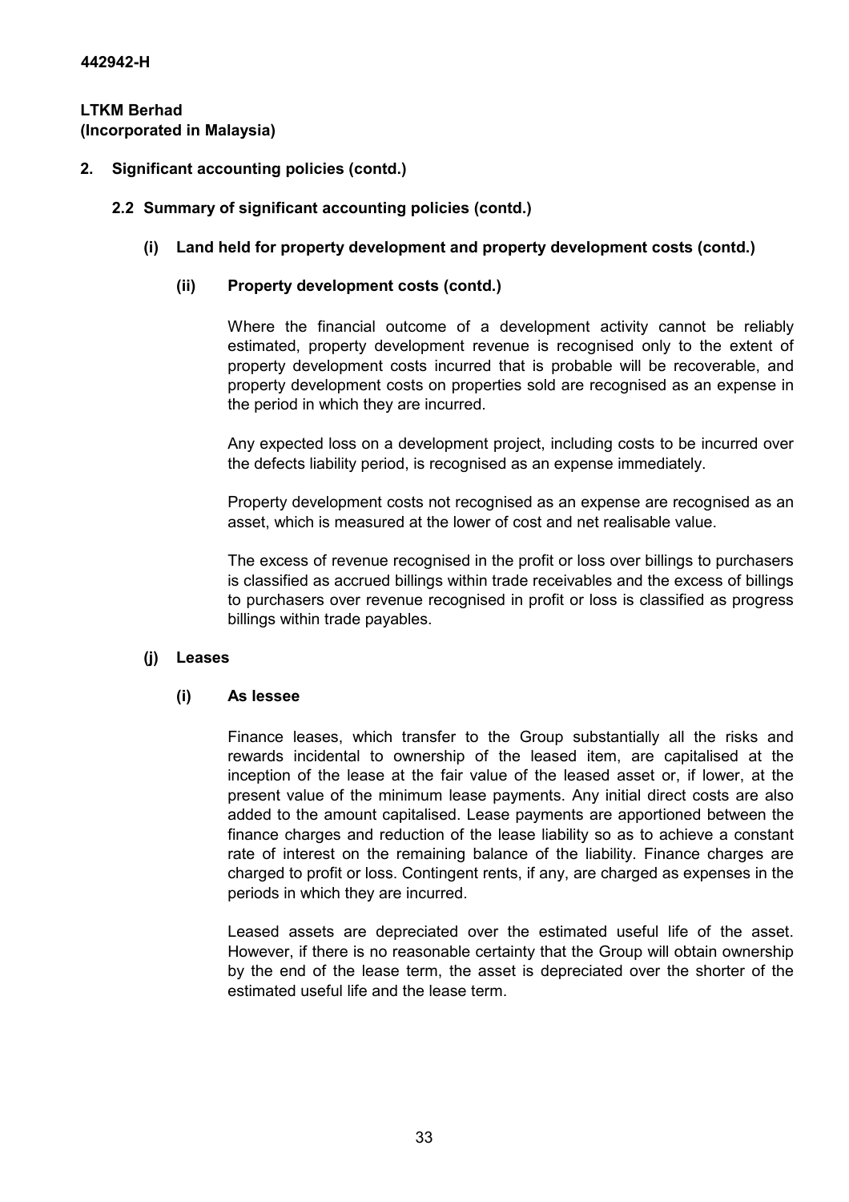**442942-H**

**LTKM Berhad**
**(Incorporated in Malaysia)**

**2. Significant accounting policies (contd.)**

**2.2 Summary of significant accounting policies (contd.)**

**(i) Land held for property development and property development costs (contd.)**

**(ii) Property development costs (contd.)**

Where the financial outcome of a development activity cannot be reliably estimated, property development revenue is recognised only to the extent of property development costs incurred that is probable will be recoverable, and property development costs on properties sold are recognised as an expense in the period in which they are incurred.

Any expected loss on a development project, including costs to be incurred over the defects liability period, is recognised as an expense immediately.

Property development costs not recognised as an expense are recognised as an asset, which is measured at the lower of cost and net realisable value.

The excess of revenue recognised in the profit or loss over billings to purchasers is classified as accrued billings within trade receivables and the excess of billings to purchasers over revenue recognised in profit or loss is classified as progress billings within trade payables.

**(j) Leases**

**(i) As lessee**

Finance leases, which transfer to the Group substantially all the risks and rewards incidental to ownership of the leased item, are capitalised at the inception of the lease at the fair value of the leased asset or, if lower, at the present value of the minimum lease payments. Any initial direct costs are also added to the amount capitalised. Lease payments are apportioned between the finance charges and reduction of the lease liability so as to achieve a constant rate of interest on the remaining balance of the liability. Finance charges are charged to profit or loss. Contingent rents, if any, are charged as expenses in the periods in which they are incurred.

Leased assets are depreciated over the estimated useful life of the asset. However, if there is no reasonable certainty that the Group will obtain ownership by the end of the lease term, the asset is depreciated over the shorter of the estimated useful life and the lease term.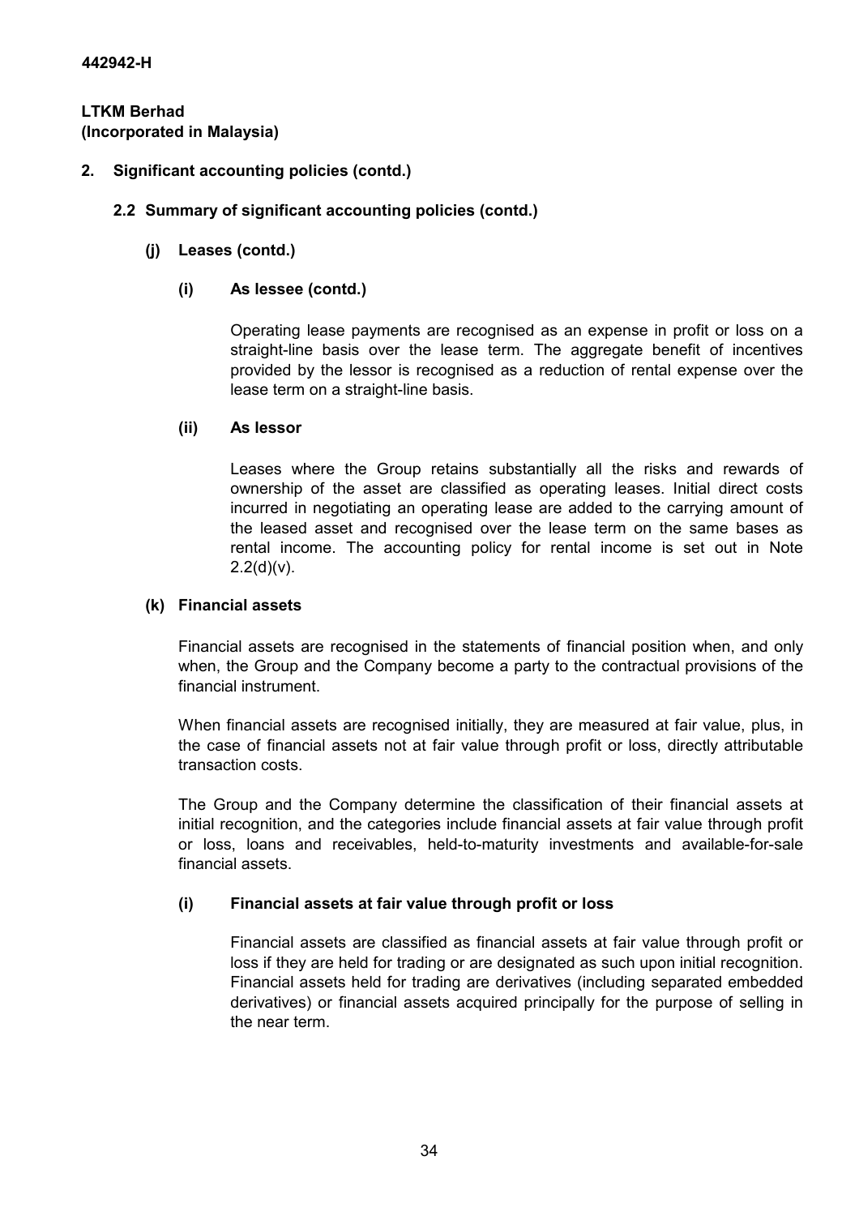## 2. Significant accounting policies (contd.)

### 2.2 Summary of significant accounting policies (contd.)

#### (j) Leases (contd.)

##### (i) As lessee (contd.)

Operating lease payments are recognised as an expense in profit or loss on a straight-line basis over the lease term. The aggregate benefit of incentives provided by the lessor is recognised as a reduction of rental expense over the lease term on a straight-line basis.

##### (ii) As lessor

Leases where the Group retains substantially all the risks and rewards of ownership of the asset are classified as operating leases. Initial direct costs incurred in negotiating an operating lease are added to the carrying amount of the leased asset and recognised over the lease term on the same bases as rental income. The accounting policy for rental income is set out in Note 2.2(d)(v).

#### (k) Financial assets

Financial assets are recognised in the statements of financial position when, and only when, the Group and the Company become a party to the contractual provisions of the financial instrument.

When financial assets are recognised initially, they are measured at fair value, plus, in the case of financial assets not at fair value through profit or loss, directly attributable transaction costs.

The Group and the Company determine the classification of their financial assets at initial recognition, and the categories include financial assets at fair value through profit or loss, loans and receivables, held-to-maturity investments and available-for-sale financial assets.

##### (i) Financial assets at fair value through profit or loss

Financial assets are classified as financial assets at fair value through profit or loss if they are held for trading or are designated as such upon initial recognition. Financial assets held for trading are derivatives (including separated embedded derivatives) or financial assets acquired principally for the purpose of selling in the near term.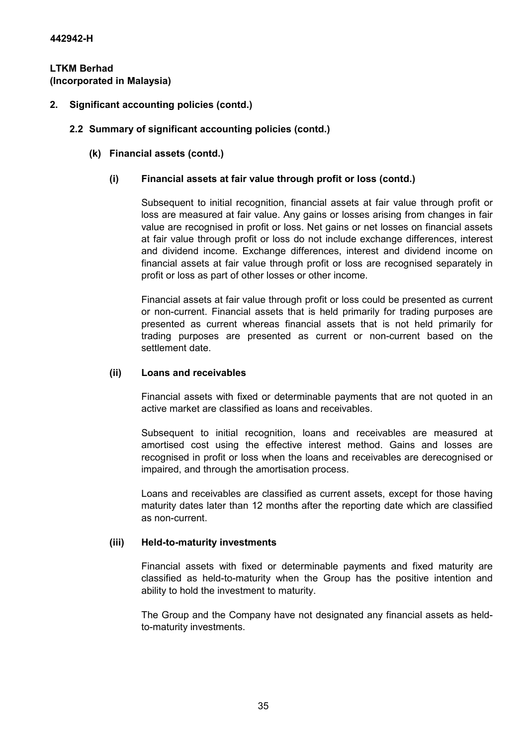442942-H

**LTKM Berhad**
**(Incorporated in Malaysia)**

## 2. Significant accounting policies (contd.)

### 2.2 Summary of significant accounting policies (contd.)

#### (k) Financial assets (contd.)

##### (i) Financial assets at fair value through profit or loss (contd.)

Subsequent to initial recognition, financial assets at fair value through profit or loss are measured at fair value. Any gains or losses arising from changes in fair value are recognised in profit or loss. Net gains or net losses on financial assets at fair value through profit or loss do not include exchange differences, interest and dividend income. Exchange differences, interest and dividend income on financial assets at fair value through profit or loss are recognised separately in profit or loss as part of other losses or other income.

Financial assets at fair value through profit or loss could be presented as current or non-current. Financial assets that is held primarily for trading purposes are presented as current whereas financial assets that is not held primarily for trading purposes are presented as current or non-current based on the settlement date.

##### (ii) Loans and receivables

Financial assets with fixed or determinable payments that are not quoted in an active market are classified as loans and receivables.

Subsequent to initial recognition, loans and receivables are measured at amortised cost using the effective interest method. Gains and losses are recognised in profit or loss when the loans and receivables are derecognised or impaired, and through the amortisation process.

Loans and receivables are classified as current assets, except for those having maturity dates later than 12 months after the reporting date which are classified as non-current.

##### (iii) Held-to-maturity investments

Financial assets with fixed or determinable payments and fixed maturity are classified as held-to-maturity when the Group has the positive intention and ability to hold the investment to maturity.

The Group and the Company have not designated any financial assets as held-to-maturity investments.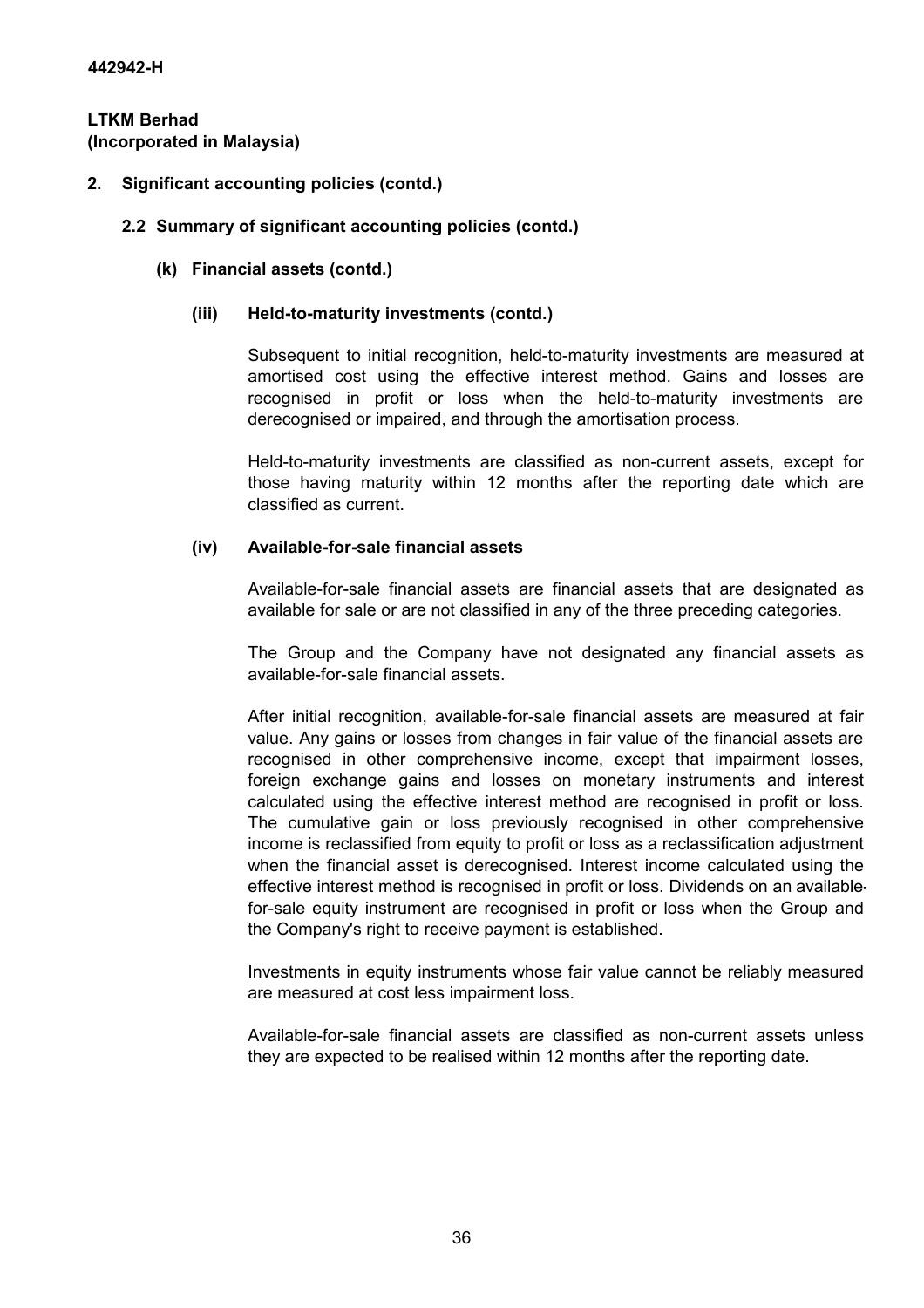**442942-H**

**LTKM Berhad**
**(Incorporated in Malaysia)**

## 2. Significant accounting policies (contd.)

### 2.2 Summary of significant accounting policies (contd.)

#### (k) Financial assets (contd.)

##### (iii) Held-to-maturity investments (contd.)

Subsequent to initial recognition, held-to-maturity investments are measured at amortised cost using the effective interest method. Gains and losses are recognised in profit or loss when the held-to-maturity investments are derecognised or impaired, and through the amortisation process.

Held-to-maturity investments are classified as non-current assets, except for those having maturity within 12 months after the reporting date which are classified as current.

##### (iv) Available-for-sale financial assets

Available-for-sale financial assets are financial assets that are designated as available for sale or are not classified in any of the three preceding categories.

The Group and the Company have not designated any financial assets as available-for-sale financial assets.

After initial recognition, available-for-sale financial assets are measured at fair value. Any gains or losses from changes in fair value of the financial assets are recognised in other comprehensive income, except that impairment losses, foreign exchange gains and losses on monetary instruments and interest calculated using the effective interest method are recognised in profit or loss. The cumulative gain or loss previously recognised in other comprehensive income is reclassified from equity to profit or loss as a reclassification adjustment when the financial asset is derecognised. Interest income calculated using the effective interest method is recognised in profit or loss. Dividends on an available-for-sale equity instrument are recognised in profit or loss when the Group and the Company's right to receive payment is established.

Investments in equity instruments whose fair value cannot be reliably measured are measured at cost less impairment loss.

Available-for-sale financial assets are classified as non-current assets unless they are expected to be realised within 12 months after the reporting date.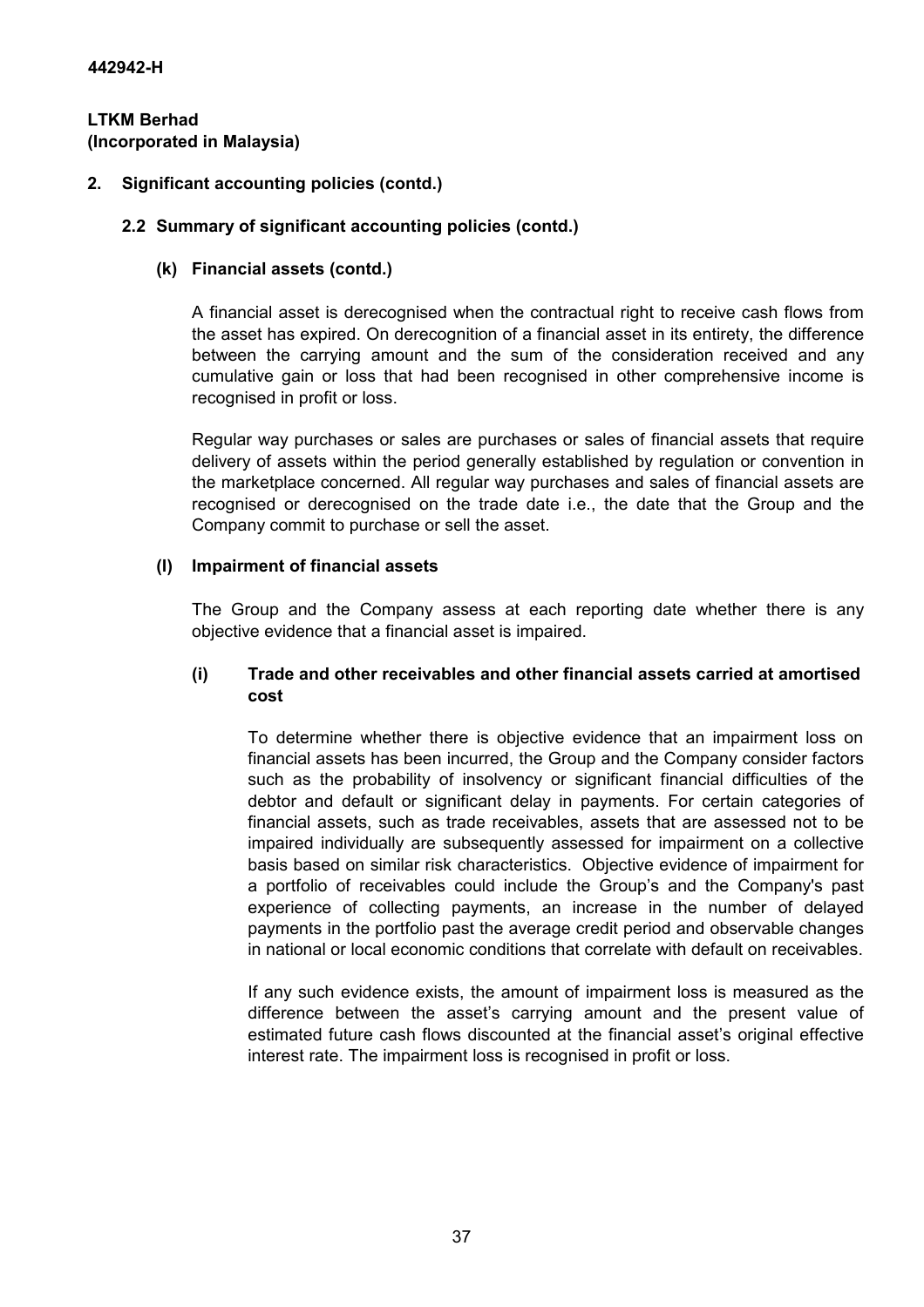## 2. Significant accounting policies (contd.)

### 2.2 Summary of significant accounting policies (contd.)

#### (k) Financial assets (contd.)

A financial asset is derecognised when the contractual right to receive cash flows from the asset has expired. On derecognition of a financial asset in its entirety, the difference between the carrying amount and the sum of the consideration received and any cumulative gain or loss that had been recognised in other comprehensive income is recognised in profit or loss.

Regular way purchases or sales are purchases or sales of financial assets that require delivery of assets within the period generally established by regulation or convention in the marketplace concerned. All regular way purchases and sales of financial assets are recognised or derecognised on the trade date i.e., the date that the Group and the Company commit to purchase or sell the asset.

#### (l) Impairment of financial assets

The Group and the Company assess at each reporting date whether there is any objective evidence that a financial asset is impaired.

##### (i) Trade and other receivables and other financial assets carried at amortised cost

To determine whether there is objective evidence that an impairment loss on financial assets has been incurred, the Group and the Company consider factors such as the probability of insolvency or significant financial difficulties of the debtor and default or significant delay in payments. For certain categories of financial assets, such as trade receivables, assets that are assessed not to be impaired individually are subsequently assessed for impairment on a collective basis based on similar risk characteristics. Objective evidence of impairment for a portfolio of receivables could include the Group's and the Company's past experience of collecting payments, an increase in the number of delayed payments in the portfolio past the average credit period and observable changes in national or local economic conditions that correlate with default on receivables.

If any such evidence exists, the amount of impairment loss is measured as the difference between the asset's carrying amount and the present value of estimated future cash flows discounted at the financial asset's original effective interest rate. The impairment loss is recognised in profit or loss.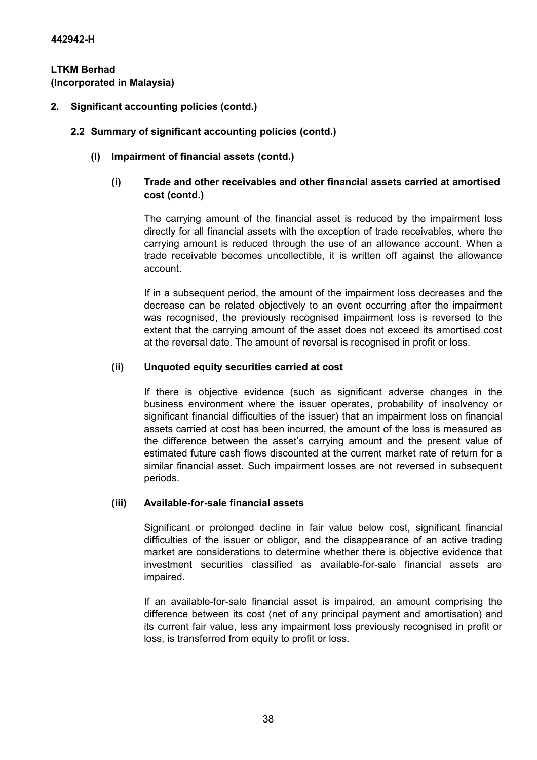**442942-H**

**LTKM Berhad**
**(Incorporated in Malaysia)**

## 2. Significant accounting policies (contd.)

### 2.2 Summary of significant accounting policies (contd.)

#### (l) Impairment of financial assets (contd.)

##### (i) Trade and other receivables and other financial assets carried at amortised cost (contd.)

The carrying amount of the financial asset is reduced by the impairment loss directly for all financial assets with the exception of trade receivables, where the carrying amount is reduced through the use of an allowance account. When a trade receivable becomes uncollectible, it is written off against the allowance account.

If in a subsequent period, the amount of the impairment loss decreases and the decrease can be related objectively to an event occurring after the impairment was recognised, the previously recognised impairment loss is reversed to the extent that the carrying amount of the asset does not exceed its amortised cost at the reversal date. The amount of reversal is recognised in profit or loss.

##### (ii) Unquoted equity securities carried at cost

If there is objective evidence (such as significant adverse changes in the business environment where the issuer operates, probability of insolvency or significant financial difficulties of the issuer) that an impairment loss on financial assets carried at cost has been incurred, the amount of the loss is measured as the difference between the asset's carrying amount and the present value of estimated future cash flows discounted at the current market rate of return for a similar financial asset. Such impairment losses are not reversed in subsequent periods.

##### (iii) Available-for-sale financial assets

Significant or prolonged decline in fair value below cost, significant financial difficulties of the issuer or obligor, and the disappearance of an active trading market are considerations to determine whether there is objective evidence that investment securities classified as available-for-sale financial assets are impaired.

If an available-for-sale financial asset is impaired, an amount comprising the difference between its cost (net of any principal payment and amortisation) and its current fair value, less any impairment loss previously recognised in profit or loss, is transferred from equity to profit or loss.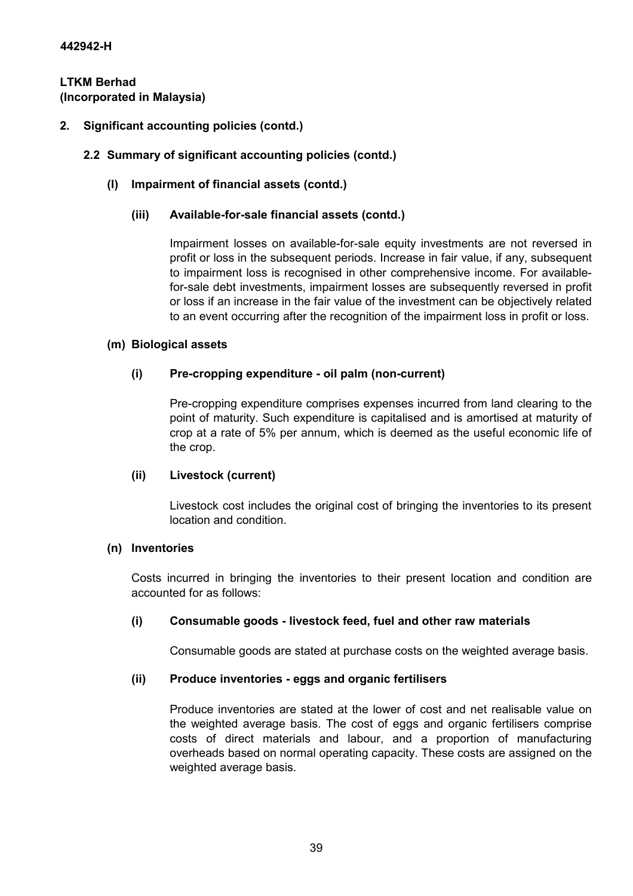**442942-H**

**LTKM Berhad**
**(Incorporated in Malaysia)**

## 2. Significant accounting policies (contd.)

### 2.2 Summary of significant accounting policies (contd.)

#### (l) Impairment of financial assets (contd.)

##### (iii) Available-for-sale financial assets (contd.)

Impairment losses on available-for-sale equity investments are not reversed in profit or loss in the subsequent periods. Increase in fair value, if any, subsequent to impairment loss is recognised in other comprehensive income. For available-for-sale debt investments, impairment losses are subsequently reversed in profit or loss if an increase in the fair value of the investment can be objectively related to an event occurring after the recognition of the impairment loss in profit or loss.

#### (m) Biological assets

##### (i) Pre-cropping expenditure - oil palm (non-current)

Pre-cropping expenditure comprises expenses incurred from land clearing to the point of maturity. Such expenditure is capitalised and is amortised at maturity of crop at a rate of 5% per annum, which is deemed as the useful economic life of the crop.

##### (ii) Livestock (current)

Livestock cost includes the original cost of bringing the inventories to its present location and condition.

#### (n) Inventories

Costs incurred in bringing the inventories to their present location and condition are accounted for as follows:

##### (i) Consumable goods - livestock feed, fuel and other raw materials

Consumable goods are stated at purchase costs on the weighted average basis.

##### (ii) Produce inventories - eggs and organic fertilisers

Produce inventories are stated at the lower of cost and net realisable value on the weighted average basis. The cost of eggs and organic fertilisers comprise costs of direct materials and labour, and a proportion of manufacturing overheads based on normal operating capacity. These costs are assigned on the weighted average basis.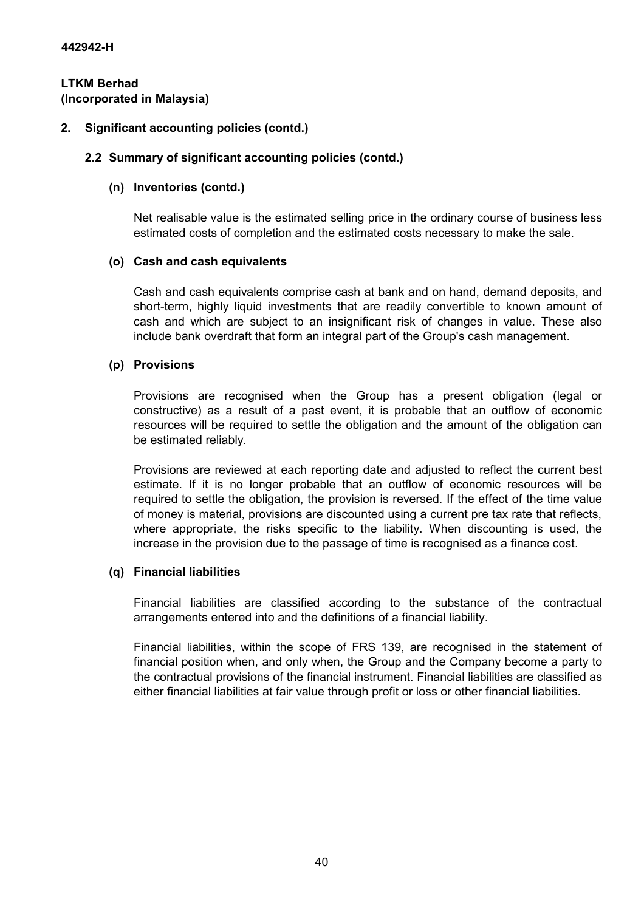442942-H

**LTKM Berhad**
**(Incorporated in Malaysia)**

## 2. Significant accounting policies (contd.)

### 2.2 Summary of significant accounting policies (contd.)

#### (n) Inventories (contd.)

Net realisable value is the estimated selling price in the ordinary course of business less estimated costs of completion and the estimated costs necessary to make the sale.

#### (o) Cash and cash equivalents

Cash and cash equivalents comprise cash at bank and on hand, demand deposits, and short-term, highly liquid investments that are readily convertible to known amount of cash and which are subject to an insignificant risk of changes in value. These also include bank overdraft that form an integral part of the Group's cash management.

#### (p) Provisions

Provisions are recognised when the Group has a present obligation (legal or constructive) as a result of a past event, it is probable that an outflow of economic resources will be required to settle the obligation and the amount of the obligation can be estimated reliably.

Provisions are reviewed at each reporting date and adjusted to reflect the current best estimate. If it is no longer probable that an outflow of economic resources will be required to settle the obligation, the provision is reversed. If the effect of the time value of money is material, provisions are discounted using a current pre tax rate that reflects, where appropriate, the risks specific to the liability. When discounting is used, the increase in the provision due to the passage of time is recognised as a finance cost.

#### (q) Financial liabilities

Financial liabilities are classified according to the substance of the contractual arrangements entered into and the definitions of a financial liability.

Financial liabilities, within the scope of FRS 139, are recognised in the statement of financial position when, and only when, the Group and the Company become a party to the contractual provisions of the financial instrument. Financial liabilities are classified as either financial liabilities at fair value through profit or loss or other financial liabilities.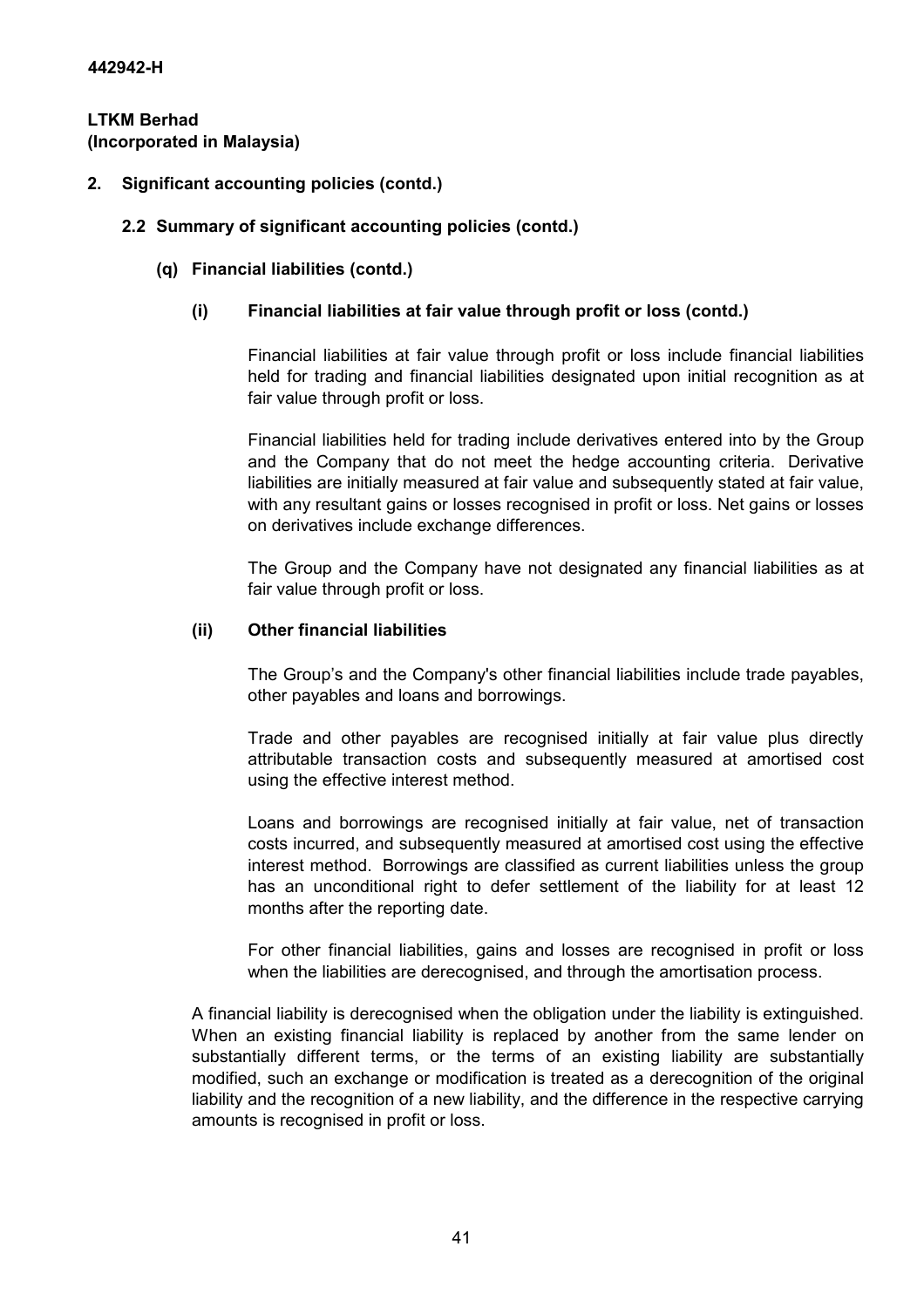**442942-H**

**LTKM Berhad**
**(Incorporated in Malaysia)**

## 2. Significant accounting policies (contd.)

### 2.2 Summary of significant accounting policies (contd.)

#### (q) Financial liabilities (contd.)

##### (i) Financial liabilities at fair value through profit or loss (contd.)

Financial liabilities at fair value through profit or loss include financial liabilities held for trading and financial liabilities designated upon initial recognition as at fair value through profit or loss.

Financial liabilities held for trading include derivatives entered into by the Group and the Company that do not meet the hedge accounting criteria. Derivative liabilities are initially measured at fair value and subsequently stated at fair value, with any resultant gains or losses recognised in profit or loss. Net gains or losses on derivatives include exchange differences.

The Group and the Company have not designated any financial liabilities as at fair value through profit or loss.

##### (ii) Other financial liabilities

The Group's and the Company's other financial liabilities include trade payables, other payables and loans and borrowings.

Trade and other payables are recognised initially at fair value plus directly attributable transaction costs and subsequently measured at amortised cost using the effective interest method.

Loans and borrowings are recognised initially at fair value, net of transaction costs incurred, and subsequently measured at amortised cost using the effective interest method. Borrowings are classified as current liabilities unless the group has an unconditional right to defer settlement of the liability for at least 12 months after the reporting date.

For other financial liabilities, gains and losses are recognised in profit or loss when the liabilities are derecognised, and through the amortisation process.

A financial liability is derecognised when the obligation under the liability is extinguished. When an existing financial liability is replaced by another from the same lender on substantially different terms, or the terms of an existing liability are substantially modified, such an exchange or modification is treated as a derecognition of the original liability and the recognition of a new liability, and the difference in the respective carrying amounts is recognised in profit or loss.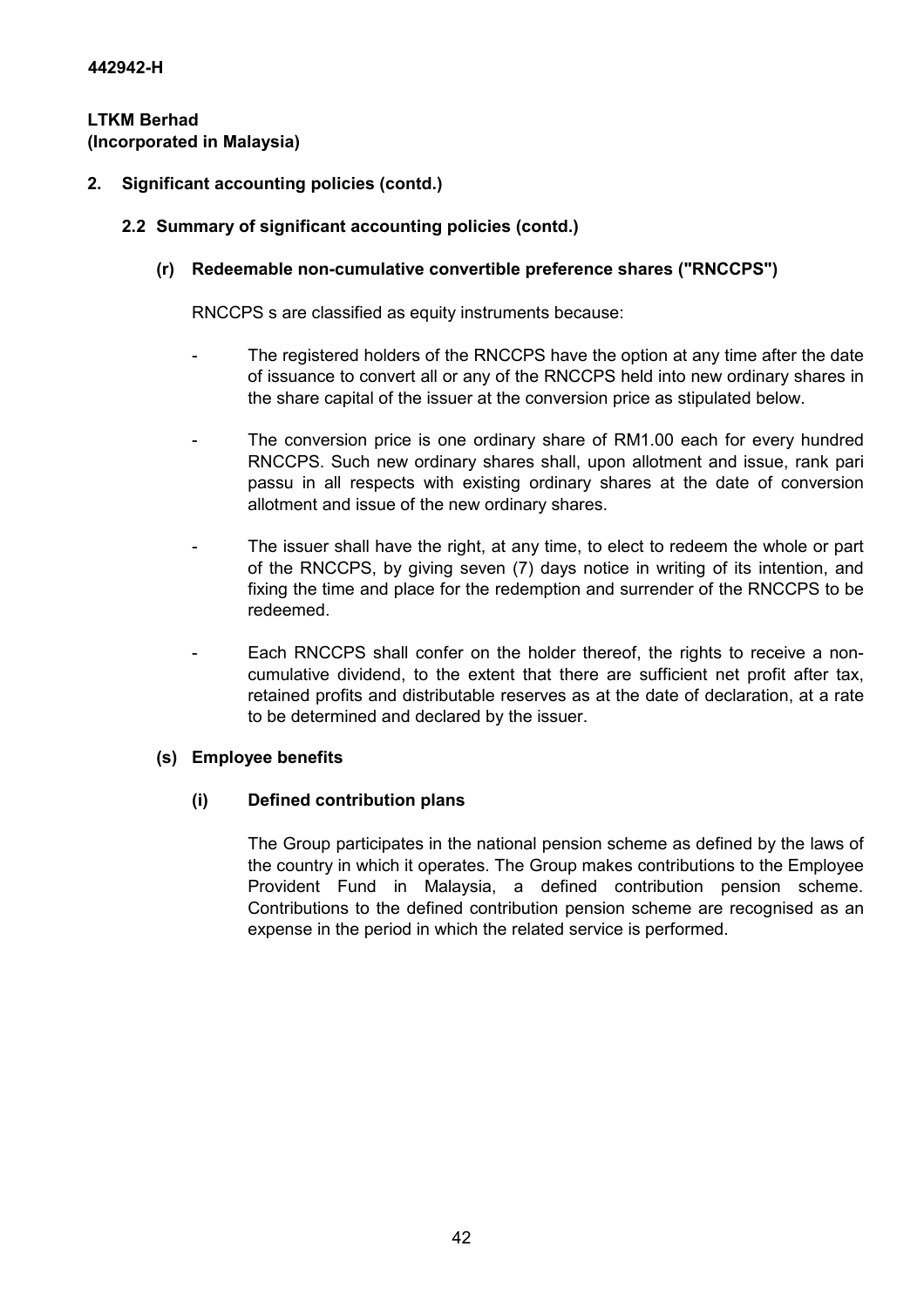**442942-H**

**LTKM Berhad**
**(Incorporated in Malaysia)**

## 2. Significant accounting policies (contd.)

### 2.2 Summary of significant accounting policies (contd.)

#### (r) Redeemable non-cumulative convertible preference shares ("RNCCPS")

RNCCPS s are classified as equity instruments because:

- The registered holders of the RNCCPS have the option at any time after the date of issuance to convert all or any of the RNCCPS held into new ordinary shares in the share capital of the issuer at the conversion price as stipulated below.

- The conversion price is one ordinary share of RM1.00 each for every hundred RNCCPS. Such new ordinary shares shall, upon allotment and issue, rank pari passu in all respects with existing ordinary shares at the date of conversion allotment and issue of the new ordinary shares.

- The issuer shall have the right, at any time, to elect to redeem the whole or part of the RNCCPS, by giving seven (7) days notice in writing of its intention, and fixing the time and place for the redemption and surrender of the RNCCPS to be redeemed.

- Each RNCCPS shall confer on the holder thereof, the rights to receive a non-cumulative dividend, to the extent that there are sufficient net profit after tax, retained profits and distributable reserves as at the date of declaration, at a rate to be determined and declared by the issuer.

#### (s) Employee benefits

##### (i) Defined contribution plans

The Group participates in the national pension scheme as defined by the laws of the country in which it operates. The Group makes contributions to the Employee Provident Fund in Malaysia, a defined contribution pension scheme. Contributions to the defined contribution pension scheme are recognised as an expense in the period in which the related service is performed.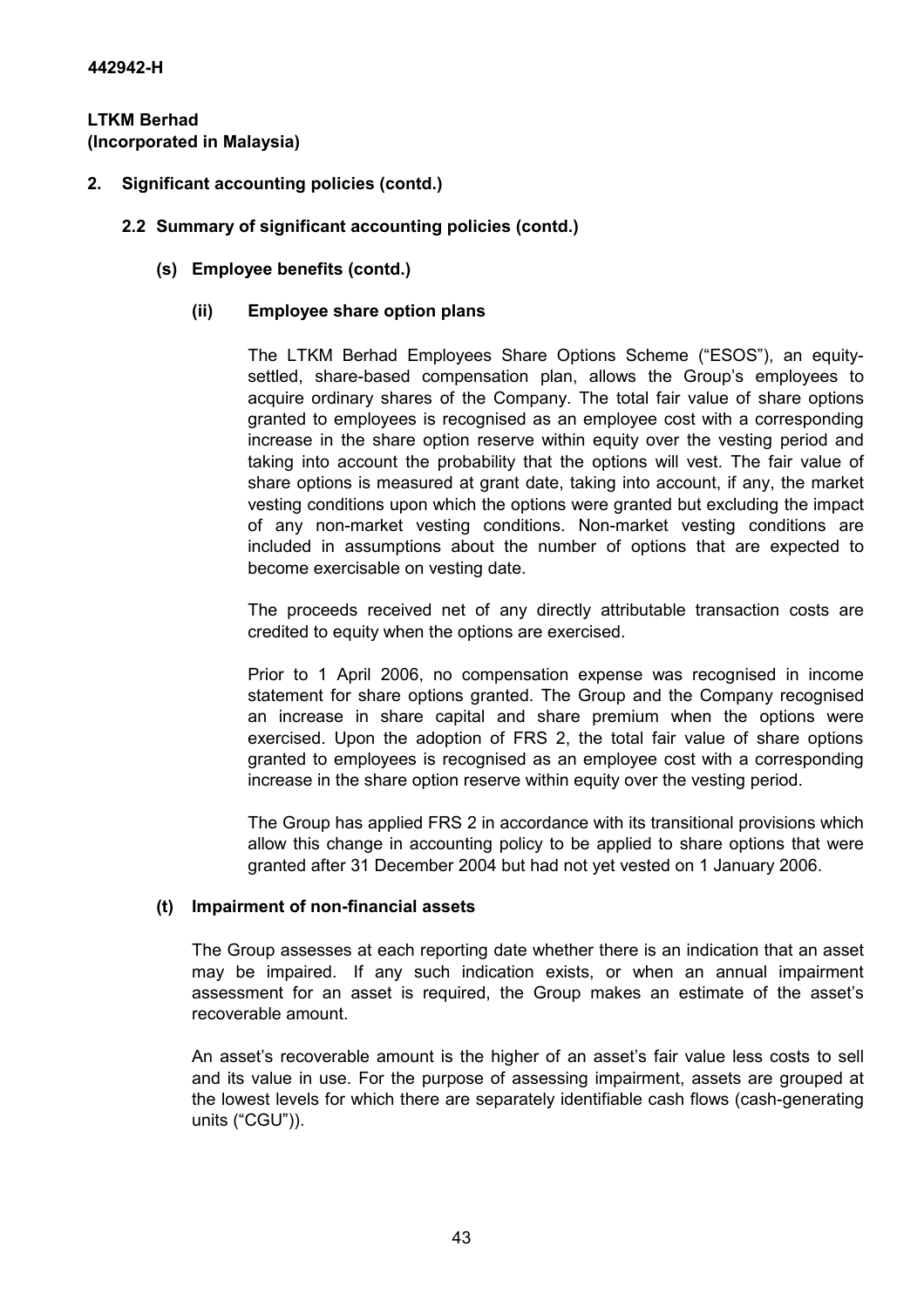442942-H

**LTKM Berhad**
**(Incorporated in Malaysia)**

## 2. Significant accounting policies (contd.)

### 2.2 Summary of significant accounting policies (contd.)

#### (s) Employee benefits (contd.)

##### (ii) Employee share option plans

The LTKM Berhad Employees Share Options Scheme ("ESOS"), an equity-settled, share-based compensation plan, allows the Group's employees to acquire ordinary shares of the Company. The total fair value of share options granted to employees is recognised as an employee cost with a corresponding increase in the share option reserve within equity over the vesting period and taking into account the probability that the options will vest. The fair value of share options is measured at grant date, taking into account, if any, the market vesting conditions upon which the options were granted but excluding the impact of any non-market vesting conditions. Non-market vesting conditions are included in assumptions about the number of options that are expected to become exercisable on vesting date.

The proceeds received net of any directly attributable transaction costs are credited to equity when the options are exercised.

Prior to 1 April 2006, no compensation expense was recognised in income statement for share options granted. The Group and the Company recognised an increase in share capital and share premium when the options were exercised. Upon the adoption of FRS 2, the total fair value of share options granted to employees is recognised as an employee cost with a corresponding increase in the share option reserve within equity over the vesting period.

The Group has applied FRS 2 in accordance with its transitional provisions which allow this change in accounting policy to be applied to share options that were granted after 31 December 2004 but had not yet vested on 1 January 2006.

#### (t) Impairment of non-financial assets

The Group assesses at each reporting date whether there is an indication that an asset may be impaired. If any such indication exists, or when an annual impairment assessment for an asset is required, the Group makes an estimate of the asset's recoverable amount.

An asset's recoverable amount is the higher of an asset's fair value less costs to sell and its value in use. For the purpose of assessing impairment, assets are grouped at the lowest levels for which there are separately identifiable cash flows (cash-generating units ("CGU")).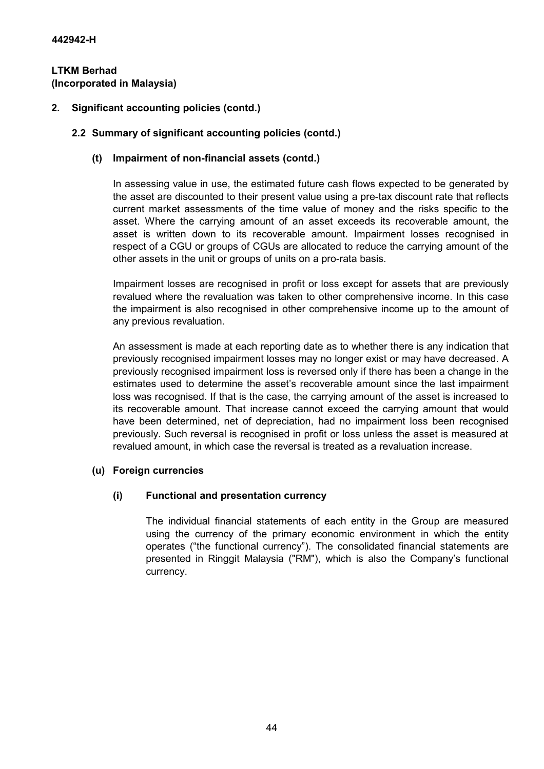## 2. Significant accounting policies (contd.)

### 2.2 Summary of significant accounting policies (contd.)

#### (t) Impairment of non-financial assets (contd.)

In assessing value in use, the estimated future cash flows expected to be generated by the asset are discounted to their present value using a pre-tax discount rate that reflects current market assessments of the time value of money and the risks specific to the asset. Where the carrying amount of an asset exceeds its recoverable amount, the asset is written down to its recoverable amount. Impairment losses recognised in respect of a CGU or groups of CGUs are allocated to reduce the carrying amount of the other assets in the unit or groups of units on a pro-rata basis.

Impairment losses are recognised in profit or loss except for assets that are previously revalued where the revaluation was taken to other comprehensive income. In this case the impairment is also recognised in other comprehensive income up to the amount of any previous revaluation.

An assessment is made at each reporting date as to whether there is any indication that previously recognised impairment losses may no longer exist or may have decreased. A previously recognised impairment loss is reversed only if there has been a change in the estimates used to determine the asset's recoverable amount since the last impairment loss was recognised. If that is the case, the carrying amount of the asset is increased to its recoverable amount. That increase cannot exceed the carrying amount that would have been determined, net of depreciation, had no impairment loss been recognised previously. Such reversal is recognised in profit or loss unless the asset is measured at revalued amount, in which case the reversal is treated as a revaluation increase.

#### (u) Foreign currencies

##### (i) Functional and presentation currency

The individual financial statements of each entity in the Group are measured using the currency of the primary economic environment in which the entity operates ("the functional currency"). The consolidated financial statements are presented in Ringgit Malaysia ("RM"), which is also the Company's functional currency.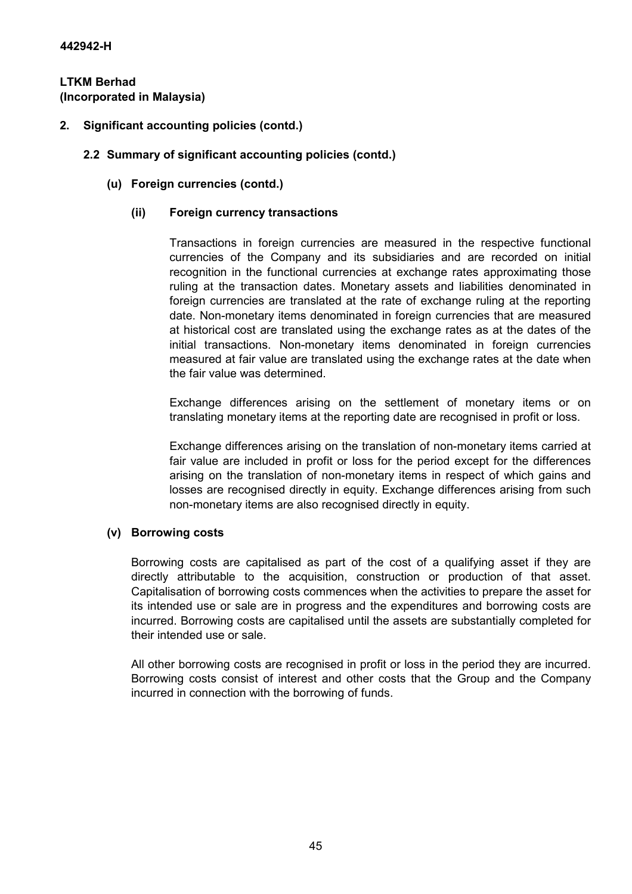442942-H

**LTKM Berhad**
**(Incorporated in Malaysia)**

## 2. Significant accounting policies (contd.)

### 2.2 Summary of significant accounting policies (contd.)

#### (u) Foreign currencies (contd.)

##### (ii) Foreign currency transactions

Transactions in foreign currencies are measured in the respective functional currencies of the Company and its subsidiaries and are recorded on initial recognition in the functional currencies at exchange rates approximating those ruling at the transaction dates. Monetary assets and liabilities denominated in foreign currencies are translated at the rate of exchange ruling at the reporting date. Non-monetary items denominated in foreign currencies that are measured at historical cost are translated using the exchange rates as at the dates of the initial transactions. Non-monetary items denominated in foreign currencies measured at fair value are translated using the exchange rates at the date when the fair value was determined.

Exchange differences arising on the settlement of monetary items or on translating monetary items at the reporting date are recognised in profit or loss.

Exchange differences arising on the translation of non-monetary items carried at fair value are included in profit or loss for the period except for the differences arising on the translation of non-monetary items in respect of which gains and losses are recognised directly in equity. Exchange differences arising from such non-monetary items are also recognised directly in equity.

#### (v) Borrowing costs

Borrowing costs are capitalised as part of the cost of a qualifying asset if they are directly attributable to the acquisition, construction or production of that asset. Capitalisation of borrowing costs commences when the activities to prepare the asset for its intended use or sale are in progress and the expenditures and borrowing costs are incurred. Borrowing costs are capitalised until the assets are substantially completed for their intended use or sale.

All other borrowing costs are recognised in profit or loss in the period they are incurred. Borrowing costs consist of interest and other costs that the Group and the Company incurred in connection with the borrowing of funds.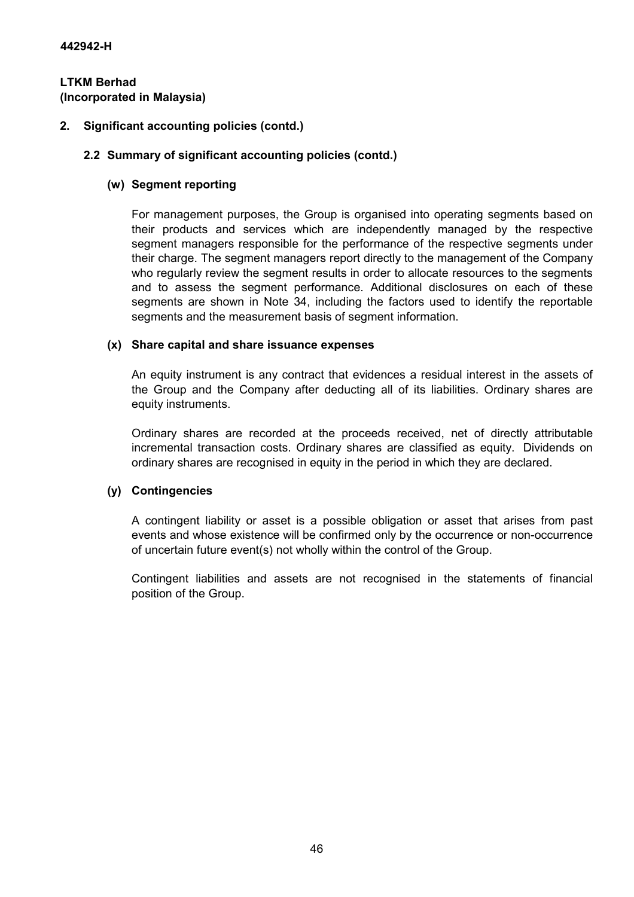## 2. Significant accounting policies (contd.)

### 2.2 Summary of significant accounting policies (contd.)

#### (w) Segment reporting

For management purposes, the Group is organised into operating segments based on their products and services which are independently managed by the respective segment managers responsible for the performance of the respective segments under their charge. The segment managers report directly to the management of the Company who regularly review the segment results in order to allocate resources to the segments and to assess the segment performance. Additional disclosures on each of these segments are shown in Note 34, including the factors used to identify the reportable segments and the measurement basis of segment information.

#### (x) Share capital and share issuance expenses

An equity instrument is any contract that evidences a residual interest in the assets of the Group and the Company after deducting all of its liabilities. Ordinary shares are equity instruments.

Ordinary shares are recorded at the proceeds received, net of directly attributable incremental transaction costs. Ordinary shares are classified as equity. Dividends on ordinary shares are recognised in equity in the period in which they are declared.

#### (y) Contingencies

A contingent liability or asset is a possible obligation or asset that arises from past events and whose existence will be confirmed only by the occurrence or non-occurrence of uncertain future event(s) not wholly within the control of the Group.

Contingent liabilities and assets are not recognised in the statements of financial position of the Group.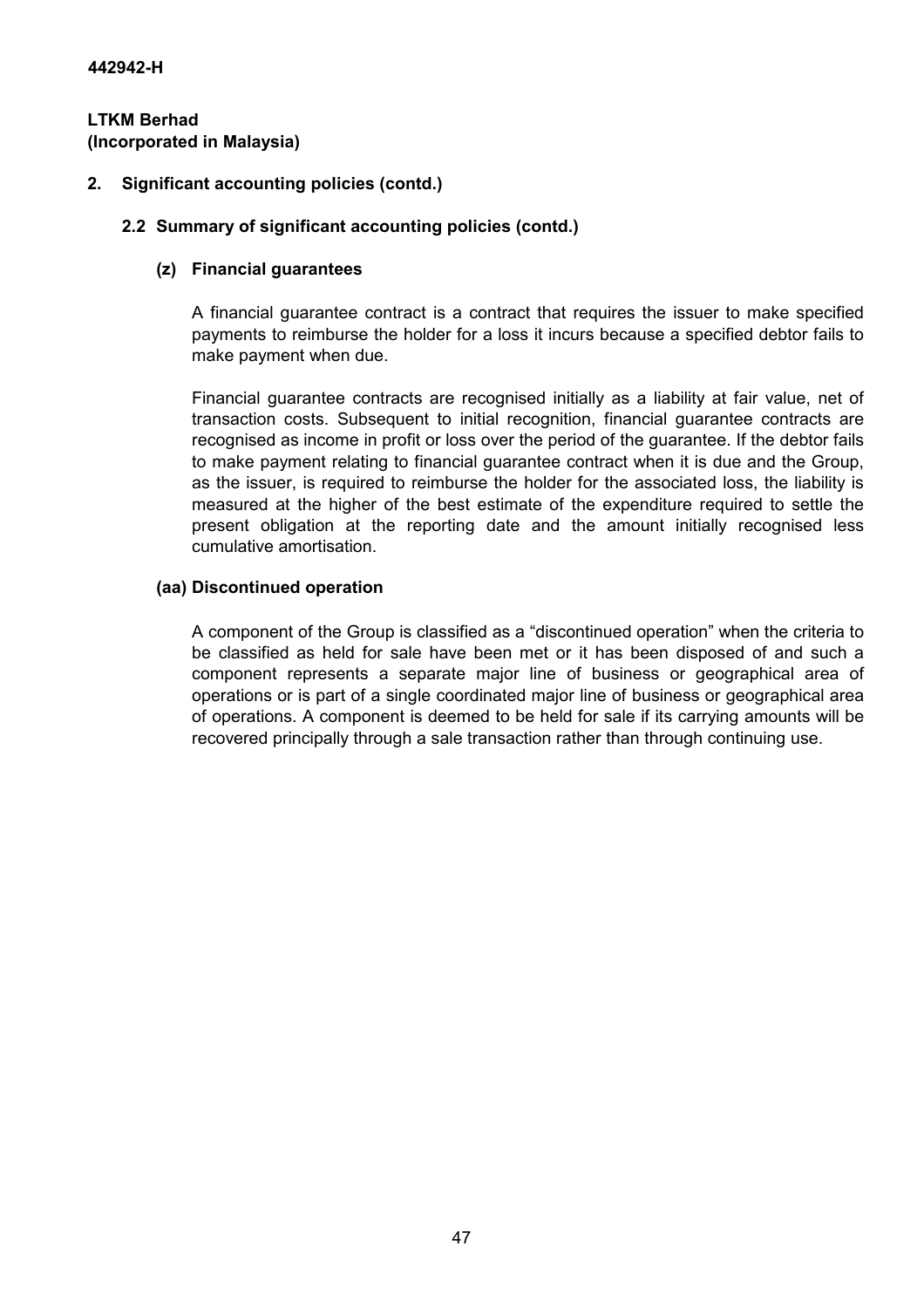## 2. Significant accounting policies (contd.)

### 2.2 Summary of significant accounting policies (contd.)

#### (z) Financial guarantees

A financial guarantee contract is a contract that requires the issuer to make specified payments to reimburse the holder for a loss it incurs because a specified debtor fails to make payment when due.

Financial guarantee contracts are recognised initially as a liability at fair value, net of transaction costs. Subsequent to initial recognition, financial guarantee contracts are recognised as income in profit or loss over the period of the guarantee. If the debtor fails to make payment relating to financial guarantee contract when it is due and the Group, as the issuer, is required to reimburse the holder for the associated loss, the liability is measured at the higher of the best estimate of the expenditure required to settle the present obligation at the reporting date and the amount initially recognised less cumulative amortisation.

#### (aa) Discontinued operation

A component of the Group is classified as a "discontinued operation" when the criteria to be classified as held for sale have been met or it has been disposed of and such a component represents a separate major line of business or geographical area of operations or is part of a single coordinated major line of business or geographical area of operations. A component is deemed to be held for sale if its carrying amounts will be recovered principally through a sale transaction rather than through continuing use.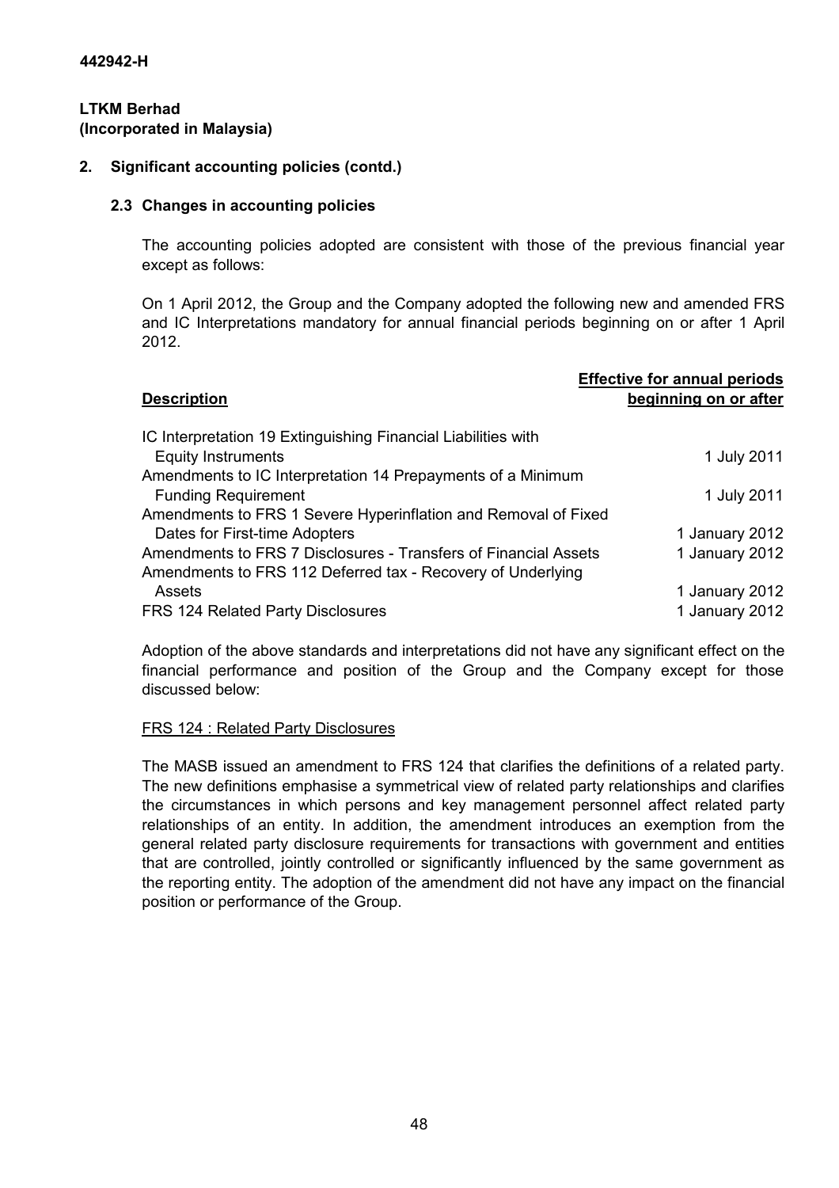442942-H

**LTKM Berhad**
**(Incorporated in Malaysia)**

## 2. Significant accounting policies (contd.)

### 2.3 Changes in accounting policies

The accounting policies adopted are consistent with those of the previous financial year except as follows:

On 1 April 2012, the Group and the Company adopted the following new and amended FRS and IC Interpretations mandatory for annual financial periods beginning on or after 1 April 2012.

| Description | Effective for annual periods beginning on or after |
|---|---|
| IC Interpretation 19 Extinguishing Financial Liabilities with Equity Instruments | 1 July 2011 |
| Amendments to IC Interpretation 14 Prepayments of a Minimum Funding Requirement | 1 July 2011 |
| Amendments to FRS 1 Severe Hyperinflation and Removal of Fixed Dates for First-time Adopters | 1 January 2012 |
| Amendments to FRS 7 Disclosures - Transfers of Financial Assets | 1 January 2012 |
| Amendments to FRS 112 Deferred tax - Recovery of Underlying Assets | 1 January 2012 |
| FRS 124 Related Party Disclosures | 1 January 2012 |

Adoption of the above standards and interpretations did not have any significant effect on the financial performance and position of the Group and the Company except for those discussed below:

<u>FRS 124 : Related Party Disclosures</u>

The MASB issued an amendment to FRS 124 that clarifies the definitions of a related party. The new definitions emphasise a symmetrical view of related party relationships and clarifies the circumstances in which persons and key management personnel affect related party relationships of an entity. In addition, the amendment introduces an exemption from the general related party disclosure requirements for transactions with government and entities that are controlled, jointly controlled or significantly influenced by the same government as the reporting entity. The adoption of the amendment did not have any impact on the financial position or performance of the Group.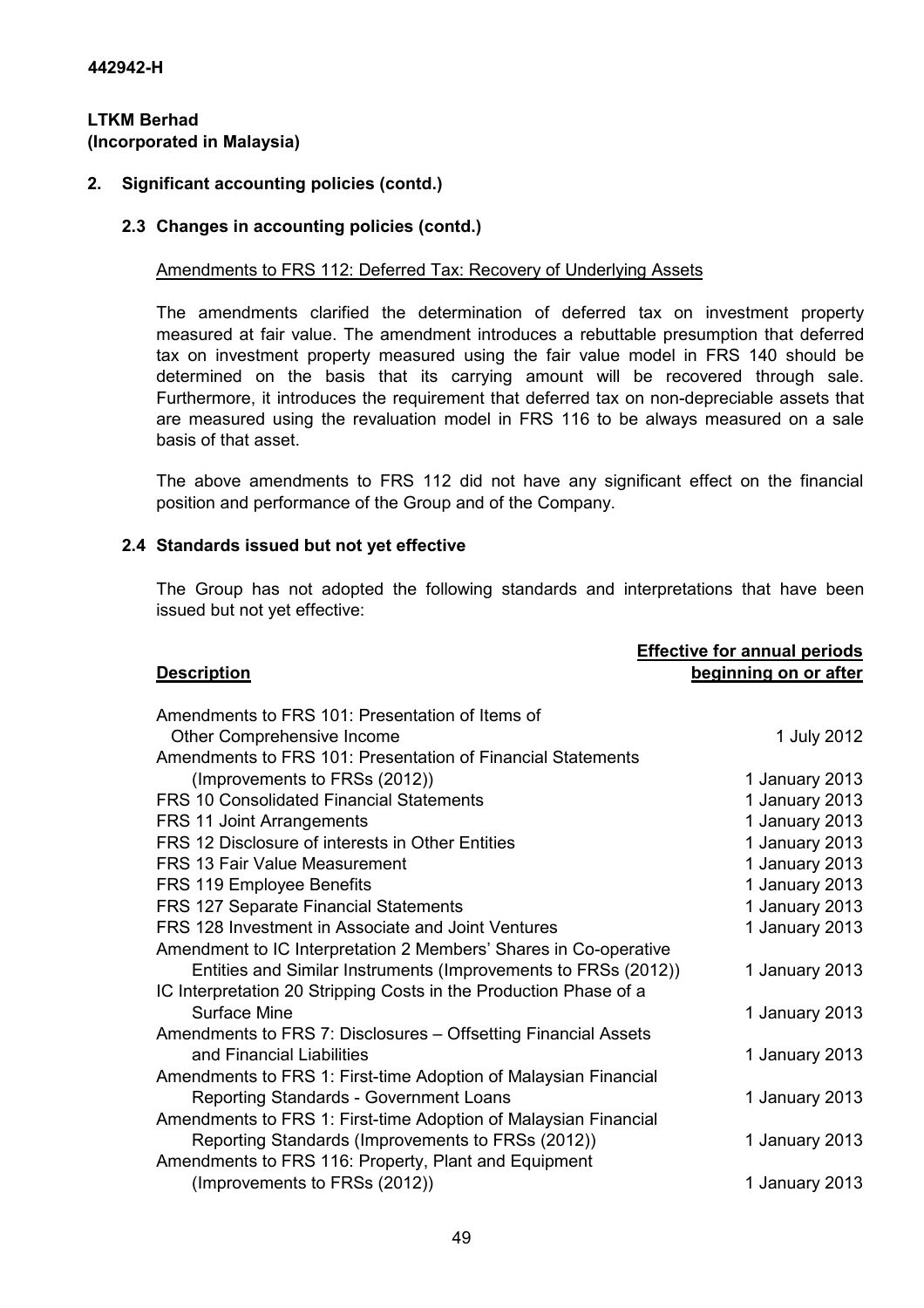442942-H

**LTKM Berhad**
**(Incorporated in Malaysia)**

## 2. Significant accounting policies (contd.)

### 2.3 Changes in accounting policies (contd.)

Amendments to FRS 112: Deferred Tax: Recovery of Underlying Assets

The amendments clarified the determination of deferred tax on investment property measured at fair value. The amendment introduces a rebuttable presumption that deferred tax on investment property measured using the fair value model in FRS 140 should be determined on the basis that its carrying amount will be recovered through sale. Furthermore, it introduces the requirement that deferred tax on non-depreciable assets that are measured using the revaluation model in FRS 116 to be always measured on a sale basis of that asset.

The above amendments to FRS 112 did not have any significant effect on the financial position and performance of the Group and of the Company.

### 2.4 Standards issued but not yet effective

The Group has not adopted the following standards and interpretations that have been issued but not yet effective:

| Description | Effective for annual periods beginning on or after |
|---|---|
| Amendments to FRS 101: Presentation of Items of Other Comprehensive Income | 1 July 2012 |
| Amendments to FRS 101: Presentation of Financial Statements (Improvements to FRSs (2012)) | 1 January 2013 |
| FRS 10 Consolidated Financial Statements | 1 January 2013 |
| FRS 11 Joint Arrangements | 1 January 2013 |
| FRS 12 Disclosure of interests in Other Entities | 1 January 2013 |
| FRS 13 Fair Value Measurement | 1 January 2013 |
| FRS 119 Employee Benefits | 1 January 2013 |
| FRS 127 Separate Financial Statements | 1 January 2013 |
| FRS 128 Investment in Associate and Joint Ventures | 1 January 2013 |
| Amendment to IC Interpretation 2 Members' Shares in Co-operative Entities and Similar Instruments (Improvements to FRSs (2012)) | 1 January 2013 |
| IC Interpretation 20 Stripping Costs in the Production Phase of a Surface Mine | 1 January 2013 |
| Amendments to FRS 7: Disclosures – Offsetting Financial Assets and Financial Liabilities | 1 January 2013 |
| Amendments to FRS 1: First-time Adoption of Malaysian Financial Reporting Standards - Government Loans | 1 January 2013 |
| Amendments to FRS 1: First-time Adoption of Malaysian Financial Reporting Standards (Improvements to FRSs (2012)) | 1 January 2013 |
| Amendments to FRS 116: Property, Plant and Equipment (Improvements to FRSs (2012)) | 1 January 2013 |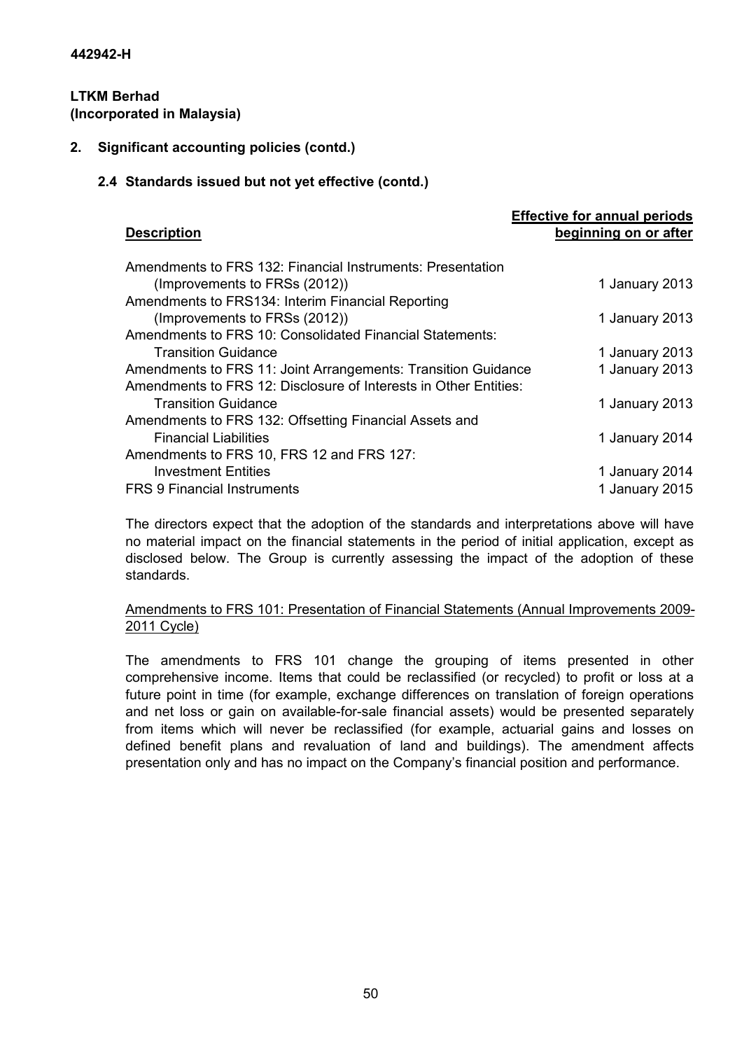442942-H

**LTKM Berhad**
**(Incorporated in Malaysia)**

## 2. Significant accounting policies (contd.)

### 2.4 Standards issued but not yet effective (contd.)

| Description | Effective for annual periods beginning on or after |
|---|---|
| Amendments to FRS 132: Financial Instruments: Presentation (Improvements to FRSs (2012)) | 1 January 2013 |
| Amendments to FRS134: Interim Financial Reporting (Improvements to FRSs (2012)) | 1 January 2013 |
| Amendments to FRS 10: Consolidated Financial Statements: Transition Guidance | 1 January 2013 |
| Amendments to FRS 11: Joint Arrangements: Transition Guidance | 1 January 2013 |
| Amendments to FRS 12: Disclosure of Interests in Other Entities: Transition Guidance | 1 January 2013 |
| Amendments to FRS 132: Offsetting Financial Assets and Financial Liabilities | 1 January 2014 |
| Amendments to FRS 10, FRS 12 and FRS 127: Investment Entities | 1 January 2014 |
| FRS 9 Financial Instruments | 1 January 2015 |

The directors expect that the adoption of the standards and interpretations above will have no material impact on the financial statements in the period of initial application, except as disclosed below. The Group is currently assessing the impact of the adoption of these standards.

Amendments to FRS 101: Presentation of Financial Statements (Annual Improvements 2009-2011 Cycle)

The amendments to FRS 101 change the grouping of items presented in other comprehensive income. Items that could be reclassified (or recycled) to profit or loss at a future point in time (for example, exchange differences on translation of foreign operations and net loss or gain on available-for-sale financial assets) would be presented separately from items which will never be reclassified (for example, actuarial gains and losses on defined benefit plans and revaluation of land and buildings). The amendment affects presentation only and has no impact on the Company's financial position and performance.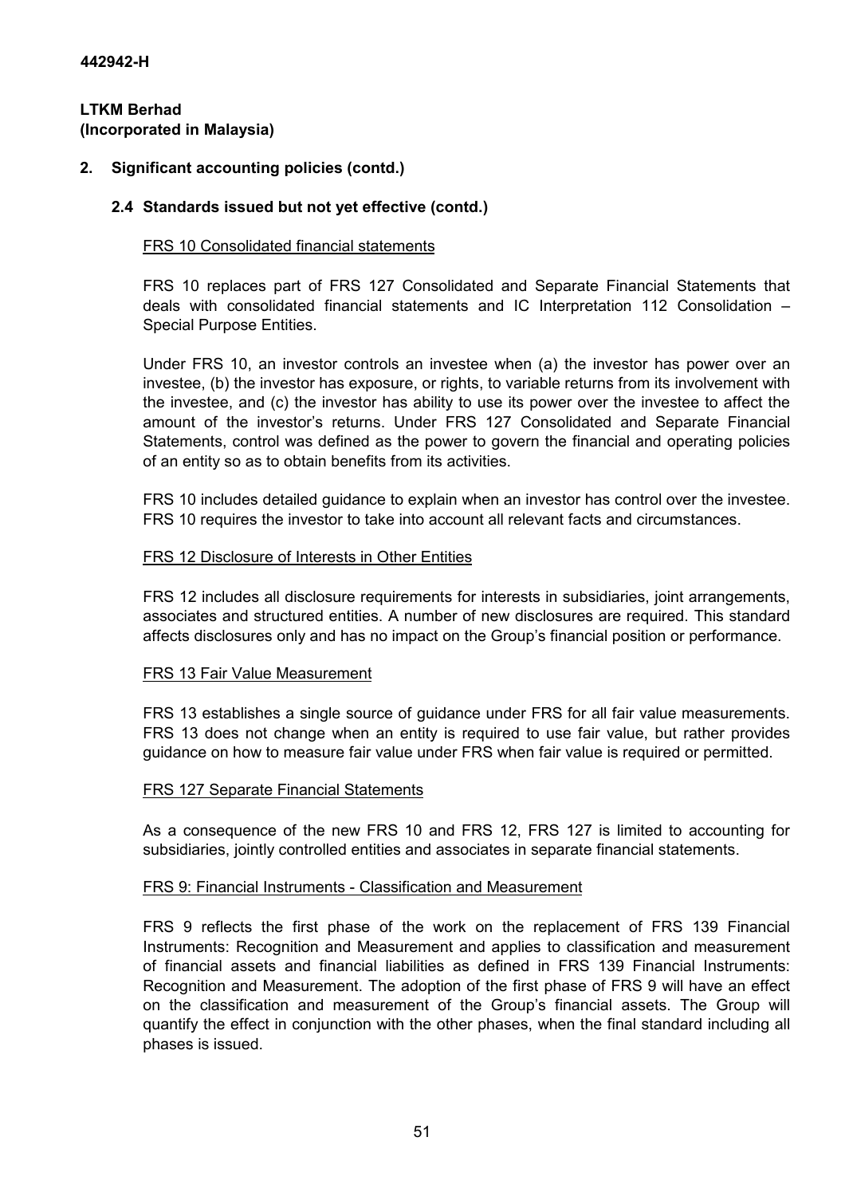**442942-H**

**LTKM Berhad**
**(Incorporated in Malaysia)**

## 2. Significant accounting policies (contd.)

### 2.4 Standards issued but not yet effective (contd.)

FRS 10 Consolidated financial statements

FRS 10 replaces part of FRS 127 Consolidated and Separate Financial Statements that deals with consolidated financial statements and IC Interpretation 112 Consolidation – Special Purpose Entities.

Under FRS 10, an investor controls an investee when (a) the investor has power over an investee, (b) the investor has exposure, or rights, to variable returns from its involvement with the investee, and (c) the investor has ability to use its power over the investee to affect the amount of the investor's returns. Under FRS 127 Consolidated and Separate Financial Statements, control was defined as the power to govern the financial and operating policies of an entity so as to obtain benefits from its activities.

FRS 10 includes detailed guidance to explain when an investor has control over the investee. FRS 10 requires the investor to take into account all relevant facts and circumstances.

FRS 12 Disclosure of Interests in Other Entities

FRS 12 includes all disclosure requirements for interests in subsidiaries, joint arrangements, associates and structured entities. A number of new disclosures are required. This standard affects disclosures only and has no impact on the Group's financial position or performance.

FRS 13 Fair Value Measurement

FRS 13 establishes a single source of guidance under FRS for all fair value measurements. FRS 13 does not change when an entity is required to use fair value, but rather provides guidance on how to measure fair value under FRS when fair value is required or permitted.

FRS 127 Separate Financial Statements

As a consequence of the new FRS 10 and FRS 12, FRS 127 is limited to accounting for subsidiaries, jointly controlled entities and associates in separate financial statements.

FRS 9: Financial Instruments - Classification and Measurement

FRS 9 reflects the first phase of the work on the replacement of FRS 139 Financial Instruments: Recognition and Measurement and applies to classification and measurement of financial assets and financial liabilities as defined in FRS 139 Financial Instruments: Recognition and Measurement. The adoption of the first phase of FRS 9 will have an effect on the classification and measurement of the Group's financial assets. The Group will quantify the effect in conjunction with the other phases, when the final standard including all phases is issued.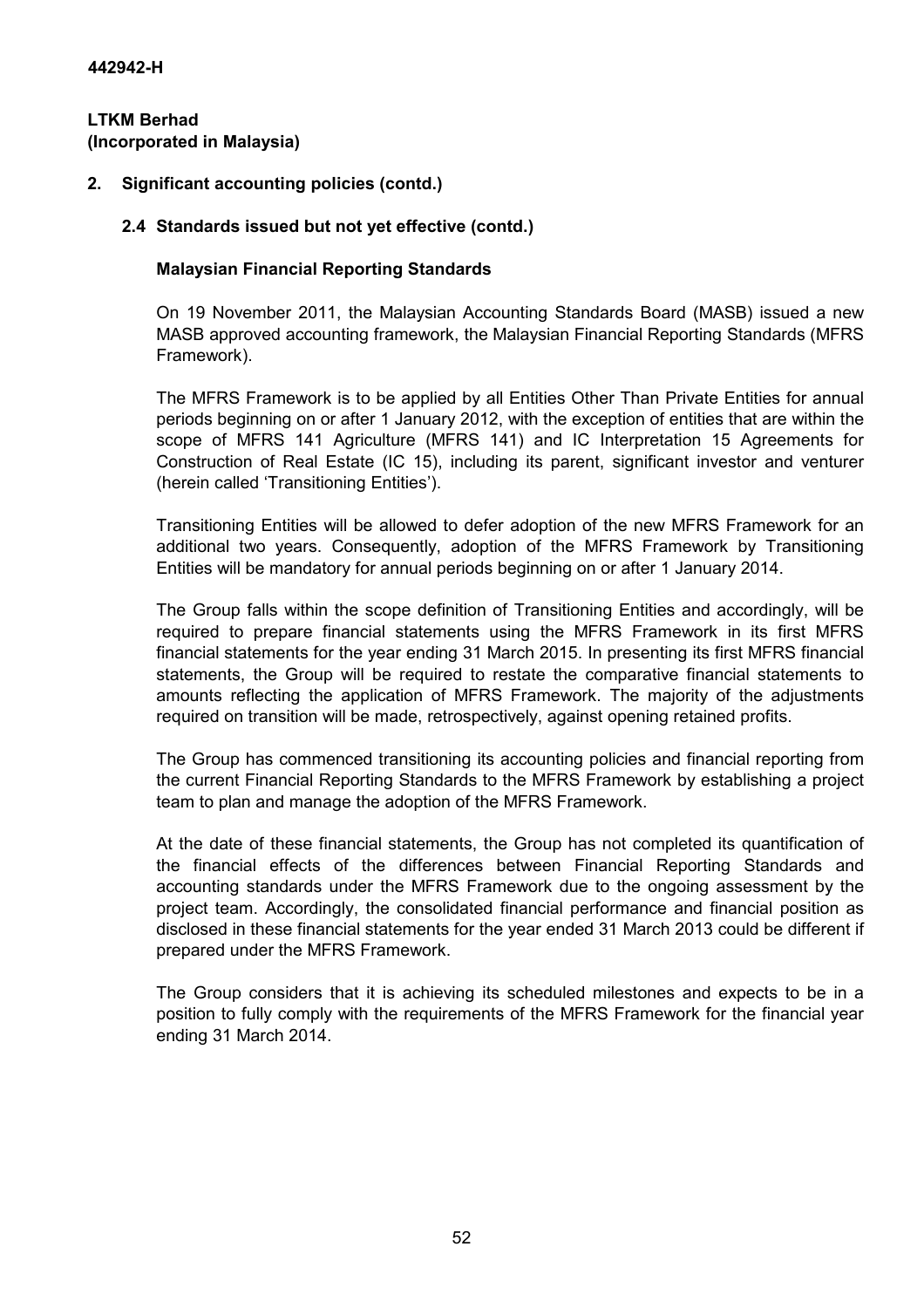**442942-H**

**LTKM Berhad**
**(Incorporated in Malaysia)**

## 2. Significant accounting policies (contd.)

### 2.4 Standards issued but not yet effective (contd.)

**Malaysian Financial Reporting Standards**

On 19 November 2011, the Malaysian Accounting Standards Board (MASB) issued a new MASB approved accounting framework, the Malaysian Financial Reporting Standards (MFRS Framework).

The MFRS Framework is to be applied by all Entities Other Than Private Entities for annual periods beginning on or after 1 January 2012, with the exception of entities that are within the scope of MFRS 141 Agriculture (MFRS 141) and IC Interpretation 15 Agreements for Construction of Real Estate (IC 15), including its parent, significant investor and venturer (herein called 'Transitioning Entities').

Transitioning Entities will be allowed to defer adoption of the new MFRS Framework for an additional two years. Consequently, adoption of the MFRS Framework by Transitioning Entities will be mandatory for annual periods beginning on or after 1 January 2014.

The Group falls within the scope definition of Transitioning Entities and accordingly, will be required to prepare financial statements using the MFRS Framework in its first MFRS financial statements for the year ending 31 March 2015. In presenting its first MFRS financial statements, the Group will be required to restate the comparative financial statements to amounts reflecting the application of MFRS Framework. The majority of the adjustments required on transition will be made, retrospectively, against opening retained profits.

The Group has commenced transitioning its accounting policies and financial reporting from the current Financial Reporting Standards to the MFRS Framework by establishing a project team to plan and manage the adoption of the MFRS Framework.

At the date of these financial statements, the Group has not completed its quantification of the financial effects of the differences between Financial Reporting Standards and accounting standards under the MFRS Framework due to the ongoing assessment by the project team. Accordingly, the consolidated financial performance and financial position as disclosed in these financial statements for the year ended 31 March 2013 could be different if prepared under the MFRS Framework.

The Group considers that it is achieving its scheduled milestones and expects to be in a position to fully comply with the requirements of the MFRS Framework for the financial year ending 31 March 2014.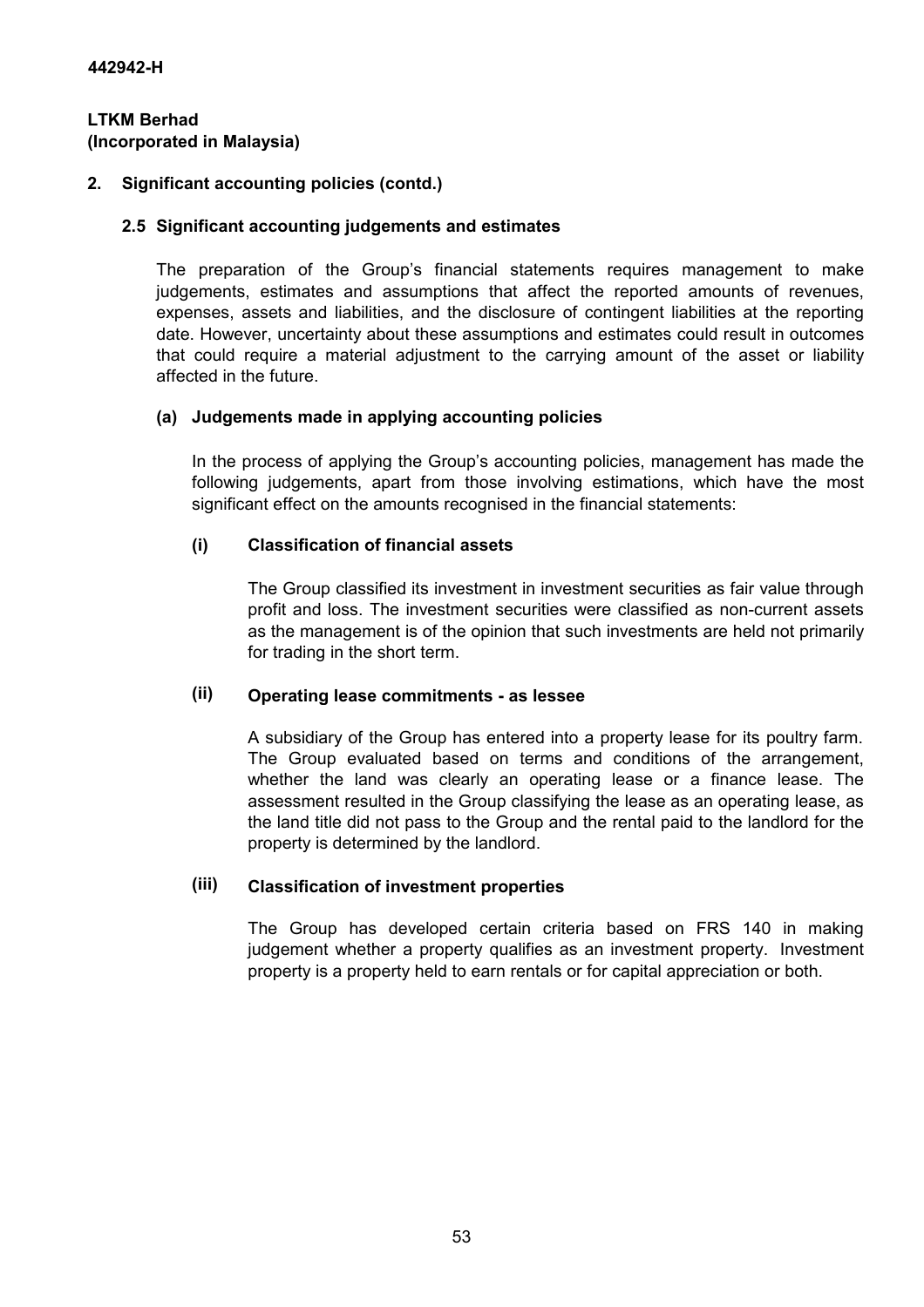## 2. Significant accounting policies (contd.)

### 2.5 Significant accounting judgements and estimates

The preparation of the Group's financial statements requires management to make judgements, estimates and assumptions that affect the reported amounts of revenues, expenses, assets and liabilities, and the disclosure of contingent liabilities at the reporting date. However, uncertainty about these assumptions and estimates could result in outcomes that could require a material adjustment to the carrying amount of the asset or liability affected in the future.

#### (a) Judgements made in applying accounting policies

In the process of applying the Group's accounting policies, management has made the following judgements, apart from those involving estimations, which have the most significant effect on the amounts recognised in the financial statements:

**(i) Classification of financial assets**

The Group classified its investment in investment securities as fair value through profit and loss. The investment securities were classified as non-current assets as the management is of the opinion that such investments are held not primarily for trading in the short term.

**(ii) Operating lease commitments - as lessee**

A subsidiary of the Group has entered into a property lease for its poultry farm. The Group evaluated based on terms and conditions of the arrangement, whether the land was clearly an operating lease or a finance lease. The assessment resulted in the Group classifying the lease as an operating lease, as the land title did not pass to the Group and the rental paid to the landlord for the property is determined by the landlord.

**(iii) Classification of investment properties**

The Group has developed certain criteria based on FRS 140 in making judgement whether a property qualifies as an investment property. Investment property is a property held to earn rentals or for capital appreciation or both.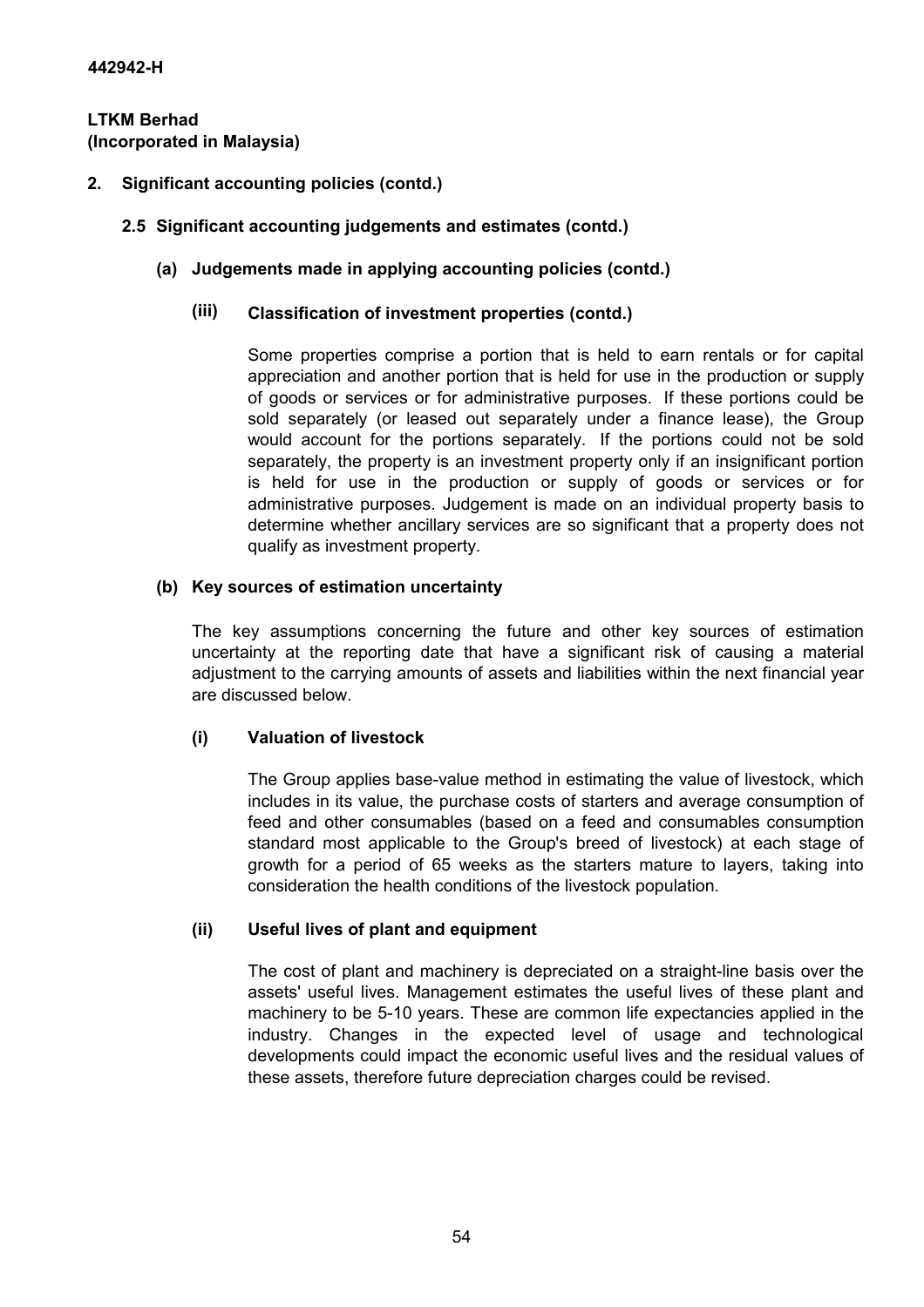## 2. Significant accounting policies (contd.)

### 2.5 Significant accounting judgements and estimates (contd.)

#### (a) Judgements made in applying accounting policies (contd.)

##### (iii) Classification of investment properties (contd.)

Some properties comprise a portion that is held to earn rentals or for capital appreciation and another portion that is held for use in the production or supply of goods or services or for administrative purposes. If these portions could be sold separately (or leased out separately under a finance lease), the Group would account for the portions separately. If the portions could not be sold separately, the property is an investment property only if an insignificant portion is held for use in the production or supply of goods or services or for administrative purposes. Judgement is made on an individual property basis to determine whether ancillary services are so significant that a property does not qualify as investment property.

#### (b) Key sources of estimation uncertainty

The key assumptions concerning the future and other key sources of estimation uncertainty at the reporting date that have a significant risk of causing a material adjustment to the carrying amounts of assets and liabilities within the next financial year are discussed below.

##### (i) Valuation of livestock

The Group applies base-value method in estimating the value of livestock, which includes in its value, the purchase costs of starters and average consumption of feed and other consumables (based on a feed and consumables consumption standard most applicable to the Group's breed of livestock) at each stage of growth for a period of 65 weeks as the starters mature to layers, taking into consideration the health conditions of the livestock population.

##### (ii) Useful lives of plant and equipment

The cost of plant and machinery is depreciated on a straight-line basis over the assets' useful lives. Management estimates the useful lives of these plant and machinery to be 5-10 years. These are common life expectancies applied in the industry. Changes in the expected level of usage and technological developments could impact the economic useful lives and the residual values of these assets, therefore future depreciation charges could be revised.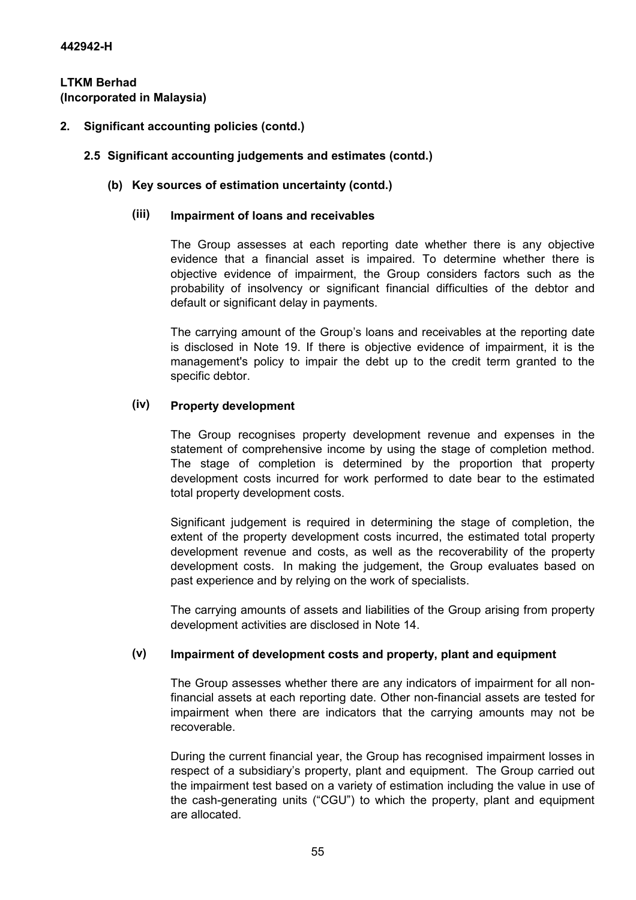442942-H

**LTKM Berhad**
**(Incorporated in Malaysia)**

## 2. Significant accounting policies (contd.)

### 2.5 Significant accounting judgements and estimates (contd.)

#### (b) Key sources of estimation uncertainty (contd.)

##### (iii) Impairment of loans and receivables

The Group assesses at each reporting date whether there is any objective evidence that a financial asset is impaired. To determine whether there is objective evidence of impairment, the Group considers factors such as the probability of insolvency or significant financial difficulties of the debtor and default or significant delay in payments.

The carrying amount of the Group's loans and receivables at the reporting date is disclosed in Note 19. If there is objective evidence of impairment, it is the management's policy to impair the debt up to the credit term granted to the specific debtor.

##### (iv) Property development

The Group recognises property development revenue and expenses in the statement of comprehensive income by using the stage of completion method. The stage of completion is determined by the proportion that property development costs incurred for work performed to date bear to the estimated total property development costs.

Significant judgement is required in determining the stage of completion, the extent of the property development costs incurred, the estimated total property development revenue and costs, as well as the recoverability of the property development costs. In making the judgement, the Group evaluates based on past experience and by relying on the work of specialists.

The carrying amounts of assets and liabilities of the Group arising from property development activities are disclosed in Note 14.

##### (v) Impairment of development costs and property, plant and equipment

The Group assesses whether there are any indicators of impairment for all non-financial assets at each reporting date. Other non-financial assets are tested for impairment when there are indicators that the carrying amounts may not be recoverable.

During the current financial year, the Group has recognised impairment losses in respect of a subsidiary's property, plant and equipment. The Group carried out the impairment test based on a variety of estimation including the value in use of the cash-generating units ("CGU") to which the property, plant and equipment are allocated.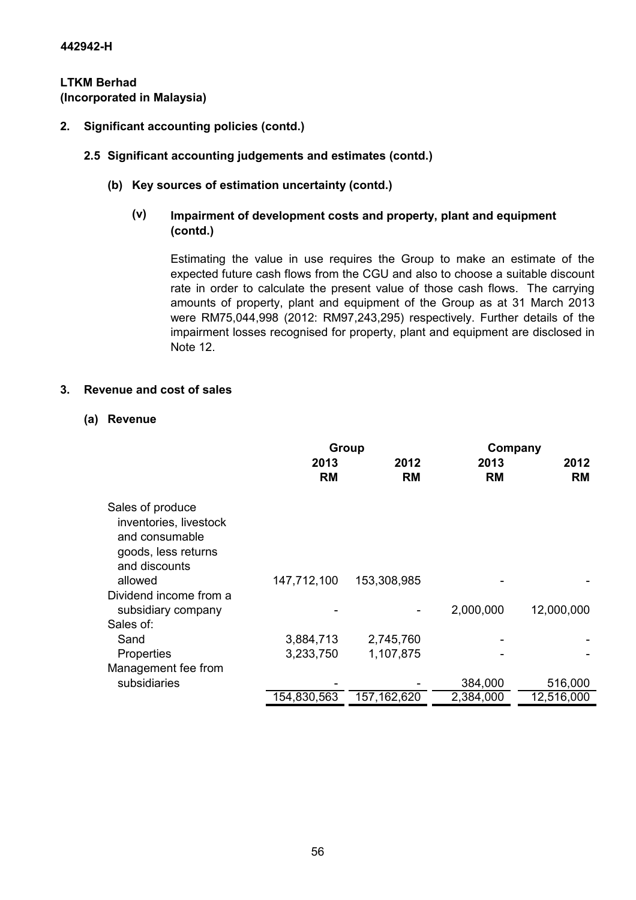**442942-H**

**LTKM Berhad**
**(Incorporated in Malaysia)**

## 2. Significant accounting policies (contd.)

### 2.5 Significant accounting judgements and estimates (contd.)

#### (b) Key sources of estimation uncertainty (contd.)

##### (v) Impairment of development costs and property, plant and equipment (contd.)

Estimating the value in use requires the Group to make an estimate of the expected future cash flows from the CGU and also to choose a suitable discount rate in order to calculate the present value of those cash flows. The carrying amounts of property, plant and equipment of the Group as at 31 March 2013 were RM75,044,998 (2012: RM97,243,295) respectively. Further details of the impairment losses recognised for property, plant and equipment are disclosed in Note 12.

## 3. Revenue and cost of sales

### (a) Revenue

| | Group | | Company | |
|---|---|---|---|---|
| | 2013 RM | 2012 RM | 2013 RM | 2012 RM |
| Sales of produce inventories, livestock and consumable goods, less returns and discounts allowed | 147,712,100 | 153,308,985 | - | - |
| Dividend income from a subsidiary company | - | - | 2,000,000 | 12,000,000 |
| Sales of: | | | | |
| Sand | 3,884,713 | 2,745,760 | - | - |
| Properties | 3,233,750 | 1,107,875 | - | - |
| Management fee from subsidiaries | - | - | 384,000 | 516,000 |
| | 154,830,563 | 157,162,620 | 2,384,000 | 12,516,000 |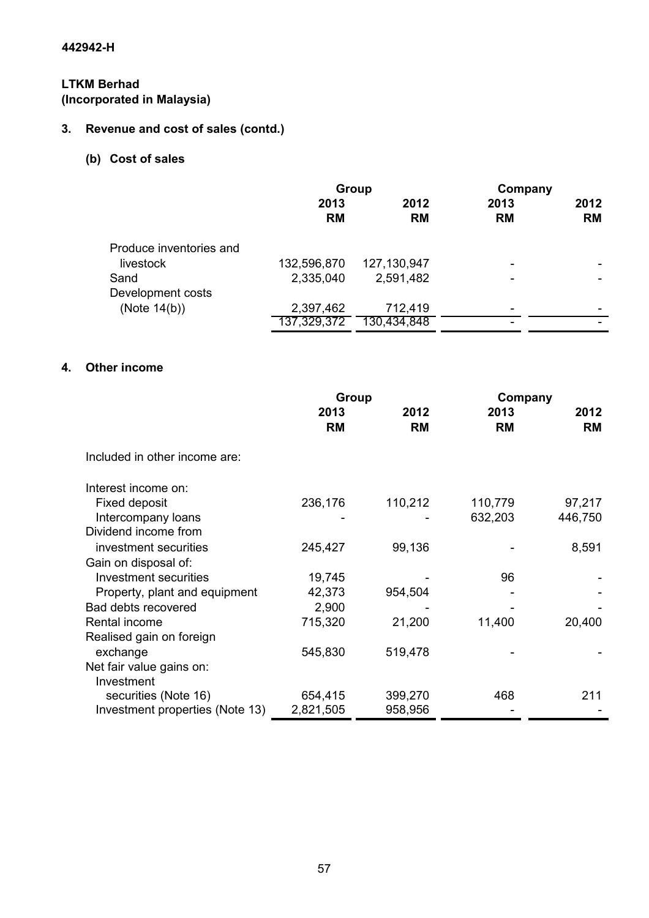442942-H

**LTKM Berhad**
**(Incorporated in Malaysia)**

## 3. Revenue and cost of sales (contd.)

### (b) Cost of sales

| | Group | | Company | |
|---|---|---|---|---|
| | 2013 RM | 2012 RM | 2013 RM | 2012 RM |
| Produce inventories and livestock | 132,596,870 | 127,130,947 | - | - |
| Sand | 2,335,040 | 2,591,482 | - | - |
| Development costs (Note 14(b)) | 2,397,462 | 712,419 | - | - |
| | 137,329,372 | 130,434,848 | - | - |

## 4. Other income

| | Group | | Company | |
|---|---|---|---|---|
| | 2013 RM | 2012 RM | 2013 RM | 2012 RM |
| Included in other income are: | | | | |
| Interest income on: | | | | |
| Fixed deposit | 236,176 | 110,212 | 110,779 | 97,217 |
| Intercompany loans | - | - | 632,203 | 446,750 |
| Dividend income from investment securities | 245,427 | 99,136 | - | 8,591 |
| Gain on disposal of: | | | | |
| Investment securities | 19,745 | - | 96 | - |
| Property, plant and equipment | 42,373 | 954,504 | - | - |
| Bad debts recovered | 2,900 | - | - | - |
| Rental income | 715,320 | 21,200 | 11,400 | 20,400 |
| Realised gain on foreign exchange | 545,830 | 519,478 | - | - |
| Net fair value gains on: | | | | |
| Investment securities (Note 16) | 654,415 | 399,270 | 468 | 211 |
| Investment properties (Note 13) | 2,821,505 | 958,956 | - | - |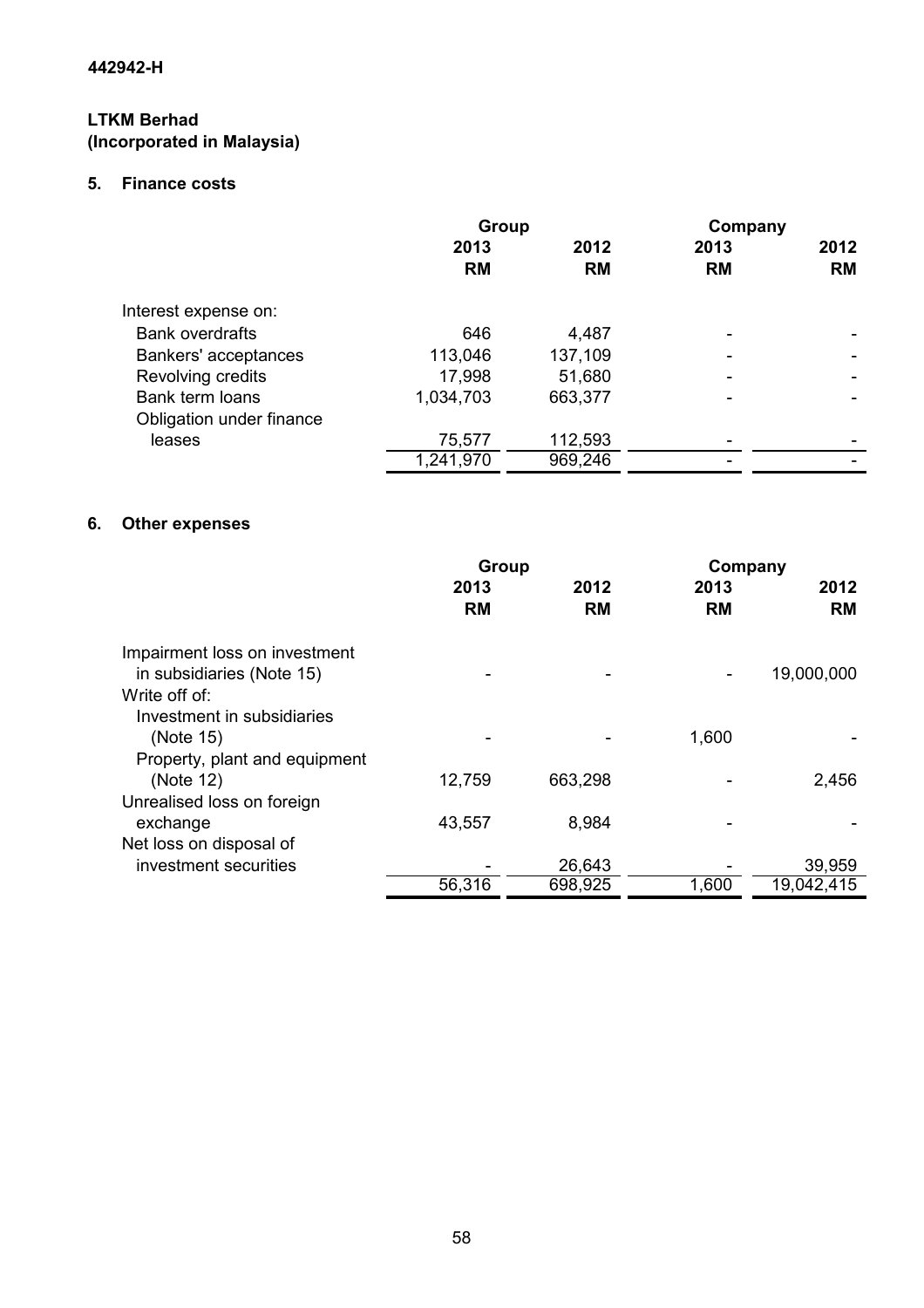442942-H

**LTKM Berhad**
**(Incorporated in Malaysia)**

## 5. Finance costs

| | Group | | Company | |
|---|---|---|---|---|
| | 2013 | 2012 | 2013 | 2012 |
| | RM | RM | RM | RM |
| Interest expense on: | | | | |
| Bank overdrafts | 646 | 4,487 | - | - |
| Bankers' acceptances | 113,046 | 137,109 | - | - |
| Revolving credits | 17,998 | 51,680 | - | - |
| Bank term loans | 1,034,703 | 663,377 | - | - |
| Obligation under finance leases | 75,577 | 112,593 | - | - |
| | 1,241,970 | 969,246 | - | - |

## 6. Other expenses

| | Group | | Company | |
|---|---|---|---|---|
| | 2013 | 2012 | 2013 | 2012 |
| | RM | RM | RM | RM |
| Impairment loss on investment in subsidiaries (Note 15) | - | - | - | 19,000,000 |
| Write off of: | | | | |
| Investment in subsidiaries (Note 15) | - | - | 1,600 | - |
| Property, plant and equipment (Note 12) | 12,759 | 663,298 | - | 2,456 |
| Unrealised loss on foreign exchange | 43,557 | 8,984 | - | - |
| Net loss on disposal of investment securities | - | 26,643 | - | 39,959 |
| | 56,316 | 698,925 | 1,600 | 19,042,415 |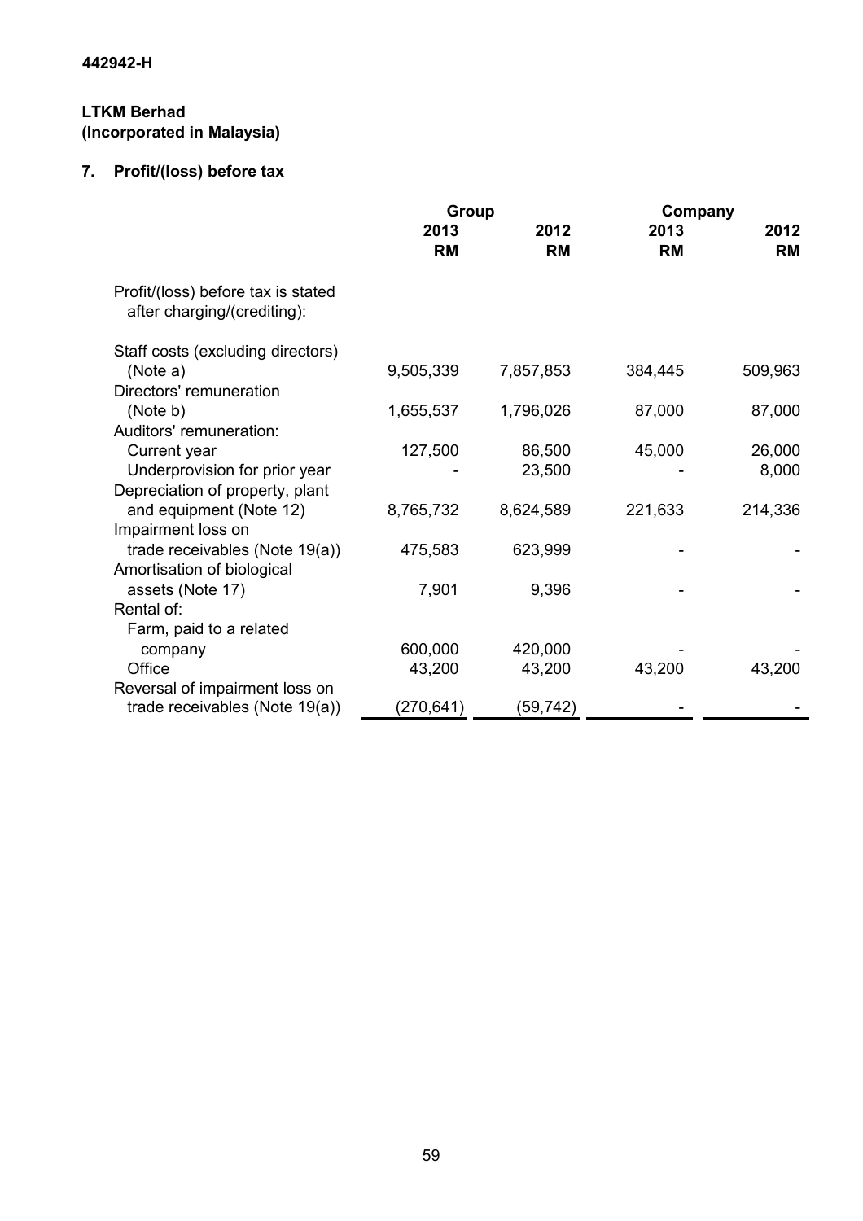442942-H

**LTKM Berhad**
**(Incorporated in Malaysia)**

## 7. Profit/(loss) before tax

| | Group | | Company | |
|---|---|---|---|---|
| | 2013 | 2012 | 2013 | 2012 |
| | RM | RM | RM | RM |
| Profit/(loss) before tax is stated after charging/(crediting): | | | | |
| Staff costs (excluding directors) (Note a) | 9,505,339 | 7,857,853 | 384,445 | 509,963 |
| Directors' remuneration (Note b) | 1,655,537 | 1,796,026 | 87,000 | 87,000 |
| Auditors' remuneration: | | | | |
| Current year | 127,500 | 86,500 | 45,000 | 26,000 |
| Underprovision for prior year | - | 23,500 | - | 8,000 |
| Depreciation of property, plant and equipment (Note 12) | 8,765,732 | 8,624,589 | 221,633 | 214,336 |
| Impairment loss on trade receivables (Note 19(a)) | 475,583 | 623,999 | - | - |
| Amortisation of biological assets (Note 17) | 7,901 | 9,396 | - | - |
| Rental of: | | | | |
| Farm, paid to a related company | 600,000 | 420,000 | - | - |
| Office | 43,200 | 43,200 | 43,200 | 43,200 |
| Reversal of impairment loss on trade receivables (Note 19(a)) | (270,641) | (59,742) | - | - |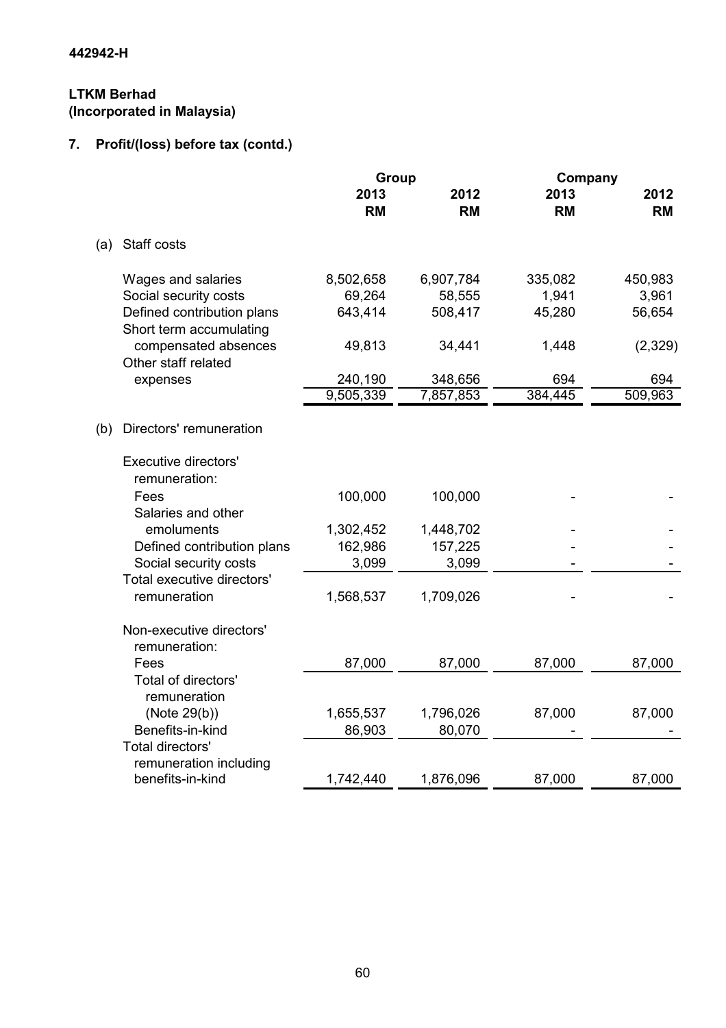442942-H

**LTKM Berhad**
**(Incorporated in Malaysia)**

## 7. Profit/(loss) before tax (contd.)

| | Group | | Company | |
|---|---|---|---|---|
| | 2013 RM | 2012 RM | 2013 RM | 2012 RM |
| **(a) Staff costs** | | | | |
| Wages and salaries | 8,502,658 | 6,907,784 | 335,082 | 450,983 |
| Social security costs | 69,264 | 58,555 | 1,941 | 3,961 |
| Defined contribution plans | 643,414 | 508,417 | 45,280 | 56,654 |
| Short term accumulating compensated absences | 49,813 | 34,441 | 1,448 | (2,329) |
| Other staff related expenses | 240,190 | 348,656 | 694 | 694 |
| | 9,505,339 | 7,857,853 | 384,445 | 509,963 |
| **(b) Directors' remuneration** | | | | |
| Executive directors' remuneration: | | | | |
| Fees | 100,000 | 100,000 | - | - |
| Salaries and other emoluments | 1,302,452 | 1,448,702 | - | - |
| Defined contribution plans | 162,986 | 157,225 | - | - |
| Social security costs | 3,099 | 3,099 | - | - |
| Total executive directors' remuneration | 1,568,537 | 1,709,026 | - | - |
| Non-executive directors' remuneration: | | | | |
| Fees | 87,000 | 87,000 | 87,000 | 87,000 |
| Total of directors' remuneration (Note 29(b)) | 1,655,537 | 1,796,026 | 87,000 | 87,000 |
| Benefits-in-kind | 86,903 | 80,070 | - | - |
| Total directors' remuneration including benefits-in-kind | 1,742,440 | 1,876,096 | 87,000 | 87,000 |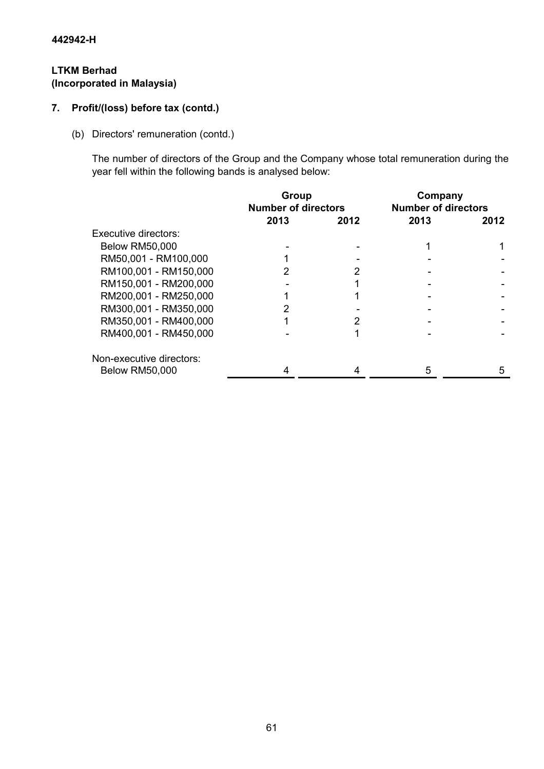442942-H

**LTKM Berhad**
**(Incorporated in Malaysia)**

## 7. Profit/(loss) before tax (contd.)

(b) Directors' remuneration (contd.)

The number of directors of the Group and the Company whose total remuneration during the year fell within the following bands is analysed below:

| | Group Number of directors | | Company Number of directors | |
|---|---|---|---|---|
| | **2013** | **2012** | **2013** | **2012** |
| Executive directors: | | | | |
| Below RM50,000 | - | - | 1 | 1 |
| RM50,001 - RM100,000 | 1 | - | - | - |
| RM100,001 - RM150,000 | 2 | 2 | - | - |
| RM150,001 - RM200,000 | - | 1 | - | - |
| RM200,001 - RM250,000 | 1 | 1 | - | - |
| RM300,001 - RM350,000 | 2 | - | - | - |
| RM350,001 - RM400,000 | 1 | 2 | - | - |
| RM400,001 - RM450,000 | - | 1 | - | - |
| Non-executive directors: | | | | |
| Below RM50,000 | 4 | 4 | 5 | 5 |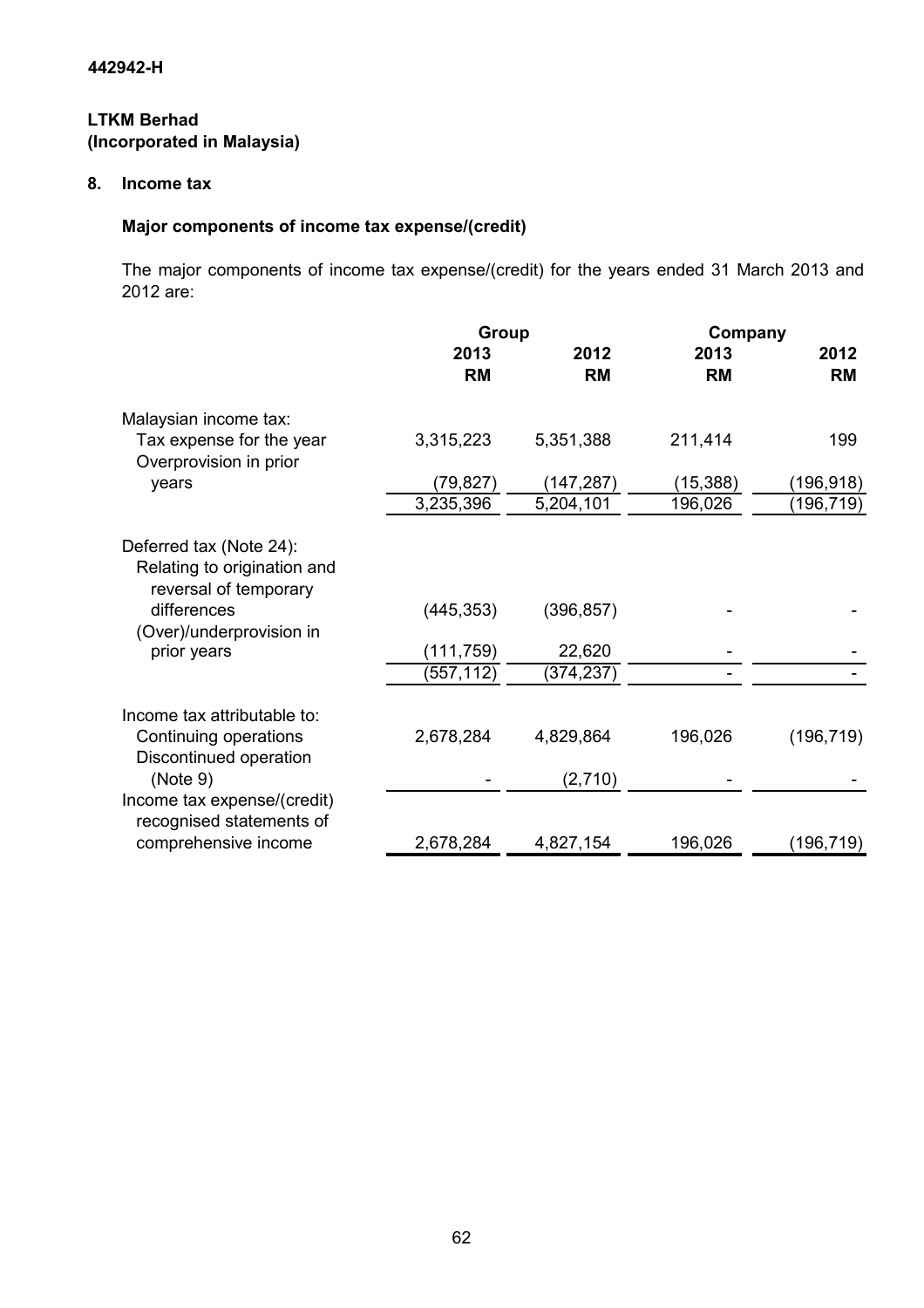442942-H

**LTKM Berhad**
**(Incorporated in Malaysia)**

## 8. Income tax

### Major components of income tax expense/(credit)

The major components of income tax expense/(credit) for the years ended 31 March 2013 and 2012 are:

| | Group | | Company | |
|---|---|---|---|---|
| | 2013 | 2012 | 2013 | 2012 |
| | RM | RM | RM | RM |
| Malaysian income tax: | | | | |
| Tax expense for the year | 3,315,223 | 5,351,388 | 211,414 | 199 |
| Overprovision in prior years | (79,827) | (147,287) | (15,388) | (196,918) |
| | 3,235,396 | 5,204,101 | 196,026 | (196,719) |
| Deferred tax (Note 24): | | | | |
| Relating to origination and reversal of temporary differences | (445,353) | (396,857) | - | - |
| (Over)/underprovision in prior years | (111,759) | 22,620 | - | - |
| | (557,112) | (374,237) | - | - |
| Income tax attributable to: | | | | |
| Continuing operations | 2,678,284 | 4,829,864 | 196,026 | (196,719) |
| Discontinued operation (Note 9) | - | (2,710) | - | - |
| Income tax expense/(credit) recognised statements of comprehensive income | 2,678,284 | 4,827,154 | 196,026 | (196,719) |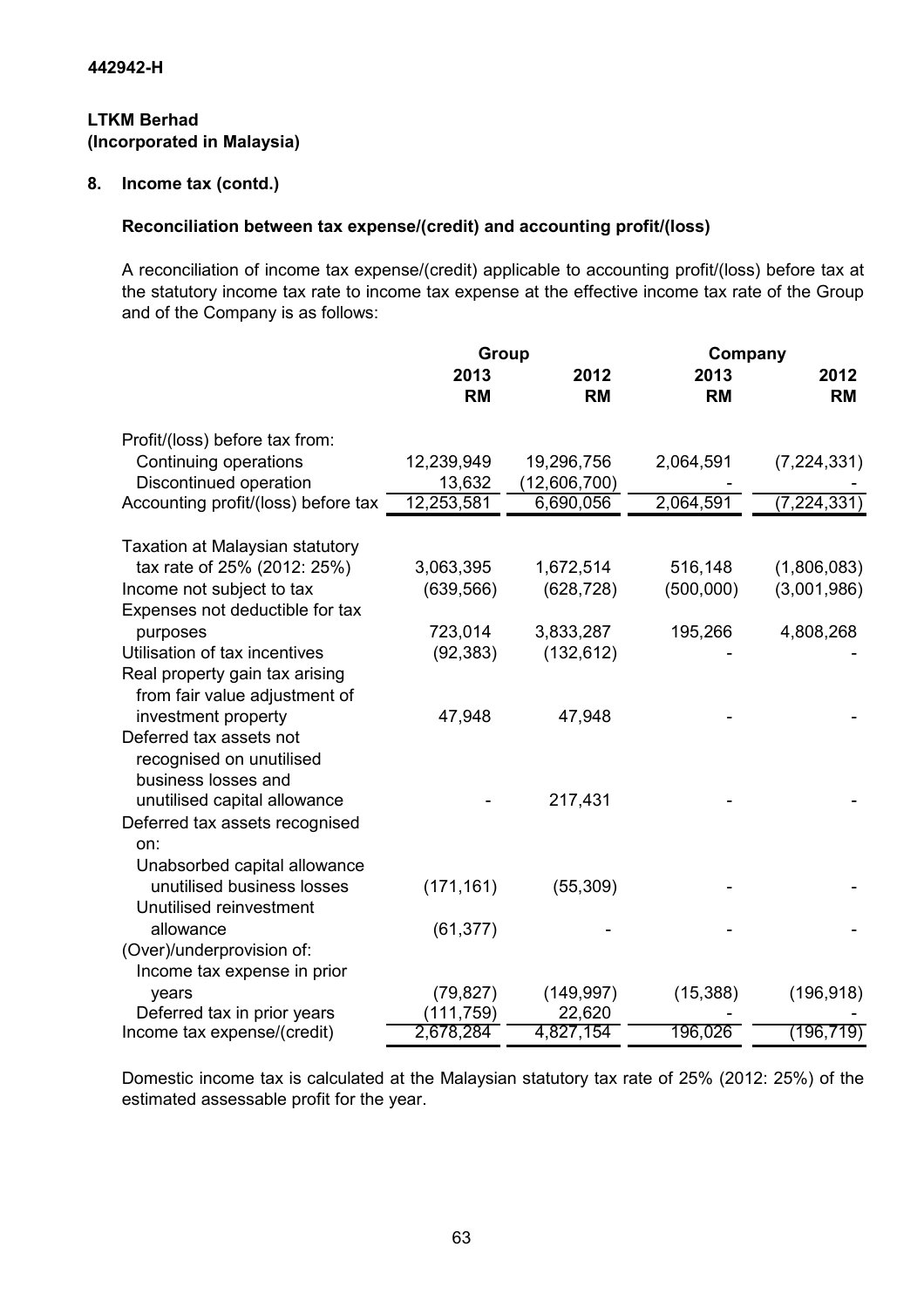442942-H

**LTKM Berhad**
**(Incorporated in Malaysia)**

## 8. Income tax (contd.)

### Reconciliation between tax expense/(credit) and accounting profit/(loss)

A reconciliation of income tax expense/(credit) applicable to accounting profit/(loss) before tax at the statutory income tax rate to income tax expense at the effective income tax rate of the Group and of the Company is as follows:

| | Group | | Company | |
|---|---|---|---|---|
| | 2013 RM | 2012 RM | 2013 RM | 2012 RM |
| Profit/(loss) before tax from: | | | | |
| Continuing operations | 12,239,949 | 19,296,756 | 2,064,591 | (7,224,331) |
| Discontinued operation | 13,632 | (12,606,700) | - | - |
| Accounting profit/(loss) before tax | 12,253,581 | 6,690,056 | 2,064,591 | (7,224,331) |
| Taxation at Malaysian statutory tax rate of 25% (2012: 25%) | 3,063,395 | 1,672,514 | 516,148 | (1,806,083) |
| Income not subject to tax | (639,566) | (628,728) | (500,000) | (3,001,986) |
| Expenses not deductible for tax purposes | 723,014 | 3,833,287 | 195,266 | 4,808,268 |
| Utilisation of tax incentives | (92,383) | (132,612) | - | - |
| Real property gain tax arising from fair value adjustment of investment property | 47,948 | 47,948 | - | - |
| Deferred tax assets not recognised on unutilised business losses and unutilised capital allowance | - | 217,431 | - | - |
| Deferred tax assets recognised on: | | | | |
| Unabsorbed capital allowance unutilised business losses | (171,161) | (55,309) | - | - |
| Unutilised reinvestment allowance | (61,377) | - | - | - |
| (Over)/underprovision of: | | | | |
| Income tax expense in prior years | (79,827) | (149,997) | (15,388) | (196,918) |
| Deferred tax in prior years | (111,759) | 22,620 | - | - |
| Income tax expense/(credit) | 2,678,284 | 4,827,154 | 196,026 | (196,719) |

Domestic income tax is calculated at the Malaysian statutory tax rate of 25% (2012: 25%) of the estimated assessable profit for the year.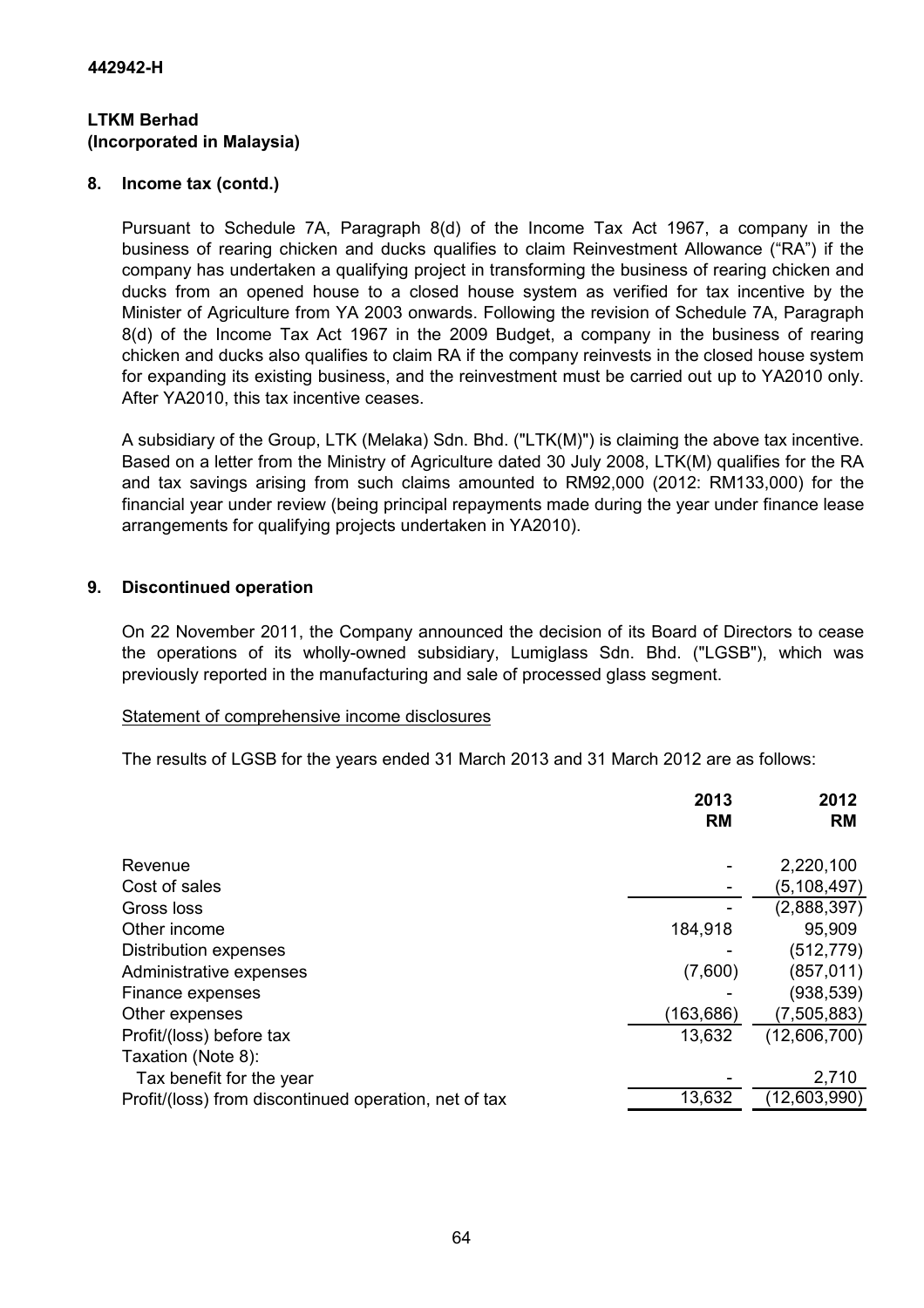442942-H

**LTKM Berhad**
**(Incorporated in Malaysia)**

## 8. Income tax (contd.)

Pursuant to Schedule 7A, Paragraph 8(d) of the Income Tax Act 1967, a company in the business of rearing chicken and ducks qualifies to claim Reinvestment Allowance ("RA") if the company has undertaken a qualifying project in transforming the business of rearing chicken and ducks from an opened house to a closed house system as verified for tax incentive by the Minister of Agriculture from YA 2003 onwards. Following the revision of Schedule 7A, Paragraph 8(d) of the Income Tax Act 1967 in the 2009 Budget, a company in the business of rearing chicken and ducks also qualifies to claim RA if the company reinvests in the closed house system for expanding its existing business, and the reinvestment must be carried out up to YA2010 only. After YA2010, this tax incentive ceases.

A subsidiary of the Group, LTK (Melaka) Sdn. Bhd. ("LTK(M)") is claiming the above tax incentive. Based on a letter from the Ministry of Agriculture dated 30 July 2008, LTK(M) qualifies for the RA and tax savings arising from such claims amounted to RM92,000 (2012: RM133,000) for the financial year under review (being principal repayments made during the year under finance lease arrangements for qualifying projects undertaken in YA2010).

## 9. Discontinued operation

On 22 November 2011, the Company announced the decision of its Board of Directors to cease the operations of its wholly-owned subsidiary, Lumiglass Sdn. Bhd. ("LGSB"), which was previously reported in the manufacturing and sale of processed glass segment.

Statement of comprehensive income disclosures

The results of LGSB for the years ended 31 March 2013 and 31 March 2012 are as follows:

| | 2013<br>RM | 2012<br>RM |
|---|---|---|
| Revenue | - | 2,220,100 |
| Cost of sales | - | (5,108,497) |
| Gross loss | - | (2,888,397) |
| Other income | 184,918 | 95,909 |
| Distribution expenses | - | (512,779) |
| Administrative expenses | (7,600) | (857,011) |
| Finance expenses | - | (938,539) |
| Other expenses | (163,686) | (7,505,883) |
| Profit/(loss) before tax | 13,632 | (12,606,700) |
| Taxation (Note 8): | | |
| Tax benefit for the year | - | 2,710 |
| Profit/(loss) from discontinued operation, net of tax | 13,632 | (12,603,990) |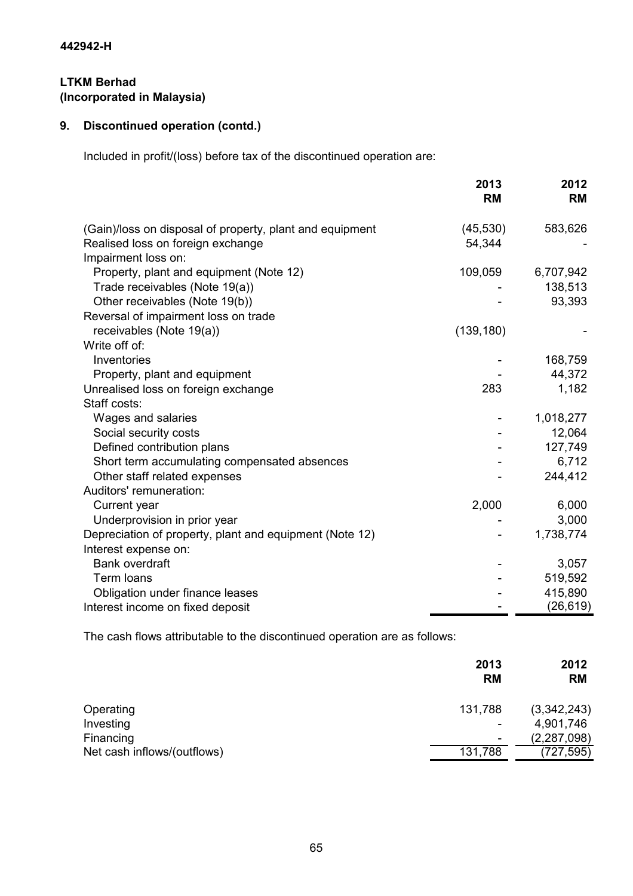442942-H

**LTKM Berhad**
**(Incorporated in Malaysia)**

## 9. Discontinued operation (contd.)

Included in profit/(loss) before tax of the discontinued operation are:

| | 2013 RM | 2012 RM |
|---|---|---|
| (Gain)/loss on disposal of property, plant and equipment | (45,530) | 583,626 |
| Realised loss on foreign exchange | 54,344 | - |
| Impairment loss on: | | |
| Property, plant and equipment (Note 12) | 109,059 | 6,707,942 |
| Trade receivables (Note 19(a)) | - | 138,513 |
| Other receivables (Note 19(b)) | - | 93,393 |
| Reversal of impairment loss on trade receivables (Note 19(a)) | (139,180) | - |
| Write off of: | | |
| Inventories | - | 168,759 |
| Property, plant and equipment | - | 44,372 |
| Unrealised loss on foreign exchange | 283 | 1,182 |
| Staff costs: | | |
| Wages and salaries | - | 1,018,277 |
| Social security costs | - | 12,064 |
| Defined contribution plans | - | 127,749 |
| Short term accumulating compensated absences | - | 6,712 |
| Other staff related expenses | - | 244,412 |
| Auditors' remuneration: | | |
| Current year | 2,000 | 6,000 |
| Underprovision in prior year | - | 3,000 |
| Depreciation of property, plant and equipment (Note 12) | - | 1,738,774 |
| Interest expense on: | | |
| Bank overdraft | - | 3,057 |
| Term loans | - | 519,592 |
| Obligation under finance leases | - | 415,890 |
| Interest income on fixed deposit | - | (26,619) |

The cash flows attributable to the discontinued operation are as follows:

| | 2013 RM | 2012 RM |
|---|---|---|
| Operating | 131,788 | (3,342,243) |
| Investing | - | 4,901,746 |
| Financing | - | (2,287,098) |
| Net cash inflows/(outflows) | 131,788 | (727,595) |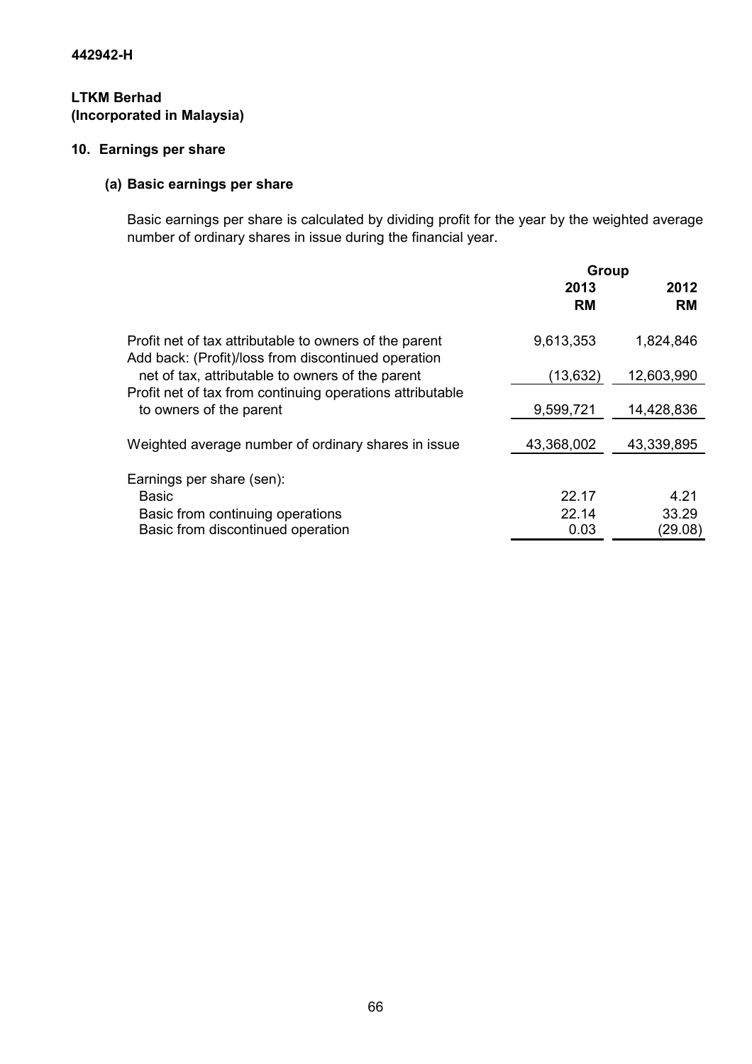442942-H

**LTKM Berhad**
**(Incorporated in Malaysia)**

## 10. Earnings per share

### (a) Basic earnings per share

Basic earnings per share is calculated by dividing profit for the year by the weighted average number of ordinary shares in issue during the financial year.

| | Group | |
|---|---|---|
| | 2013 | 2012 |
| | RM | RM |
| Profit net of tax attributable to owners of the parent | 9,613,353 | 1,824,846 |
| Add back: (Profit)/loss from discontinued operation net of tax, attributable to owners of the parent | (13,632) | 12,603,990 |
| Profit net of tax from continuing operations attributable to owners of the parent | 9,599,721 | 14,428,836 |
| Weighted average number of ordinary shares in issue | 43,368,002 | 43,339,895 |
| Earnings per share (sen): | | |
| Basic | 22.17 | 4.21 |
| Basic from continuing operations | 22.14 | 33.29 |
| Basic from discontinued operation | 0.03 | (29.08) |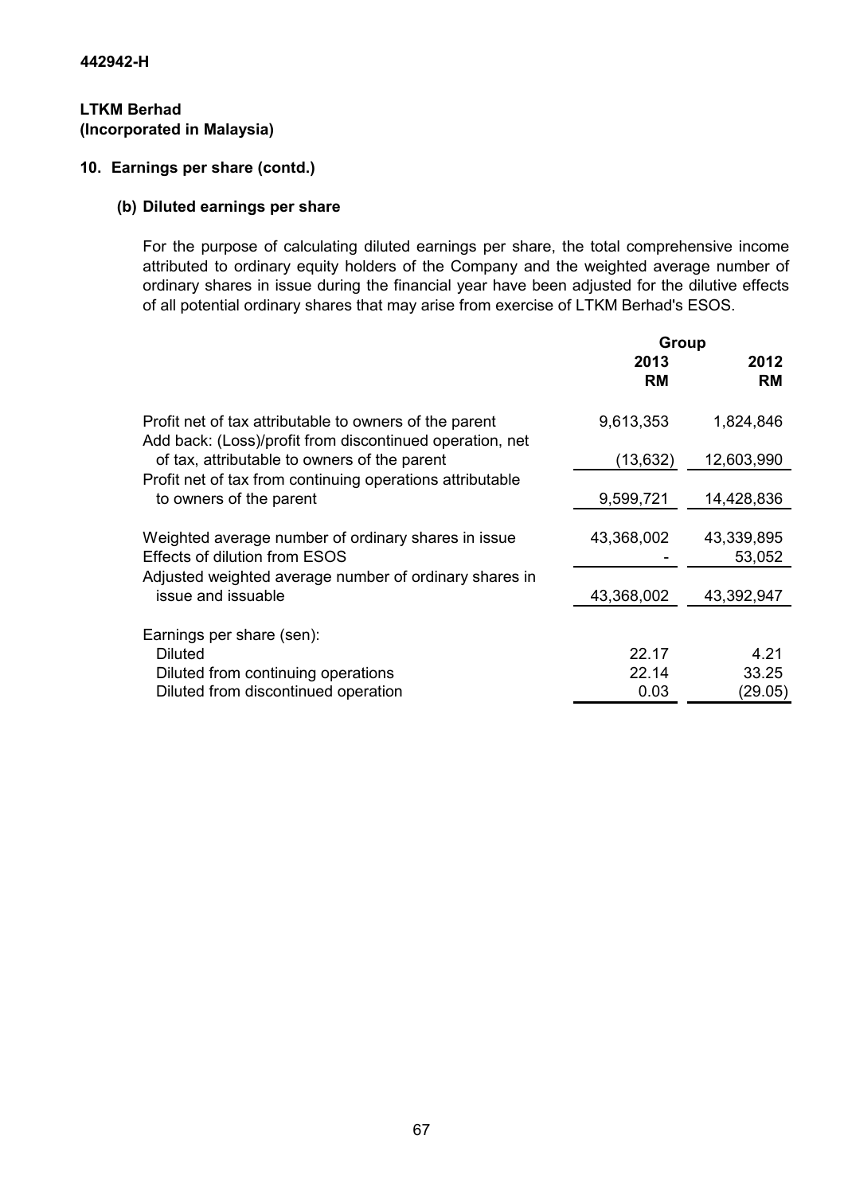442942-H

**LTKM Berhad**
**(Incorporated in Malaysia)**

## 10. Earnings per share (contd.)

### (b) Diluted earnings per share

For the purpose of calculating diluted earnings per share, the total comprehensive income attributed to ordinary equity holders of the Company and the weighted average number of ordinary shares in issue during the financial year have been adjusted for the dilutive effects of all potential ordinary shares that may arise from exercise of LTKM Berhad's ESOS.

| | Group | |
|---|---|---|
| | 2013<br>RM | 2012<br>RM |
| Profit net of tax attributable to owners of the parent | 9,613,353 | 1,824,846 |
| Add back: (Loss)/profit from discontinued operation, net of tax, attributable to owners of the parent | (13,632) | 12,603,990 |
| Profit net of tax from continuing operations attributable to owners of the parent | 9,599,721 | 14,428,836 |
| Weighted average number of ordinary shares in issue | 43,368,002 | 43,339,895 |
| Effects of dilution from ESOS | - | 53,052 |
| Adjusted weighted average number of ordinary shares in issue and issuable | 43,368,002 | 43,392,947 |
| Earnings per share (sen): | | |
| Diluted | 22.17 | 4.21 |
| Diluted from continuing operations | 22.14 | 33.25 |
| Diluted from discontinued operation | 0.03 | (29.05) |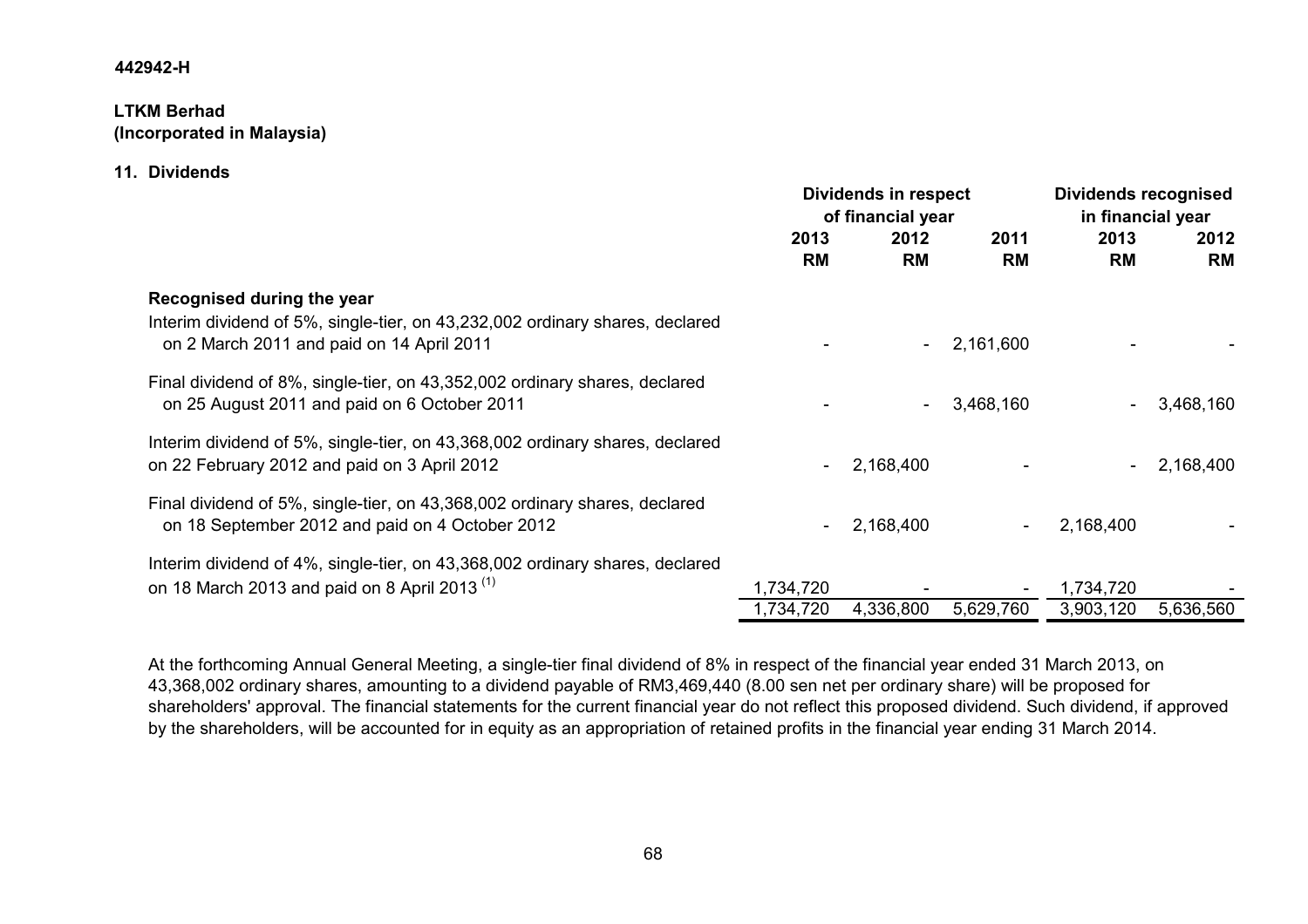442942-H

**LTKM Berhad**
**(Incorporated in Malaysia)**

## 11. Dividends

| | Dividends in respect of financial year | | | Dividends recognised in financial year | |
|---|---|---|---|---|---|
| | 2013 | 2012 | 2011 | 2013 | 2012 |
| | RM | RM | RM | RM | RM |
| **Recognised during the year** | | | | | |
| Interim dividend of 5%, single-tier, on 43,232,002 ordinary shares, declared on 2 March 2011 and paid on 14 April 2011 | - | - | 2,161,600 | - | - |
| Final dividend of 8%, single-tier, on 43,352,002 ordinary shares, declared on 25 August 2011 and paid on 6 October 2011 | - | - | 3,468,160 | - | 3,468,160 |
| Interim dividend of 5%, single-tier, on 43,368,002 ordinary shares, declared on 22 February 2012 and paid on 3 April 2012 | - | 2,168,400 | - | - | 2,168,400 |
| Final dividend of 5%, single-tier, on 43,368,002 ordinary shares, declared on 18 September 2012 and paid on 4 October 2012 | - | 2,168,400 | - | 2,168,400 | - |
| Interim dividend of 4%, single-tier, on 43,368,002 ordinary shares, declared on 18 March 2013 and paid on 8 April 2013 [(1)] | 1,734,720 | - | - | 1,734,720 | - |
| | 1,734,720 | 4,336,800 | 5,629,760 | 3,903,120 | 5,636,560 |

At the forthcoming Annual General Meeting, a single-tier final dividend of 8% in respect of the financial year ended 31 March 2013, on 43,368,002 ordinary shares, amounting to a dividend payable of RM3,469,440 (8.00 sen net per ordinary share) will be proposed for shareholders' approval. The financial statements for the current financial year do not reflect this proposed dividend. Such dividend, if approved by the shareholders, will be accounted for in equity as an appropriation of retained profits in the financial year ending 31 March 2014.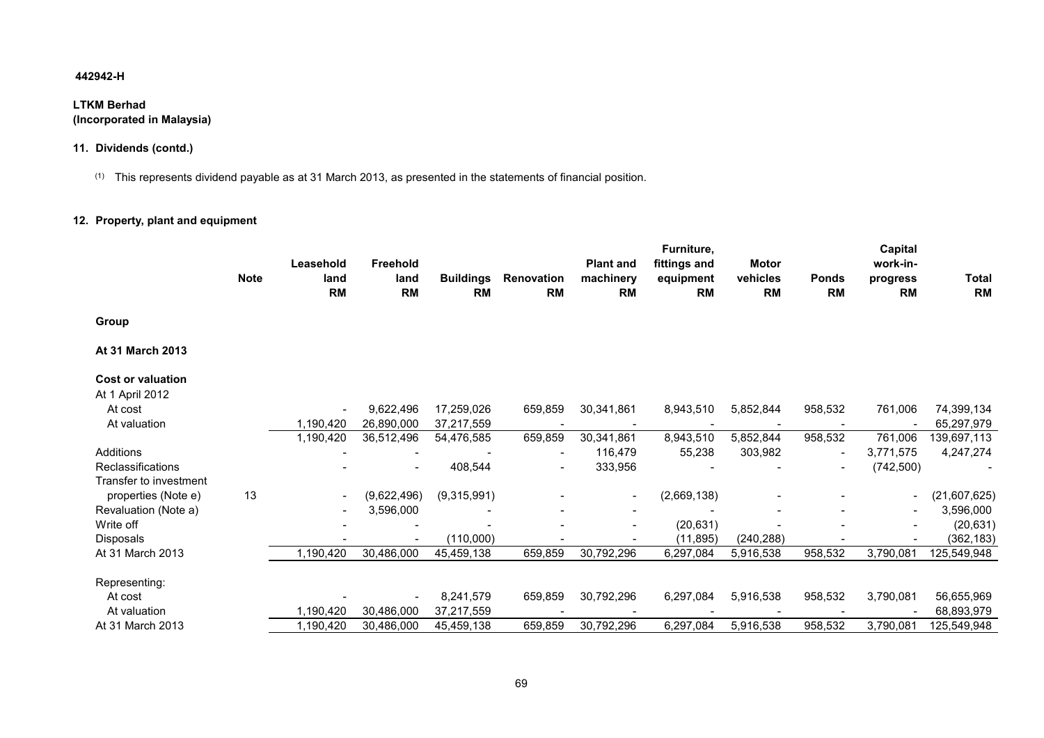442942-H

**LTKM Berhad**
**(Incorporated in Malaysia)**

**11. Dividends (contd.)**

(1) This represents dividend payable as at 31 March 2013, as presented in the statements of financial position.

**12. Property, plant and equipment**

| | Note | Leasehold land RM | Freehold land RM | Buildings RM | Renovation RM | Plant and machinery RM | Furniture, fittings and equipment RM | Motor vehicles RM | Ponds RM | Capital work-in-progress RM | Total RM |
|---|---|---|---|---|---|---|---|---|---|---|---|
| **Group** | | | | | | | | | | | |
| **At 31 March 2013** | | | | | | | | | | | |
| **Cost or valuation** | | | | | | | | | | | |
| At 1 April 2012 | | | | | | | | | | | |
| At cost | | - | 9,622,496 | 17,259,026 | 659,859 | 30,341,861 | 8,943,510 | 5,852,844 | 958,532 | 761,006 | 74,399,134 |
| At valuation | | 1,190,420 | 26,890,000 | 37,217,559 | - | - | - | - | - | - | 65,297,979 |
| | | 1,190,420 | 36,512,496 | 54,476,585 | 659,859 | 30,341,861 | 8,943,510 | 5,852,844 | 958,532 | 761,006 | 139,697,113 |
| Additions | | - | - | - | - | 116,479 | 55,238 | 303,982 | - | 3,771,575 | 4,247,274 |
| Reclassifications | | - | - | 408,544 | - | 333,956 | - | - | - | (742,500) | - |
| Transfer to investment properties (Note e) | 13 | - | (9,622,496) | (9,315,991) | - | - | (2,669,138) | - | - | - | (21,607,625) |
| Revaluation (Note a) | | - | 3,596,000 | - | - | - | - | - | - | - | 3,596,000 |
| Write off | | - | - | - | - | - | (20,631) | - | - | - | (20,631) |
| Disposals | | - | - | (110,000) | - | - | (11,895) | (240,288) | - | - | (362,183) |
| At 31 March 2013 | | 1,190,420 | 30,486,000 | 45,459,138 | 659,859 | 30,792,296 | 6,297,084 | 5,916,538 | 958,532 | 3,790,081 | 125,549,948 |
| Representing: | | | | | | | | | | | |
| At cost | | - | - | 8,241,579 | 659,859 | 30,792,296 | 6,297,084 | 5,916,538 | 958,532 | 3,790,081 | 56,655,969 |
| At valuation | | 1,190,420 | 30,486,000 | 37,217,559 | - | - | - | - | - | - | 68,893,979 |
| At 31 March 2013 | | 1,190,420 | 30,486,000 | 45,459,138 | 659,859 | 30,792,296 | 6,297,084 | 5,916,538 | 958,532 | 3,790,081 | 125,549,948 |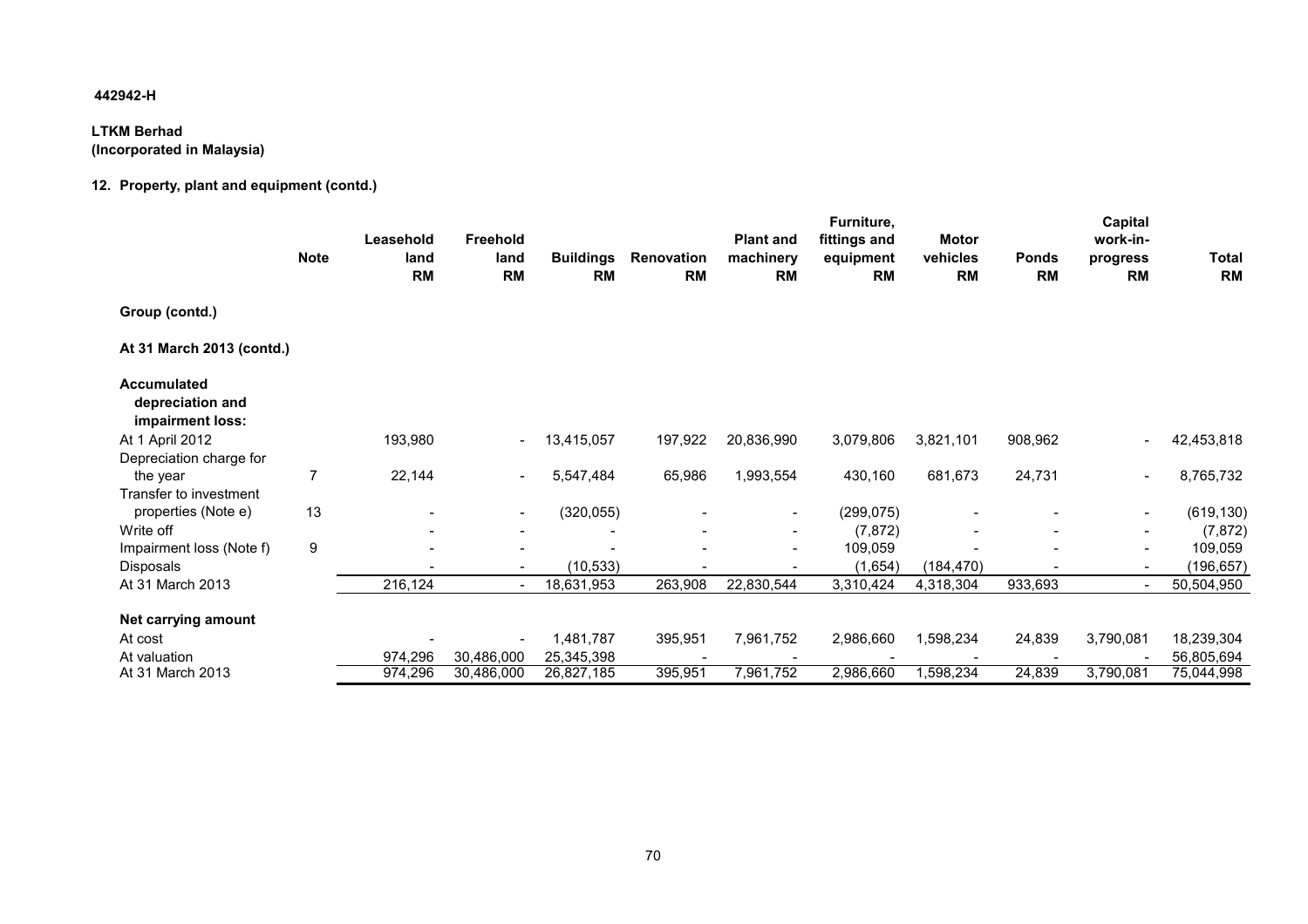442942-H

**LTKM Berhad**
**(Incorporated in Malaysia)**

## 12. Property, plant and equipment (contd.)

| | Note | Leasehold land RM | Freehold land RM | Buildings RM | Renovation RM | Plant and machinery RM | Furniture, fittings and equipment RM | Motor vehicles RM | Ponds RM | Capital work-in-progress RM | Total RM |
|---|---|---|---|---|---|---|---|---|---|---|---|
| **Group (contd.)** | | | | | | | | | | | |
| **At 31 March 2013 (contd.)** | | | | | | | | | | | |
| **Accumulated depreciation and impairment loss:** | | | | | | | | | | | |
| At 1 April 2012 | | 193,980 | - | 13,415,057 | 197,922 | 20,836,990 | 3,079,806 | 3,821,101 | 908,962 | - | 42,453,818 |
| Depreciation charge for the year | 7 | 22,144 | - | 5,547,484 | 65,986 | 1,993,554 | 430,160 | 681,673 | 24,731 | - | 8,765,732 |
| Transfer to investment properties (Note e) | 13 | - | - | (320,055) | - | - | (299,075) | - | - | - | (619,130) |
| Write off | | - | - | - | - | - | (7,872) | - | - | - | (7,872) |
| Impairment loss (Note f) | 9 | - | - | - | - | - | 109,059 | - | - | - | 109,059 |
| Disposals | | - | - | (10,533) | - | - | (1,654) | (184,470) | - | - | (196,657) |
| At 31 March 2013 | | 216,124 | - | 18,631,953 | 263,908 | 22,830,544 | 3,310,424 | 4,318,304 | 933,693 | - | 50,504,950 |
| **Net carrying amount** | | | | | | | | | | | |
| At cost | | - | - | 1,481,787 | 395,951 | 7,961,752 | 2,986,660 | 1,598,234 | 24,839 | 3,790,081 | 18,239,304 |
| At valuation | | 974,296 | 30,486,000 | 25,345,398 | - | - | - | - | - | - | 56,805,694 |
| At 31 March 2013 | | 974,296 | 30,486,000 | 26,827,185 | 395,951 | 7,961,752 | 2,986,660 | 1,598,234 | 24,839 | 3,790,081 | 75,044,998 |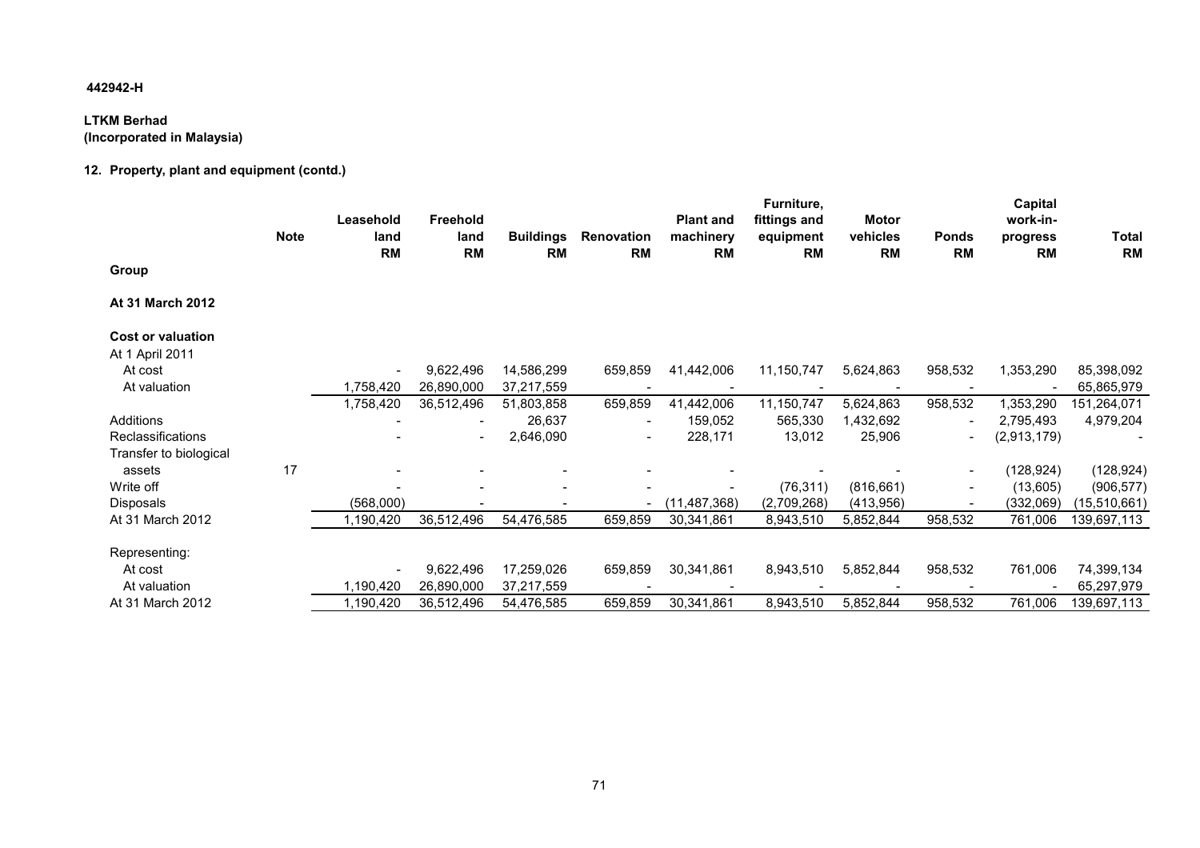442942-H

**LTKM Berhad**
**(Incorporated in Malaysia)**

## 12. Property, plant and equipment (contd.)

| | Note | Leasehold land RM | Freehold land RM | Buildings RM | Renovation RM | Plant and machinery RM | Furniture, fittings and equipment RM | Motor vehicles RM | Ponds RM | Capital work-in-progress RM | Total RM |
|---|---|---|---|---|---|---|---|---|---|---|---|
| **Group** | | | | | | | | | | | |
| **At 31 March 2012** | | | | | | | | | | | |
| **Cost or valuation** | | | | | | | | | | | |
| At 1 April 2011 | | | | | | | | | | | |
| At cost | | - | 9,622,496 | 14,586,299 | 659,859 | 41,442,006 | 11,150,747 | 5,624,863 | 958,532 | 1,353,290 | 85,398,092 |
| At valuation | | 1,758,420 | 26,890,000 | 37,217,559 | - | - | - | - | - | - | 65,865,979 |
| | | 1,758,420 | 36,512,496 | 51,803,858 | 659,859 | 41,442,006 | 11,150,747 | 5,624,863 | 958,532 | 1,353,290 | 151,264,071 |
| Additions | | - | - | 26,637 | - | 159,052 | 565,330 | 1,432,692 | - | 2,795,493 | 4,979,204 |
| Reclassifications | | - | - | 2,646,090 | - | 228,171 | 13,012 | 25,906 | - | (2,913,179) | - |
| Transfer to biological assets | 17 | - | - | - | - | - | - | - | - | (128,924) | (128,924) |
| Write off | | - | - | - | - | - | (76,311) | (816,661) | - | (13,605) | (906,577) |
| Disposals | | (568,000) | - | - | - | (11,487,368) | (2,709,268) | (413,956) | - | (332,069) | (15,510,661) |
| At 31 March 2012 | | 1,190,420 | 36,512,496 | 54,476,585 | 659,859 | 30,341,861 | 8,943,510 | 5,852,844 | 958,532 | 761,006 | 139,697,113 |
| Representing: | | | | | | | | | | | |
| At cost | | - | 9,622,496 | 17,259,026 | 659,859 | 30,341,861 | 8,943,510 | 5,852,844 | 958,532 | 761,006 | 74,399,134 |
| At valuation | | 1,190,420 | 26,890,000 | 37,217,559 | - | - | - | - | - | - | 65,297,979 |
| At 31 March 2012 | | 1,190,420 | 36,512,496 | 54,476,585 | 659,859 | 30,341,861 | 8,943,510 | 5,852,844 | 958,532 | 761,006 | 139,697,113 |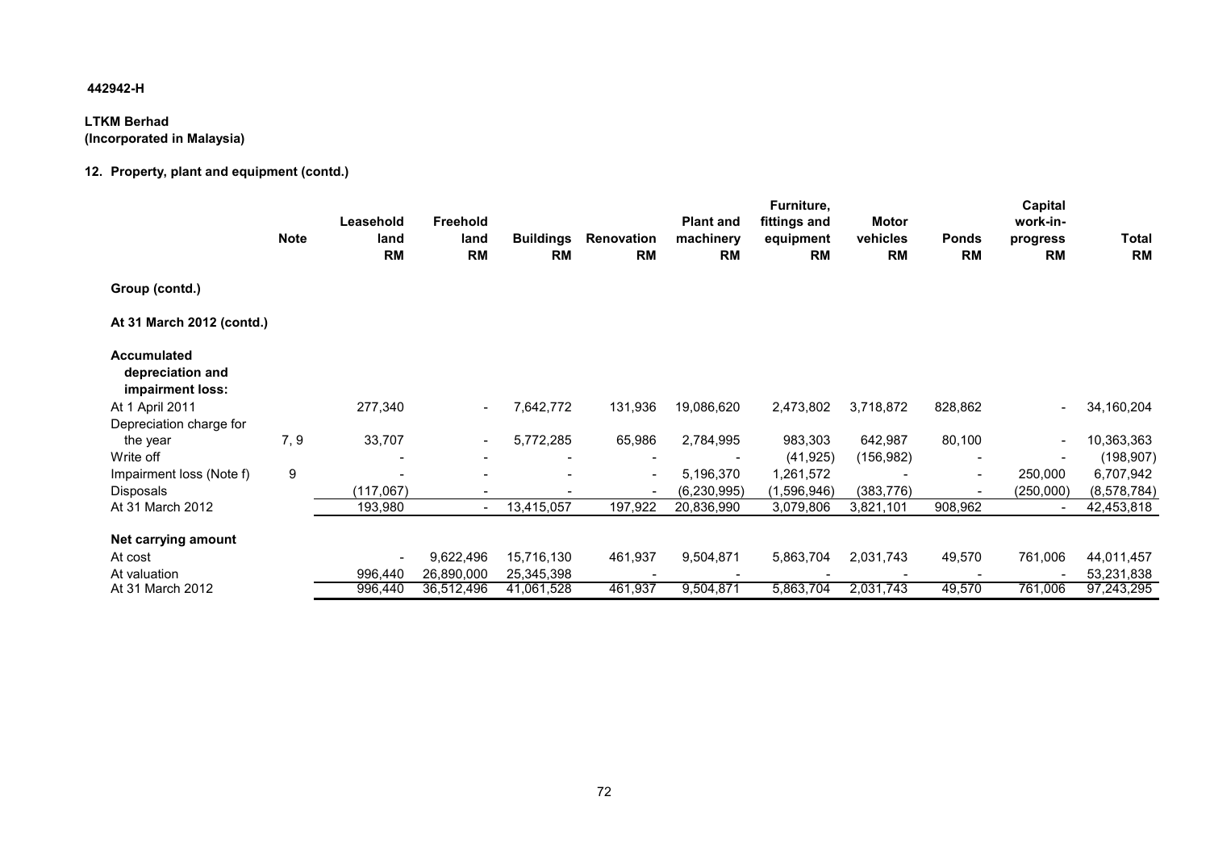**442942-H**

**LTKM Berhad**
**(Incorporated in Malaysia)**

## 12. Property, plant and equipment (contd.)

| | Note | Leasehold land RM | Freehold land RM | Buildings RM | Renovation RM | Plant and machinery RM | Furniture, fittings and equipment RM | Motor vehicles RM | Ponds RM | Capital work-in-progress RM | Total RM |
|---|---|---|---|---|---|---|---|---|---|---|---|
| **Group (contd.)** | | | | | | | | | | | |
| **At 31 March 2012 (contd.)** | | | | | | | | | | | |
| **Accumulated depreciation and impairment loss:** | | | | | | | | | | | |
| At 1 April 2011 | | 277,340 | - | 7,642,772 | 131,936 | 19,086,620 | 2,473,802 | 3,718,872 | 828,862 | - | 34,160,204 |
| Depreciation charge for the year | 7, 9 | 33,707 | - | 5,772,285 | 65,986 | 2,784,995 | 983,303 | 642,987 | 80,100 | - | 10,363,363 |
| Write off | | - | - | - | - | - | (41,925) | (156,982) | - | - | (198,907) |
| Impairment loss (Note f) | 9 | - | - | - | - | 5,196,370 | 1,261,572 | - | - | 250,000 | 6,707,942 |
| Disposals | | (117,067) | - | - | - | (6,230,995) | (1,596,946) | (383,776) | - | (250,000) | (8,578,784) |
| At 31 March 2012 | | 193,980 | - | 13,415,057 | 197,922 | 20,836,990 | 3,079,806 | 3,821,101 | 908,962 | - | 42,453,818 |
| **Net carrying amount** | | | | | | | | | | | |
| At cost | | - | 9,622,496 | 15,716,130 | 461,937 | 9,504,871 | 5,863,704 | 2,031,743 | 49,570 | 761,006 | 44,011,457 |
| At valuation | | 996,440 | 26,890,000 | 25,345,398 | - | - | - | - | - | - | 53,231,838 |
| At 31 March 2012 | | 996,440 | 36,512,496 | 41,061,528 | 461,937 | 9,504,871 | 5,863,704 | 2,031,743 | 49,570 | 761,006 | 97,243,295 |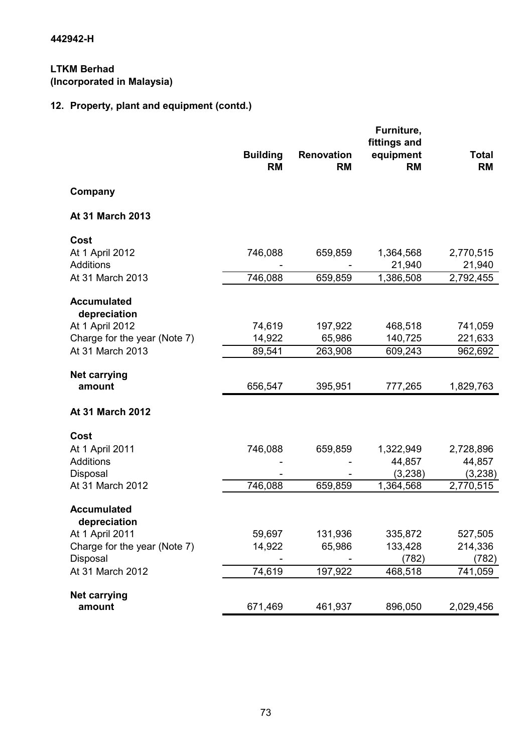442942-H

**LTKM Berhad**
**(Incorporated in Malaysia)**

## 12. Property, plant and equipment (contd.)

| | Building RM | Renovation RM | Furniture, fittings and equipment RM | Total RM |
|---|---|---|---|---|
| **Company** | | | | |
| **At 31 March 2013** | | | | |
| **Cost** | | | | |
| At 1 April 2012 | 746,088 | 659,859 | 1,364,568 | 2,770,515 |
| Additions | - | - | 21,940 | 21,940 |
| At 31 March 2013 | 746,088 | 659,859 | 1,386,508 | 2,792,455 |
| **Accumulated depreciation** | | | | |
| At 1 April 2012 | 74,619 | 197,922 | 468,518 | 741,059 |
| Charge for the year (Note 7) | 14,922 | 65,986 | 140,725 | 221,633 |
| At 31 March 2013 | 89,541 | 263,908 | 609,243 | 962,692 |
| **Net carrying amount** | 656,547 | 395,951 | 777,265 | 1,829,763 |
| **At 31 March 2012** | | | | |
| **Cost** | | | | |
| At 1 April 2011 | 746,088 | 659,859 | 1,322,949 | 2,728,896 |
| Additions | - | - | 44,857 | 44,857 |
| Disposal | - | - | (3,238) | (3,238) |
| At 31 March 2012 | 746,088 | 659,859 | 1,364,568 | 2,770,515 |
| **Accumulated depreciation** | | | | |
| At 1 April 2011 | 59,697 | 131,936 | 335,872 | 527,505 |
| Charge for the year (Note 7) | 14,922 | 65,986 | 133,428 | 214,336 |
| Disposal | - | - | (782) | (782) |
| At 31 March 2012 | 74,619 | 197,922 | 468,518 | 741,059 |
| **Net carrying amount** | 671,469 | 461,937 | 896,050 | 2,029,456 |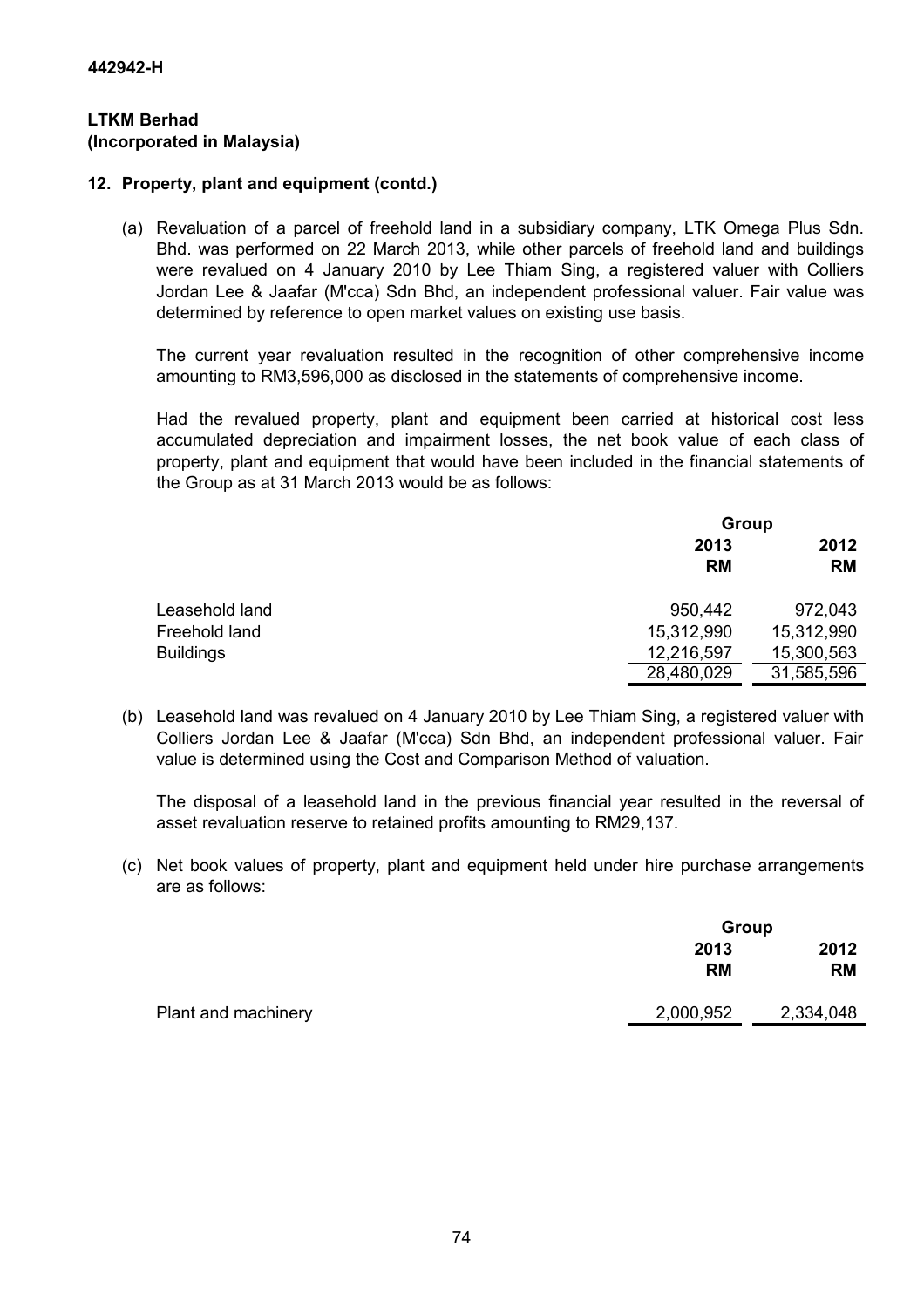**442942-H**

**LTKM Berhad**
**(Incorporated in Malaysia)**

## 12. Property, plant and equipment (contd.)

(a) Revaluation of a parcel of freehold land in a subsidiary company, LTK Omega Plus Sdn. Bhd. was performed on 22 March 2013, while other parcels of freehold land and buildings were revalued on 4 January 2010 by Lee Thiam Sing, a registered valuer with Colliers Jordan Lee & Jaafar (M'cca) Sdn Bhd, an independent professional valuer. Fair value was determined by reference to open market values on existing use basis.

The current year revaluation resulted in the recognition of other comprehensive income amounting to RM3,596,000 as disclosed in the statements of comprehensive income.

Had the revalued property, plant and equipment been carried at historical cost less accumulated depreciation and impairment losses, the net book value of each class of property, plant and equipment that would have been included in the financial statements of the Group as at 31 March 2013 would be as follows:

| | Group | |
|---|---|---|
| | 2013 RM | 2012 RM |
| Leasehold land | 950,442 | 972,043 |
| Freehold land | 15,312,990 | 15,312,990 |
| Buildings | 12,216,597 | 15,300,563 |
| | 28,480,029 | 31,585,596 |

(b) Leasehold land was revalued on 4 January 2010 by Lee Thiam Sing, a registered valuer with Colliers Jordan Lee & Jaafar (M'cca) Sdn Bhd, an independent professional valuer. Fair value is determined using the Cost and Comparison Method of valuation.

The disposal of a leasehold land in the previous financial year resulted in the reversal of asset revaluation reserve to retained profits amounting to RM29,137.

(c) Net book values of property, plant and equipment held under hire purchase arrangements are as follows:

| | Group | |
|---|---|---|
| | 2013 RM | 2012 RM |
| Plant and machinery | 2,000,952 | 2,334,048 |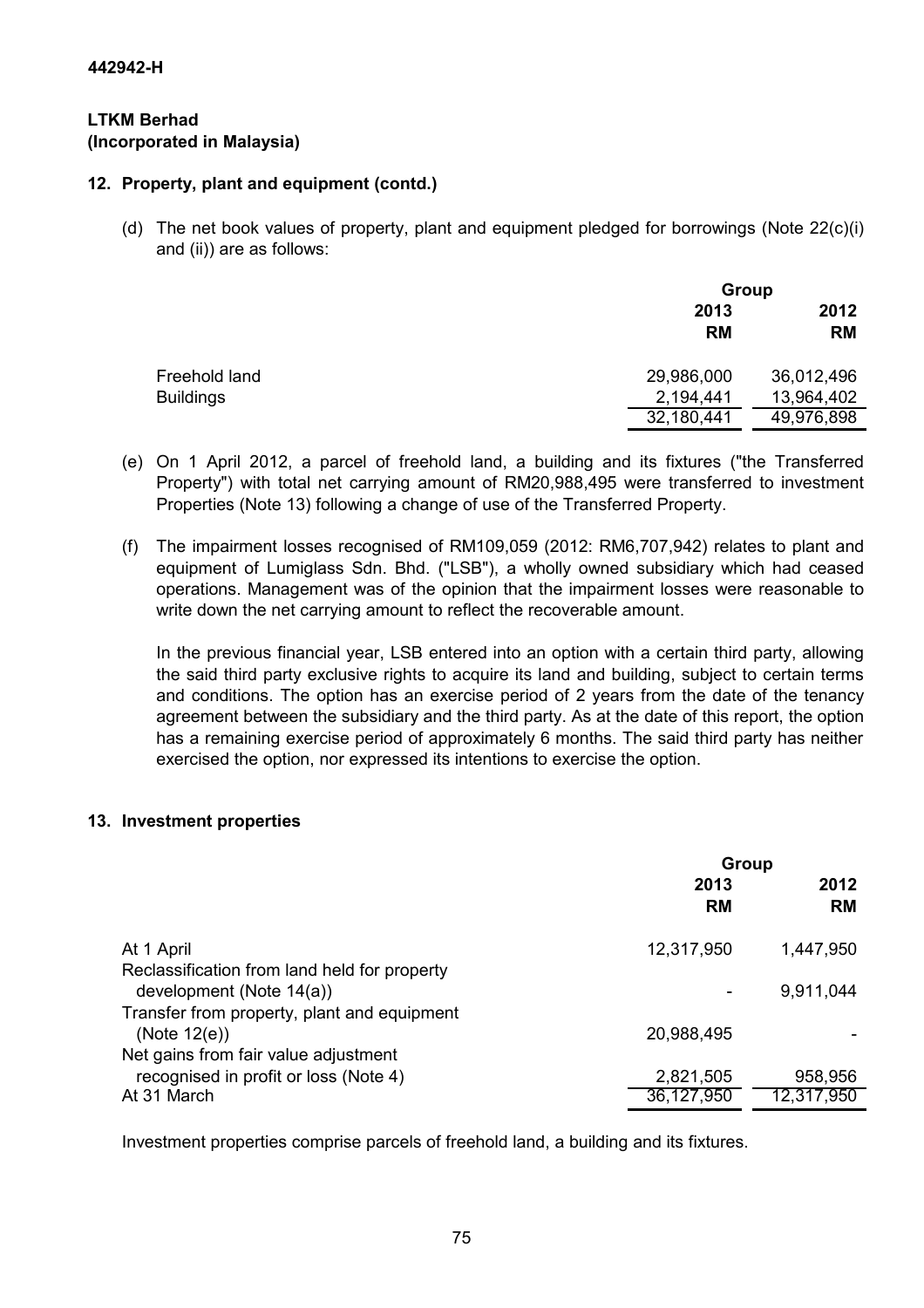**442942-H**

**LTKM Berhad**
**(Incorporated in Malaysia)**

## 12. Property, plant and equipment (contd.)

(d) The net book values of property, plant and equipment pledged for borrowings (Note 22(c)(i) and (ii)) are as follows:

| | Group | |
|---|---|---|
| | 2013 | 2012 |
| | RM | RM |
| Freehold land | 29,986,000 | 36,012,496 |
| Buildings | 2,194,441 | 13,964,402 |
| | 32,180,441 | 49,976,898 |

(e) On 1 April 2012, a parcel of freehold land, a building and its fixtures ("the Transferred Property") with total net carrying amount of RM20,988,495 were transferred to investment Properties (Note 13) following a change of use of the Transferred Property.

(f) The impairment losses recognised of RM109,059 (2012: RM6,707,942) relates to plant and equipment of Lumiglass Sdn. Bhd. ("LSB"), a wholly owned subsidiary which had ceased operations. Management was of the opinion that the impairment losses were reasonable to write down the net carrying amount to reflect the recoverable amount.

In the previous financial year, LSB entered into an option with a certain third party, allowing the said third party exclusive rights to acquire its land and building, subject to certain terms and conditions. The option has an exercise period of 2 years from the date of the tenancy agreement between the subsidiary and the third party. As at the date of this report, the option has a remaining exercise period of approximately 6 months. The said third party has neither exercised the option, nor expressed its intentions to exercise the option.

## 13. Investment properties

| | Group | |
|---|---|---|
| | 2013 | 2012 |
| | RM | RM |
| At 1 April | 12,317,950 | 1,447,950 |
| Reclassification from land held for property development (Note 14(a)) | - | 9,911,044 |
| Transfer from property, plant and equipment (Note 12(e)) | 20,988,495 | - |
| Net gains from fair value adjustment recognised in profit or loss (Note 4) | 2,821,505 | 958,956 |
| At 31 March | 36,127,950 | 12,317,950 |

Investment properties comprise parcels of freehold land, a building and its fixtures.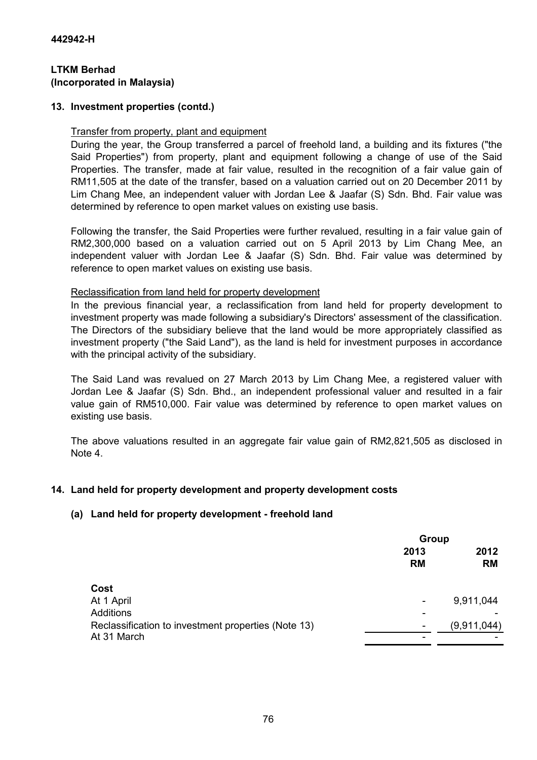**442942-H**

**LTKM Berhad**
**(Incorporated in Malaysia)**

## 13. Investment properties (contd.)

Transfer from property, plant and equipment

During the year, the Group transferred a parcel of freehold land, a building and its fixtures ("the Said Properties") from property, plant and equipment following a change of use of the Said Properties. The transfer, made at fair value, resulted in the recognition of a fair value gain of RM11,505 at the date of the transfer, based on a valuation carried out on 20 December 2011 by Lim Chang Mee, an independent valuer with Jordan Lee & Jaafar (S) Sdn. Bhd. Fair value was determined by reference to open market values on existing use basis.

Following the transfer, the Said Properties were further revalued, resulting in a fair value gain of RM2,300,000 based on a valuation carried out on 5 April 2013 by Lim Chang Mee, an independent valuer with Jordan Lee & Jaafar (S) Sdn. Bhd. Fair value was determined by reference to open market values on existing use basis.

Reclassification from land held for property development

In the previous financial year, a reclassification from land held for property development to investment property was made following a subsidiary's Directors' assessment of the classification. The Directors of the subsidiary believe that the land would be more appropriately classified as investment property ("the Said Land"), as the land is held for investment purposes in accordance with the principal activity of the subsidiary.

The Said Land was revalued on 27 March 2013 by Lim Chang Mee, a registered valuer with Jordan Lee & Jaafar (S) Sdn. Bhd., an independent professional valuer and resulted in a fair value gain of RM510,000. Fair value was determined by reference to open market values on existing use basis.

The above valuations resulted in an aggregate fair value gain of RM2,821,505 as disclosed in Note 4.

## 14. Land held for property development and property development costs

### (a) Land held for property development - freehold land

| | Group | |
|---|---|---|
| | **2013** | **2012** |
| | **RM** | **RM** |
| **Cost** | | |
| At 1 April | - | 9,911,044 |
| Additions | - | - |
| Reclassification to investment properties (Note 13) | - | (9,911,044) |
| At 31 March | - | - |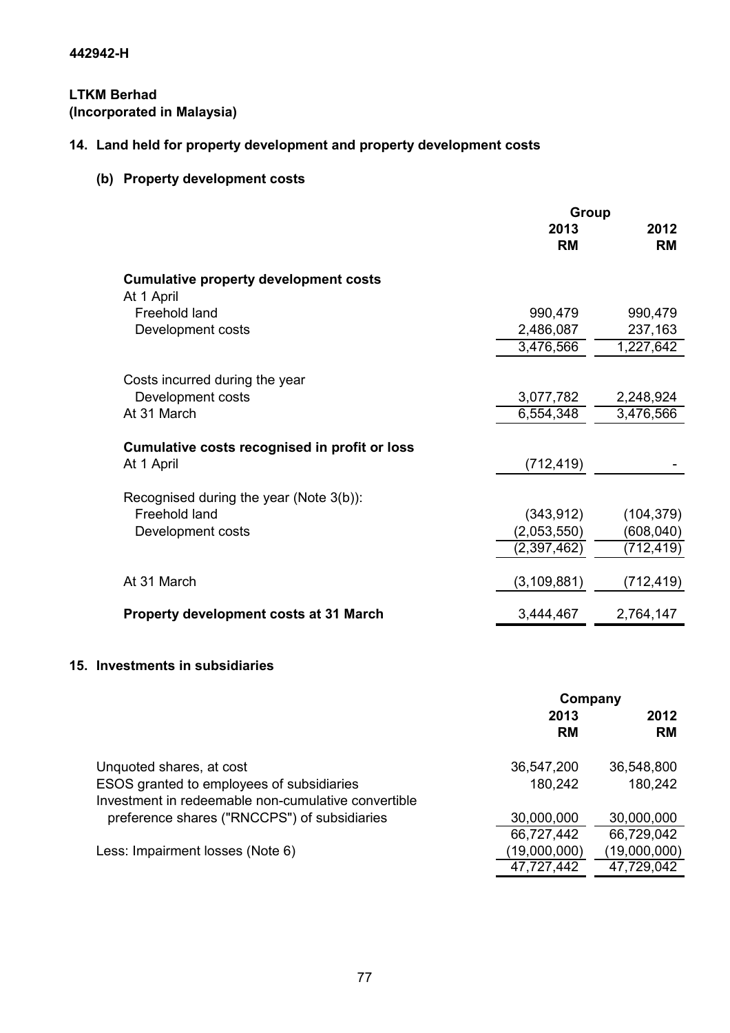442942-H

**LTKM Berhad**
**(Incorporated in Malaysia)**

## 14. Land held for property development and property development costs

### (b) Property development costs

| | Group | |
|---|---|---|
| | **2013** | **2012** |
| | **RM** | **RM** |
| **Cumulative property development costs** | | |
| At 1 April | | |
| Freehold land | 990,479 | 990,479 |
| Development costs | 2,486,087 | 237,163 |
| | 3,476,566 | 1,227,642 |
| Costs incurred during the year | | |
| Development costs | 3,077,782 | 2,248,924 |
| At 31 March | 6,554,348 | 3,476,566 |
| **Cumulative costs recognised in profit or loss** | | |
| At 1 April | (712,419) | - |
| Recognised during the year (Note 3(b)): | | |
| Freehold land | (343,912) | (104,379) |
| Development costs | (2,053,550) | (608,040) |
| | (2,397,462) | (712,419) |
| At 31 March | (3,109,881) | (712,419) |
| **Property development costs at 31 March** | 3,444,467 | 2,764,147 |

## 15. Investments in subsidiaries

| | Company | |
|---|---|---|
| | **2013** | **2012** |
| | **RM** | **RM** |
| Unquoted shares, at cost | 36,547,200 | 36,548,800 |
| ESOS granted to employees of subsidiaries | 180,242 | 180,242 |
| Investment in redeemable non-cumulative convertible preference shares ("RNCCPS") of subsidiaries | 30,000,000 | 30,000,000 |
| | 66,727,442 | 66,729,042 |
| Less: Impairment losses (Note 6) | (19,000,000) | (19,000,000) |
| | 47,727,442 | 47,729,042 |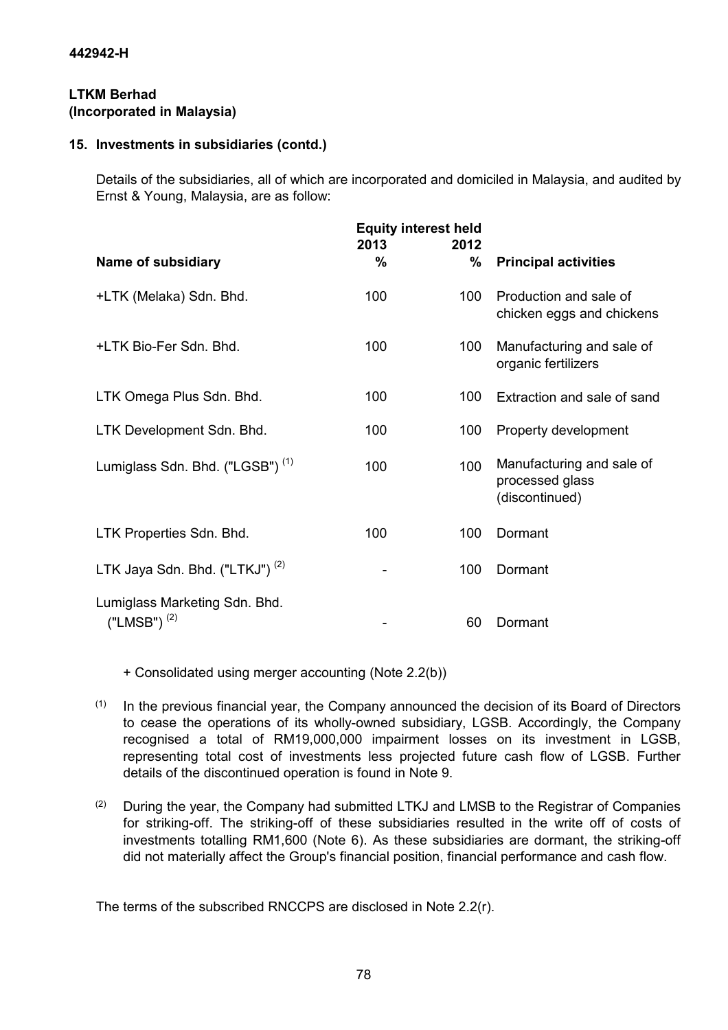## 15. Investments in subsidiaries (contd.)

Details of the subsidiaries, all of which are incorporated and domiciled in Malaysia, and audited by Ernst & Young, Malaysia, are as follow:

| Name of subsidiary | Equity interest held 2013 % | 2012 % | Principal activities |
|---|---|---|---|
| +LTK (Melaka) Sdn. Bhd. | 100 | 100 | Production and sale of chicken eggs and chickens |
| +LTK Bio-Fer Sdn. Bhd. | 100 | 100 | Manufacturing and sale of organic fertilizers |
| LTK Omega Plus Sdn. Bhd. | 100 | 100 | Extraction and sale of sand |
| LTK Development Sdn. Bhd. | 100 | 100 | Property development |
| Lumiglass Sdn. Bhd. ("LGSB") (1) | 100 | 100 | Manufacturing and sale of processed glass (discontinued) |
| LTK Properties Sdn. Bhd. | 100 | 100 | Dormant |
| LTK Jaya Sdn. Bhd. ("LTKJ") (2) | - | 100 | Dormant |
| Lumiglass Marketing Sdn. Bhd. ("LMSB") (2) | - | 60 | Dormant |

+ Consolidated using merger accounting (Note 2.2(b))

(1) In the previous financial year, the Company announced the decision of its Board of Directors to cease the operations of its wholly-owned subsidiary, LGSB. Accordingly, the Company recognised a total of RM19,000,000 impairment losses on its investment in LGSB, representing total cost of investments less projected future cash flow of LGSB. Further details of the discontinued operation is found in Note 9.

(2) During the year, the Company had submitted LTKJ and LMSB to the Registrar of Companies for striking-off. The striking-off of these subsidiaries resulted in the write off of costs of investments totalling RM1,600 (Note 6). As these subsidiaries are dormant, the striking-off did not materially affect the Group's financial position, financial performance and cash flow.

The terms of the subscribed RNCCPS are disclosed in Note 2.2(r).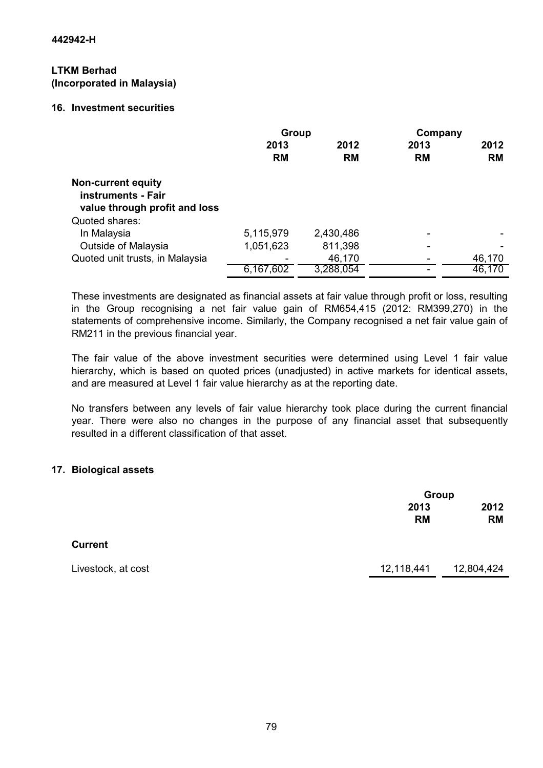442942-H

**LTKM Berhad**
**(Incorporated in Malaysia)**

## 16. Investment securities

| | Group | | Company | |
|---|---|---|---|---|
| | 2013 | 2012 | 2013 | 2012 |
| | RM | RM | RM | RM |
| **Non-current equity instruments - Fair value through profit and loss** | | | | |
| Quoted shares: | | | | |
| In Malaysia | 5,115,979 | 2,430,486 | - | - |
| Outside of Malaysia | 1,051,623 | 811,398 | - | - |
| Quoted unit trusts, in Malaysia | - | 46,170 | - | 46,170 |
| | 6,167,602 | 3,288,054 | - | 46,170 |

These investments are designated as financial assets at fair value through profit or loss, resulting in the Group recognising a net fair value gain of RM654,415 (2012: RM399,270) in the statements of comprehensive income. Similarly, the Company recognised a net fair value gain of RM211 in the previous financial year.

The fair value of the above investment securities were determined using Level 1 fair value hierarchy, which is based on quoted prices (unadjusted) in active markets for identical assets, and are measured at Level 1 fair value hierarchy as at the reporting date.

No transfers between any levels of fair value hierarchy took place during the current financial year. There were also no changes in the purpose of any financial asset that subsequently resulted in a different classification of that asset.

## 17. Biological assets

| | Group | |
|---|---|---|
| | 2013 | 2012 |
| | RM | RM |
| **Current** | | |
| Livestock, at cost | 12,118,441 | 12,804,424 |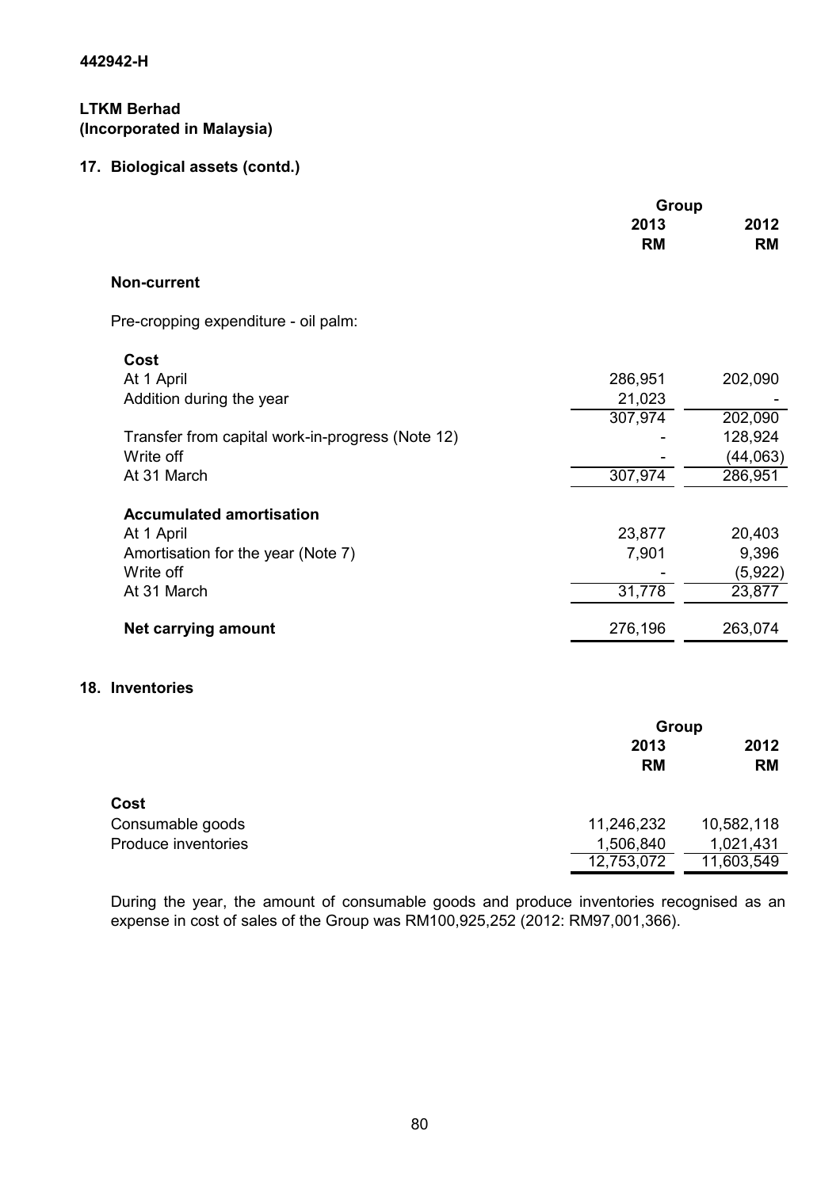442942-H

**LTKM Berhad**
**(Incorporated in Malaysia)**

## 17. Biological assets (contd.)

| | Group | |
|---|---|---|
| | 2013 | 2012 |
| | RM | RM |
| **Non-current** | | |
| Pre-cropping expenditure - oil palm: | | |
| **Cost** | | |
| At 1 April | 286,951 | 202,090 |
| Addition during the year | 21,023 | - |
| | 307,974 | 202,090 |
| Transfer from capital work-in-progress (Note 12) | - | 128,924 |
| Write off | - | (44,063) |
| At 31 March | 307,974 | 286,951 |
| **Accumulated amortisation** | | |
| At 1 April | 23,877 | 20,403 |
| Amortisation for the year (Note 7) | 7,901 | 9,396 |
| Write off | - | (5,922) |
| At 31 March | 31,778 | 23,877 |
| **Net carrying amount** | 276,196 | 263,074 |

## 18. Inventories

| | Group | |
|---|---|---|
| | 2013 | 2012 |
| | RM | RM |
| **Cost** | | |
| Consumable goods | 11,246,232 | 10,582,118 |
| Produce inventories | 1,506,840 | 1,021,431 |
| | 12,753,072 | 11,603,549 |

During the year, the amount of consumable goods and produce inventories recognised as an expense in cost of sales of the Group was RM100,925,252 (2012: RM97,001,366).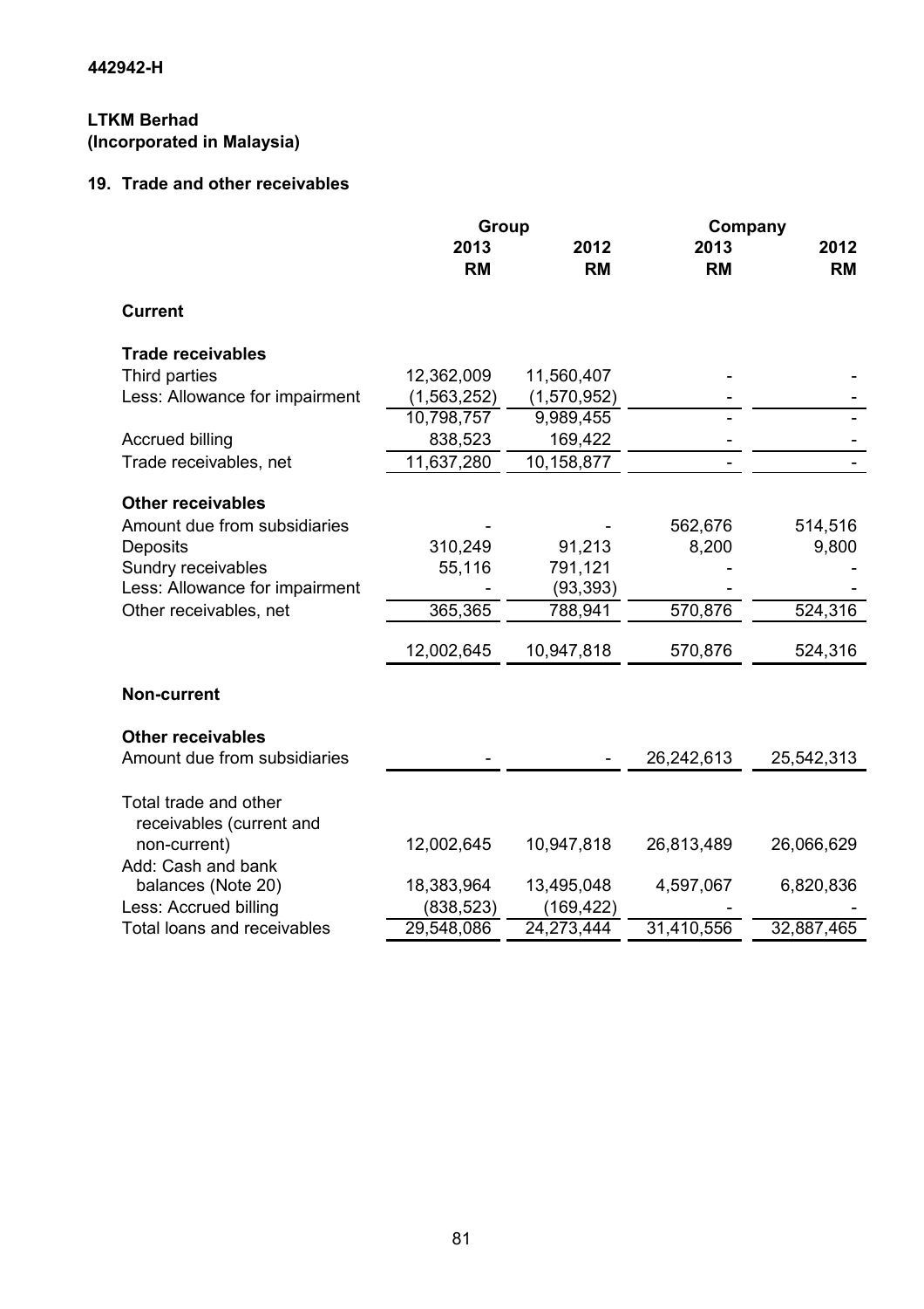442942-H

**LTKM Berhad**
**(Incorporated in Malaysia)**

## 19. Trade and other receivables

| | Group | | Company | |
|---|---|---|---|---|
| | 2013 | 2012 | 2013 | 2012 |
| | RM | RM | RM | RM |
| **Current** | | | | |
| **Trade receivables** | | | | |
| Third parties | 12,362,009 | 11,560,407 | - | - |
| Less: Allowance for impairment | (1,563,252) | (1,570,952) | - | - |
| | 10,798,757 | 9,989,455 | - | - |
| Accrued billing | 838,523 | 169,422 | - | - |
| Trade receivables, net | 11,637,280 | 10,158,877 | - | - |
| **Other receivables** | | | | |
| Amount due from subsidiaries | - | - | 562,676 | 514,516 |
| Deposits | 310,249 | 91,213 | 8,200 | 9,800 |
| Sundry receivables | 55,116 | 791,121 | - | - |
| Less: Allowance for impairment | - | (93,393) | - | - |
| Other receivables, net | 365,365 | 788,941 | 570,876 | 524,316 |
| | 12,002,645 | 10,947,818 | 570,876 | 524,316 |
| **Non-current** | | | | |
| **Other receivables** | | | | |
| Amount due from subsidiaries | - | - | 26,242,613 | 25,542,313 |
| Total trade and other receivables (current and non-current) | 12,002,645 | 10,947,818 | 26,813,489 | 26,066,629 |
| Add: Cash and bank balances (Note 20) | 18,383,964 | 13,495,048 | 4,597,067 | 6,820,836 |
| Less: Accrued billing | (838,523) | (169,422) | - | - |
| Total loans and receivables | 29,548,086 | 24,273,444 | 31,410,556 | 32,887,465 |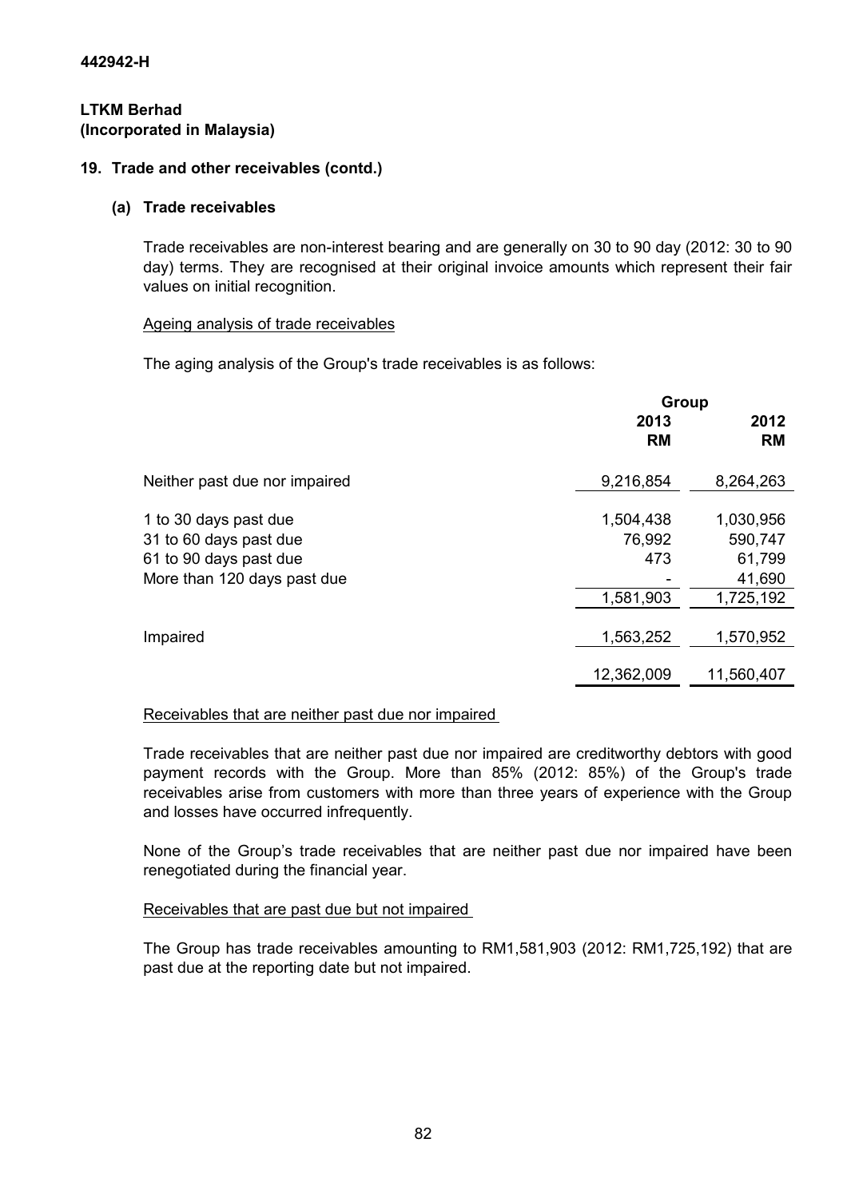442942-H

**LTKM Berhad**
**(Incorporated in Malaysia)**

## 19. Trade and other receivables (contd.)

### (a) Trade receivables

Trade receivables are non-interest bearing and are generally on 30 to 90 day (2012: 30 to 90 day) terms. They are recognised at their original invoice amounts which represent their fair values on initial recognition.

Ageing analysis of trade receivables

The aging analysis of the Group's trade receivables is as follows:

| | Group | |
|---|---|---|
| | 2013 RM | 2012 RM |
| Neither past due nor impaired | 9,216,854 | 8,264,263 |
| 1 to 30 days past due | 1,504,438 | 1,030,956 |
| 31 to 60 days past due | 76,992 | 590,747 |
| 61 to 90 days past due | 473 | 61,799 |
| More than 120 days past due | - | 41,690 |
| | 1,581,903 | 1,725,192 |
| Impaired | 1,563,252 | 1,570,952 |
| | 12,362,009 | 11,560,407 |

Receivables that are neither past due nor impaired

Trade receivables that are neither past due nor impaired are creditworthy debtors with good payment records with the Group. More than 85% (2012: 85%) of the Group's trade receivables arise from customers with more than three years of experience with the Group and losses have occurred infrequently.

None of the Group's trade receivables that are neither past due nor impaired have been renegotiated during the financial year.

Receivables that are past due but not impaired

The Group has trade receivables amounting to RM1,581,903 (2012: RM1,725,192) that are past due at the reporting date but not impaired.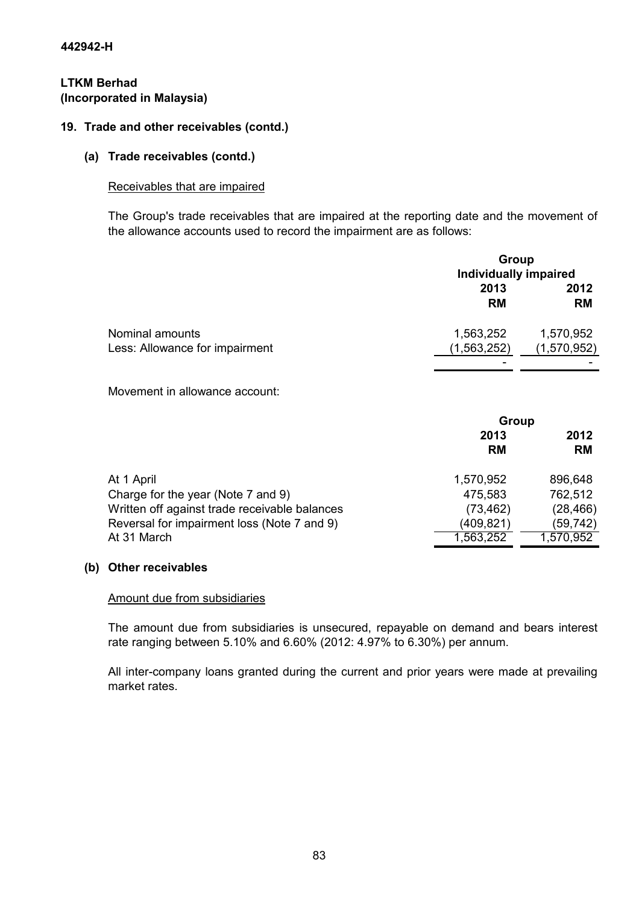442942-H

**LTKM Berhad**
**(Incorporated in Malaysia)**

## 19. Trade and other receivables (contd.)

### (a) Trade receivables (contd.)

Receivables that are impaired

The Group's trade receivables that are impaired at the reporting date and the movement of the allowance accounts used to record the impairment are as follows:

| | Group | |
|---|---|---|
| | Individually impaired | |
| | 2013 | 2012 |
| | RM | RM |
| Nominal amounts | 1,563,252 | 1,570,952 |
| Less: Allowance for impairment | (1,563,252) | (1,570,952) |
| | - | - |

Movement in allowance account:

| | Group | |
|---|---|---|
| | 2013 | 2012 |
| | RM | RM |
| At 1 April | 1,570,952 | 896,648 |
| Charge for the year (Note 7 and 9) | 475,583 | 762,512 |
| Written off against trade receivable balances | (73,462) | (28,466) |
| Reversal for impairment loss (Note 7 and 9) | (409,821) | (59,742) |
| At 31 March | 1,563,252 | 1,570,952 |

### (b) Other receivables

Amount due from subsidiaries

The amount due from subsidiaries is unsecured, repayable on demand and bears interest rate ranging between 5.10% and 6.60% (2012: 4.97% to 6.30%) per annum.

All inter-company loans granted during the current and prior years were made at prevailing market rates.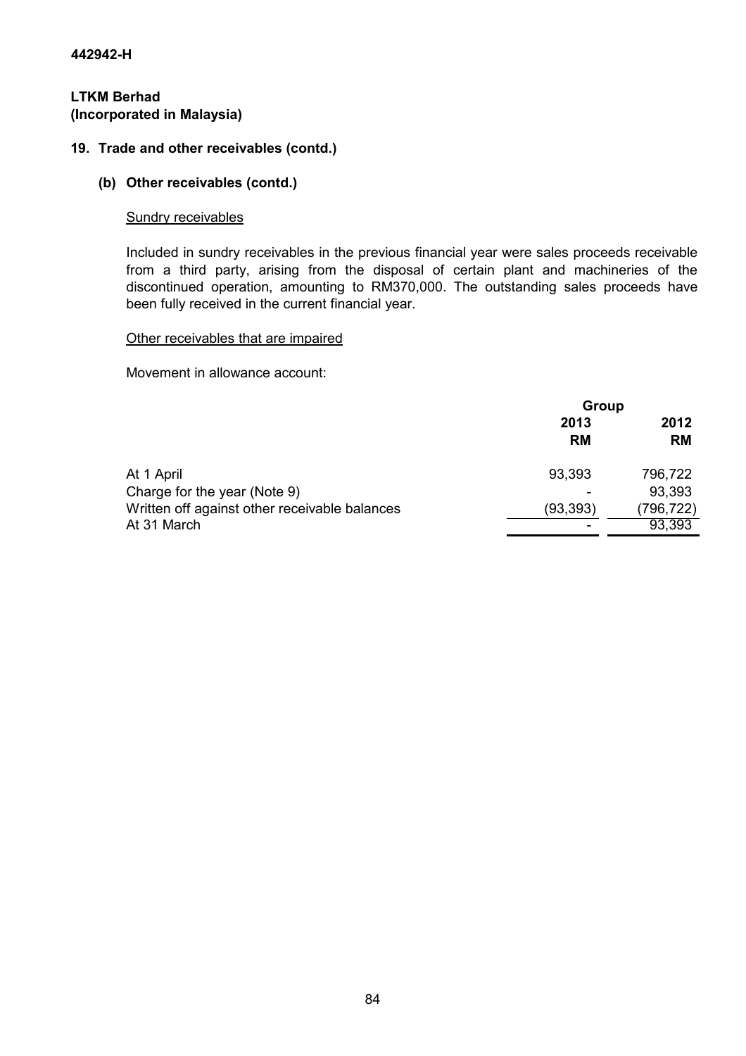**442942-H**

**LTKM Berhad**
**(Incorporated in Malaysia)**

## 19. Trade and other receivables (contd.)

### (b) Other receivables (contd.)

Sundry receivables

Included in sundry receivables in the previous financial year were sales proceeds receivable from a third party, arising from the disposal of certain plant and machineries of the discontinued operation, amounting to RM370,000. The outstanding sales proceeds have been fully received in the current financial year.

Other receivables that are impaired

Movement in allowance account:

| | Group | |
|---|---|---|
| | 2013 RM | 2012 RM |
| At 1 April | 93,393 | 796,722 |
| Charge for the year (Note 9) | - | 93,393 |
| Written off against other receivable balances | (93,393) | (796,722) |
| At 31 March | - | 93,393 |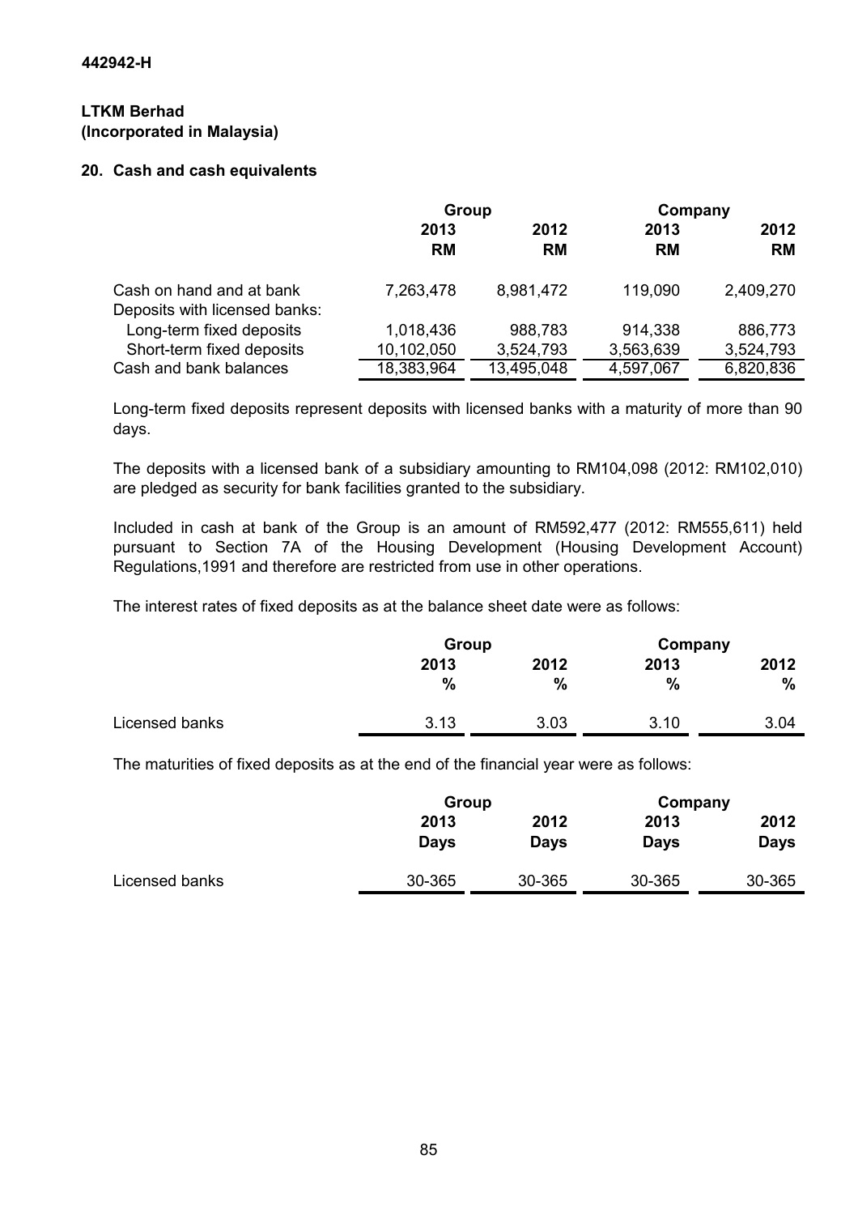442942-H

**LTKM Berhad**
**(Incorporated in Malaysia)**

## 20. Cash and cash equivalents

| | Group | | Company | |
|---|---|---|---|---|
| | 2013 | 2012 | 2013 | 2012 |
| | RM | RM | RM | RM |
| Cash on hand and at bank | 7,263,478 | 8,981,472 | 119,090 | 2,409,270 |
| Deposits with licensed banks: | | | | |
| Long-term fixed deposits | 1,018,436 | 988,783 | 914,338 | 886,773 |
| Short-term fixed deposits | 10,102,050 | 3,524,793 | 3,563,639 | 3,524,793 |
| Cash and bank balances | 18,383,964 | 13,495,048 | 4,597,067 | 6,820,836 |

Long-term fixed deposits represent deposits with licensed banks with a maturity of more than 90 days.

The deposits with a licensed bank of a subsidiary amounting to RM104,098 (2012: RM102,010) are pledged as security for bank facilities granted to the subsidiary.

Included in cash at bank of the Group is an amount of RM592,477 (2012: RM555,611) held pursuant to Section 7A of the Housing Development (Housing Development Account) Regulations,1991 and therefore are restricted from use in other operations.

The interest rates of fixed deposits as at the balance sheet date were as follows:

| | Group | | Company | |
|---|---|---|---|---|
| | 2013 | 2012 | 2013 | 2012 |
| | % | % | % | % |
| Licensed banks | 3.13 | 3.03 | 3.10 | 3.04 |

The maturities of fixed deposits as at the end of the financial year were as follows:

| | Group | | Company | |
|---|---|---|---|---|
| | 2013 | 2012 | 2013 | 2012 |
| | Days | Days | Days | Days |
| Licensed banks | 30-365 | 30-365 | 30-365 | 30-365 |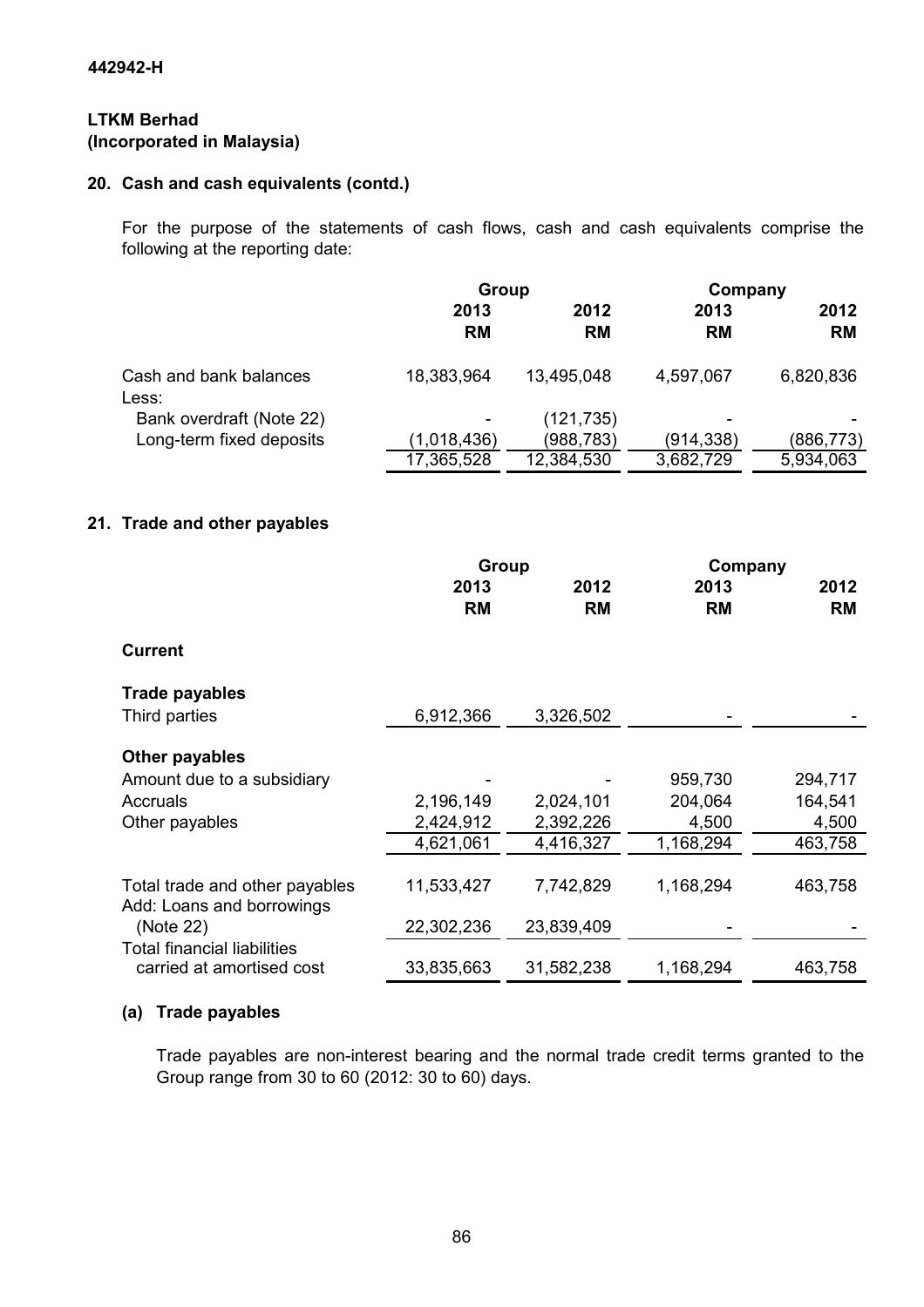442942-H

**LTKM Berhad**
**(Incorporated in Malaysia)**

## 20. Cash and cash equivalents (contd.)

For the purpose of the statements of cash flows, cash and cash equivalents comprise the following at the reporting date:

| | Group | | Company | |
|---|---|---|---|---|
| | 2013 | 2012 | 2013 | 2012 |
| | RM | RM | RM | RM |
| Cash and bank balances | 18,383,964 | 13,495,048 | 4,597,067 | 6,820,836 |
| Less: | | | | |
| Bank overdraft (Note 22) | - | (121,735) | - | - |
| Long-term fixed deposits | (1,018,436) | (988,783) | (914,338) | (886,773) |
| | 17,365,528 | 12,384,530 | 3,682,729 | 5,934,063 |

## 21. Trade and other payables

| | Group | | Company | |
|---|---|---|---|---|
| | 2013 | 2012 | 2013 | 2012 |
| | RM | RM | RM | RM |
| **Current** | | | | |
| **Trade payables** | | | | |
| Third parties | 6,912,366 | 3,326,502 | - | - |
| **Other payables** | | | | |
| Amount due to a subsidiary | - | - | 959,730 | 294,717 |
| Accruals | 2,196,149 | 2,024,101 | 204,064 | 164,541 |
| Other payables | 2,424,912 | 2,392,226 | 4,500 | 4,500 |
| | 4,621,061 | 4,416,327 | 1,168,294 | 463,758 |
| Total trade and other payables | 11,533,427 | 7,742,829 | 1,168,294 | 463,758 |
| Add: Loans and borrowings (Note 22) | 22,302,236 | 23,839,409 | - | - |
| Total financial liabilities carried at amortised cost | 33,835,663 | 31,582,238 | 1,168,294 | 463,758 |

### (a) Trade payables

Trade payables are non-interest bearing and the normal trade credit terms granted to the Group range from 30 to 60 (2012: 30 to 60) days.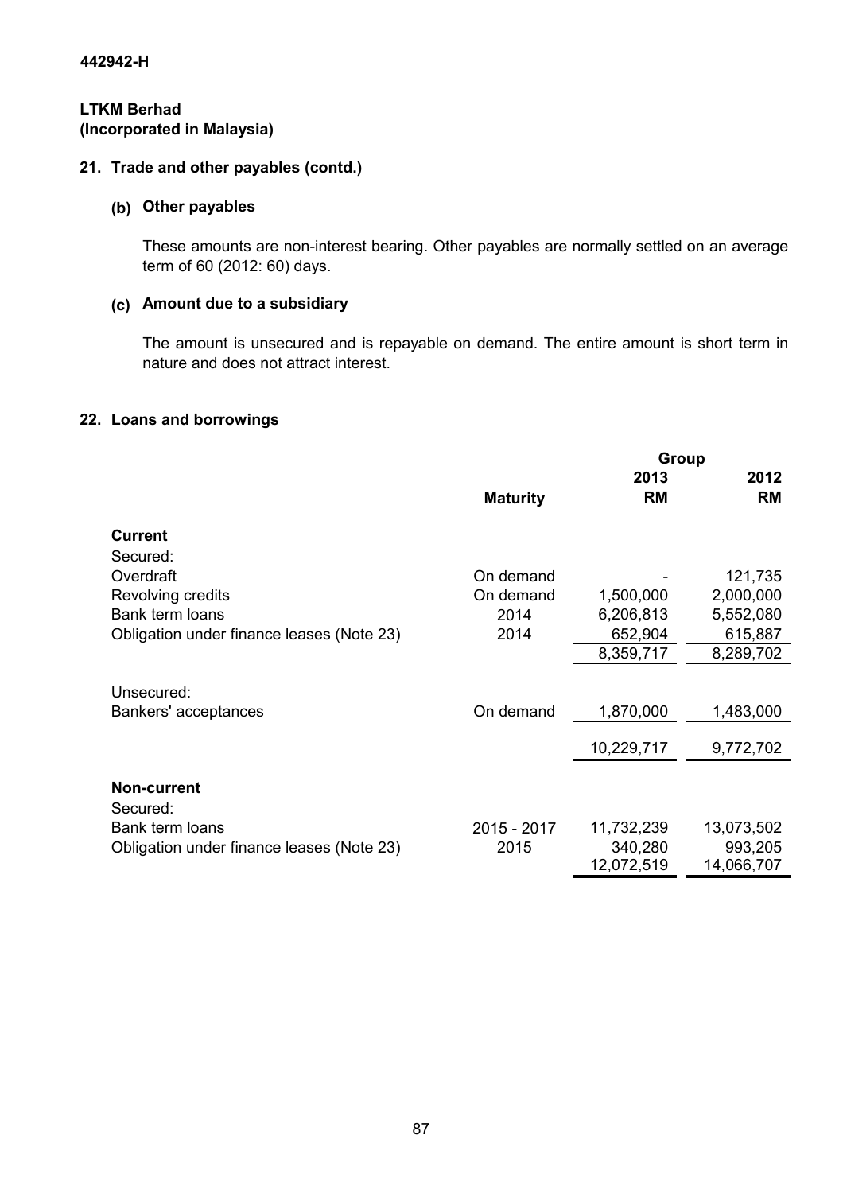**442942-H**

**LTKM Berhad**
**(Incorporated in Malaysia)**

## 21. Trade and other payables (contd.)

### (b) Other payables

These amounts are non-interest bearing. Other payables are normally settled on an average term of 60 (2012: 60) days.

### (c) Amount due to a subsidiary

The amount is unsecured and is repayable on demand. The entire amount is short term in nature and does not attract interest.

## 22. Loans and borrowings

| | | Group | |
|---|---|---|---|
| | **Maturity** | **2013 RM** | **2012 RM** |
| **Current** | | | |
| Secured: | | | |
| Overdraft | On demand | - | 121,735 |
| Revolving credits | On demand | 1,500,000 | 2,000,000 |
| Bank term loans | 2014 | 6,206,813 | 5,552,080 |
| Obligation under finance leases (Note 23) | 2014 | 652,904 | 615,887 |
| | | 8,359,717 | 8,289,702 |
| Unsecured: | | | |
| Bankers' acceptances | On demand | 1,870,000 | 1,483,000 |
| | | 10,229,717 | 9,772,702 |
| **Non-current** | | | |
| Secured: | | | |
| Bank term loans | 2015 - 2017 | 11,732,239 | 13,073,502 |
| Obligation under finance leases (Note 23) | 2015 | 340,280 | 993,205 |
| | | 12,072,519 | 14,066,707 |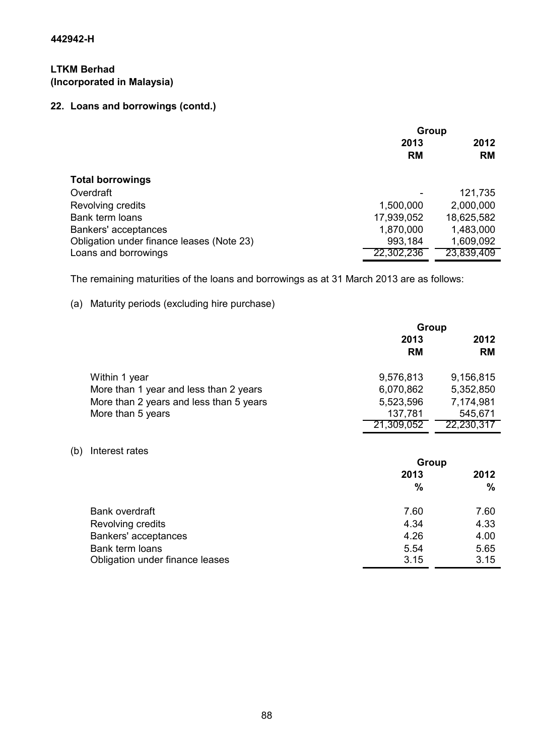442942-H

**LTKM Berhad**
**(Incorporated in Malaysia)**

## 22. Loans and borrowings (contd.)

| | Group | |
|---|---|---|
| | 2013 | 2012 |
| | RM | RM |
| **Total borrowings** | | |
| Overdraft | - | 121,735 |
| Revolving credits | 1,500,000 | 2,000,000 |
| Bank term loans | 17,939,052 | 18,625,582 |
| Bankers' acceptances | 1,870,000 | 1,483,000 |
| Obligation under finance leases (Note 23) | 993,184 | 1,609,092 |
| Loans and borrowings | 22,302,236 | 23,839,409 |

The remaining maturities of the loans and borrowings as at 31 March 2013 are as follows:

(a) Maturity periods (excluding hire purchase)

| | Group | |
|---|---|---|
| | 2013 | 2012 |
| | RM | RM |
| Within 1 year | 9,576,813 | 9,156,815 |
| More than 1 year and less than 2 years | 6,070,862 | 5,352,850 |
| More than 2 years and less than 5 years | 5,523,596 | 7,174,981 |
| More than 5 years | 137,781 | 545,671 |
| | 21,309,052 | 22,230,317 |

(b) Interest rates

| | Group | |
|---|---|---|
| | 2013 | 2012 |
| | % | % |
| Bank overdraft | 7.60 | 7.60 |
| Revolving credits | 4.34 | 4.33 |
| Bankers' acceptances | 4.26 | 4.00 |
| Bank term loans | 5.54 | 5.65 |
| Obligation under finance leases | 3.15 | 3.15 |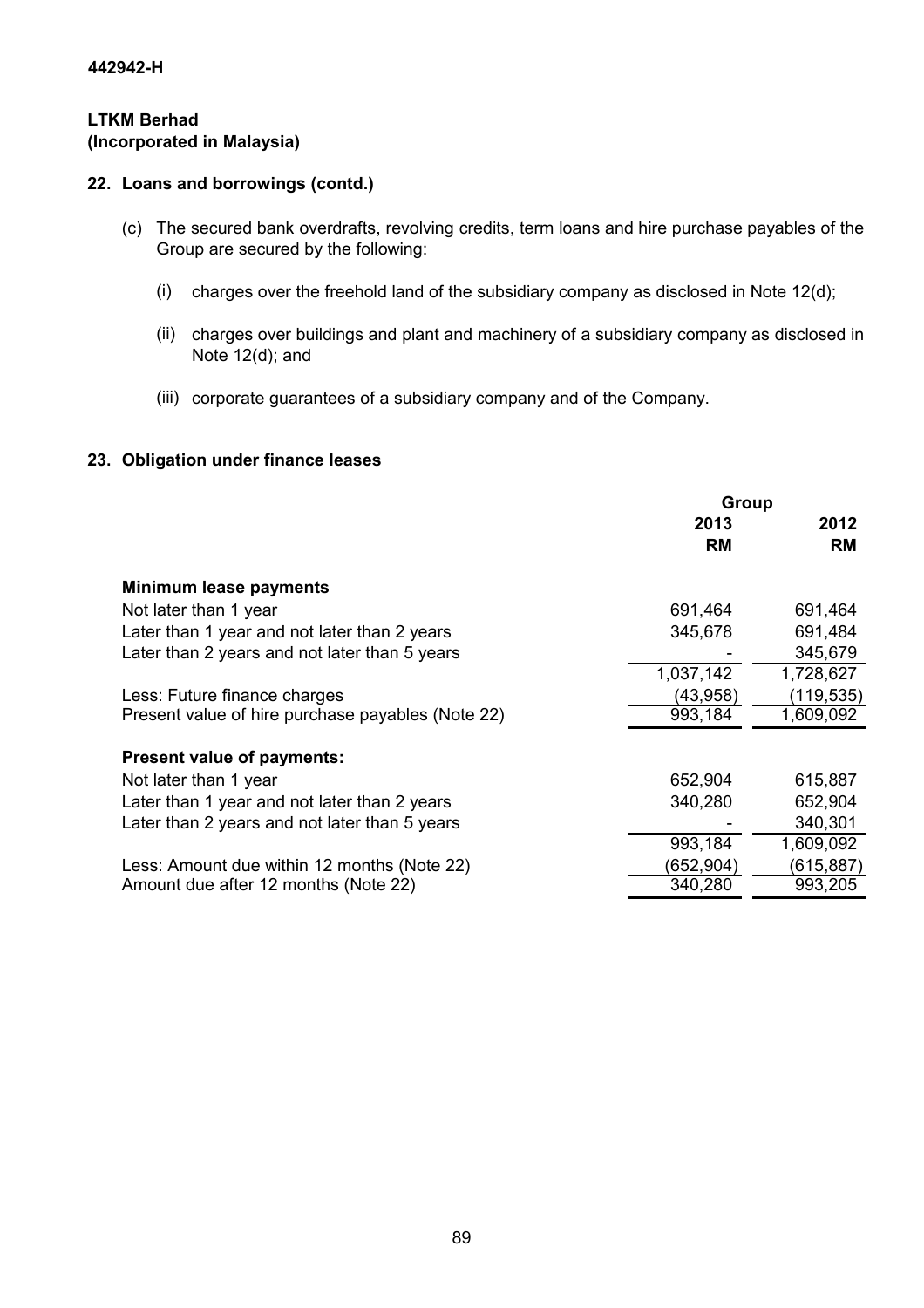**442942-H**

**LTKM Berhad**
**(Incorporated in Malaysia)**

## 22. Loans and borrowings (contd.)

(c) The secured bank overdrafts, revolving credits, term loans and hire purchase payables of the Group are secured by the following:

(i) charges over the freehold land of the subsidiary company as disclosed in Note 12(d);

(ii) charges over buildings and plant and machinery of a subsidiary company as disclosed in Note 12(d); and

(iii) corporate guarantees of a subsidiary company and of the Company.

## 23. Obligation under finance leases

| | Group | |
|---|---|---|
| | 2013 | 2012 |
| | RM | RM |
| **Minimum lease payments** | | |
| Not later than 1 year | 691,464 | 691,464 |
| Later than 1 year and not later than 2 years | 345,678 | 691,484 |
| Later than 2 years and not later than 5 years | - | 345,679 |
| | 1,037,142 | 1,728,627 |
| Less: Future finance charges | (43,958) | (119,535) |
| Present value of hire purchase payables (Note 22) | 993,184 | 1,609,092 |
| **Present value of payments:** | | |
| Not later than 1 year | 652,904 | 615,887 |
| Later than 1 year and not later than 2 years | 340,280 | 652,904 |
| Later than 2 years and not later than 5 years | - | 340,301 |
| | 993,184 | 1,609,092 |
| Less: Amount due within 12 months (Note 22) | (652,904) | (615,887) |
| Amount due after 12 months (Note 22) | 340,280 | 993,205 |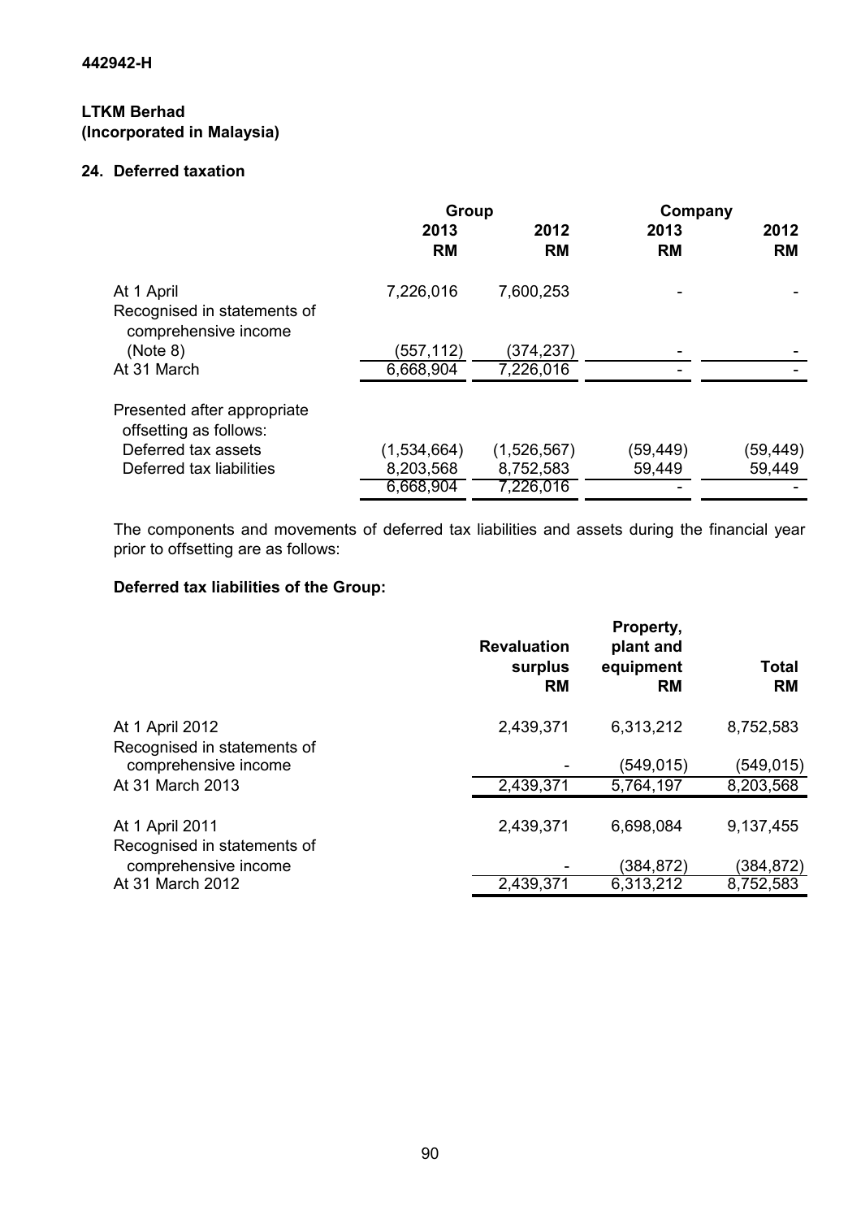442942-H

**LTKM Berhad**
**(Incorporated in Malaysia)**

## 24. Deferred taxation

| | Group | | Company | |
|---|---|---|---|---|
| | 2013 | 2012 | 2013 | 2012 |
| | RM | RM | RM | RM |
| At 1 April | 7,226,016 | 7,600,253 | - | - |
| Recognised in statements of comprehensive income (Note 8) | (557,112) | (374,237) | - | - |
| At 31 March | 6,668,904 | 7,226,016 | - | - |
| Presented after appropriate offsetting as follows: | | | | |
| Deferred tax assets | (1,534,664) | (1,526,567) | (59,449) | (59,449) |
| Deferred tax liabilities | 8,203,568 | 8,752,583 | 59,449 | 59,449 |
| | 6,668,904 | 7,226,016 | - | - |

The components and movements of deferred tax liabilities and assets during the financial year prior to offsetting are as follows:

**Deferred tax liabilities of the Group:**

| | Revaluation surplus RM | Property, plant and equipment RM | Total RM |
|---|---|---|---|
| At 1 April 2012 | 2,439,371 | 6,313,212 | 8,752,583 |
| Recognised in statements of comprehensive income | - | (549,015) | (549,015) |
| At 31 March 2013 | 2,439,371 | 5,764,197 | 8,203,568 |
| At 1 April 2011 | 2,439,371 | 6,698,084 | 9,137,455 |
| Recognised in statements of comprehensive income | - | (384,872) | (384,872) |
| At 31 March 2012 | 2,439,371 | 6,313,212 | 8,752,583 |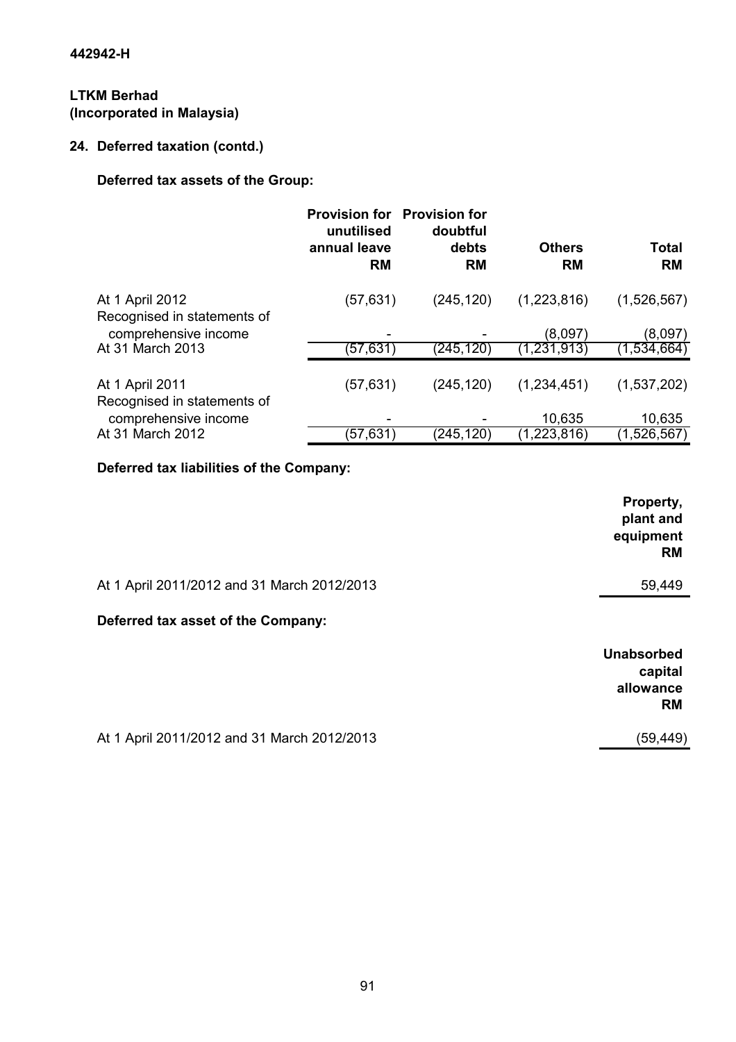442942-H

**LTKM Berhad**
**(Incorporated in Malaysia)**

## 24. Deferred taxation (contd.)

### Deferred tax assets of the Group:

| | Provision for unutilised annual leave RM | Provision for doubtful debts RM | Others RM | Total RM |
|---|---|---|---|---|
| At 1 April 2012 | (57,631) | (245,120) | (1,223,816) | (1,526,567) |
| Recognised in statements of comprehensive income | - | - | (8,097) | (8,097) |
| At 31 March 2013 | (57,631) | (245,120) | (1,231,913) | (1,534,664) |
| | | | | |
| At 1 April 2011 | (57,631) | (245,120) | (1,234,451) | (1,537,202) |
| Recognised in statements of comprehensive income | - | - | 10,635 | 10,635 |
| At 31 March 2012 | (57,631) | (245,120) | (1,223,816) | (1,526,567) |

### Deferred tax liabilities of the Company:

| | Property, plant and equipment RM |
|---|---|
| At 1 April 2011/2012 and 31 March 2012/2013 | 59,449 |

### Deferred tax asset of the Company:

| | Unabsorbed capital allowance RM |
|---|---|
| At 1 April 2011/2012 and 31 March 2012/2013 | (59,449) |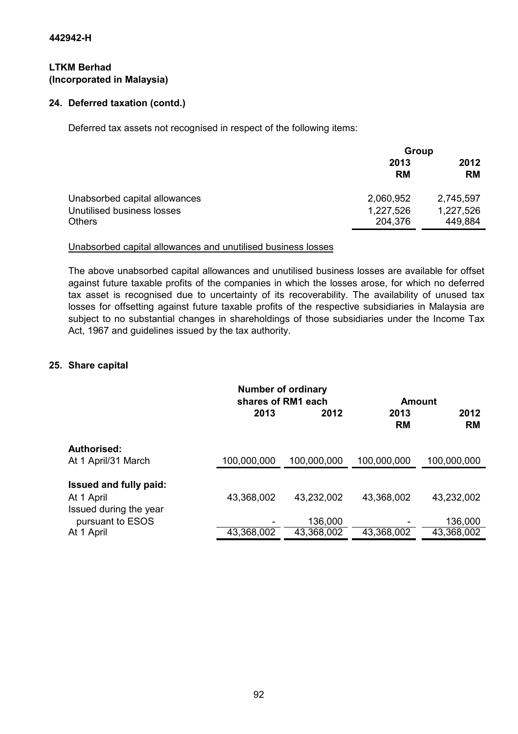442942-H

**LTKM Berhad**
**(Incorporated in Malaysia)**

## 24. Deferred taxation (contd.)

Deferred tax assets not recognised in respect of the following items:

| | Group | |
|---|---|---|
| | 2013 RM | 2012 RM |
| Unabsorbed capital allowances | 2,060,952 | 2,745,597 |
| Unutilised business losses | 1,227,526 | 1,227,526 |
| Others | 204,376 | 449,884 |

Unabsorbed capital allowances and unutilised business losses

The above unabsorbed capital allowances and unutilised business losses are available for offset against future taxable profits of the companies in which the losses arose, for which no deferred tax asset is recognised due to uncertainty of its recoverability. The availability of unused tax losses for offsetting against future taxable profits of the respective subsidiaries in Malaysia are subject to no substantial changes in shareholdings of those subsidiaries under the Income Tax Act, 1967 and guidelines issued by the tax authority.

## 25. Share capital

| | Number of ordinary shares of RM1 each | | Amount | |
|---|---|---|---|---|
| | 2013 | 2012 | 2013 RM | 2012 RM |
| **Authorised:** | | | | |
| At 1 April/31 March | 100,000,000 | 100,000,000 | 100,000,000 | 100,000,000 |
| **Issued and fully paid:** | | | | |
| At 1 April | 43,368,002 | 43,232,002 | 43,368,002 | 43,232,002 |
| Issued during the year pursuant to ESOS | - | 136,000 | - | 136,000 |
| At 1 April | 43,368,002 | 43,368,002 | 43,368,002 | 43,368,002 |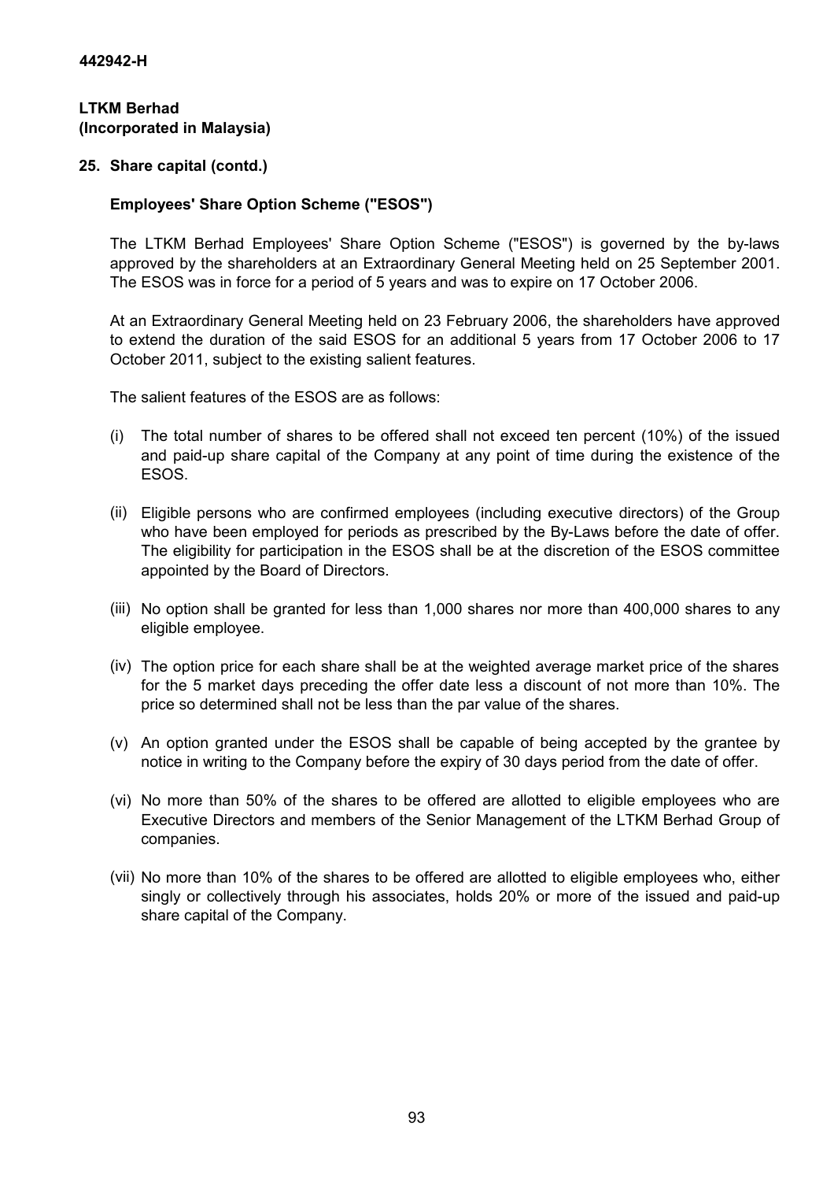442942-H

**LTKM Berhad**
**(Incorporated in Malaysia)**

**25. Share capital (contd.)**

**Employees' Share Option Scheme ("ESOS")**

The LTKM Berhad Employees' Share Option Scheme ("ESOS") is governed by the by-laws approved by the shareholders at an Extraordinary General Meeting held on 25 September 2001. The ESOS was in force for a period of 5 years and was to expire on 17 October 2006.

At an Extraordinary General Meeting held on 23 February 2006, the shareholders have approved to extend the duration of the said ESOS for an additional 5 years from 17 October 2006 to 17 October 2011, subject to the existing salient features.

The salient features of the ESOS are as follows:

(i) The total number of shares to be offered shall not exceed ten percent (10%) of the issued and paid-up share capital of the Company at any point of time during the existence of the ESOS.

(ii) Eligible persons who are confirmed employees (including executive directors) of the Group who have been employed for periods as prescribed by the By-Laws before the date of offer. The eligibility for participation in the ESOS shall be at the discretion of the ESOS committee appointed by the Board of Directors.

(iii) No option shall be granted for less than 1,000 shares nor more than 400,000 shares to any eligible employee.

(iv) The option price for each share shall be at the weighted average market price of the shares for the 5 market days preceding the offer date less a discount of not more than 10%. The price so determined shall not be less than the par value of the shares.

(v) An option granted under the ESOS shall be capable of being accepted by the grantee by notice in writing to the Company before the expiry of 30 days period from the date of offer.

(vi) No more than 50% of the shares to be offered are allotted to eligible employees who are Executive Directors and members of the Senior Management of the LTKM Berhad Group of companies.

(vii) No more than 10% of the shares to be offered are allotted to eligible employees who, either singly or collectively through his associates, holds 20% or more of the issued and paid-up share capital of the Company.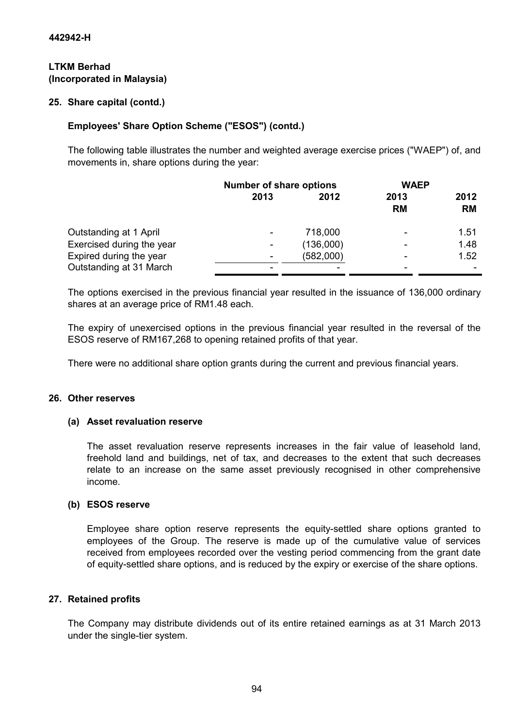442942-H

**LTKM Berhad**
**(Incorporated in Malaysia)**

## 25. Share capital (contd.)

### Employees' Share Option Scheme ("ESOS") (contd.)

The following table illustrates the number and weighted average exercise prices ("WAEP") of, and movements in, share options during the year:

| | Number of share options | | WAEP | |
|---|---|---|---|---|
| | 2013 | 2012 | 2013 RM | 2012 RM |
| Outstanding at 1 April | - | 718,000 | - | 1.51 |
| Exercised during the year | - | (136,000) | - | 1.48 |
| Expired during the year | - | (582,000) | - | 1.52 |
| Outstanding at 31 March | - | - | - | - |

The options exercised in the previous financial year resulted in the issuance of 136,000 ordinary shares at an average price of RM1.48 each.

The expiry of unexercised options in the previous financial year resulted in the reversal of the ESOS reserve of RM167,268 to opening retained profits of that year.

There were no additional share option grants during the current and previous financial years.

## 26. Other reserves

### (a) Asset revaluation reserve

The asset revaluation reserve represents increases in the fair value of leasehold land, freehold land and buildings, net of tax, and decreases to the extent that such decreases relate to an increase on the same asset previously recognised in other comprehensive income.

### (b) ESOS reserve

Employee share option reserve represents the equity-settled share options granted to employees of the Group. The reserve is made up of the cumulative value of services received from employees recorded over the vesting period commencing from the grant date of equity-settled share options, and is reduced by the expiry or exercise of the share options.

## 27. Retained profits

The Company may distribute dividends out of its entire retained earnings as at 31 March 2013 under the single-tier system.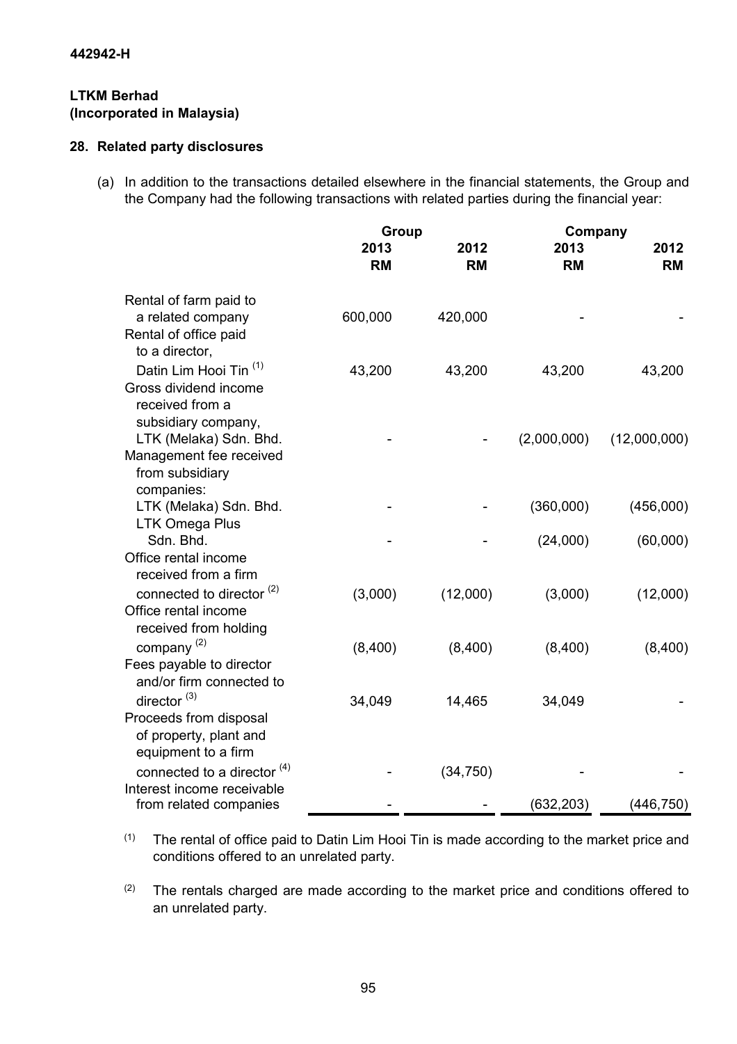442942-H

**LTKM Berhad**
**(Incorporated in Malaysia)**

## 28. Related party disclosures

(a) In addition to the transactions detailed elsewhere in the financial statements, the Group and the Company had the following transactions with related parties during the financial year:

| | Group | | Company | |
|---|---|---|---|---|
| | 2013 RM | 2012 RM | 2013 RM | 2012 RM |
| Rental of farm paid to a related company | 600,000 | 420,000 | - | - |
| Rental of office paid to a director, Datin Lim Hooi Tin [(1)] | 43,200 | 43,200 | 43,200 | 43,200 |
| Gross dividend income received from a subsidiary company, LTK (Melaka) Sdn. Bhd. | - | - | (2,000,000) | (12,000,000) |
| Management fee received from subsidiary companies: | | | | |
| LTK (Melaka) Sdn. Bhd. | - | - | (360,000) | (456,000) |
| LTK Omega Plus Sdn. Bhd. | - | - | (24,000) | (60,000) |
| Office rental income received from a firm connected to director [(2)] | (3,000) | (12,000) | (3,000) | (12,000) |
| Office rental income received from holding company [(2)] | (8,400) | (8,400) | (8,400) | (8,400) |
| Fees payable to director and/or firm connected to director [(3)] | 34,049 | 14,465 | 34,049 | - |
| Proceeds from disposal of property, plant and equipment to a firm connected to a director [(4)] | - | (34,750) | - | - |
| Interest income receivable from related companies | - | - | (632,203) | (446,750) |

[(1)] The rental of office paid to Datin Lim Hooi Tin is made according to the market price and conditions offered to an unrelated party.

[(2)] The rentals charged are made according to the market price and conditions offered to an unrelated party.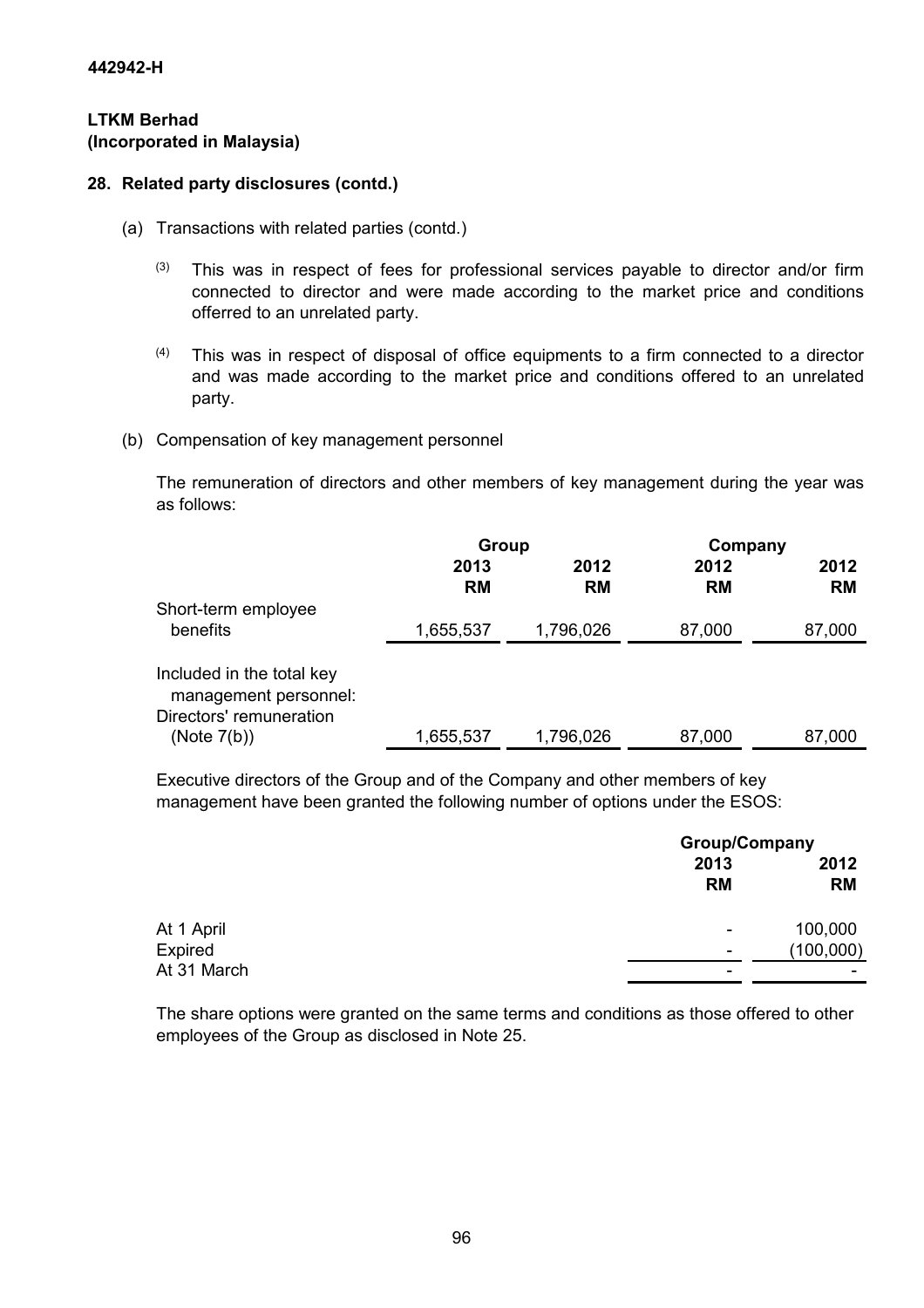**442942-H**

**LTKM Berhad**
**(Incorporated in Malaysia)**

## 28. Related party disclosures (contd.)

(a) Transactions with related parties (contd.)

[3] This was in respect of fees for professional services payable to director and/or firm connected to director and were made according to the market price and conditions offerred to an unrelated party.

[4] This was in respect of disposal of office equipments to a firm connected to a director and was made according to the market price and conditions offered to an unrelated party.

(b) Compensation of key management personnel

The remuneration of directors and other members of key management during the year was as follows:

| | Group | | Company | |
|---|---|---|---|---|
| | 2013<br>RM | 2012<br>RM | 2012<br>RM | 2012<br>RM |
| Short-term employee benefits | 1,655,537 | 1,796,026 | 87,000 | 87,000 |
| Included in the total key management personnel: Directors' remuneration (Note 7(b)) | 1,655,537 | 1,796,026 | 87,000 | 87,000 |

Executive directors of the Group and of the Company and other members of key management have been granted the following number of options under the ESOS:

| | Group/Company | |
|---|---|---|
| | 2013<br>RM | 2012<br>RM |
| At 1 April | - | 100,000 |
| Expired | - | (100,000) |
| At 31 March | - | - |

The share options were granted on the same terms and conditions as those offered to other employees of the Group as disclosed in Note 25.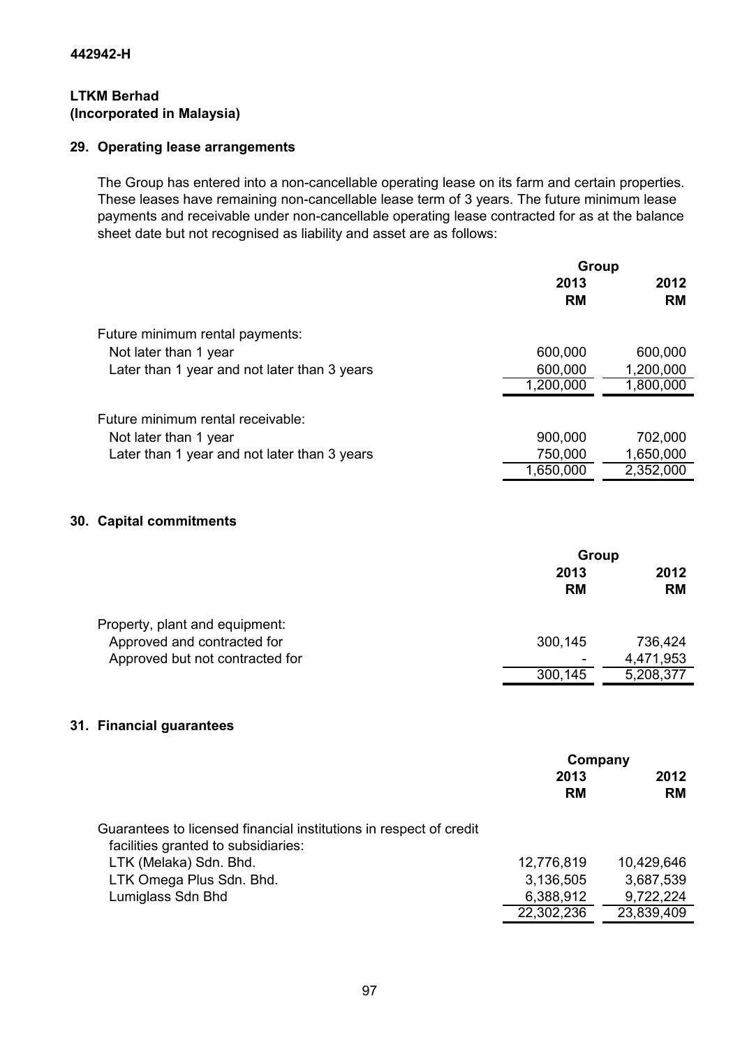**LTKM Berhad**
**(Incorporated in Malaysia)**

## 29. Operating lease arrangements

The Group has entered into a non-cancellable operating lease on its farm and certain properties. These leases have remaining non-cancellable lease term of 3 years. The future minimum lease payments and receivable under non-cancellable operating lease contracted for as at the balance sheet date but not recognised as liability and asset are as follows:

| | Group | |
|---|---|---|
| | 2013 RM | 2012 RM |
| Future minimum rental payments: | | |
| Not later than 1 year | 600,000 | 600,000 |
| Later than 1 year and not later than 3 years | 600,000 | 1,200,000 |
| | 1,200,000 | 1,800,000 |
| Future minimum rental receivable: | | |
| Not later than 1 year | 900,000 | 702,000 |
| Later than 1 year and not later than 3 years | 750,000 | 1,650,000 |
| | 1,650,000 | 2,352,000 |

## 30. Capital commitments

| | Group | |
|---|---|---|
| | 2013 RM | 2012 RM |
| Property, plant and equipment: | | |
| Approved and contracted for | 300,145 | 736,424 |
| Approved but not contracted for | - | 4,471,953 |
| | 300,145 | 5,208,377 |

## 31. Financial guarantees

| | Company | |
|---|---|---|
| | 2013 RM | 2012 RM |
| Guarantees to licensed financial institutions in respect of credit facilities granted to subsidiaries: | | |
| LTK (Melaka) Sdn. Bhd. | 12,776,819 | 10,429,646 |
| LTK Omega Plus Sdn. Bhd. | 3,136,505 | 3,687,539 |
| Lumiglass Sdn Bhd | 6,388,912 | 9,722,224 |
| | 22,302,236 | 23,839,409 |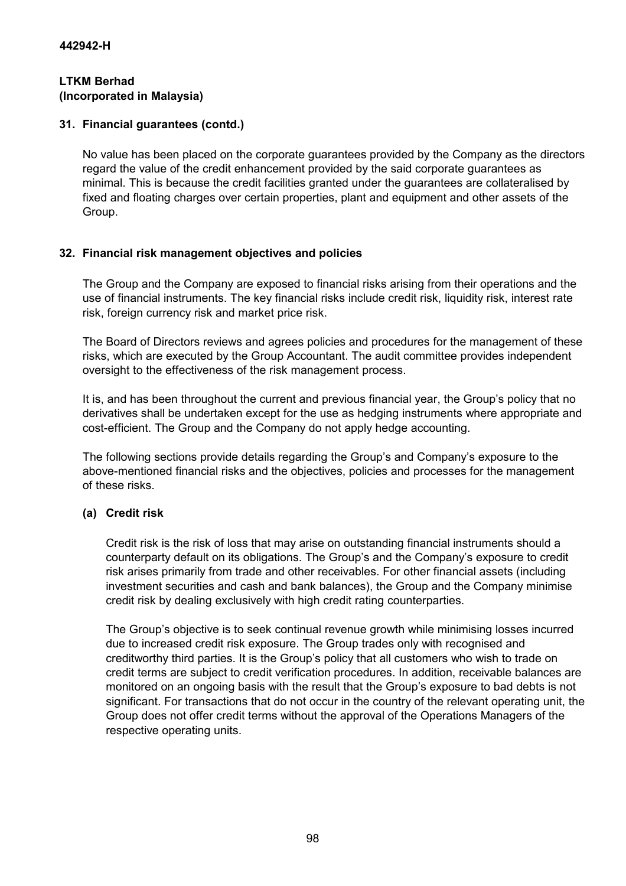## 31. Financial guarantees (contd.)

No value has been placed on the corporate guarantees provided by the Company as the directors regard the value of the credit enhancement provided by the said corporate guarantees as minimal. This is because the credit facilities granted under the guarantees are collateralised by fixed and floating charges over certain properties, plant and equipment and other assets of the Group.

## 32. Financial risk management objectives and policies

The Group and the Company are exposed to financial risks arising from their operations and the use of financial instruments. The key financial risks include credit risk, liquidity risk, interest rate risk, foreign currency risk and market price risk.

The Board of Directors reviews and agrees policies and procedures for the management of these risks, which are executed by the Group Accountant. The audit committee provides independent oversight to the effectiveness of the risk management process.

It is, and has been throughout the current and previous financial year, the Group's policy that no derivatives shall be undertaken except for the use as hedging instruments where appropriate and cost-efficient. The Group and the Company do not apply hedge accounting.

The following sections provide details regarding the Group's and Company's exposure to the above-mentioned financial risks and the objectives, policies and processes for the management of these risks.

### (a) Credit risk

Credit risk is the risk of loss that may arise on outstanding financial instruments should a counterparty default on its obligations. The Group's and the Company's exposure to credit risk arises primarily from trade and other receivables. For other financial assets (including investment securities and cash and bank balances), the Group and the Company minimise credit risk by dealing exclusively with high credit rating counterparties.

The Group's objective is to seek continual revenue growth while minimising losses incurred due to increased credit risk exposure. The Group trades only with recognised and creditworthy third parties. It is the Group's policy that all customers who wish to trade on credit terms are subject to credit verification procedures. In addition, receivable balances are monitored on an ongoing basis with the result that the Group's exposure to bad debts is not significant. For transactions that do not occur in the country of the relevant operating unit, the Group does not offer credit terms without the approval of the Operations Managers of the respective operating units.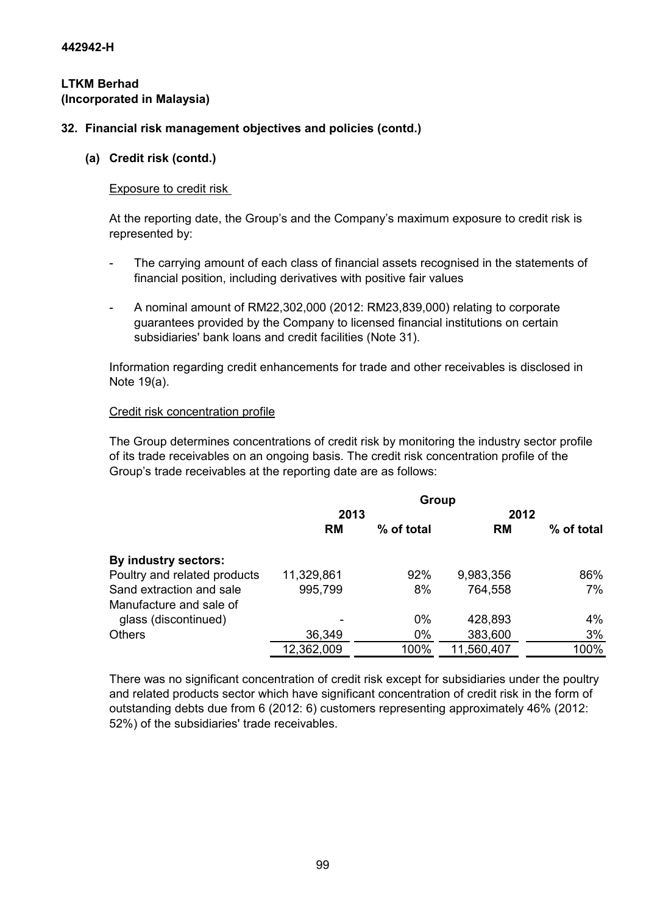442942-H

**LTKM Berhad**
**(Incorporated in Malaysia)**

## 32. Financial risk management objectives and policies (contd.)

### (a) Credit risk (contd.)

Exposure to credit risk

At the reporting date, the Group's and the Company's maximum exposure to credit risk is represented by:

- The carrying amount of each class of financial assets recognised in the statements of financial position, including derivatives with positive fair values
- A nominal amount of RM22,302,000 (2012: RM23,839,000) relating to corporate guarantees provided by the Company to licensed financial institutions on certain subsidiaries' bank loans and credit facilities (Note 31).

Information regarding credit enhancements for trade and other receivables is disclosed in Note 19(a).

Credit risk concentration profile

The Group determines concentrations of credit risk by monitoring the industry sector profile of its trade receivables on an ongoing basis. The credit risk concentration profile of the Group's trade receivables at the reporting date are as follows:

| | Group | | | |
|---|---|---|---|---|
| | 2013 | | 2012 | |
| | RM | % of total | RM | % of total |
| **By industry sectors:** | | | | |
| Poultry and related products | 11,329,861 | 92% | 9,983,356 | 86% |
| Sand extraction and sale | 995,799 | 8% | 764,558 | 7% |
| Manufacture and sale of glass (discontinued) | - | 0% | 428,893 | 4% |
| Others | 36,349 | 0% | 383,600 | 3% |
| | 12,362,009 | 100% | 11,560,407 | 100% |

There was no significant concentration of credit risk except for subsidiaries under the poultry and related products sector which have significant concentration of credit risk in the form of outstanding debts due from 6 (2012: 6) customers representing approximately 46% (2012: 52%) of the subsidiaries' trade receivables.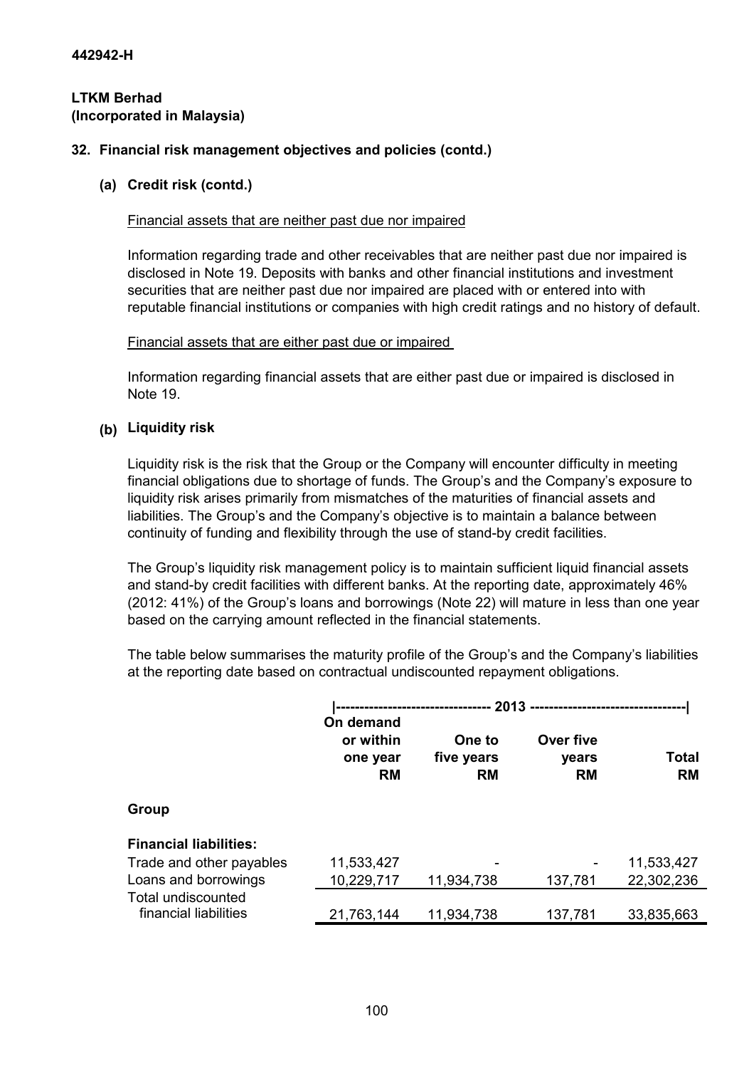442942-H

**LTKM Berhad**
**(Incorporated in Malaysia)**

## 32. Financial risk management objectives and policies (contd.)

### (a) Credit risk (contd.)

Financial assets that are neither past due nor impaired

Information regarding trade and other receivables that are neither past due nor impaired is disclosed in Note 19. Deposits with banks and other financial institutions and investment securities that are neither past due nor impaired are placed with or entered into with reputable financial institutions or companies with high credit ratings and no history of default.

Financial assets that are either past due or impaired

Information regarding financial assets that are either past due or impaired is disclosed in Note 19.

### (b) Liquidity risk

Liquidity risk is the risk that the Group or the Company will encounter difficulty in meeting financial obligations due to shortage of funds. The Group's and the Company's exposure to liquidity risk arises primarily from mismatches of the maturities of financial assets and liabilities. The Group's and the Company's objective is to maintain a balance between continuity of funding and flexibility through the use of stand-by credit facilities.

The Group's liquidity risk management policy is to maintain sufficient liquid financial assets and stand-by credit facilities with different banks. At the reporting date, approximately 46% (2012: 41%) of the Group's loans and borrowings (Note 22) will mature in less than one year based on the carrying amount reflected in the financial statements.

The table below summarises the maturity profile of the Group's and the Company's liabilities at the reporting date based on contractual undiscounted repayment obligations.

| | 2013 | | | |
|---|---|---|---|---|
| | On demand or within one year RM | One to five years RM | Over five years RM | Total RM |
| **Group** | | | | |
| **Financial liabilities:** | | | | |
| Trade and other payables | 11,533,427 | - | - | 11,533,427 |
| Loans and borrowings | 10,229,717 | 11,934,738 | 137,781 | 22,302,236 |
| Total undiscounted financial liabilities | 21,763,144 | 11,934,738 | 137,781 | 33,835,663 |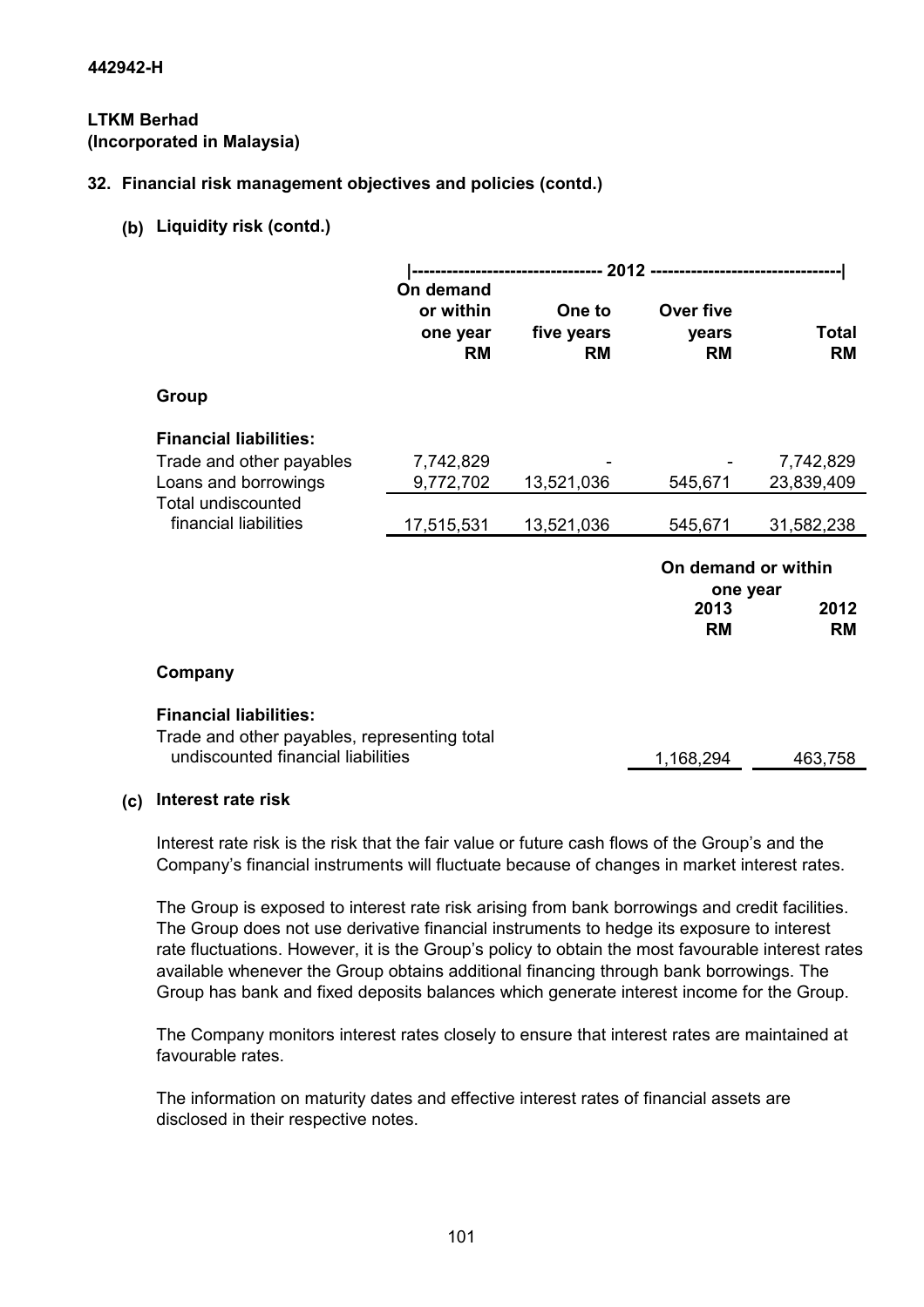442942-H

**LTKM Berhad**
**(Incorporated in Malaysia)**

## 32. Financial risk management objectives and policies (contd.)

### (b) Liquidity risk (contd.)

| | 2012 | | | |
|---|---|---|---|---|
| | On demand or within one year RM | One to five years RM | Over five years RM | Total RM |
| **Group** | | | | |
| **Financial liabilities:** | | | | |
| Trade and other payables | 7,742,829 | - | - | 7,742,829 |
| Loans and borrowings | 9,772,702 | 13,521,036 | 545,671 | 23,839,409 |
| Total undiscounted financial liabilities | 17,515,531 | 13,521,036 | 545,671 | 31,582,238 |

| | On demand or within one year | |
|---|---|---|
| | 2013 RM | 2012 RM |
| **Company** | | |
| **Financial liabilities:** | | |
| Trade and other payables, representing total undiscounted financial liabilities | 1,168,294 | 463,758 |

### (c) Interest rate risk

Interest rate risk is the risk that the fair value or future cash flows of the Group's and the Company's financial instruments will fluctuate because of changes in market interest rates.

The Group is exposed to interest rate risk arising from bank borrowings and credit facilities. The Group does not use derivative financial instruments to hedge its exposure to interest rate fluctuations. However, it is the Group's policy to obtain the most favourable interest rates available whenever the Group obtains additional financing through bank borrowings. The Group has bank and fixed deposits balances which generate interest income for the Group.

The Company monitors interest rates closely to ensure that interest rates are maintained at favourable rates.

The information on maturity dates and effective interest rates of financial assets are disclosed in their respective notes.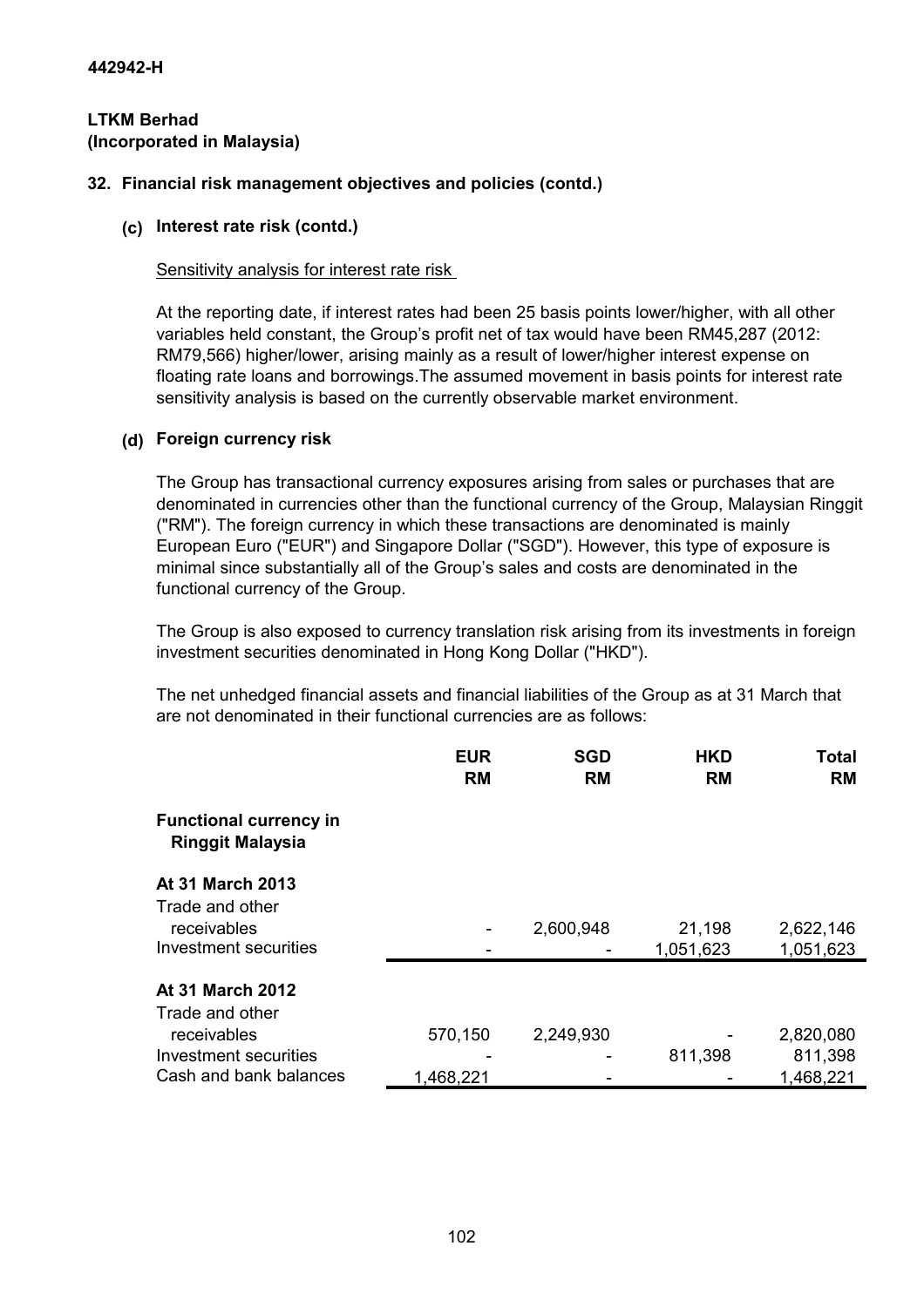**442942-H**

**LTKM Berhad**
**(Incorporated in Malaysia)**

## 32. Financial risk management objectives and policies (contd.)

### (c) Interest rate risk (contd.)

Sensitivity analysis for interest rate risk

At the reporting date, if interest rates had been 25 basis points lower/higher, with all other variables held constant, the Group's profit net of tax would have been RM45,287 (2012: RM79,566) higher/lower, arising mainly as a result of lower/higher interest expense on floating rate loans and borrowings.The assumed movement in basis points for interest rate sensitivity analysis is based on the currently observable market environment.

### (d) Foreign currency risk

The Group has transactional currency exposures arising from sales or purchases that are denominated in currencies other than the functional currency of the Group, Malaysian Ringgit ("RM"). The foreign currency in which these transactions are denominated is mainly European Euro ("EUR") and Singapore Dollar ("SGD"). However, this type of exposure is minimal since substantially all of the Group's sales and costs are denominated in the functional currency of the Group.

The Group is also exposed to currency translation risk arising from its investments in foreign investment securities denominated in Hong Kong Dollar ("HKD").

The net unhedged financial assets and financial liabilities of the Group as at 31 March that are not denominated in their functional currencies are as follows:

| | EUR RM | SGD RM | HKD RM | Total RM |
|---|---|---|---|---|
| **Functional currency in Ringgit Malaysia** | | | | |
| **At 31 March 2013** | | | | |
| Trade and other receivables | - | 2,600,948 | 21,198 | 2,622,146 |
| Investment securities | - | - | 1,051,623 | 1,051,623 |
| **At 31 March 2012** | | | | |
| Trade and other receivables | 570,150 | 2,249,930 | - | 2,820,080 |
| Investment securities | - | - | 811,398 | 811,398 |
| Cash and bank balances | 1,468,221 | - | - | 1,468,221 |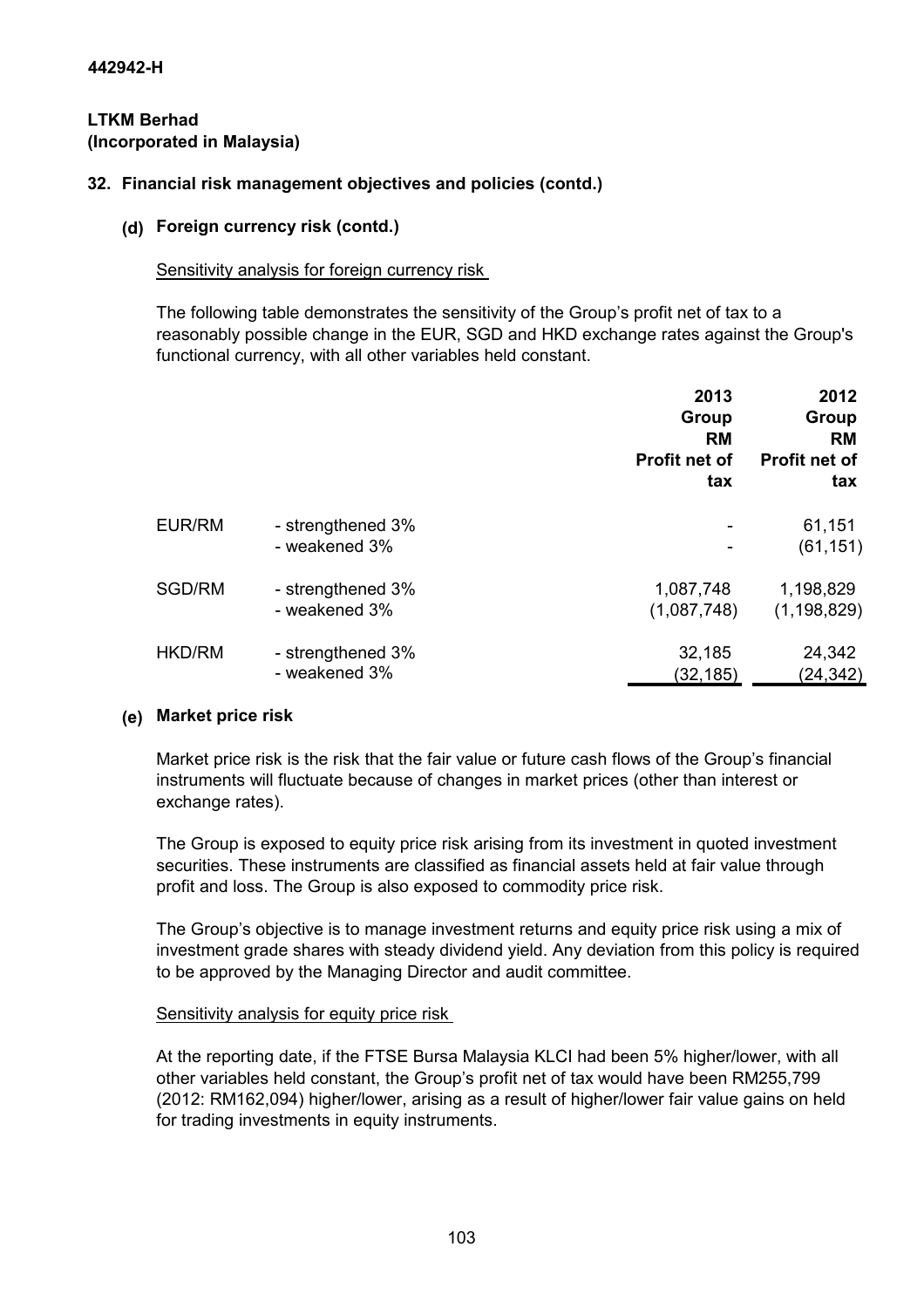442942-H

**LTKM Berhad**
**(Incorporated in Malaysia)**

## 32. Financial risk management objectives and policies (contd.)

### (d) Foreign currency risk (contd.)

Sensitivity analysis for foreign currency risk

The following table demonstrates the sensitivity of the Group's profit net of tax to a reasonably possible change in the EUR, SGD and HKD exchange rates against the Group's functional currency, with all other variables held constant.

| | | 2013 Group RM Profit net of tax | 2012 Group RM Profit net of tax |
|---|---|---|---|
| EUR/RM | - strengthened 3% | - | 61,151 |
| | - weakened 3% | - | (61,151) |
| SGD/RM | - strengthened 3% | 1,087,748 | 1,198,829 |
| | - weakened 3% | (1,087,748) | (1,198,829) |
| HKD/RM | - strengthened 3% | 32,185 | 24,342 |
| | - weakened 3% | (32,185) | (24,342) |

### (e) Market price risk

Market price risk is the risk that the fair value or future cash flows of the Group's financial instruments will fluctuate because of changes in market prices (other than interest or exchange rates).

The Group is exposed to equity price risk arising from its investment in quoted investment securities. These instruments are classified as financial assets held at fair value through profit and loss. The Group is also exposed to commodity price risk.

The Group's objective is to manage investment returns and equity price risk using a mix of investment grade shares with steady dividend yield. Any deviation from this policy is required to be approved by the Managing Director and audit committee.

Sensitivity analysis for equity price risk

At the reporting date, if the FTSE Bursa Malaysia KLCI had been 5% higher/lower, with all other variables held constant, the Group's profit net of tax would have been RM255,799 (2012: RM162,094) higher/lower, arising as a result of higher/lower fair value gains on held for trading investments in equity instruments.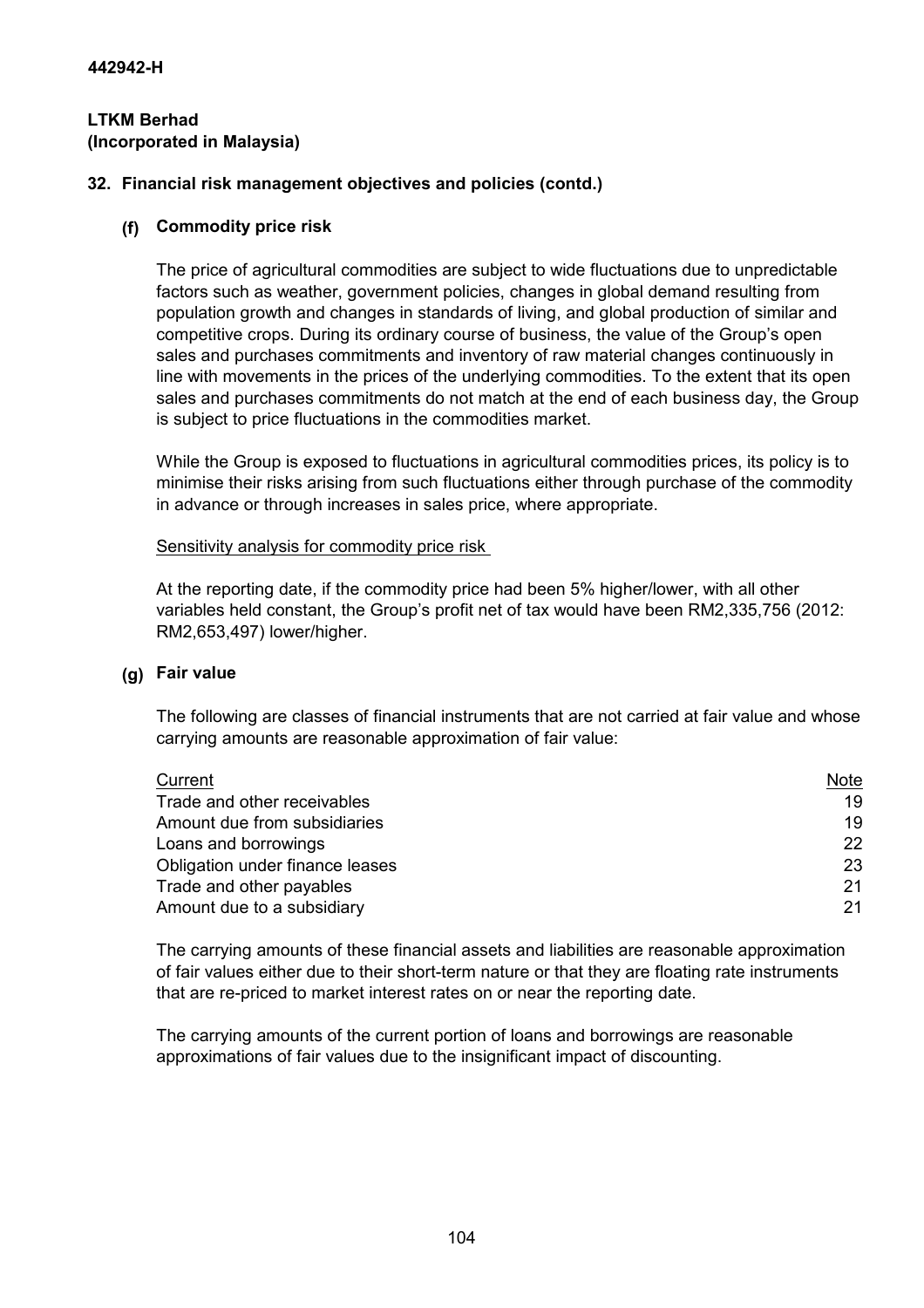442942-H

**LTKM Berhad**
**(Incorporated in Malaysia)**

## 32. Financial risk management objectives and policies (contd.)

### (f) Commodity price risk

The price of agricultural commodities are subject to wide fluctuations due to unpredictable factors such as weather, government policies, changes in global demand resulting from population growth and changes in standards of living, and global production of similar and competitive crops. During its ordinary course of business, the value of the Group's open sales and purchases commitments and inventory of raw material changes continuously in line with movements in the prices of the underlying commodities. To the extent that its open sales and purchases commitments do not match at the end of each business day, the Group is subject to price fluctuations in the commodities market.

While the Group is exposed to fluctuations in agricultural commodities prices, its policy is to minimise their risks arising from such fluctuations either through purchase of the commodity in advance or through increases in sales price, where appropriate.

Sensitivity analysis for commodity price risk

At the reporting date, if the commodity price had been 5% higher/lower, with all other variables held constant, the Group's profit net of tax would have been RM2,335,756 (2012: RM2,653,497) lower/higher.

### (g) Fair value

The following are classes of financial instruments that are not carried at fair value and whose carrying amounts are reasonable approximation of fair value:

| Current | Note |
|---|---|
| Trade and other receivables | 19 |
| Amount due from subsidiaries | 19 |
| Loans and borrowings | 22 |
| Obligation under finance leases | 23 |
| Trade and other payables | 21 |
| Amount due to a subsidiary | 21 |

The carrying amounts of these financial assets and liabilities are reasonable approximation of fair values either due to their short-term nature or that they are floating rate instruments that are re-priced to market interest rates on or near the reporting date.

The carrying amounts of the current portion of loans and borrowings are reasonable approximations of fair values due to the insignificant impact of discounting.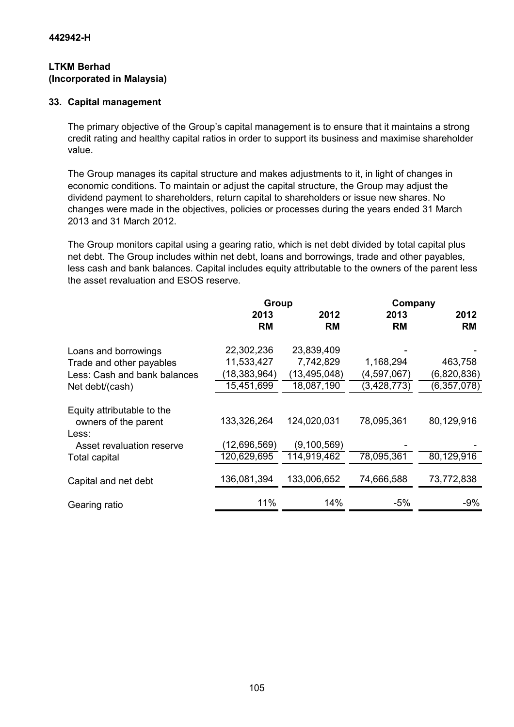442942-H

**LTKM Berhad**
**(Incorporated in Malaysia)**

## 33. Capital management

The primary objective of the Group's capital management is to ensure that it maintains a strong credit rating and healthy capital ratios in order to support its business and maximise shareholder value.

The Group manages its capital structure and makes adjustments to it, in light of changes in economic conditions. To maintain or adjust the capital structure, the Group may adjust the dividend payment to shareholders, return capital to shareholders or issue new shares. No changes were made in the objectives, policies or processes during the years ended 31 March 2013 and 31 March 2012.

The Group monitors capital using a gearing ratio, which is net debt divided by total capital plus net debt. The Group includes within net debt, loans and borrowings, trade and other payables, less cash and bank balances. Capital includes equity attributable to the owners of the parent less the asset revaluation and ESOS reserve.

| | Group | | Company | |
|---|---|---|---|---|
| | 2013 RM | 2012 RM | 2013 RM | 2012 RM |
| Loans and borrowings | 22,302,236 | 23,839,409 | - | - |
| Trade and other payables | 11,533,427 | 7,742,829 | 1,168,294 | 463,758 |
| Less: Cash and bank balances | (18,383,964) | (13,495,048) | (4,597,067) | (6,820,836) |
| Net debt/(cash) | 15,451,699 | 18,087,190 | (3,428,773) | (6,357,078) |
| Equity attributable to the owners of the parent | 133,326,264 | 124,020,031 | 78,095,361 | 80,129,916 |
| Less: | | | | |
| Asset revaluation reserve | (12,696,569) | (9,100,569) | - | - |
| Total capital | 120,629,695 | 114,919,462 | 78,095,361 | 80,129,916 |
| Capital and net debt | 136,081,394 | 133,006,652 | 74,666,588 | 73,772,838 |
| Gearing ratio | 11% | 14% | -5% | -9% |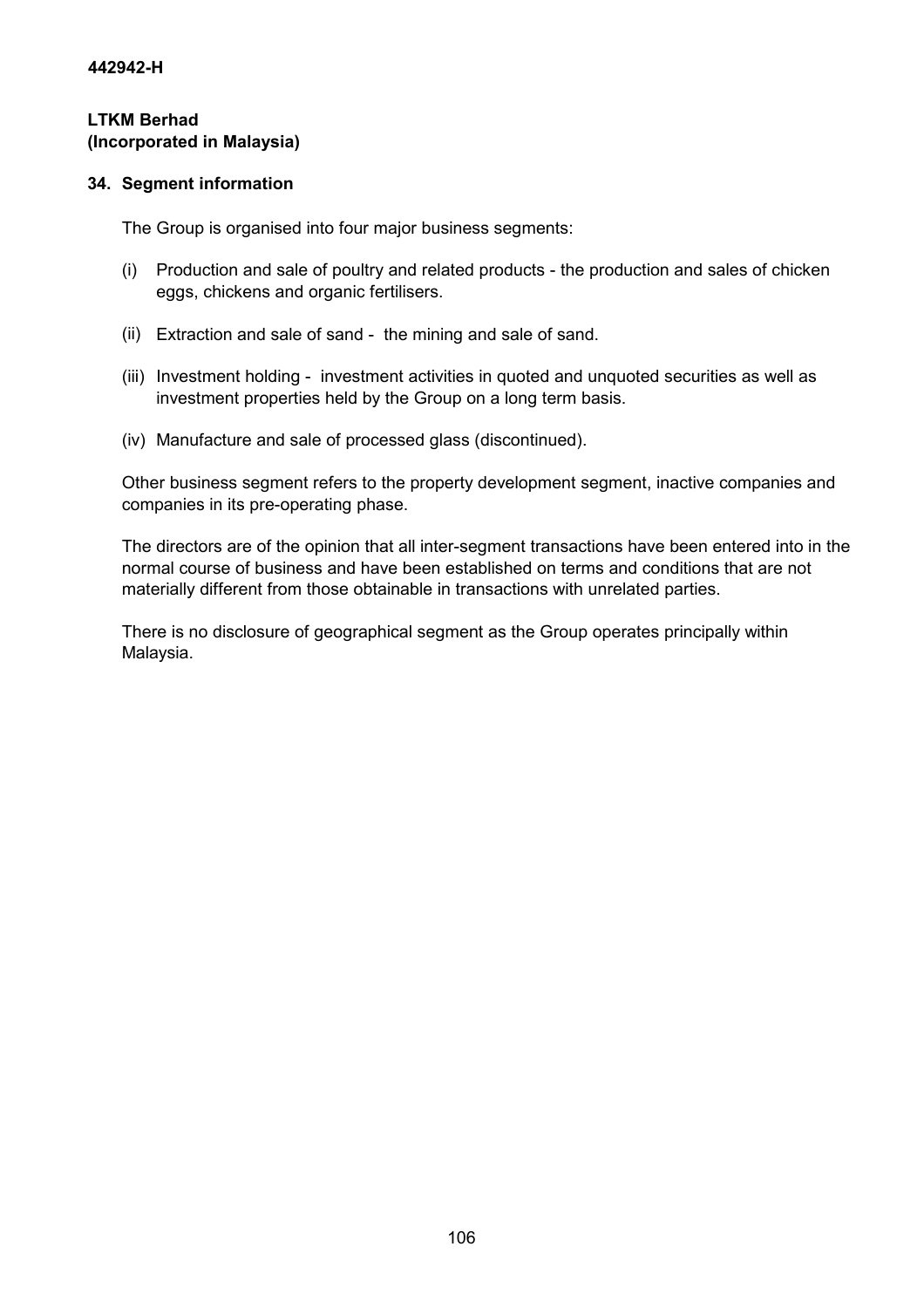**442942-H**

**LTKM Berhad**
**(Incorporated in Malaysia)**

## 34. Segment information

The Group is organised into four major business segments:

(i) Production and sale of poultry and related products - the production and sales of chicken eggs, chickens and organic fertilisers.

(ii) Extraction and sale of sand - the mining and sale of sand.

(iii) Investment holding - investment activities in quoted and unquoted securities as well as investment properties held by the Group on a long term basis.

(iv) Manufacture and sale of processed glass (discontinued).

Other business segment refers to the property development segment, inactive companies and companies in its pre-operating phase.

The directors are of the opinion that all inter-segment transactions have been entered into in the normal course of business and have been established on terms and conditions that are not materially different from those obtainable in transactions with unrelated parties.

There is no disclosure of geographical segment as the Group operates principally within Malaysia.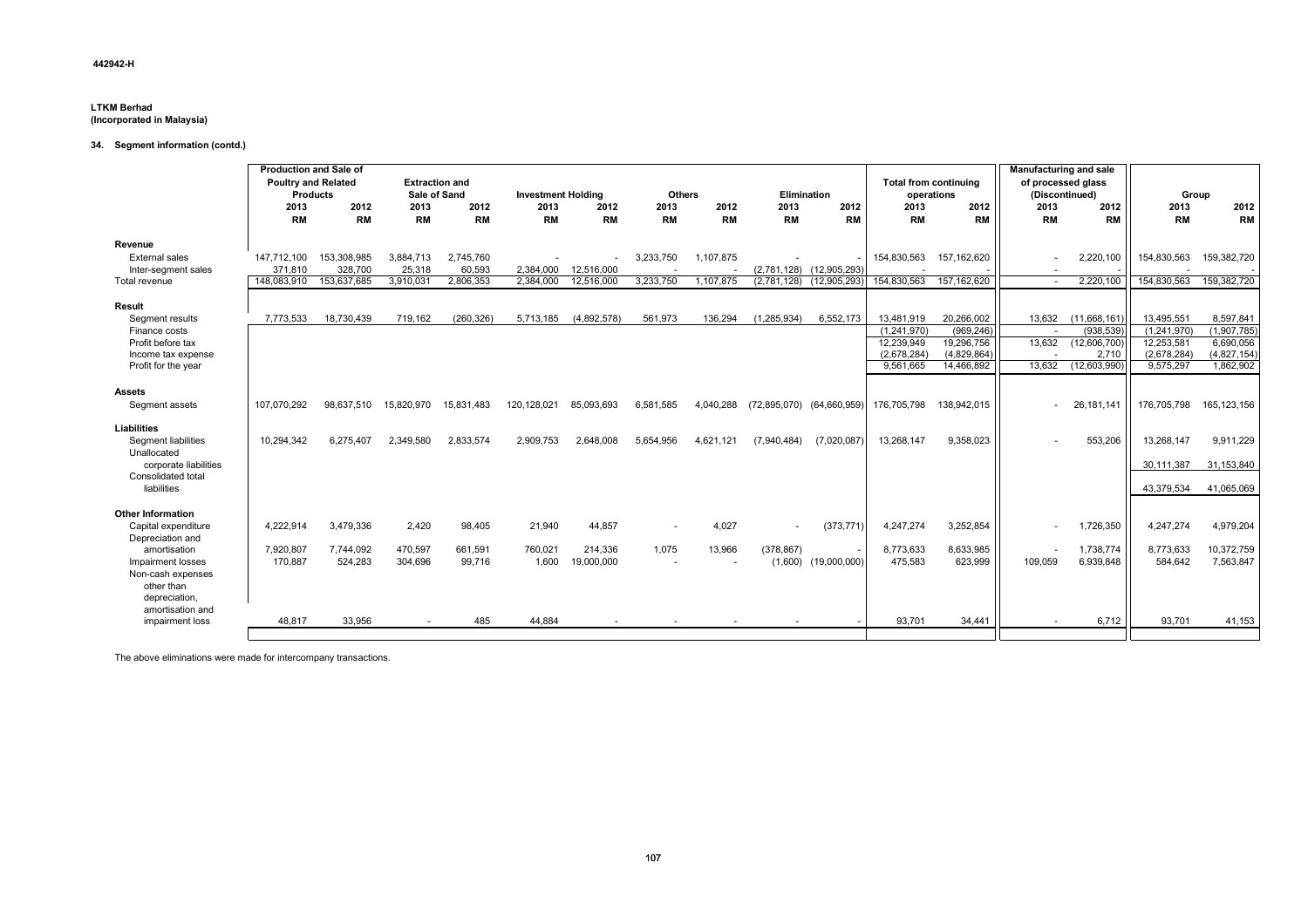**442942-H**

**LTKM Berhad**
**(Incorporated in Malaysia)**

**34. Segment information (contd.)**

| | Production and Sale of Poultry and Related Products | | Extraction and Sale of Sand | | Investment Holding | | Others | | Elimination | | Total from continuing operations | | Manufacturing and sale of processed glass (Discontinued) | | Group | |
|---|---|---|---|---|---|---|---|---|---|---|---|---|---|---|---|---|
| | 2013 | 2012 | 2013 | 2012 | 2013 | 2012 | 2013 | 2012 | 2013 | 2012 | 2013 | 2012 | 2013 | 2012 | 2013 | 2012 |
| | RM | RM | RM | RM | RM | RM | RM | RM | RM | RM | RM | RM | RM | RM | RM | RM |
| **Revenue** | | | | | | | | | | | | | | | | |
| External sales | 147,712,100 | 153,308,985 | 3,884,713 | 2,745,760 | - | - | 3,233,750 | 1,107,875 | - | - | 154,830,563 | 157,162,620 | - | 2,220,100 | 154,830,563 | 159,382,720 |
| Inter-segment sales | 371,810 | 328,700 | 25,318 | 60,593 | 2,384,000 | 12,516,000 | - | - | (2,781,128) | (12,905,293) | - | - | - | - | - | - |
| Total revenue | 148,083,910 | 153,637,685 | 3,910,031 | 2,806,353 | 2,384,000 | 12,516,000 | 3,233,750 | 1,107,875 | (2,781,128) | (12,905,293) | 154,830,563 | 157,162,620 | - | 2,220,100 | 154,830,563 | 159,382,720 |
| **Result** | | | | | | | | | | | | | | | | |
| Segment results | 7,773,533 | 18,730,439 | 719,162 | (260,326) | 5,713,185 | (4,892,578) | 561,973 | 136,294 | (1,285,934) | 6,552,173 | 13,481,919 | 20,266,002 | 13,632 | (11,668,161) | 13,495,551 | 8,597,841 |
| Finance costs | | | | | | | | | | | (1,241,970) | (969,246) | - | (938,539) | (1,241,970) | (1,907,785) |
| Profit before tax | | | | | | | | | | | 12,239,949 | 19,296,756 | 13,632 | (12,606,700) | 12,253,581 | 6,690,056 |
| Income tax expense | | | | | | | | | | | (2,678,284) | (4,829,864) | - | 2,710 | (2,678,284) | (4,827,154) |
| Profit for the year | | | | | | | | | | | 9,561,665 | 14,466,892 | 13,632 | (12,603,990) | 9,575,297 | 1,862,902 |
| **Assets** | | | | | | | | | | | | | | | | |
| Segment assets | 107,070,292 | 98,637,510 | 15,820,970 | 15,831,483 | 120,128,021 | 85,093,693 | 6,581,585 | 4,040,288 | (72,895,070) | (64,660,959) | 176,705,798 | 138,942,015 | - | 26,181,141 | 176,705,798 | 165,123,156 |
| **Liabilities** | | | | | | | | | | | | | | | | |
| Segment liabilities | 10,294,342 | 6,275,407 | 2,349,580 | 2,833,574 | 2,909,753 | 2,648,008 | 5,654,956 | 4,621,121 | (7,940,484) | (7,020,087) | 13,268,147 | 9,358,023 | - | 553,206 | 13,268,147 | 9,911,229 |
| Unallocated corporate liabilities | | | | | | | | | | | | | | | 30,111,387 | 31,153,840 |
| Consolidated total liabilities | | | | | | | | | | | | | | | 43,379,534 | 41,065,069 |
| **Other Information** | | | | | | | | | | | | | | | | |
| Capital expenditure | 4,222,914 | 3,479,336 | 2,420 | 98,405 | 21,940 | 44,857 | - | 4,027 | - | (373,771) | 4,247,274 | 3,252,854 | - | 1,726,350 | 4,247,274 | 4,979,204 |
| Depreciation and amortisation | 7,920,807 | 7,744,092 | 470,597 | 661,591 | 760,021 | 214,336 | 1,075 | 13,966 | (378,867) | - | 8,773,633 | 8,633,985 | - | 1,738,774 | 8,773,633 | 10,372,759 |
| Impairment losses | 170,887 | 524,283 | 304,696 | 99,716 | 1,600 | 19,000,000 | - | - | (1,600) | (19,000,000) | 475,583 | 623,999 | 109,059 | 6,939,848 | 584,642 | 7,563,847 |
| Non-cash expenses other than depreciation, amortisation and impairment loss | 48,817 | 33,956 | - | 485 | 44,884 | - | - | - | - | - | 93,701 | 34,441 | - | 6,712 | 93,701 | 41,153 |

The above eliminations were made for intercompany transactions.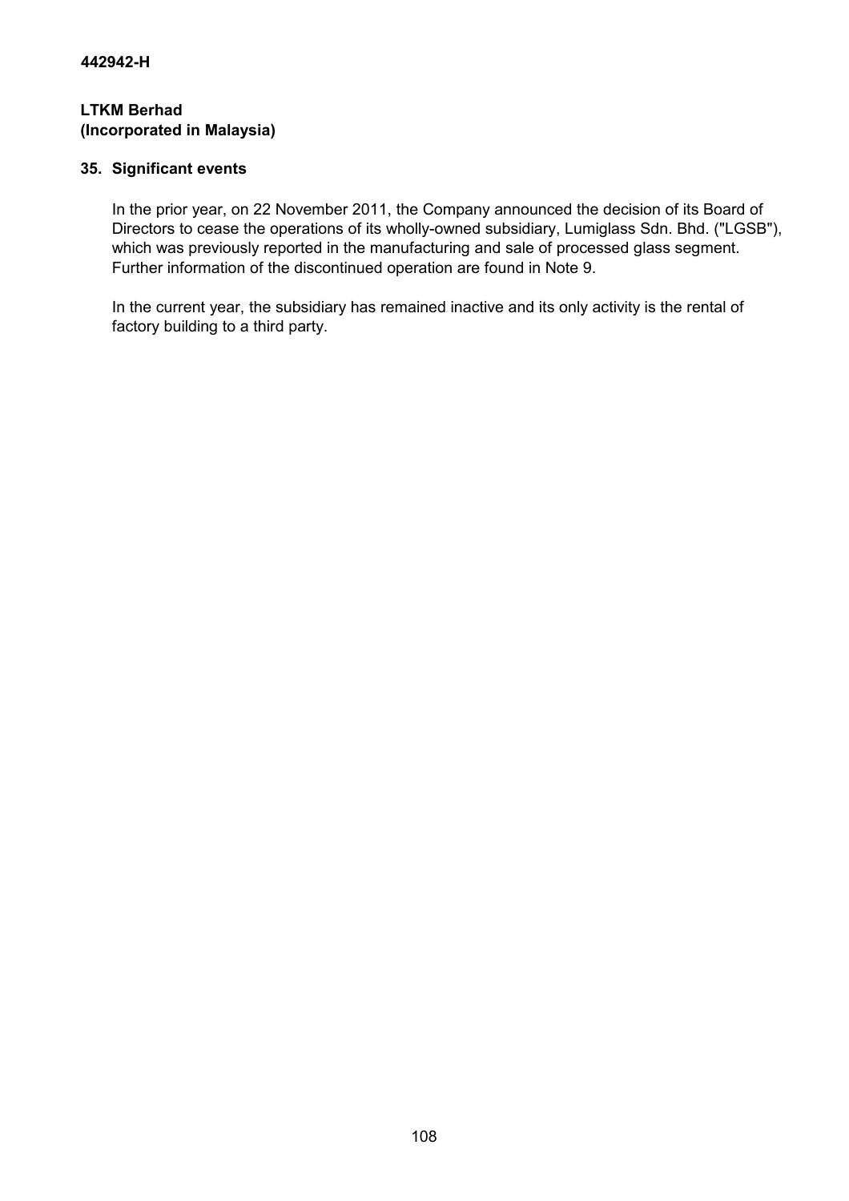442942-H

**LTKM Berhad**
**(Incorporated in Malaysia)**

## 35. Significant events

In the prior year, on 22 November 2011, the Company announced the decision of its Board of Directors to cease the operations of its wholly-owned subsidiary, Lumiglass Sdn. Bhd. ("LGSB"), which was previously reported in the manufacturing and sale of processed glass segment. Further information of the discontinued operation are found in Note 9.

In the current year, the subsidiary has remained inactive and its only activity is the rental of factory building to a third party.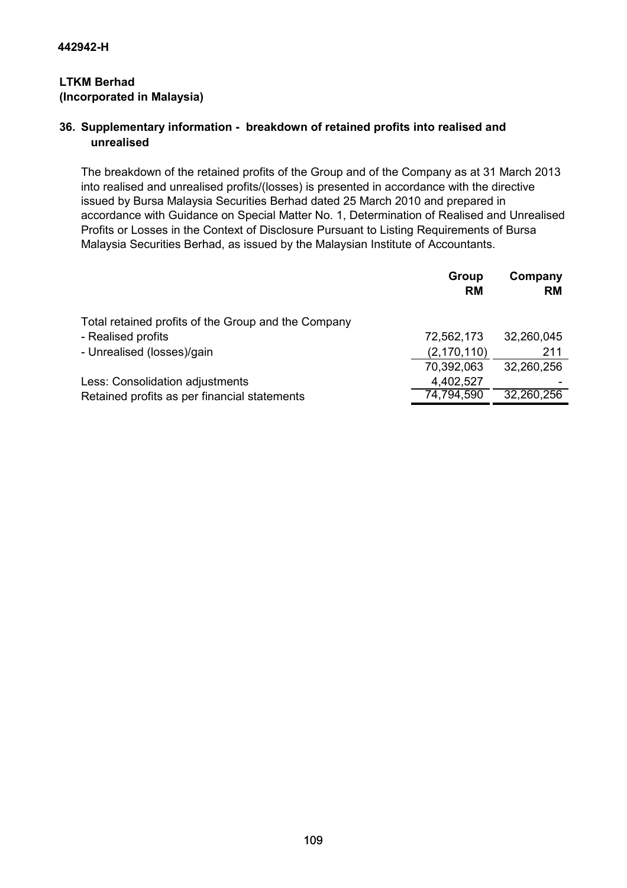442942-H

**LTKM Berhad**
**(Incorporated in Malaysia)**

## 36. Supplementary information - breakdown of retained profits into realised and unrealised

The breakdown of the retained profits of the Group and of the Company as at 31 March 2013 into realised and unrealised profits/(losses) is presented in accordance with the directive issued by Bursa Malaysia Securities Berhad dated 25 March 2010 and prepared in accordance with Guidance on Special Matter No. 1, Determination of Realised and Unrealised Profits or Losses in the Context of Disclosure Pursuant to Listing Requirements of Bursa Malaysia Securities Berhad, as issued by the Malaysian Institute of Accountants.

| | Group RM | Company RM |
|---|---|---|
| Total retained profits of the Group and the Company | | |
| - Realised profits | 72,562,173 | 32,260,045 |
| - Unrealised (losses)/gain | (2,170,110) | 211 |
| | 70,392,063 | 32,260,256 |
| Less: Consolidation adjustments | 4,402,527 | - |
| Retained profits as per financial statements | 74,794,590 | 32,260,256 |